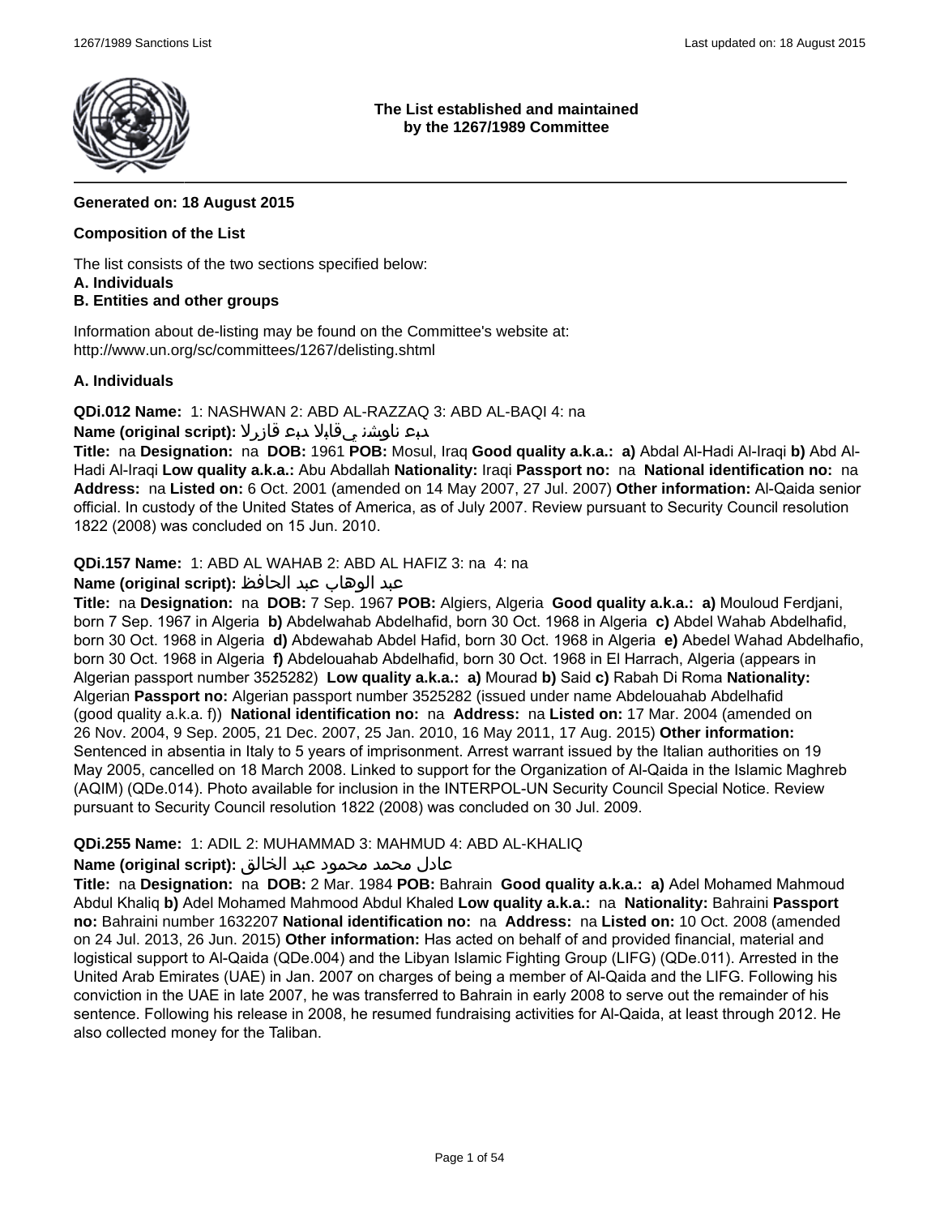**The List established and maintained by the 1267/1989 Committee**

**Generated on: 18 August 2015**

**Composition of the List**

The list consists of the two sections specified below:
**A. Individuals**
**B. Entities and other groups**

Information about de-listing may be found on the Committee's website at:
http://www.un.org/sc/committees/1267/delisting.shtml

**A. Individuals**

**QDi.012 Name:** 1: NASHWAN 2: ABD AL-RAZZAQ 3: ABD AL-BAQI 4: na
**Name (original script):** دبع ناوشن يقابلا دبع قازرلا
**Title:** na **Designation:** na **DOB:** 1961 **POB:** Mosul, Iraq **Good quality a.k.a.:** **a)** Abdal Al-Hadi Al-Iraqi **b)** Abd Al-Hadi Al-Iraqi **Low quality a.k.a.:** Abu Abdallah **Nationality:** Iraqi **Passport no:** na **National identification no:** na **Address:** na **Listed on:** 6 Oct. 2001 (amended on 14 May 2007, 27 Jul. 2007) **Other information:** Al-Qaida senior official. In custody of the United States of America, as of July 2007. Review pursuant to Security Council resolution 1822 (2008) was concluded on 15 Jun. 2010.

**QDi.157 Name:** 1: ABD AL WAHAB 2: ABD AL HAFIZ 3: na 4: na
**Name (original script):** عبد الوهاب عبد الحافظ
**Title:** na **Designation:** na **DOB:** 7 Sep. 1967 **POB:** Algiers, Algeria **Good quality a.k.a.:** **a)** Mouloud Ferdjani, born 7 Sep. 1967 in Algeria **b)** Abdelwahab Abdelhafid, born 30 Oct. 1968 in Algeria **c)** Abdel Wahab Abdelhafid, born 30 Oct. 1968 in Algeria **d)** Abdewahab Abdel Hafid, born 30 Oct. 1968 in Algeria **e)** Abedel Wahad Abdelhafio, born 30 Oct. 1968 in Algeria **f)** Abdelouahab Abdelhafid, born 30 Oct. 1968 in El Harrach, Algeria (appears in Algerian passport number 3525282) **Low quality a.k.a.:** **a)** Mourad **b)** Said **c)** Rabah Di Roma **Nationality:** Algerian **Passport no:** Algerian passport number 3525282 (issued under name Abdelouahab Abdelhafid (good quality a.k.a. f)) **National identification no:** na **Address:** na **Listed on:** 17 Mar. 2004 (amended on 26 Nov. 2004, 9 Sep. 2005, 21 Dec. 2007, 25 Jan. 2010, 16 May 2011, 17 Aug. 2015) **Other information:** Sentenced in absentia in Italy to 5 years of imprisonment. Arrest warrant issued by the Italian authorities on 19 May 2005, cancelled on 18 March 2008. Linked to support for the Organization of Al-Qaida in the Islamic Maghreb (AQIM) (QDe.014). Photo available for inclusion in the INTERPOL-UN Security Council Special Notice. Review pursuant to Security Council resolution 1822 (2008) was concluded on 30 Jul. 2009.

**QDi.255 Name:** 1: ADIL 2: MUHAMMAD 3: MAHMUD 4: ABD AL-KHALIQ
**Name (original script):** عادل محمد محمود عبد الخالق
**Title:** na **Designation:** na **DOB:** 2 Mar. 1984 **POB:** Bahrain **Good quality a.k.a.:** **a)** Adel Mohamed Mahmoud Abdul Khaliq **b)** Adel Mohamed Mahmood Abdul Khaled **Low quality a.k.a.:** na **Nationality:** Bahraini **Passport no:** Bahraini number 1632207 **National identification no:** na **Address:** na **Listed on:** 10 Oct. 2008 (amended on 24 Jul. 2013, 26 Jun. 2015) **Other information:** Has acted on behalf of and provided financial, material and logistical support to Al-Qaida (QDe.004) and the Libyan Islamic Fighting Group (LIFG) (QDe.011). Arrested in the United Arab Emirates (UAE) in Jan. 2007 on charges of being a member of Al-Qaida and the LIFG. Following his conviction in the UAE in late 2007, he was transferred to Bahrain in early 2008 to serve out the remainder of his sentence. Following his release in 2008, he resumed fundraising activities for Al-Qaida, at least through 2012. He also collected money for the Taliban.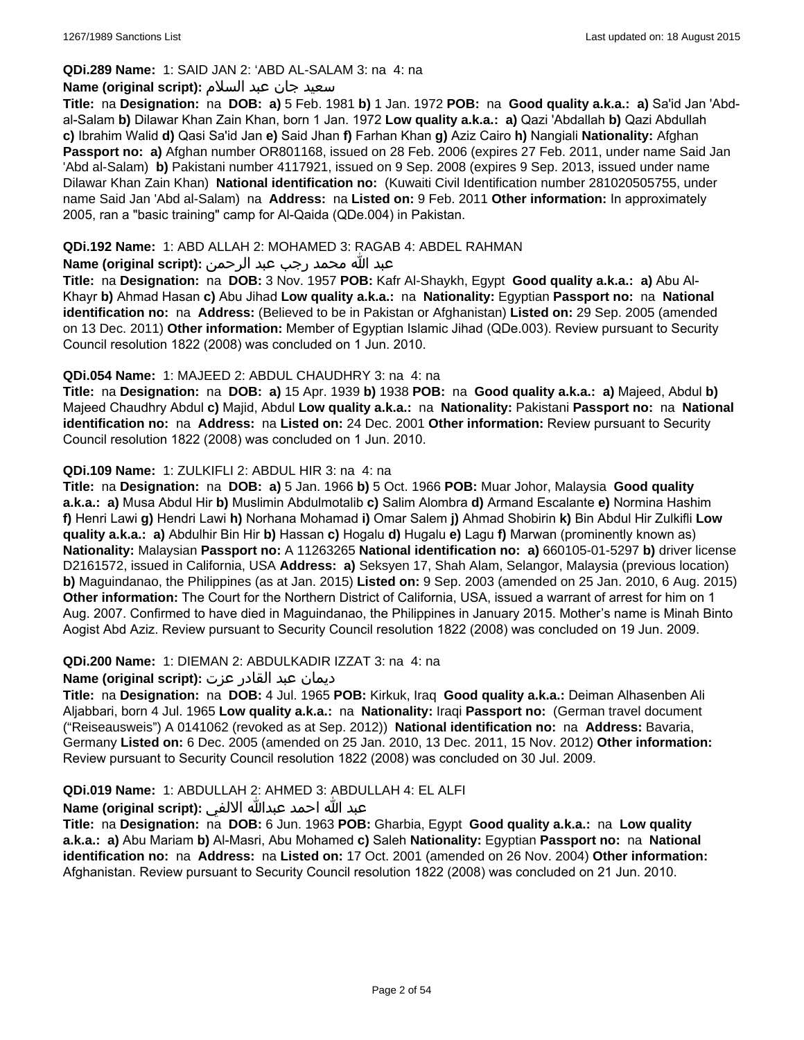**QDi.289 Name:** 1: SAID JAN 2: 'ABD AL-SALAM 3: na 4: na

**Name (original script):** سعيد جان عبد السلام

**Title:** na **Designation:** na **DOB:** **a)** 5 Feb. 1981 **b)** 1 Jan. 1972 **POB:** na **Good quality a.k.a.:** **a)** Sa'id Jan 'Abd-al-Salam **b)** Dilawar Khan Zain Khan, born 1 Jan. 1972 **Low quality a.k.a.:** **a)** Qazi 'Abdallah **b)** Qazi Abdullah **c)** Ibrahim Walid **d)** Qasi Sa'id Jan **e)** Said Jhan **f)** Farhan Khan **g)** Aziz Cairo **h)** Nangiali **Nationality:** Afghan **Passport no:** **a)** Afghan number OR801168, issued on 28 Feb. 2006 (expires 27 Feb. 2011, under name Said Jan 'Abd al-Salam) **b)** Pakistani number 4117921, issued on 9 Sep. 2008 (expires 9 Sep. 2013, issued under name Dilawar Khan Zain Khan) **National identification no:** (Kuwaiti Civil Identification number 281020505755, under name Said Jan 'Abd al-Salam) na **Address:** na **Listed on:** 9 Feb. 2011 **Other information:** In approximately 2005, ran a "basic training" camp for Al-Qaida (QDe.004) in Pakistan.

**QDi.192 Name:** 1: ABD ALLAH 2: MOHAMED 3: RAGAB 4: ABDEL RAHMAN

**Name (original script):** عبد الله محمد رجب عبد الرحمن

**Title:** na **Designation:** na **DOB:** 3 Nov. 1957 **POB:** Kafr Al-Shaykh, Egypt **Good quality a.k.a.:** **a)** Abu Al-Khayr **b)** Ahmad Hasan **c)** Abu Jihad **Low quality a.k.a.:** na **Nationality:** Egyptian **Passport no:** na **National identification no:** na **Address:** (Believed to be in Pakistan or Afghanistan) **Listed on:** 29 Sep. 2005 (amended on 13 Dec. 2011) **Other information:** Member of Egyptian Islamic Jihad (QDe.003). Review pursuant to Security Council resolution 1822 (2008) was concluded on 1 Jun. 2010.

**QDi.054 Name:** 1: MAJEED 2: ABDUL CHAUDHRY 3: na 4: na

**Title:** na **Designation:** na **DOB:** **a)** 15 Apr. 1939 **b)** 1938 **POB:** na **Good quality a.k.a.:** **a)** Majeed, Abdul **b)** Majeed Chaudhry Abdul **c)** Majid, Abdul **Low quality a.k.a.:** na **Nationality:** Pakistani **Passport no:** na **National identification no:** na **Address:** na **Listed on:** 24 Dec. 2001 **Other information:** Review pursuant to Security Council resolution 1822 (2008) was concluded on 1 Jun. 2010.

**QDi.109 Name:** 1: ZULKIFLI 2: ABDUL HIR 3: na 4: na

**Title:** na **Designation:** na **DOB:** **a)** 5 Jan. 1966 **b)** 5 Oct. 1966 **POB:** Muar Johor, Malaysia **Good quality a.k.a.:** **a)** Musa Abdul Hir **b)** Muslimin Abdulmotalib **c)** Salim Alombra **d)** Armand Escalante **e)** Normina Hashim **f)** Henri Lawi **g)** Hendri Lawi **h)** Norhana Mohamad **i)** Omar Salem **j)** Ahmad Shobirin **k)** Bin Abdul Hir Zulkifli **Low quality a.k.a.:** **a)** Abdulhir Bin Hir **b)** Hassan **c)** Hogalu **d)** Hugalu **e)** Lagu **f)** Marwan (prominently known as) **Nationality:** Malaysian **Passport no:** A 11263265 **National identification no:** **a)** 660105-01-5297 **b)** driver license D2161572, issued in California, USA **Address:** **a)** Seksyen 17, Shah Alam, Selangor, Malaysia (previous location) **b)** Maguindanao, the Philippines (as at Jan. 2015) **Listed on:** 9 Sep. 2003 (amended on 25 Jan. 2010, 6 Aug. 2015) **Other information:** The Court for the Northern District of California, USA, issued a warrant of arrest for him on 1 Aug. 2007. Confirmed to have died in Maguindanao, the Philippines in January 2015. Mother's name is Minah Binto Aogist Abd Aziz. Review pursuant to Security Council resolution 1822 (2008) was concluded on 19 Jun. 2009.

**QDi.200 Name:** 1: DIEMAN 2: ABDULKADIR IZZAT 3: na 4: na

**Name (original script):** ديمان عبد القادر عزت

**Title:** na **Designation:** na **DOB:** 4 Jul. 1965 **POB:** Kirkuk, Iraq **Good quality a.k.a.:** Deiman Alhasenben Ali Aljabbari, born 4 Jul. 1965 **Low quality a.k.a.:** na **Nationality:** Iraqi **Passport no:** (German travel document ("Reiseausweis") A 0141062 (revoked as at Sep. 2012)) **National identification no:** na **Address:** Bavaria, Germany **Listed on:** 6 Dec. 2005 (amended on 25 Jan. 2010, 13 Dec. 2011, 15 Nov. 2012) **Other information:** Review pursuant to Security Council resolution 1822 (2008) was concluded on 30 Jul. 2009.

**QDi.019 Name:** 1: ABDULLAH 2: AHMED 3: ABDULLAH 4: EL ALFI

**Name (original script):** عبد الله احمد عبدالله الالفي

**Title:** na **Designation:** na **DOB:** 6 Jun. 1963 **POB:** Gharbia, Egypt **Good quality a.k.a.:** na **Low quality a.k.a.:** **a)** Abu Mariam **b)** Al-Masri, Abu Mohamed **c)** Saleh **Nationality:** Egyptian **Passport no:** na **National identification no:** na **Address:** na **Listed on:** 17 Oct. 2001 (amended on 26 Nov. 2004) **Other information:** Afghanistan. Review pursuant to Security Council resolution 1822 (2008) was concluded on 21 Jun. 2010.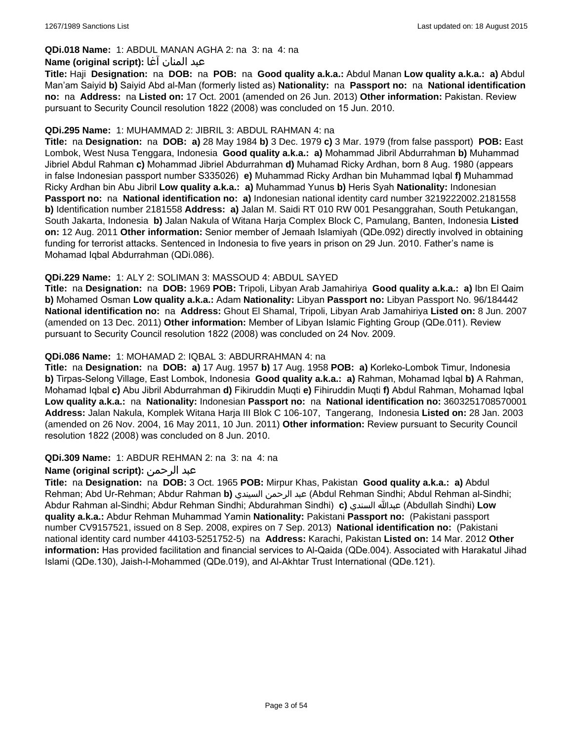**QDi.018 Name:** 1: ABDUL MANAN AGHA 2: na 3: na 4: na

**Name (original script):** عبد المنان آغا

**Title:** Haji **Designation:** na **DOB:** na **POB:** na **Good quality a.k.a.:** Abdul Manan **Low quality a.k.a.:** **a)** Abdul Man'am Saiyid **b)** Saiyid Abd al-Man (formerly listed as) **Nationality:** na **Passport no:** na **National identification no:** na **Address:** na **Listed on:** 17 Oct. 2001 (amended on 26 Jun. 2013) **Other information:** Pakistan. Review pursuant to Security Council resolution 1822 (2008) was concluded on 15 Jun. 2010.

**QDi.295 Name:** 1: MUHAMMAD 2: JIBRIL 3: ABDUL RAHMAN 4: na

**Title:** na **Designation:** na **DOB:** **a)** 28 May 1984 **b)** 3 Dec. 1979 **c)** 3 Mar. 1979 (from false passport) **POB:** East Lombok, West Nusa Tenggara, Indonesia **Good quality a.k.a.:** **a)** Mohammad Jibril Abdurrahman **b)** Muhammad Jibriel Abdul Rahman **c)** Mohammad Jibriel Abdurrahman **d)** Muhamad Ricky Ardhan, born 8 Aug. 1980 (appears in false Indonesian passport number S335026) **e)** Muhammad Ricky Ardhan bin Muhammad Iqbal **f)** Muhammad Ricky Ardhan bin Abu Jibril **Low quality a.k.a.:** **a)** Muhammad Yunus **b)** Heris Syah **Nationality:** Indonesian **Passport no:** na **National identification no:** **a)** Indonesian national identity card number 3219222002.2181558 **b)** Identification number 2181558 **Address:** **a)** Jalan M. Saidi RT 010 RW 001 Pesanggrahan, South Petukangan, South Jakarta, Indonesia **b)** Jalan Nakula of Witana Harja Complex Block C, Pamulang, Banten, Indonesia **Listed on:** 12 Aug. 2011 **Other information:** Senior member of Jemaah Islamiyah (QDe.092) directly involved in obtaining funding for terrorist attacks. Sentenced in Indonesia to five years in prison on 29 Jun. 2010. Father's name is Mohamad Iqbal Abdurrahman (QDi.086).

**QDi.229 Name:** 1: ALY 2: SOLIMAN 3: MASSOUD 4: ABDUL SAYED

**Title:** na **Designation:** na **DOB:** 1969 **POB:** Tripoli, Libyan Arab Jamahiriya **Good quality a.k.a.:** **a)** Ibn El Qaim **b)** Mohamed Osman **Low quality a.k.a.:** Adam **Nationality:** Libyan **Passport no:** Libyan Passport No. 96/184442 **National identification no:** na **Address:** Ghout El Shamal, Tripoli, Libyan Arab Jamahiriya **Listed on:** 8 Jun. 2007 (amended on 13 Dec. 2011) **Other information:** Member of Libyan Islamic Fighting Group (QDe.011). Review pursuant to Security Council resolution 1822 (2008) was concluded on 24 Nov. 2009.

**QDi.086 Name:** 1: MOHAMAD 2: IQBAL 3: ABDURRAHMAN 4: na

**Title:** na **Designation:** na **DOB:** **a)** 17 Aug. 1957 **b)** 17 Aug. 1958 **POB:** **a)** Korleko-Lombok Timur, Indonesia **b)** Tirpas-Selong Village, East Lombok, Indonesia **Good quality a.k.a.:** **a)** Rahman, Mohamad Iqbal **b)** A Rahman, Mohamad Iqbal **c)** Abu Jibril Abdurrahman **d)** Fikiruddin Muqti **e)** Fihiruddin Muqti **f)** Abdul Rahman, Mohamad Iqbal **Low quality a.k.a.:** na **Nationality:** Indonesian **Passport no:** na **National identification no:** 3603251708570001 **Address:** Jalan Nakula, Komplek Witana Harja III Blok C 106-107, Tangerang, Indonesia **Listed on:** 28 Jan. 2003 (amended on 26 Nov. 2004, 16 May 2011, 10 Jun. 2011) **Other information:** Review pursuant to Security Council resolution 1822 (2008) was concluded on 8 Jun. 2010.

**QDi.309 Name:** 1: ABDUR REHMAN 2: na 3: na 4: na

**Name (original script):** عبد الرحمن

**Title:** na **Designation:** na **DOB:** 3 Oct. 1965 **POB:** Mirpur Khas, Pakistan **Good quality a.k.a.:** **a)** Abdul Rehman; Abd Ur-Rehman; Abdur Rahman **b)** عبد الرحمن السيندي (Abdul Rehman Sindhi; Abdul Rehman al-Sindhi; Abdur Rahman al-Sindhi; Abdur Rehman Sindhi; Abdurahman Sindhi) **c)** عبدالله السندي (Abdullah Sindhi) **Low quality a.k.a.:** Abdur Rehman Muhammad Yamin **Nationality:** Pakistani **Passport no:** (Pakistani passport number CV9157521, issued on 8 Sep. 2008, expires on 7 Sep. 2013) **National identification no:** (Pakistani national identity card number 44103-5251752-5) na **Address:** Karachi, Pakistan **Listed on:** 14 Mar. 2012 **Other information:** Has provided facilitation and financial services to Al-Qaida (QDe.004). Associated with Harakatul Jihad Islami (QDe.130), Jaish-I-Mohammed (QDe.019), and Al-Akhtar Trust International (QDe.121).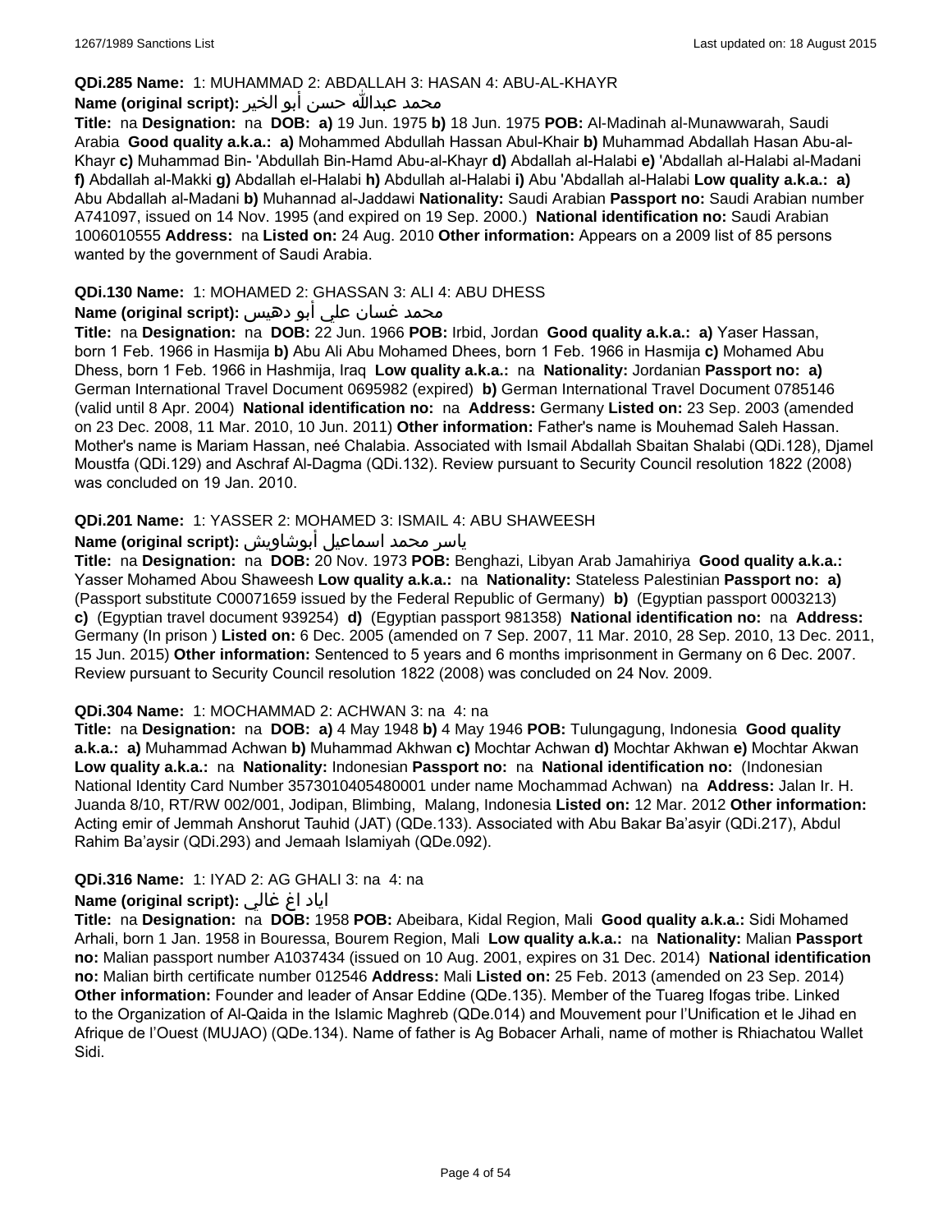**QDi.285 Name:** 1: MUHAMMAD 2: ABDALLAH 3: HASAN 4: ABU-AL-KHAYR

**Name (original script):** محمد عبدالله حسن أبو الخير

**Title:** na **Designation:** na **DOB:** **a)** 19 Jun. 1975 **b)** 18 Jun. 1975 **POB:** Al-Madinah al-Munawwarah, Saudi Arabia **Good quality a.k.a.:** **a)** Mohammed Abdullah Hassan Abul-Khair **b)** Muhammad Abdallah Hasan Abu-al-Khayr **c)** Muhammad Bin- 'Abdullah Bin-Hamd Abu-al-Khayr **d)** Abdallah al-Halabi **e)** 'Abdallah al-Halabi al-Madani **f)** Abdallah al-Makki **g)** Abdallah el-Halabi **h)** Abdullah al-Halabi **i)** Abu 'Abdallah al-Halabi **Low quality a.k.a.:** **a)** Abu Abdallah al-Madani **b)** Muhannad al-Jaddawi **Nationality:** Saudi Arabian **Passport no:** Saudi Arabian number A741097, issued on 14 Nov. 1995 (and expired on 19 Sep. 2000.) **National identification no:** Saudi Arabian 1006010555 **Address:** na **Listed on:** 24 Aug. 2010 **Other information:** Appears on a 2009 list of 85 persons wanted by the government of Saudi Arabia.

**QDi.130 Name:** 1: MOHAMED 2: GHASSAN 3: ALI 4: ABU DHESS

**Name (original script):** محمد غسان علي أبو دهيس

**Title:** na **Designation:** na **DOB:** 22 Jun. 1966 **POB:** Irbid, Jordan **Good quality a.k.a.:** **a)** Yaser Hassan, born 1 Feb. 1966 in Hasmija **b)** Abu Ali Abu Mohamed Dhees, born 1 Feb. 1966 in Hasmija **c)** Mohamed Abu Dhess, born 1 Feb. 1966 in Hashmija, Iraq **Low quality a.k.a.:** na **Nationality:** Jordanian **Passport no:** **a)** German International Travel Document 0695982 (expired) **b)** German International Travel Document 0785146 (valid until 8 Apr. 2004) **National identification no:** na **Address:** Germany **Listed on:** 23 Sep. 2003 (amended on 23 Dec. 2008, 11 Mar. 2010, 10 Jun. 2011) **Other information:** Father's name is Mouhemad Saleh Hassan. Mother's name is Mariam Hassan, neé Chalabia. Associated with Ismail Abdallah Sbaitan Shalabi (QDi.128), Djamel Moustfa (QDi.129) and Aschraf Al-Dagma (QDi.132). Review pursuant to Security Council resolution 1822 (2008) was concluded on 19 Jan. 2010.

**QDi.201 Name:** 1: YASSER 2: MOHAMED 3: ISMAIL 4: ABU SHAWEESH

**Name (original script):** ياسر محمد اسماعيل أبوشاويش

**Title:** na **Designation:** na **DOB:** 20 Nov. 1973 **POB:** Benghazi, Libyan Arab Jamahiriya **Good quality a.k.a.:** Yasser Mohamed Abou Shaweesh **Low quality a.k.a.:** na **Nationality:** Stateless Palestinian **Passport no:** **a)** (Passport substitute C00071659 issued by the Federal Republic of Germany) **b)** (Egyptian passport 0003213) **c)** (Egyptian travel document 939254) **d)** (Egyptian passport 981358) **National identification no:** na **Address:** Germany (In prison ) **Listed on:** 6 Dec. 2005 (amended on 7 Sep. 2007, 11 Mar. 2010, 28 Sep. 2010, 13 Dec. 2011, 15 Jun. 2015) **Other information:** Sentenced to 5 years and 6 months imprisonment in Germany on 6 Dec. 2007. Review pursuant to Security Council resolution 1822 (2008) was concluded on 24 Nov. 2009.

**QDi.304 Name:** 1: MOCHAMMAD 2: ACHWAN 3: na 4: na

**Title:** na **Designation:** na **DOB:** **a)** 4 May 1948 **b)** 4 May 1946 **POB:** Tulungagung, Indonesia **Good quality a.k.a.:** **a)** Muhammad Achwan **b)** Muhammad Akhwan **c)** Mochtar Achwan **d)** Mochtar Akhwan **e)** Mochtar Akwan **Low quality a.k.a.:** na **Nationality:** Indonesian **Passport no:** na **National identification no:** (Indonesian National Identity Card Number 3573010405480001 under name Mochammad Achwan) na **Address:** Jalan Ir. H. Juanda 8/10, RT/RW 002/001, Jodipan, Blimbing, Malang, Indonesia **Listed on:** 12 Mar. 2012 **Other information:** Acting emir of Jemmah Anshorut Tauhid (JAT) (QDe.133). Associated with Abu Bakar Ba'asyir (QDi.217), Abdul Rahim Ba'aysir (QDi.293) and Jemaah Islamiyah (QDe.092).

**QDi.316 Name:** 1: IYAD 2: AG GHALI 3: na 4: na

**Name (original script):** اياد اغ غالي

**Title:** na **Designation:** na **DOB:** 1958 **POB:** Abeibara, Kidal Region, Mali **Good quality a.k.a.:** Sidi Mohamed Arhali, born 1 Jan. 1958 in Bouressa, Bourem Region, Mali **Low quality a.k.a.:** na **Nationality:** Malian **Passport no:** Malian passport number A1037434 (issued on 10 Aug. 2001, expires on 31 Dec. 2014) **National identification no:** Malian birth certificate number 012546 **Address:** Mali **Listed on:** 25 Feb. 2013 (amended on 23 Sep. 2014) **Other information:** Founder and leader of Ansar Eddine (QDe.135). Member of the Tuareg Ifogas tribe. Linked to the Organization of Al-Qaida in the Islamic Maghreb (QDe.014) and Mouvement pour l'Unification et le Jihad en Afrique de l'Ouest (MUJAO) (QDe.134). Name of father is Ag Bobacer Arhali, name of mother is Rhiachatou Wallet Sidi.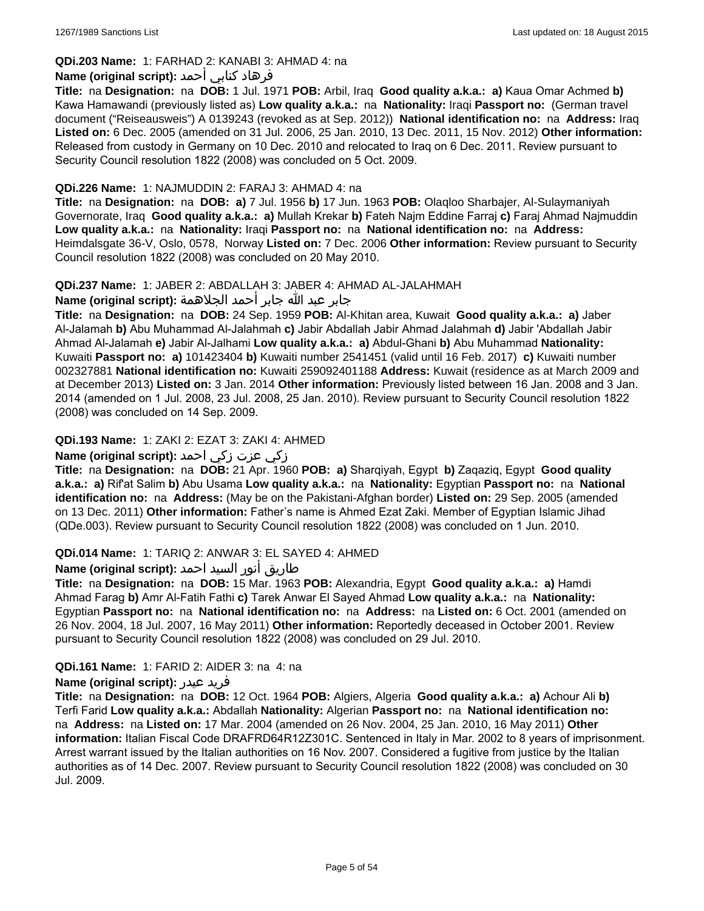**QDi.203 Name:** 1: FARHAD 2: KANABI 3: AHMAD 4: na

**Name (original script):** فرهاد كنابي أحمد

**Title:** na **Designation:** na **DOB:** 1 Jul. 1971 **POB:** Arbil, Iraq **Good quality a.k.a.:** **a)** Kaua Omar Achmed **b)** Kawa Hamawandi (previously listed as) **Low quality a.k.a.:** na **Nationality:** Iraqi **Passport no:** (German travel document ("Reiseausweis") A 0139243 (revoked as at Sep. 2012)) **National identification no:** na **Address:** Iraq **Listed on:** 6 Dec. 2005 (amended on 31 Jul. 2006, 25 Jan. 2010, 13 Dec. 2011, 15 Nov. 2012) **Other information:** Released from custody in Germany on 10 Dec. 2010 and relocated to Iraq on 6 Dec. 2011. Review pursuant to Security Council resolution 1822 (2008) was concluded on 5 Oct. 2009.

**QDi.226 Name:** 1: NAJMUDDIN 2: FARAJ 3: AHMAD 4: na

**Title:** na **Designation:** na **DOB:** **a)** 7 Jul. 1956 **b)** 17 Jun. 1963 **POB:** Olaqloo Sharbajer, Al-Sulaymaniyah Governorate, Iraq **Good quality a.k.a.:** **a)** Mullah Krekar **b)** Fateh Najm Eddine Farraj **c)** Faraj Ahmad Najmuddin **Low quality a.k.a.:** na **Nationality:** Iraqi **Passport no:** na **National identification no:** na **Address:** Heimdalsgate 36-V, Oslo, 0578, Norway **Listed on:** 7 Dec. 2006 **Other information:** Review pursuant to Security Council resolution 1822 (2008) was concluded on 20 May 2010.

**QDi.237 Name:** 1: JABER 2: ABDALLAH 3: JABER 4: AHMAD AL-JALAHMAH

**Name (original script):** جابر عبد الله جابر أحمد الجلاهمة

**Title:** na **Designation:** na **DOB:** 24 Sep. 1959 **POB:** Al-Khitan area, Kuwait **Good quality a.k.a.:** **a)** Jaber Al-Jalamah **b)** Abu Muhammad Al-Jalahmah **c)** Jabir Abdallah Jabir Ahmad Jalahmah **d)** Jabir 'Abdallah Jabir Ahmad Al-Jalamah **e)** Jabir Al-Jalhami **Low quality a.k.a.:** **a)** Abdul-Ghani **b)** Abu Muhammad **Nationality:** Kuwaiti **Passport no:** **a)** 101423404 **b)** Kuwaiti number 2541451 (valid until 16 Feb. 2017) **c)** Kuwaiti number 002327881 **National identification no:** Kuwaiti 259092401188 **Address:** Kuwait (residence as at March 2009 and at December 2013) **Listed on:** 3 Jan. 2014 **Other information:** Previously listed between 16 Jan. 2008 and 3 Jan. 2014 (amended on 1 Jul. 2008, 23 Jul. 2008, 25 Jan. 2010). Review pursuant to Security Council resolution 1822 (2008) was concluded on 14 Sep. 2009.

**QDi.193 Name:** 1: ZAKI 2: EZAT 3: ZAKI 4: AHMED

**Name (original script):** زكي عزت زكي احمد

**Title:** na **Designation:** na **DOB:** 21 Apr. 1960 **POB:** **a)** Sharqiyah, Egypt **b)** Zaqaziq, Egypt **Good quality a.k.a.:** **a)** Rif'at Salim **b)** Abu Usama **Low quality a.k.a.:** na **Nationality:** Egyptian **Passport no:** na **National identification no:** na **Address:** (May be on the Pakistani-Afghan border) **Listed on:** 29 Sep. 2005 (amended on 13 Dec. 2011) **Other information:** Father's name is Ahmed Ezat Zaki. Member of Egyptian Islamic Jihad (QDe.003). Review pursuant to Security Council resolution 1822 (2008) was concluded on 1 Jun. 2010.

**QDi.014 Name:** 1: TARIQ 2: ANWAR 3: EL SAYED 4: AHMED

**Name (original script):** طاريق أنور السيد احمد

**Title:** na **Designation:** na **DOB:** 15 Mar. 1963 **POB:** Alexandria, Egypt **Good quality a.k.a.:** **a)** Hamdi Ahmad Farag **b)** Amr Al-Fatih Fathi **c)** Tarek Anwar El Sayed Ahmad **Low quality a.k.a.:** na **Nationality:** Egyptian **Passport no:** na **National identification no:** na **Address:** na **Listed on:** 6 Oct. 2001 (amended on 26 Nov. 2004, 18 Jul. 2007, 16 May 2011) **Other information:** Reportedly deceased in October 2001. Review pursuant to Security Council resolution 1822 (2008) was concluded on 29 Jul. 2010.

**QDi.161 Name:** 1: FARID 2: AIDER 3: na 4: na

**Name (original script):** فريد عيدر

**Title:** na **Designation:** na **DOB:** 12 Oct. 1964 **POB:** Algiers, Algeria **Good quality a.k.a.:** **a)** Achour Ali **b)** Terfi Farid **Low quality a.k.a.:** Abdallah **Nationality:** Algerian **Passport no:** na **National identification no:** na **Address:** na **Listed on:** 17 Mar. 2004 (amended on 26 Nov. 2004, 25 Jan. 2010, 16 May 2011) **Other information:** Italian Fiscal Code DRAFRD64R12Z301C. Sentenced in Italy in Mar. 2002 to 8 years of imprisonment. Arrest warrant issued by the Italian authorities on 16 Nov. 2007. Considered a fugitive from justice by the Italian authorities as of 14 Dec. 2007. Review pursuant to Security Council resolution 1822 (2008) was concluded on 30 Jul. 2009.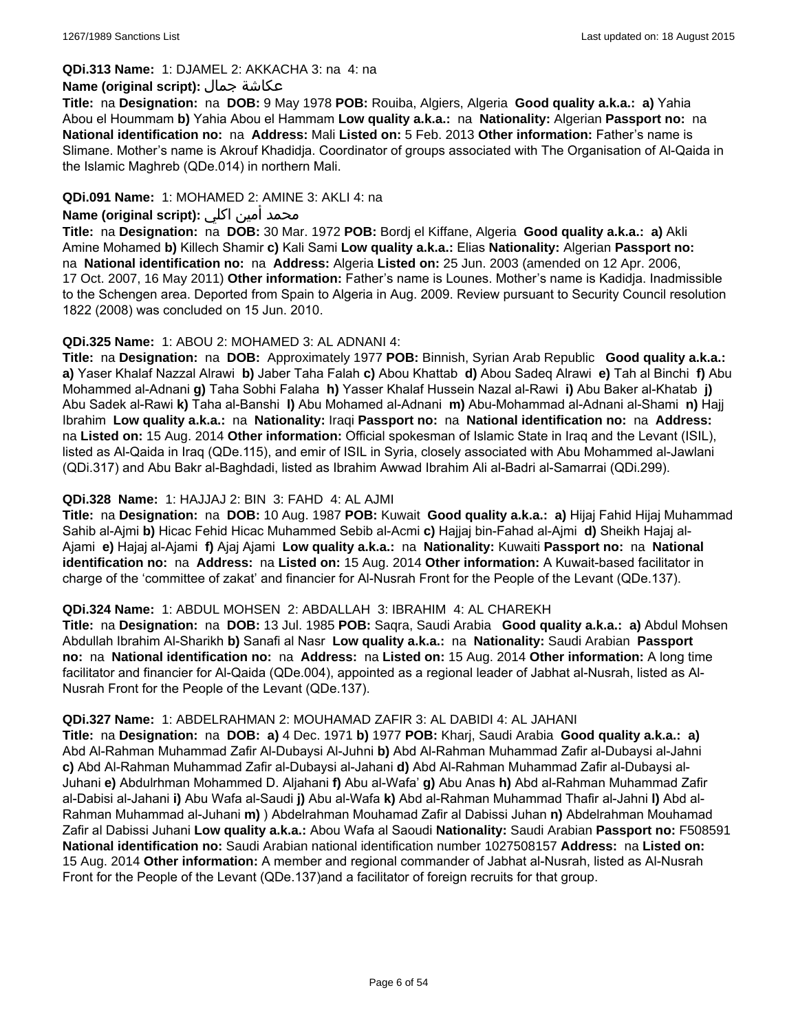**QDi.313 Name:** 1: DJAMEL 2: AKKACHA 3: na 4: na

**Name (original script):** عكاشة جمال

**Title:** na **Designation:** na **DOB:** 9 May 1978 **POB:** Rouiba, Algiers, Algeria **Good quality a.k.a.: a)** Yahia Abou el Hoummam **b)** Yahia Abou el Hammam **Low quality a.k.a.:** na **Nationality:** Algerian **Passport no:** na **National identification no:** na **Address:** Mali **Listed on:** 5 Feb. 2013 **Other information:** Father's name is Slimane. Mother's name is Akrouf Khadidja. Coordinator of groups associated with The Organisation of Al-Qaida in the Islamic Maghreb (QDe.014) in northern Mali.

**QDi.091 Name:** 1: MOHAMED 2: AMINE 3: AKLI 4: na

**Name (original script):** محمد أمين اكلي

**Title:** na **Designation:** na **DOB:** 30 Mar. 1972 **POB:** Bordj el Kiffane, Algeria **Good quality a.k.a.: a)** Akli Amine Mohamed **b)** Killech Shamir **c)** Kali Sami **Low quality a.k.a.:** Elias **Nationality:** Algerian **Passport no:** na **National identification no:** na **Address:** Algeria **Listed on:** 25 Jun. 2003 (amended on 12 Apr. 2006, 17 Oct. 2007, 16 May 2011) **Other information:** Father's name is Lounes. Mother's name is Kadidja. Inadmissible to the Schengen area. Deported from Spain to Algeria in Aug. 2009. Review pursuant to Security Council resolution 1822 (2008) was concluded on 15 Jun. 2010.

**QDi.325 Name:** 1: ABOU 2: MOHAMED 3: AL ADNANI 4:

**Title:** na **Designation:** na **DOB:** Approximately 1977 **POB:** Binnish, Syrian Arab Republic **Good quality a.k.a.: a)** Yaser Khalaf Nazzal Alrawi **b)** Jaber Taha Falah **c)** Abou Khattab **d)** Abou Sadeq Alrawi **e)** Tah al Binchi **f)** Abu Mohammed al-Adnani **g)** Taha Sobhi Falaha **h)** Yasser Khalaf Hussein Nazal al-Rawi **i)** Abu Baker al-Khatab **j)** Abu Sadek al-Rawi **k)** Taha al-Banshi **l)** Abu Mohamed al-Adnani **m)** Abu-Mohammad al-Adnani al-Shami **n)** Hajj Ibrahim **Low quality a.k.a.:** na **Nationality:** Iraqi **Passport no:** na **National identification no:** na **Address:** na **Listed on:** 15 Aug. 2014 **Other information:** Official spokesman of Islamic State in Iraq and the Levant (ISIL), listed as Al-Qaida in Iraq (QDe.115), and emir of ISIL in Syria, closely associated with Abu Mohammed al-Jawlani (QDi.317) and Abu Bakr al-Baghdadi, listed as Ibrahim Awwad Ibrahim Ali al-Badri al-Samarrai (QDi.299).

**QDi.328 Name:** 1: HAJJAJ 2: BIN 3: FAHD 4: AL AJMI

**Title:** na **Designation:** na **DOB:** 10 Aug. 1987 **POB:** Kuwait **Good quality a.k.a.: a)** Hijaj Fahid Hijaj Muhammad Sahib al-Ajmi **b)** Hicac Fehid Hicac Muhammed Sebib al-Acmi **c)** Hajjaj bin-Fahad al-Ajmi **d)** Sheikh Hajaj al-Ajami **e)** Hajaj al-Ajami **f)** Ajaj Ajami **Low quality a.k.a.:** na **Nationality:** Kuwaiti **Passport no:** na **National identification no:** na **Address:** na **Listed on:** 15 Aug. 2014 **Other information:** A Kuwait-based facilitator in charge of the 'committee of zakat' and financier for Al-Nusrah Front for the People of the Levant (QDe.137).

**QDi.324 Name:** 1: ABDUL MOHSEN 2: ABDALLAH 3: IBRAHIM 4: AL CHAREKH

**Title:** na **Designation:** na **DOB:** 13 Jul. 1985 **POB:** Saqra, Saudi Arabia **Good quality a.k.a.: a)** Abdul Mohsen Abdullah Ibrahim Al-Sharikh **b)** Sanafi al Nasr **Low quality a.k.a.:** na **Nationality:** Saudi Arabian **Passport no:** na **National identification no:** na **Address:** na **Listed on:** 15 Aug. 2014 **Other information:** A long time facilitator and financier for Al-Qaida (QDe.004), appointed as a regional leader of Jabhat al-Nusrah, listed as Al-Nusrah Front for the People of the Levant (QDe.137).

**QDi.327 Name:** 1: ABDELRAHMAN 2: MOUHAMAD ZAFIR 3: AL DABIDI 4: AL JAHANI

**Title:** na **Designation:** na **DOB: a)** 4 Dec. 1971 **b)** 1977 **POB:** Kharj, Saudi Arabia **Good quality a.k.a.: a)** Abd Al-Rahman Muhammad Zafir Al-Dubaysi Al-Juhni **b)** Abd Al-Rahman Muhammad Zafir al-Dubaysi al-Jahni **c)** Abd Al-Rahman Muhammad Zafir al-Dubaysi al-Jahani **d)** Abd Al-Rahman Muhammad Zafir al-Dubaysi al-Juhani **e)** Abdulrhman Mohammed D. Aljahani **f)** Abu al-Wafa' **g)** Abu Anas **h)** Abd al-Rahman Muhammad Zafir al-Dabisi al-Jahani **i)** Abu Wafa al-Saudi **j)** Abu al-Wafa **k)** Abd al-Rahman Muhammad Thafir al-Jahni **l)** Abd al-Rahman Muhammad al-Juhani **m)** ) Abdelrahman Mouhamad Zafir al Dabissi Juhan **n)** Abdelrahman Mouhamad Zafir al Dabissi Juhani **Low quality a.k.a.:** Abou Wafa al Saoudi **Nationality:** Saudi Arabian **Passport no:** F508591 **National identification no:** Saudi Arabian national identification number 1027508157 **Address:** na **Listed on:** 15 Aug. 2014 **Other information:** A member and regional commander of Jabhat al-Nusrah, listed as Al-Nusrah Front for the People of the Levant (QDe.137)and a facilitator of foreign recruits for that group.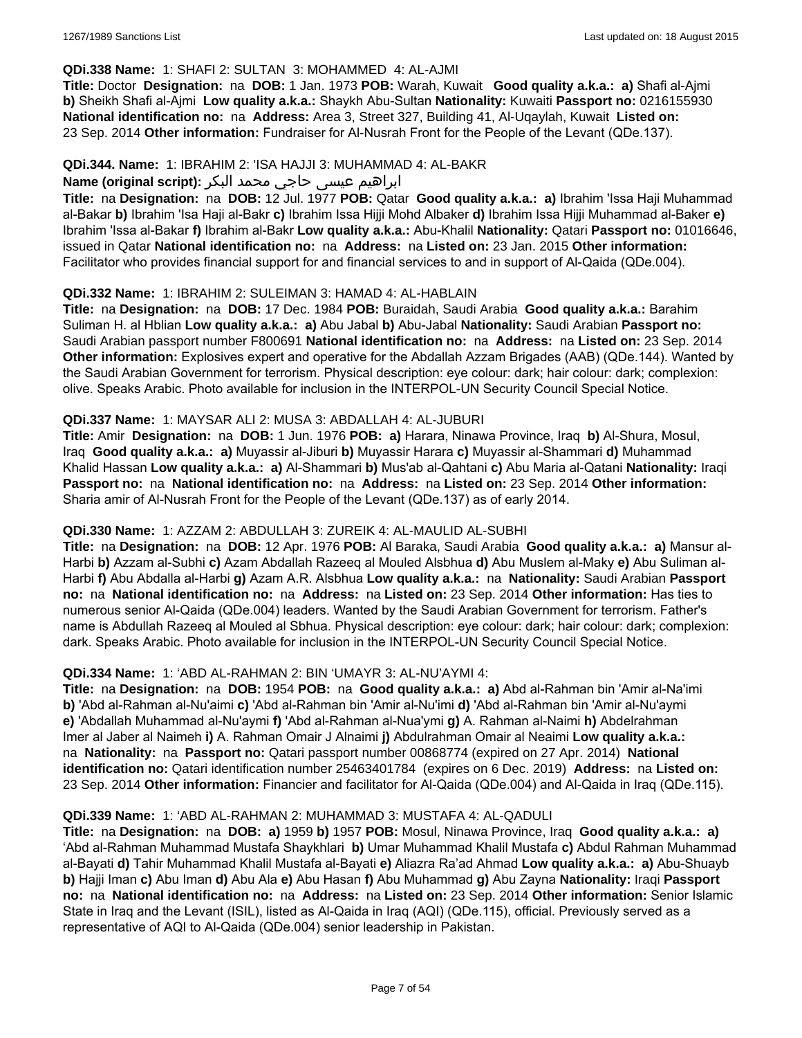**QDi.338 Name:** 1: SHAFI 2: SULTAN 3: MOHAMMED 4: AL-AJMI

**Title:** Doctor **Designation:** na **DOB:** 1 Jan. 1973 **POB:** Warah, Kuwait **Good quality a.k.a.: a)** Shafi al-Ajmi **b)** Sheikh Shafi al-Ajmi **Low quality a.k.a.:** Shaykh Abu-Sultan **Nationality:** Kuwaiti **Passport no:** 0216155930 **National identification no:** na **Address:** Area 3, Street 327, Building 41, Al-Uqaylah, Kuwait **Listed on:** 23 Sep. 2014 **Other information:** Fundraiser for Al-Nusrah Front for the People of the Levant (QDe.137).

**QDi.344. Name:** 1: IBRAHIM 2: 'ISA HAJJI 3: MUHAMMAD 4: AL-BAKR

**Name (original script):** ابراهيم عيسى حاجي محمد البكر

**Title:** na **Designation:** na **DOB:** 12 Jul. 1977 **POB:** Qatar **Good quality a.k.a.: a)** Ibrahim 'Issa Haji Muhammad al-Bakar **b)** Ibrahim 'Isa Haji al-Bakr **c)** Ibrahim Issa Hijji Mohd Albaker **d)** Ibrahim Issa Hijji Muhammad al-Baker **e)** Ibrahim 'Issa al-Bakar **f)** Ibrahim al-Bakr **Low quality a.k.a.:** Abu-Khalil **Nationality:** Qatari **Passport no:** 01016646, issued in Qatar **National identification no:** na **Address:** na **Listed on:** 23 Jan. 2015 **Other information:** Facilitator who provides financial support for and financial services to and in support of Al-Qaida (QDe.004).

**QDi.332 Name:** 1: IBRAHIM 2: SULEIMAN 3: HAMAD 4: AL-HABLAIN

**Title:** na **Designation:** na **DOB:** 17 Dec. 1984 **POB:** Buraidah, Saudi Arabia **Good quality a.k.a.:** Barahim Suliman H. al Hblian **Low quality a.k.a.: a)** Abu Jabal **b)** Abu-Jabal **Nationality:** Saudi Arabian **Passport no:** Saudi Arabian passport number F800691 **National identification no:** na **Address:** na **Listed on:** 23 Sep. 2014 **Other information:** Explosives expert and operative for the Abdallah Azzam Brigades (AAB) (QDe.144). Wanted by the Saudi Arabian Government for terrorism. Physical description: eye colour: dark; hair colour: dark; complexion: olive. Speaks Arabic. Photo available for inclusion in the INTERPOL-UN Security Council Special Notice.

**QDi.337 Name:** 1: MAYSAR ALI 2: MUSA 3: ABDALLAH 4: AL-JUBURI

**Title:** Amir **Designation:** na **DOB:** 1 Jun. 1976 **POB: a)** Harara, Ninawa Province, Iraq **b)** Al-Shura, Mosul, Iraq **Good quality a.k.a.: a)** Muyassir al-Jiburi **b)** Muyassir Harara **c)** Muyassir al-Shammari **d)** Muhammad Khalid Hassan **Low quality a.k.a.: a)** Al-Shammari **b)** Mus'ab al-Qahtani **c)** Abu Maria al-Qatani **Nationality:** Iraqi **Passport no:** na **National identification no:** na **Address:** na **Listed on:** 23 Sep. 2014 **Other information:** Sharia amir of Al-Nusrah Front for the People of the Levant (QDe.137) as of early 2014.

**QDi.330 Name:** 1: AZZAM 2: ABDULLAH 3: ZUREIK 4: AL-MAULID AL-SUBHI

**Title:** na **Designation:** na **DOB:** 12 Apr. 1976 **POB:** Al Baraka, Saudi Arabia **Good quality a.k.a.: a)** Mansur al-Harbi **b)** Azzam al-Subhi **c)** Azam Abdallah Razeeq al Mouled Alsbhua **d)** Abu Muslem al-Maky **e)** Abu Suliman al-Harbi **f)** Abu Abdalla al-Harbi **g)** Azam A.R. Alsbhua **Low quality a.k.a.:** na **Nationality:** Saudi Arabian **Passport no:** na **National identification no:** na **Address:** na **Listed on:** 23 Sep. 2014 **Other information:** Has ties to numerous senior Al-Qaida (QDe.004) leaders. Wanted by the Saudi Arabian Government for terrorism. Father's name is Abdullah Razeeq al Mouled al Sbhua. Physical description: eye colour: dark; hair colour: dark; complexion: dark. Speaks Arabic. Photo available for inclusion in the INTERPOL-UN Security Council Special Notice.

**QDi.334 Name:** 1: ‘ABD AL-RAHMAN 2: BIN ‘UMAYR 3: AL-NU’AYMI 4:

**Title:** na **Designation:** na **DOB:** 1954 **POB:** na **Good quality a.k.a.: a)** Abd al-Rahman bin 'Amir al-Na'imi **b)** 'Abd al-Rahman al-Nu'aimi **c)** 'Abd al-Rahman bin 'Amir al-Nu'imi **d)** 'Abd al-Rahman bin 'Amir al-Nu'aymi **e)** 'Abdallah Muhammad al-Nu'aymi **f)** 'Abd al-Rahman al-Nua'ymi **g)** A. Rahman al-Naimi **h)** Abdelrahman Imer al Jaber al Naimeh **i)** A. Rahman Omair J Alnaimi **j)** Abdulrahman Omair al Neaimi **Low quality a.k.a.:** na **Nationality:** na **Passport no:** Qatari passport number 00868774 (expired on 27 Apr. 2014) **National identification no:** Qatari identification number 25463401784 (expires on 6 Dec. 2019) **Address:** na **Listed on:** 23 Sep. 2014 **Other information:** Financier and facilitator for Al-Qaida (QDe.004) and Al-Qaida in Iraq (QDe.115).

**QDi.339 Name:** 1: ‘ABD AL-RAHMAN 2: MUHAMMAD 3: MUSTAFA 4: AL-QADULI

**Title:** na **Designation:** na **DOB: a)** 1959 **b)** 1957 **POB:** Mosul, Ninawa Province, Iraq **Good quality a.k.a.: a)** ‘Abd al-Rahman Muhammad Mustafa Shaykhlari **b)** Umar Muhammad Khalil Mustafa **c)** Abdul Rahman Muhammad al-Bayati **d)** Tahir Muhammad Khalil Mustafa al-Bayati **e)** Aliazra Ra’ad Ahmad **Low quality a.k.a.: a)** Abu-Shuayb **b)** Hajji Iman **c)** Abu Iman **d)** Abu Ala **e)** Abu Hasan **f)** Abu Muhammad **g)** Abu Zayna **Nationality:** Iraqi **Passport no:** na **National identification no:** na **Address:** na **Listed on:** 23 Sep. 2014 **Other information:** Senior Islamic State in Iraq and the Levant (ISIL), listed as Al-Qaida in Iraq (AQI) (QDe.115), official. Previously served as a representative of AQI to Al-Qaida (QDe.004) senior leadership in Pakistan.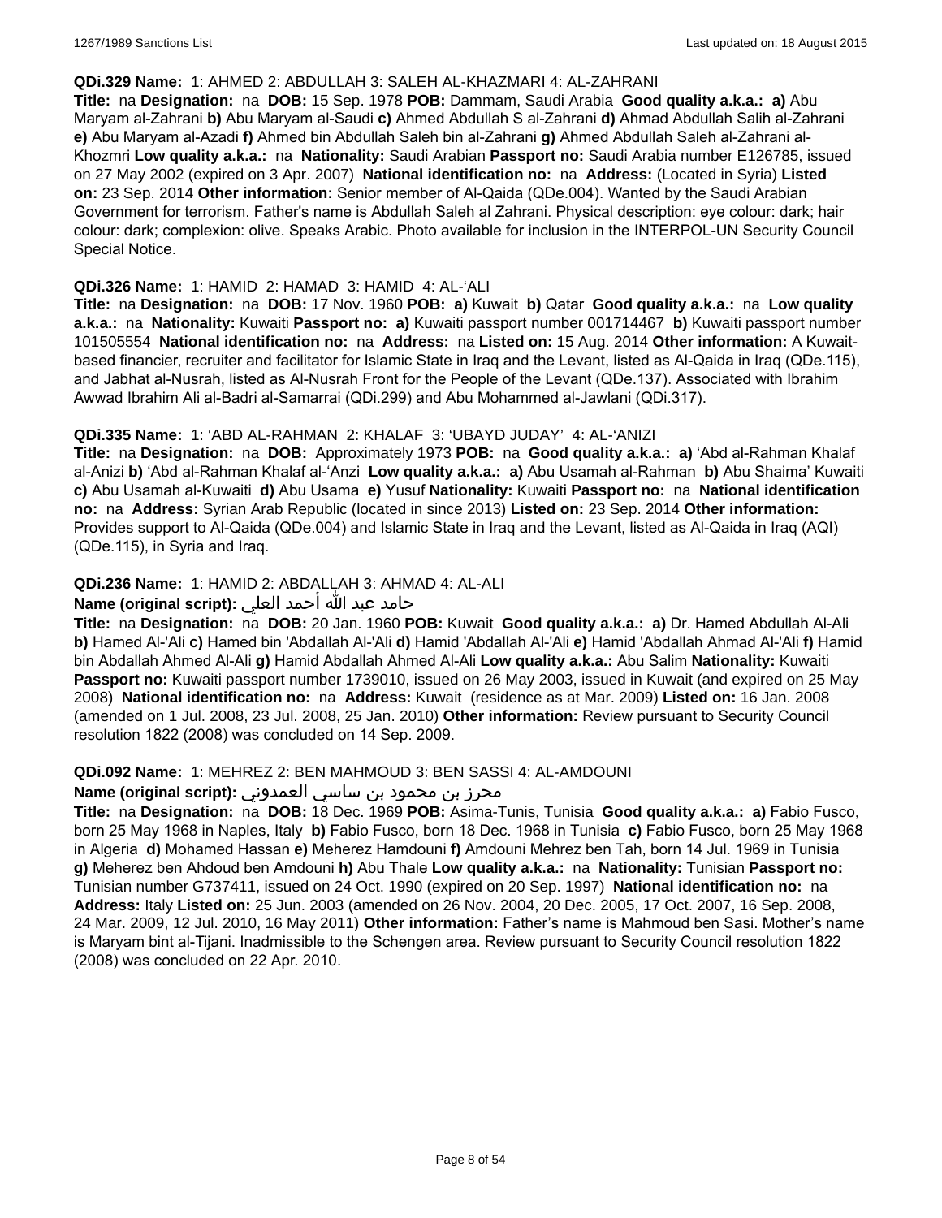**QDi.329 Name:** 1: AHMED 2: ABDULLAH 3: SALEH AL-KHAZMARI 4: AL-ZAHRANI

**Title:** na **Designation:** na **DOB:** 15 Sep. 1978 **POB:** Dammam, Saudi Arabia **Good quality a.k.a.:** **a)** Abu Maryam al-Zahrani **b)** Abu Maryam al-Saudi **c)** Ahmed Abdullah S al-Zahrani **d)** Ahmad Abdullah Salih al-Zahrani **e)** Abu Maryam al-Azadi **f)** Ahmed bin Abdullah Saleh bin al-Zahrani **g)** Ahmed Abdullah Saleh al-Zahrani al-Khozmri **Low quality a.k.a.:** na **Nationality:** Saudi Arabian **Passport no:** Saudi Arabia number E126785, issued on 27 May 2002 (expired on 3 Apr. 2007) **National identification no:** na **Address:** (Located in Syria) **Listed on:** 23 Sep. 2014 **Other information:** Senior member of Al-Qaida (QDe.004). Wanted by the Saudi Arabian Government for terrorism. Father's name is Abdullah Saleh al Zahrani. Physical description: eye colour: dark; hair colour: dark; complexion: olive. Speaks Arabic. Photo available for inclusion in the INTERPOL-UN Security Council Special Notice.

**QDi.326 Name:** 1: HAMID 2: HAMAD 3: HAMID 4: AL-'ALI

**Title:** na **Designation:** na **DOB:** 17 Nov. 1960 **POB:** **a)** Kuwait **b)** Qatar **Good quality a.k.a.:** na **Low quality a.k.a.:** na **Nationality:** Kuwaiti **Passport no:** **a)** Kuwaiti passport number 001714467 **b)** Kuwaiti passport number 101505554 **National identification no:** na **Address:** na **Listed on:** 15 Aug. 2014 **Other information:** A Kuwait-based financier, recruiter and facilitator for Islamic State in Iraq and the Levant, listed as Al-Qaida in Iraq (QDe.115), and Jabhat al-Nusrah, listed as Al-Nusrah Front for the People of the Levant (QDe.137). Associated with Ibrahim Awwad Ibrahim Ali al-Badri al-Samarrai (QDi.299) and Abu Mohammed al-Jawlani (QDi.317).

**QDi.335 Name:** 1: 'ABD AL-RAHMAN 2: KHALAF 3: 'UBAYD JUDAY' 4: AL-'ANIZI

**Title:** na **Designation:** na **DOB:** Approximately 1973 **POB:** na **Good quality a.k.a.:** **a)** 'Abd al-Rahman Khalaf al-Anizi **b)** 'Abd al-Rahman Khalaf al-'Anzi **Low quality a.k.a.:** **a)** Abu Usamah al-Rahman **b)** Abu Shaima' Kuwaiti **c)** Abu Usamah al-Kuwaiti **d)** Abu Usama **e)** Yusuf **Nationality:** Kuwaiti **Passport no:** na **National identification no:** na **Address:** Syrian Arab Republic (located in since 2013) **Listed on:** 23 Sep. 2014 **Other information:** Provides support to Al-Qaida (QDe.004) and Islamic State in Iraq and the Levant, listed as Al-Qaida in Iraq (AQI) (QDe.115), in Syria and Iraq.

**QDi.236 Name:** 1: HAMID 2: ABDALLAH 3: AHMAD 4: AL-ALI

**Name (original script):** حامد عبد الله أحمد العلي

**Title:** na **Designation:** na **DOB:** 20 Jan. 1960 **POB:** Kuwait **Good quality a.k.a.:** **a)** Dr. Hamed Abdullah Al-Ali **b)** Hamed Al-'Ali **c)** Hamed bin 'Abdallah Al-'Ali **d)** Hamid 'Abdallah Al-'Ali **e)** Hamid 'Abdallah Ahmad Al-'Ali **f)** Hamid bin Abdallah Ahmed Al-Ali **g)** Hamid Abdallah Ahmed Al-Ali **Low quality a.k.a.:** Abu Salim **Nationality:** Kuwaiti **Passport no:** Kuwaiti passport number 1739010, issued on 26 May 2003, issued in Kuwait (and expired on 25 May 2008) **National identification no:** na **Address:** Kuwait (residence as at Mar. 2009) **Listed on:** 16 Jan. 2008 (amended on 1 Jul. 2008, 23 Jul. 2008, 25 Jan. 2010) **Other information:** Review pursuant to Security Council resolution 1822 (2008) was concluded on 14 Sep. 2009.

**QDi.092 Name:** 1: MEHREZ 2: BEN MAHMOUD 3: BEN SASSI 4: AL-AMDOUNI

**Name (original script):** محرز بن محمود بن ساسي العمدوني

**Title:** na **Designation:** na **DOB:** 18 Dec. 1969 **POB:** Asima-Tunis, Tunisia **Good quality a.k.a.:** **a)** Fabio Fusco, born 25 May 1968 in Naples, Italy **b)** Fabio Fusco, born 18 Dec. 1968 in Tunisia **c)** Fabio Fusco, born 25 May 1968 in Algeria **d)** Mohamed Hassan **e)** Meherez Hamdouni **f)** Amdouni Mehrez ben Tah, born 14 Jul. 1969 in Tunisia **g)** Meherez ben Ahdoud ben Amdouni **h)** Abu Thale **Low quality a.k.a.:** na **Nationality:** Tunisian **Passport no:** Tunisian number G737411, issued on 24 Oct. 1990 (expired on 20 Sep. 1997) **National identification no:** na **Address:** Italy **Listed on:** 25 Jun. 2003 (amended on 26 Nov. 2004, 20 Dec. 2005, 17 Oct. 2007, 16 Sep. 2008, 24 Mar. 2009, 12 Jul. 2010, 16 May 2011) **Other information:** Father's name is Mahmoud ben Sasi. Mother's name is Maryam bint al-Tijani. Inadmissible to the Schengen area. Review pursuant to Security Council resolution 1822 (2008) was concluded on 22 Apr. 2010.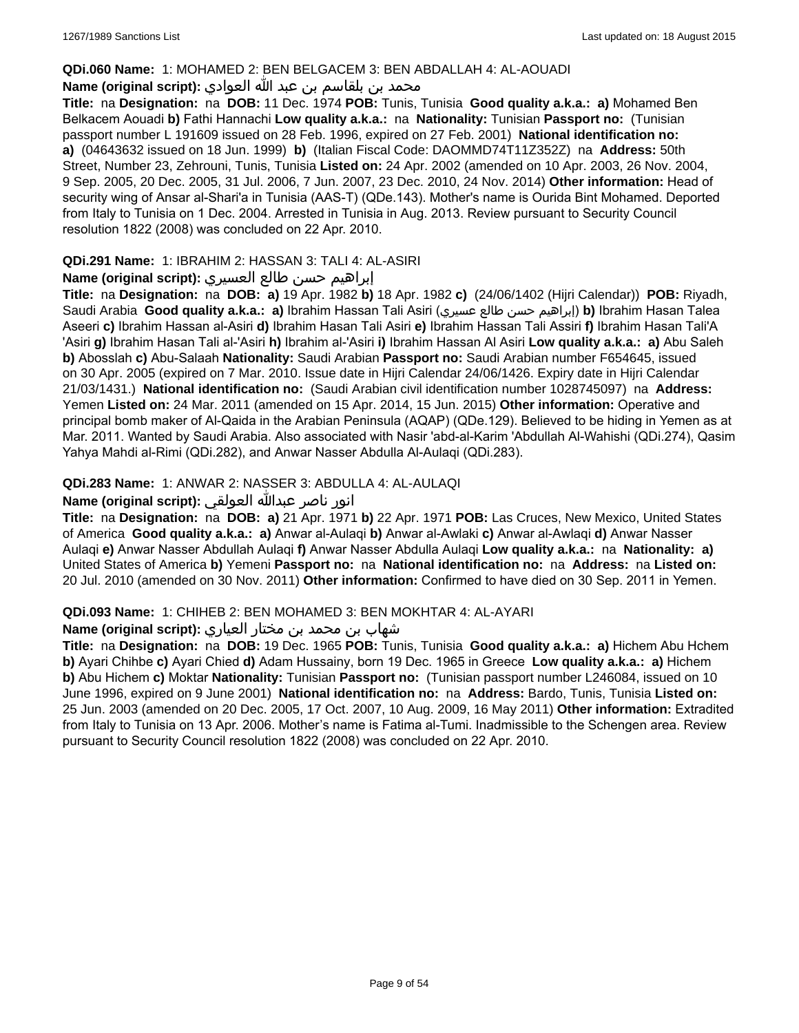**QDi.060 Name:** 1: MOHAMED 2: BEN BELGACEM 3: BEN ABDALLAH 4: AL-AOUADI

**Name (original script):** محمد بن بلقاسم بن عبد الله العوادي

**Title:** na **Designation:** na **DOB:** 11 Dec. 1974 **POB:** Tunis, Tunisia **Good quality a.k.a.:** **a)** Mohamed Ben Belkacem Aouadi **b)** Fathi Hannachi **Low quality a.k.a.:** na **Nationality:** Tunisian **Passport no:** (Tunisian passport number L 191609 issued on 28 Feb. 1996, expired on 27 Feb. 2001) **National identification no:** **a)** (04643632 issued on 18 Jun. 1999) **b)** (Italian Fiscal Code: DAOMMD74T11Z352Z) na **Address:** 50th Street, Number 23, Zehrouni, Tunis, Tunisia **Listed on:** 24 Apr. 2002 (amended on 10 Apr. 2003, 26 Nov. 2004, 9 Sep. 2005, 20 Dec. 2005, 31 Jul. 2006, 7 Jun. 2007, 23 Dec. 2010, 24 Nov. 2014) **Other information:** Head of security wing of Ansar al-Shari'a in Tunisia (AAS-T) (QDe.143). Mother's name is Ourida Bint Mohamed. Deported from Italy to Tunisia on 1 Dec. 2004. Arrested in Tunisia in Aug. 2013. Review pursuant to Security Council resolution 1822 (2008) was concluded on 22 Apr. 2010.

**QDi.291 Name:** 1: IBRAHIM 2: HASSAN 3: TALI 4: AL-ASIRI

**Name (original script):** إبراهيم حسن طالع العسيري

**Title:** na **Designation:** na **DOB:** **a)** 19 Apr. 1982 **b)** 18 Apr. 1982 **c)** (24/06/1402 (Hijri Calendar)) **POB:** Riyadh, Saudi Arabia **Good quality a.k.a.:** **a)** Ibrahim Hassan Tali Asiri (إبراهيم حسن طالع عسيري) **b)** Ibrahim Hasan Talea Aseeri **c)** Ibrahim Hassan al-Asiri **d)** Ibrahim Hasan Tali Asiri **e)** Ibrahim Hassan Tali Assiri **f)** Ibrahim Hasan Tali'A 'Asiri **g)** Ibrahim Hasan Tali al-'Asiri **h)** Ibrahim al-'Asiri **i)** Ibrahim Hassan Al Asiri **Low quality a.k.a.:** **a)** Abu Saleh **b)** Abosslah **c)** Abu-Salaah **Nationality:** Saudi Arabian **Passport no:** Saudi Arabian number F654645, issued on 30 Apr. 2005 (expired on 7 Mar. 2010. Issue date in Hijri Calendar 24/06/1426. Expiry date in Hijri Calendar 21/03/1431.) **National identification no:** (Saudi Arabian civil identification number 1028745097) na **Address:** Yemen **Listed on:** 24 Mar. 2011 (amended on 15 Apr. 2014, 15 Jun. 2015) **Other information:** Operative and principal bomb maker of Al-Qaida in the Arabian Peninsula (AQAP) (QDe.129). Believed to be hiding in Yemen as at Mar. 2011. Wanted by Saudi Arabia. Also associated with Nasir 'abd-al-Karim 'Abdullah Al-Wahishi (QDi.274), Qasim Yahya Mahdi al-Rimi (QDi.282), and Anwar Nasser Abdulla Al-Aulaqi (QDi.283).

**QDi.283 Name:** 1: ANWAR 2: NASSER 3: ABDULLA 4: AL-AULAQI

**Name (original script):** انور ناصر عبدالله العولقي

**Title:** na **Designation:** na **DOB:** **a)** 21 Apr. 1971 **b)** 22 Apr. 1971 **POB:** Las Cruces, New Mexico, United States of America **Good quality a.k.a.:** **a)** Anwar al-Aulaqi **b)** Anwar al-Awlaki **c)** Anwar al-Awlaqi **d)** Anwar Nasser Aulaqi **e)** Anwar Nasser Abdullah Aulaqi **f)** Anwar Nasser Abdulla Aulaqi **Low quality a.k.a.:** na **Nationality:** **a)** United States of America **b)** Yemeni **Passport no:** na **National identification no:** na **Address:** na **Listed on:** 20 Jul. 2010 (amended on 30 Nov. 2011) **Other information:** Confirmed to have died on 30 Sep. 2011 in Yemen.

**QDi.093 Name:** 1: CHIHEB 2: BEN MOHAMED 3: BEN MOKHTAR 4: AL-AYARI

**Name (original script):** شهاب بن محمد بن مختار العياري

**Title:** na **Designation:** na **DOB:** 19 Dec. 1965 **POB:** Tunis, Tunisia **Good quality a.k.a.:** **a)** Hichem Abu Hchem **b)** Ayari Chihbe **c)** Ayari Chied **d)** Adam Hussainy, born 19 Dec. 1965 in Greece **Low quality a.k.a.:** **a)** Hichem **b)** Abu Hichem **c)** Moktar **Nationality:** Tunisian **Passport no:** (Tunisian passport number L246084, issued on 10 June 1996, expired on 9 June 2001) **National identification no:** na **Address:** Bardo, Tunis, Tunisia **Listed on:** 25 Jun. 2003 (amended on 20 Dec. 2005, 17 Oct. 2007, 10 Aug. 2009, 16 May 2011) **Other information:** Extradited from Italy to Tunisia on 13 Apr. 2006. Mother's name is Fatima al-Tumi. Inadmissible to the Schengen area. Review pursuant to Security Council resolution 1822 (2008) was concluded on 22 Apr. 2010.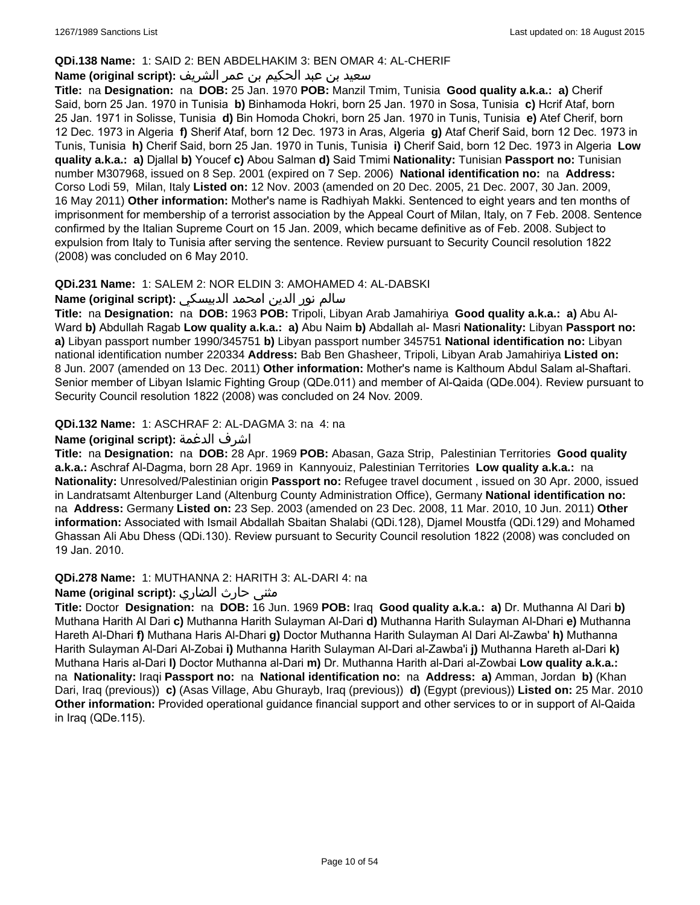**QDi.138 Name:** 1: SAID 2: BEN ABDELHAKIM 3: BEN OMAR 4: AL-CHERIF

**Name (original script):** سعيد بن عبد الحكيم بن عمر الشريف

**Title:** na **Designation:** na **DOB:** 25 Jan. 1970 **POB:** Manzil Tmim, Tunisia **Good quality a.k.a.:** **a)** Cherif Said, born 25 Jan. 1970 in Tunisia **b)** Binhamoda Hokri, born 25 Jan. 1970 in Sosa, Tunisia **c)** Hcrif Ataf, born 25 Jan. 1971 in Solisse, Tunisia **d)** Bin Homoda Chokri, born 25 Jan. 1970 in Tunis, Tunisia **e)** Atef Cherif, born 12 Dec. 1973 in Algeria **f)** Sherif Ataf, born 12 Dec. 1973 in Aras, Algeria **g)** Ataf Cherif Said, born 12 Dec. 1973 in Tunis, Tunisia **h)** Cherif Said, born 25 Jan. 1970 in Tunis, Tunisia **i)** Cherif Said, born 12 Dec. 1973 in Algeria **Low quality a.k.a.:** **a)** Djallal **b)** Youcef **c)** Abou Salman **d)** Said Tmimi **Nationality:** Tunisian **Passport no:** Tunisian number M307968, issued on 8 Sep. 2001 (expired on 7 Sep. 2006) **National identification no:** na **Address:** Corso Lodi 59, Milan, Italy **Listed on:** 12 Nov. 2003 (amended on 20 Dec. 2005, 21 Dec. 2007, 30 Jan. 2009, 16 May 2011) **Other information:** Mother's name is Radhiyah Makki. Sentenced to eight years and ten months of imprisonment for membership of a terrorist association by the Appeal Court of Milan, Italy, on 7 Feb. 2008. Sentence confirmed by the Italian Supreme Court on 15 Jan. 2009, which became definitive as of Feb. 2008. Subject to expulsion from Italy to Tunisia after serving the sentence. Review pursuant to Security Council resolution 1822 (2008) was concluded on 6 May 2010.

**QDi.231 Name:** 1: SALEM 2: NOR ELDIN 3: AMOHAMED 4: AL-DABSKI

**Name (original script):** سالم نور الدين امحمد الدبيسكي

**Title:** na **Designation:** na **DOB:** 1963 **POB:** Tripoli, Libyan Arab Jamahiriya **Good quality a.k.a.:** **a)** Abu Al-Ward **b)** Abdullah Ragab **Low quality a.k.a.:** **a)** Abu Naim **b)** Abdallah al- Masri **Nationality:** Libyan **Passport no:** **a)** Libyan passport number 1990/345751 **b)** Libyan passport number 345751 **National identification no:** Libyan national identification number 220334 **Address:** Bab Ben Ghasheer, Tripoli, Libyan Arab Jamahiriya **Listed on:** 8 Jun. 2007 (amended on 13 Dec. 2011) **Other information:** Mother's name is Kalthoum Abdul Salam al-Shaftari. Senior member of Libyan Islamic Fighting Group (QDe.011) and member of Al-Qaida (QDe.004). Review pursuant to Security Council resolution 1822 (2008) was concluded on 24 Nov. 2009.

**QDi.132 Name:** 1: ASCHRAF 2: AL-DAGMA 3: na 4: na

**Name (original script):** اشرف الدغمة

**Title:** na **Designation:** na **DOB:** 28 Apr. 1969 **POB:** Abasan, Gaza Strip, Palestinian Territories **Good quality a.k.a.:** Aschraf Al-Dagma, born 28 Apr. 1969 in Kannyouiz, Palestinian Territories **Low quality a.k.a.:** na **Nationality:** Unresolved/Palestinian origin **Passport no:** Refugee travel document , issued on 30 Apr. 2000, issued in Landratsamt Altenburger Land (Altenburg County Administration Office), Germany **National identification no:** na **Address:** Germany **Listed on:** 23 Sep. 2003 (amended on 23 Dec. 2008, 11 Mar. 2010, 10 Jun. 2011) **Other information:** Associated with Ismail Abdallah Sbaitan Shalabi (QDi.128), Djamel Moustfa (QDi.129) and Mohamed Ghassan Ali Abu Dhess (QDi.130). Review pursuant to Security Council resolution 1822 (2008) was concluded on 19 Jan. 2010.

**QDi.278 Name:** 1: MUTHANNA 2: HARITH 3: AL-DARI 4: na

**Name (original script):** مثنى حارث الضاري

**Title:** Doctor **Designation:** na **DOB:** 16 Jun. 1969 **POB:** Iraq **Good quality a.k.a.:** **a)** Dr. Muthanna Al Dari **b)** Muthana Harith Al Dari **c)** Muthanna Harith Sulayman Al-Dari **d)** Muthanna Harith Sulayman Al-Dhari **e)** Muthanna Hareth Al-Dhari **f)** Muthana Haris Al-Dhari **g)** Doctor Muthanna Harith Sulayman Al Dari Al-Zawba' **h)** Muthanna Harith Sulayman Al-Dari Al-Zobai **i)** Muthanna Harith Sulayman Al-Dari al-Zawba'i **j)** Muthanna Hareth al-Dari **k)** Muthana Haris al-Dari **l)** Doctor Muthanna al-Dari **m)** Dr. Muthanna Harith al-Dari al-Zowbai **Low quality a.k.a.:** na **Nationality:** Iraqi **Passport no:** na **National identification no:** na **Address:** **a)** Amman, Jordan **b)** (Khan Dari, Iraq (previous)) **c)** (Asas Village, Abu Ghurayb, Iraq (previous)) **d)** (Egypt (previous)) **Listed on:** 25 Mar. 2010 **Other information:** Provided operational guidance financial support and other services to or in support of Al-Qaida in Iraq (QDe.115).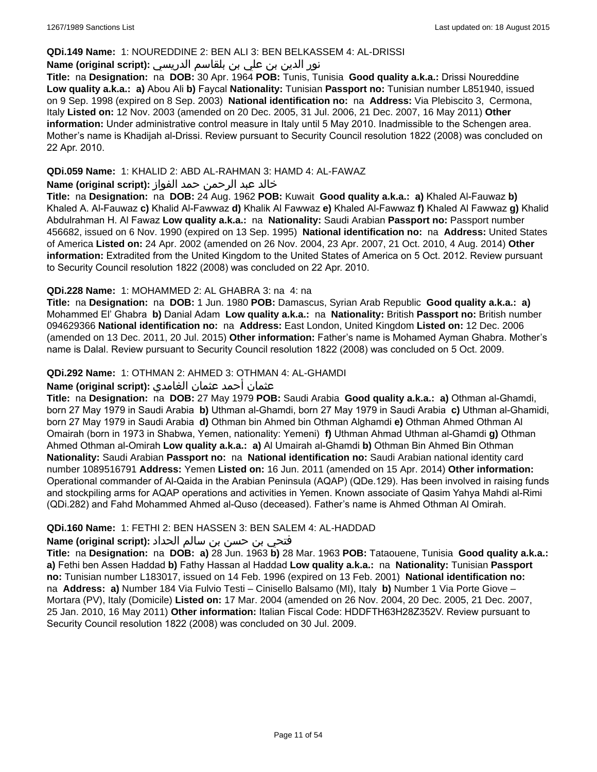**QDi.149 Name:** 1: NOUREDDINE 2: BEN ALI 3: BEN BELKASSEM 4: AL-DRISSI

**Name (original script):** نور الدين بن علي بن بلقاسم الدريسي

**Title:** na **Designation:** na **DOB:** 30 Apr. 1964 **POB:** Tunis, Tunisia **Good quality a.k.a.:** Drissi Noureddine **Low quality a.k.a.:** **a)** Abou Ali **b)** Faycal **Nationality:** Tunisian **Passport no:** Tunisian number L851940, issued on 9 Sep. 1998 (expired on 8 Sep. 2003) **National identification no:** na **Address:** Via Plebiscito 3, Cermona, Italy **Listed on:** 12 Nov. 2003 (amended on 20 Dec. 2005, 31 Jul. 2006, 21 Dec. 2007, 16 May 2011) **Other information:** Under administrative control measure in Italy until 5 May 2010. Inadmissible to the Schengen area. Mother's name is Khadijah al-Drissi. Review pursuant to Security Council resolution 1822 (2008) was concluded on 22 Apr. 2010.

**QDi.059 Name:** 1: KHALID 2: ABD AL-RAHMAN 3: HAMD 4: AL-FAWAZ

**Name (original script):** خالد عبد الرحمن حمد الفواز

**Title:** na **Designation:** na **DOB:** 24 Aug. 1962 **POB:** Kuwait **Good quality a.k.a.:** **a)** Khaled Al-Fauwaz **b)** Khaled A. Al-Fauwaz **c)** Khalid Al-Fawwaz **d)** Khalik Al Fawwaz **e)** Khaled Al-Fawwaz **f)** Khaled Al Fawwaz **g)** Khalid Abdulrahman H. Al Fawaz **Low quality a.k.a.:** na **Nationality:** Saudi Arabian **Passport no:** Passport number 456682, issued on 6 Nov. 1990 (expired on 13 Sep. 1995) **National identification no:** na **Address:** United States of America **Listed on:** 24 Apr. 2002 (amended on 26 Nov. 2004, 23 Apr. 2007, 21 Oct. 2010, 4 Aug. 2014) **Other information:** Extradited from the United Kingdom to the United States of America on 5 Oct. 2012. Review pursuant to Security Council resolution 1822 (2008) was concluded on 22 Apr. 2010.

**QDi.228 Name:** 1: MOHAMMED 2: AL GHABRA 3: na 4: na

**Title:** na **Designation:** na **DOB:** 1 Jun. 1980 **POB:** Damascus, Syrian Arab Republic **Good quality a.k.a.:** **a)** Mohammed El' Ghabra **b)** Danial Adam **Low quality a.k.a.:** na **Nationality:** British **Passport no:** British number 094629366 **National identification no:** na **Address:** East London, United Kingdom **Listed on:** 12 Dec. 2006 (amended on 13 Dec. 2011, 20 Jul. 2015) **Other information:** Father's name is Mohamed Ayman Ghabra. Mother's name is Dalal. Review pursuant to Security Council resolution 1822 (2008) was concluded on 5 Oct. 2009.

**QDi.292 Name:** 1: OTHMAN 2: AHMED 3: OTHMAN 4: AL-GHAMDI

**Name (original script):** عثمان أحمد عثمان الغامدي

**Title:** na **Designation:** na **DOB:** 27 May 1979 **POB:** Saudi Arabia **Good quality a.k.a.:** **a)** Othman al-Ghamdi, born 27 May 1979 in Saudi Arabia **b)** Uthman al-Ghamdi, born 27 May 1979 in Saudi Arabia **c)** Uthman al-Ghamidi, born 27 May 1979 in Saudi Arabia **d)** Othman bin Ahmed bin Othman Alghamdi **e)** Othman Ahmed Othman Al Omairah (born in 1973 in Shabwa, Yemen, nationality: Yemeni) **f)** Uthman Ahmad Uthman al-Ghamdi **g)** Othman Ahmed Othman al-Omirah **Low quality a.k.a.:** **a)** Al Umairah al-Ghamdi **b)** Othman Bin Ahmed Bin Othman **Nationality:** Saudi Arabian **Passport no:** na **National identification no:** Saudi Arabian national identity card number 1089516791 **Address:** Yemen **Listed on:** 16 Jun. 2011 (amended on 15 Apr. 2014) **Other information:** Operational commander of Al-Qaida in the Arabian Peninsula (AQAP) (QDe.129). Has been involved in raising funds and stockpiling arms for AQAP operations and activities in Yemen. Known associate of Qasim Yahya Mahdi al-Rimi (QDi.282) and Fahd Mohammed Ahmed al-Quso (deceased). Father's name is Ahmed Othman Al Omirah.

**QDi.160 Name:** 1: FETHI 2: BEN HASSEN 3: BEN SALEM 4: AL-HADDAD

**Name (original script):** فتحي بن حسن بن سالم الحداد

**Title:** na **Designation:** na **DOB:** **a)** 28 Jun. 1963 **b)** 28 Mar. 1963 **POB:** Tataouene, Tunisia **Good quality a.k.a.:** **a)** Fethi ben Assen Haddad **b)** Fathy Hassan al Haddad **Low quality a.k.a.:** na **Nationality:** Tunisian **Passport no:** Tunisian number L183017, issued on 14 Feb. 1996 (expired on 13 Feb. 2001) **National identification no:** na **Address:** **a)** Number 184 Via Fulvio Testi – Cinisello Balsamo (MI), Italy **b)** Number 1 Via Porte Giove – Mortara (PV), Italy (Domicile) **Listed on:** 17 Mar. 2004 (amended on 26 Nov. 2004, 20 Dec. 2005, 21 Dec. 2007, 25 Jan. 2010, 16 May 2011) **Other information:** Italian Fiscal Code: HDDFTH63H28Z352V. Review pursuant to Security Council resolution 1822 (2008) was concluded on 30 Jul. 2009.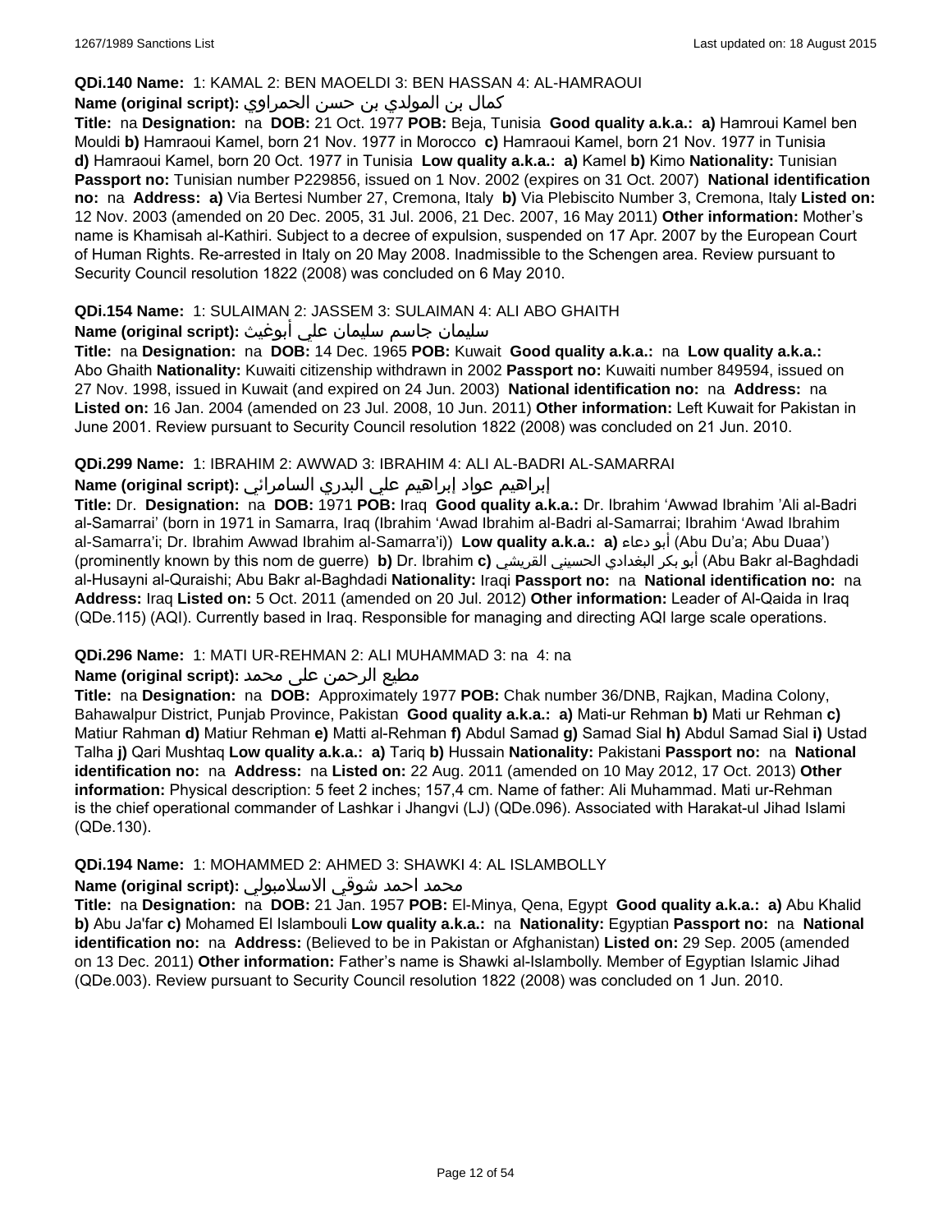**QDi.140 Name:** 1: KAMAL 2: BEN MAOELDI 3: BEN HASSAN 4: AL-HAMRAOUI

**Name (original script):** كمال بن المولدي بن حسن الحمراوي

**Title:** na **Designation:** na **DOB:** 21 Oct. 1977 **POB:** Beja, Tunisia **Good quality a.k.a.:** **a)** Hamroui Kamel ben Mouldi **b)** Hamraoui Kamel, born 21 Nov. 1977 in Morocco **c)** Hamraoui Kamel, born 21 Nov. 1977 in Tunisia **d)** Hamraoui Kamel, born 20 Oct. 1977 in Tunisia **Low quality a.k.a.:** **a)** Kamel **b)** Kimo **Nationality:** Tunisian **Passport no:** Tunisian number P229856, issued on 1 Nov. 2002 (expires on 31 Oct. 2007) **National identification no:** na **Address:** **a)** Via Bertesi Number 27, Cremona, Italy **b)** Via Plebiscito Number 3, Cremona, Italy **Listed on:** 12 Nov. 2003 (amended on 20 Dec. 2005, 31 Jul. 2006, 21 Dec. 2007, 16 May 2011) **Other information:** Mother's name is Khamisah al-Kathiri. Subject to a decree of expulsion, suspended on 17 Apr. 2007 by the European Court of Human Rights. Re-arrested in Italy on 20 May 2008. Inadmissible to the Schengen area. Review pursuant to Security Council resolution 1822 (2008) was concluded on 6 May 2010.

**QDi.154 Name:** 1: SULAIMAN 2: JASSEM 3: SULAIMAN 4: ALI ABO GHAITH

**Name (original script):** سليمان جاسم سليمان علي أبوغيث

**Title:** na **Designation:** na **DOB:** 14 Dec. 1965 **POB:** Kuwait **Good quality a.k.a.:** na **Low quality a.k.a.:** Abo Ghaith **Nationality:** Kuwaiti citizenship withdrawn in 2002 **Passport no:** Kuwaiti number 849594, issued on 27 Nov. 1998, issued in Kuwait (and expired on 24 Jun. 2003) **National identification no:** na **Address:** na **Listed on:** 16 Jan. 2004 (amended on 23 Jul. 2008, 10 Jun. 2011) **Other information:** Left Kuwait for Pakistan in June 2001. Review pursuant to Security Council resolution 1822 (2008) was concluded on 21 Jun. 2010.

**QDi.299 Name:** 1: IBRAHIM 2: AWWAD 3: IBRAHIM 4: ALI AL-BADRI AL-SAMARRAI

**Name (original script):** إبراهيم عواد إبراهيم علي البدري السامرائي

**Title:** Dr. **Designation:** na **DOB:** 1971 **POB:** Iraq **Good quality a.k.a.:** Dr. Ibrahim 'Awwad Ibrahim 'Ali al-Badri al-Samarrai' (born in 1971 in Samarra, Iraq (Ibrahim 'Awad Ibrahim al-Badri al-Samarrai; Ibrahim 'Awad Ibrahim al-Samarra'i; Dr. Ibrahim Awwad Ibrahim al-Samarra'i)) **Low quality a.k.a.:** **a)** أبو دعاء (Abu Du'a; Abu Duaa') (prominently known by this nom de guerre) **b)** Dr. Ibrahim **c)** أبو بكر البغدادي الحسيني القريشي (Abu Bakr al-Baghdadi al-Husayni al-Quraishi; Abu Bakr al-Baghdadi **Nationality:** Iraqi **Passport no:** na **National identification no:** na **Address:** Iraq **Listed on:** 5 Oct. 2011 (amended on 20 Jul. 2012) **Other information:** Leader of Al-Qaida in Iraq (QDe.115) (AQI). Currently based in Iraq. Responsible for managing and directing AQI large scale operations.

**QDi.296 Name:** 1: MATI UR-REHMAN 2: ALI MUHAMMAD 3: na 4: na

**Name (original script):** مطيع الرحمن علی محمد

**Title:** na **Designation:** na **DOB:** Approximately 1977 **POB:** Chak number 36/DNB, Rajkan, Madina Colony, Bahawalpur District, Punjab Province, Pakistan **Good quality a.k.a.:** **a)** Mati-ur Rehman **b)** Mati ur Rehman **c)** Matiur Rahman **d)** Matiur Rehman **e)** Matti al-Rehman **f)** Abdul Samad **g)** Samad Sial **h)** Abdul Samad Sial **i)** Ustad Talha **j)** Qari Mushtaq **Low quality a.k.a.:** **a)** Tariq **b)** Hussain **Nationality:** Pakistani **Passport no:** na **National identification no:** na **Address:** na **Listed on:** 22 Aug. 2011 (amended on 10 May 2012, 17 Oct. 2013) **Other information:** Physical description: 5 feet 2 inches; 157,4 cm. Name of father: Ali Muhammad. Mati ur-Rehman is the chief operational commander of Lashkar i Jhangvi (LJ) (QDe.096). Associated with Harakat-ul Jihad Islami (QDe.130).

**QDi.194 Name:** 1: MOHAMMED 2: AHMED 3: SHAWKI 4: AL ISLAMBOLLY

**Name (original script):** محمد احمد شوقي الاسلامبولي

**Title:** na **Designation:** na **DOB:** 21 Jan. 1957 **POB:** El-Minya, Qena, Egypt **Good quality a.k.a.:** **a)** Abu Khalid **b)** Abu Ja'far **c)** Mohamed El Islambouli **Low quality a.k.a.:** na **Nationality:** Egyptian **Passport no:** na **National identification no:** na **Address:** (Believed to be in Pakistan or Afghanistan) **Listed on:** 29 Sep. 2005 (amended on 13 Dec. 2011) **Other information:** Father's name is Shawki al-Islambolly. Member of Egyptian Islamic Jihad (QDe.003). Review pursuant to Security Council resolution 1822 (2008) was concluded on 1 Jun. 2010.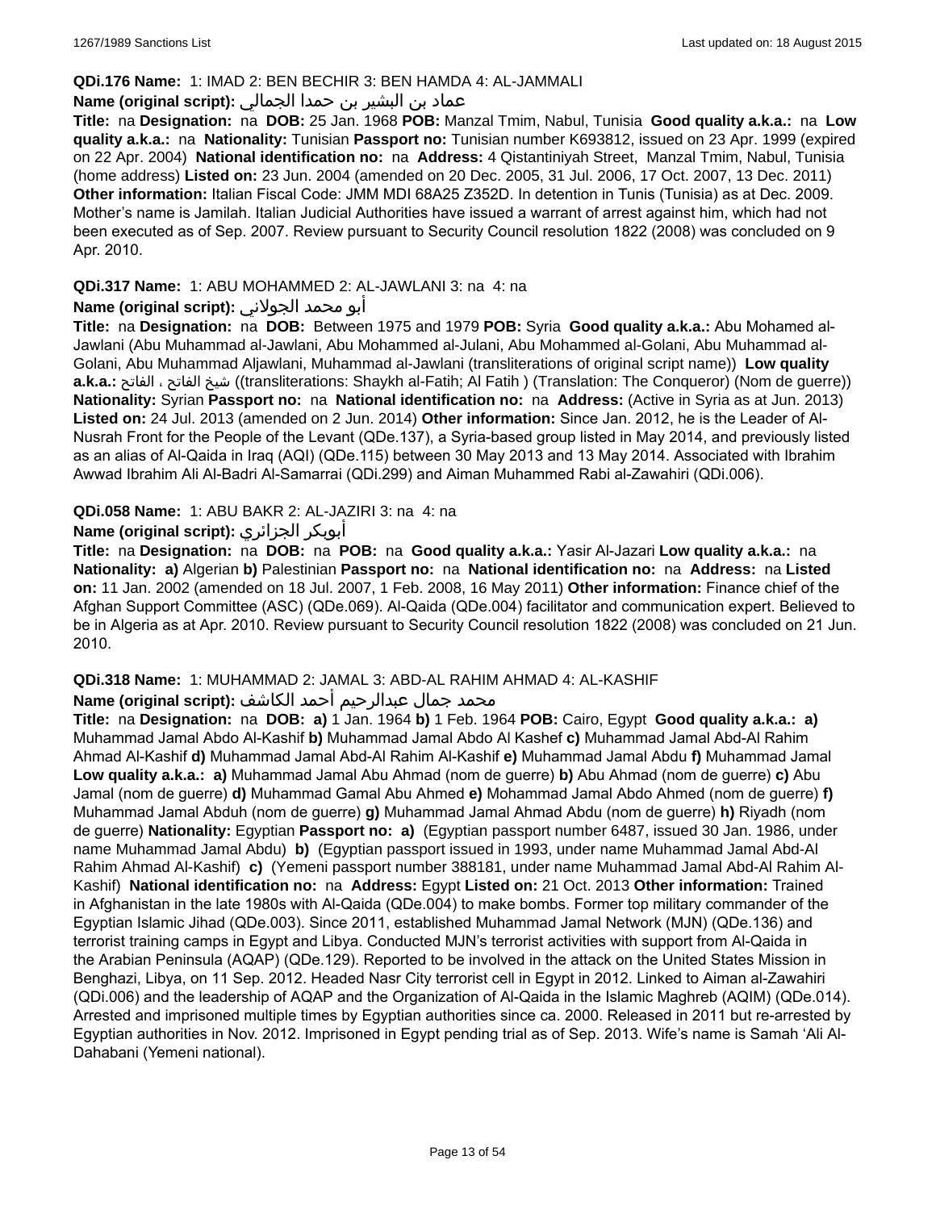**QDi.176 Name:** 1: IMAD 2: BEN BECHIR 3: BEN HAMDA 4: AL-JAMMALI

**Name (original script):** عماد بن البشير بن حمدا الجمالي

**Title:** na **Designation:** na **DOB:** 25 Jan. 1968 **POB:** Manzal Tmim, Nabul, Tunisia **Good quality a.k.a.:** na **Low quality a.k.a.:** na **Nationality:** Tunisian **Passport no:** Tunisian number K693812, issued on 23 Apr. 1999 (expired on 22 Apr. 2004) **National identification no:** na **Address:** 4 Qistantiniyah Street, Manzal Tmim, Nabul, Tunisia (home address) **Listed on:** 23 Jun. 2004 (amended on 20 Dec. 2005, 31 Jul. 2006, 17 Oct. 2007, 13 Dec. 2011) **Other information:** Italian Fiscal Code: JMM MDI 68A25 Z352D. In detention in Tunis (Tunisia) as at Dec. 2009. Mother's name is Jamilah. Italian Judicial Authorities have issued a warrant of arrest against him, which had not been executed as of Sep. 2007. Review pursuant to Security Council resolution 1822 (2008) was concluded on 9 Apr. 2010.

**QDi.317 Name:** 1: ABU MOHAMMED 2: AL-JAWLANI 3: na 4: na

**Name (original script):** أبو محمد الجولاني

**Title:** na **Designation:** na **DOB:** Between 1975 and 1979 **POB:** Syria **Good quality a.k.a.:** Abu Mohamed al-Jawlani (Abu Muhammad al-Jawlani, Abu Mohammed al-Julani, Abu Mohammed al-Golani, Abu Muhammad al-Golani, Abu Muhammad Aljawlani, Muhammad al-Jawlani (transliterations of original script name)) **Low quality a.k.a.:** شيخ الفاتح ، الفاتح ((transliterations: Shaykh al-Fatih; Al Fatih ) (Translation: The Conqueror) (Nom de guerre)) **Nationality:** Syrian **Passport no:** na **National identification no:** na **Address:** (Active in Syria as at Jun. 2013) **Listed on:** 24 Jul. 2013 (amended on 2 Jun. 2014) **Other information:** Since Jan. 2012, he is the Leader of Al-Nusrah Front for the People of the Levant (QDe.137), a Syria-based group listed in May 2014, and previously listed as an alias of Al-Qaida in Iraq (AQI) (QDe.115) between 30 May 2013 and 13 May 2014. Associated with Ibrahim Awwad Ibrahim Ali Al-Badri Al-Samarrai (QDi.299) and Aiman Muhammed Rabi al-Zawahiri (QDi.006).

**QDi.058 Name:** 1: ABU BAKR 2: AL-JAZIRI 3: na 4: na

**Name (original script):** أبوبكر الجزائري

**Title:** na **Designation:** na **DOB:** na **POB:** na **Good quality a.k.a.:** Yasir Al-Jazari **Low quality a.k.a.:** na **Nationality:** **a)** Algerian **b)** Palestinian **Passport no:** na **National identification no:** na **Address:** na **Listed on:** 11 Jan. 2002 (amended on 18 Jul. 2007, 1 Feb. 2008, 16 May 2011) **Other information:** Finance chief of the Afghan Support Committee (ASC) (QDe.069). Al-Qaida (QDe.004) facilitator and communication expert. Believed to be in Algeria as at Apr. 2010. Review pursuant to Security Council resolution 1822 (2008) was concluded on 21 Jun. 2010.

**QDi.318 Name:** 1: MUHAMMAD 2: JAMAL 3: ABD-AL RAHIM AHMAD 4: AL-KASHIF

**Name (original script):** محمد جمال عبدالرحيم أحمد الكاشف

**Title:** na **Designation:** na **DOB:** **a)** 1 Jan. 1964 **b)** 1 Feb. 1964 **POB:** Cairo, Egypt **Good quality a.k.a.:** **a)** Muhammad Jamal Abdo Al-Kashif **b)** Muhammad Jamal Abdo Al Kashef **c)** Muhammad Jamal Abd-Al Rahim Ahmad Al-Kashif **d)** Muhammad Jamal Abd-Al Rahim Al-Kashif **e)** Muhammad Jamal Abdu **f)** Muhammad Jamal **Low quality a.k.a.:** **a)** Muhammad Jamal Abu Ahmad (nom de guerre) **b)** Abu Ahmad (nom de guerre) **c)** Abu Jamal (nom de guerre) **d)** Muhammad Gamal Abu Ahmed **e)** Mohammad Jamal Abdo Ahmed (nom de guerre) **f)** Muhammad Jamal Abduh (nom de guerre) **g)** Muhammad Jamal Ahmad Abdu (nom de guerre) **h)** Riyadh (nom de guerre) **Nationality:** Egyptian **Passport no:** **a)** (Egyptian passport number 6487, issued 30 Jan. 1986, under name Muhammad Jamal Abdu) **b)** (Egyptian passport issued in 1993, under name Muhammad Jamal Abd-Al Rahim Ahmad Al-Kashif) **c)** (Yemeni passport number 388181, under name Muhammad Jamal Abd-Al Rahim Al-Kashif) **National identification no:** na **Address:** Egypt **Listed on:** 21 Oct. 2013 **Other information:** Trained in Afghanistan in the late 1980s with Al-Qaida (QDe.004) to make bombs. Former top military commander of the Egyptian Islamic Jihad (QDe.003). Since 2011, established Muhammad Jamal Network (MJN) (QDe.136) and terrorist training camps in Egypt and Libya. Conducted MJN's terrorist activities with support from Al-Qaida in the Arabian Peninsula (AQAP) (QDe.129). Reported to be involved in the attack on the United States Mission in Benghazi, Libya, on 11 Sep. 2012. Headed Nasr City terrorist cell in Egypt in 2012. Linked to Aiman al-Zawahiri (QDi.006) and the leadership of AQAP and the Organization of Al-Qaida in the Islamic Maghreb (AQIM) (QDe.014). Arrested and imprisoned multiple times by Egyptian authorities since ca. 2000. Released in 2011 but re-arrested by Egyptian authorities in Nov. 2012. Imprisoned in Egypt pending trial as of Sep. 2013. Wife's name is Samah 'Ali Al-Dahabani (Yemeni national).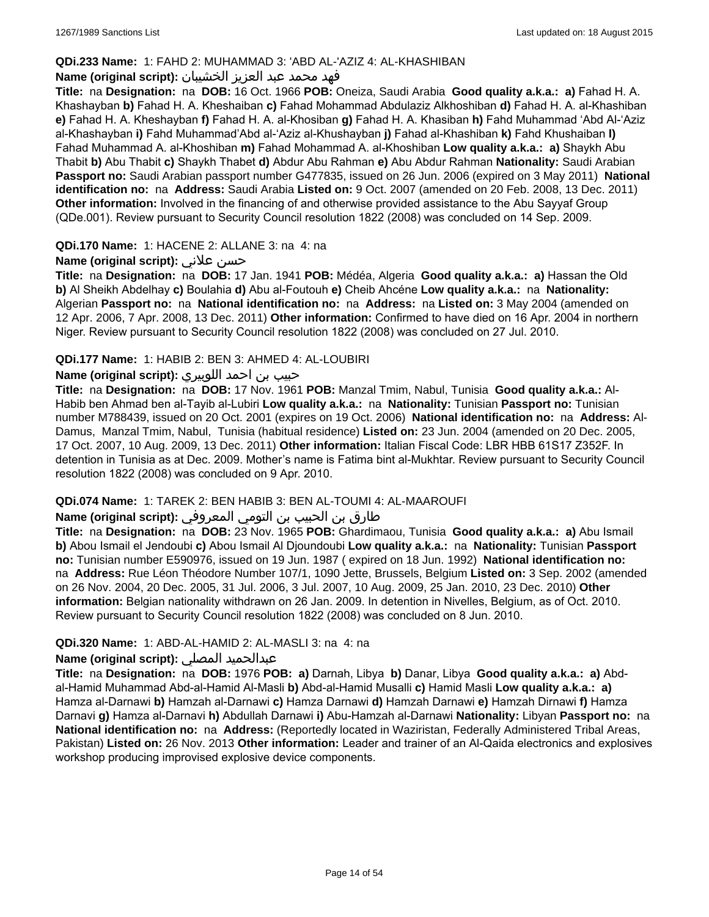**QDi.233 Name:** 1: FAHD 2: MUHAMMAD 3: 'ABD AL-'AZIZ 4: AL-KHASHIBAN

**Name (original script):** فهد محمد عبد العزيز الخشيبان

**Title:** na **Designation:** na **DOB:** 16 Oct. 1966 **POB:** Oneiza, Saudi Arabia **Good quality a.k.a.: a)** Fahad H. A. Khashayban **b)** Fahad H. A. Kheshaiban **c)** Fahad Mohammad Abdulaziz Alkhoshiban **d)** Fahad H. A. al-Khashiban **e)** Fahad H. A. Kheshayban **f)** Fahad H. A. al-Khosiban **g)** Fahad H. A. Khasiban **h)** Fahd Muhammad 'Abd Al-'Aziz al-Khashayban **i)** Fahd Muhammad'Abd al-'Aziz al-Khushayban **j)** Fahad al-Khashiban **k)** Fahd Khushaiban **l)** Fahad Muhammad A. al-Khoshiban **m)** Fahad Mohammad A. al-Khoshiban **Low quality a.k.a.: a)** Shaykh Abu Thabit **b)** Abu Thabit **c)** Shaykh Thabet **d)** Abdur Abu Rahman **e)** Abu Abdur Rahman **Nationality:** Saudi Arabian **Passport no:** Saudi Arabian passport number G477835, issued on 26 Jun. 2006 (expired on 3 May 2011) **National identification no:** na **Address:** Saudi Arabia **Listed on:** 9 Oct. 2007 (amended on 20 Feb. 2008, 13 Dec. 2011) **Other information:** Involved in the financing of and otherwise provided assistance to the Abu Sayyaf Group (QDe.001). Review pursuant to Security Council resolution 1822 (2008) was concluded on 14 Sep. 2009.

**QDi.170 Name:** 1: HACENE 2: ALLANE 3: na 4: na

**Name (original script):** حسن علاني

**Title:** na **Designation:** na **DOB:** 17 Jan. 1941 **POB:** Médéa, Algeria **Good quality a.k.a.: a)** Hassan the Old **b)** Al Sheikh Abdelhay **c)** Boulahia **d)** Abu al-Foutouh **e)** Cheib Ahcéne **Low quality a.k.a.:** na **Nationality:** Algerian **Passport no:** na **National identification no:** na **Address:** na **Listed on:** 3 May 2004 (amended on 12 Apr. 2006, 7 Apr. 2008, 13 Dec. 2011) **Other information:** Confirmed to have died on 16 Apr. 2004 in northern Niger. Review pursuant to Security Council resolution 1822 (2008) was concluded on 27 Jul. 2010.

**QDi.177 Name:** 1: HABIB 2: BEN 3: AHMED 4: AL-LOUBIRI

**Name (original script):** حبيب بن احمد اللوبيري

**Title:** na **Designation:** na **DOB:** 17 Nov. 1961 **POB:** Manzal Tmim, Nabul, Tunisia **Good quality a.k.a.:** Al-Habib ben Ahmad ben al-Tayib al-Lubiri **Low quality a.k.a.:** na **Nationality:** Tunisian **Passport no:** Tunisian number M788439, issued on 20 Oct. 2001 (expires on 19 Oct. 2006) **National identification no:** na **Address:** Al-Damus, Manzal Tmim, Nabul, Tunisia (habitual residence) **Listed on:** 23 Jun. 2004 (amended on 20 Dec. 2005, 17 Oct. 2007, 10 Aug. 2009, 13 Dec. 2011) **Other information:** Italian Fiscal Code: LBR HBB 61S17 Z352F. In detention in Tunisia as at Dec. 2009. Mother's name is Fatima bint al-Mukhtar. Review pursuant to Security Council resolution 1822 (2008) was concluded on 9 Apr. 2010.

**QDi.074 Name:** 1: TAREK 2: BEN HABIB 3: BEN AL-TOUMI 4: AL-MAAROUFI

**Name (original script):** طارق بن الحبيب بن التومي المعروفي

**Title:** na **Designation:** na **DOB:** 23 Nov. 1965 **POB:** Ghardimaou, Tunisia **Good quality a.k.a.: a)** Abu Ismail **b)** Abou Ismail el Jendoubi **c)** Abou Ismail Al Djoundoubi **Low quality a.k.a.:** na **Nationality:** Tunisian **Passport no:** Tunisian number E590976, issued on 19 Jun. 1987 ( expired on 18 Jun. 1992) **National identification no:** na **Address:** Rue Léon Théodore Number 107/1, 1090 Jette, Brussels, Belgium **Listed on:** 3 Sep. 2002 (amended on 26 Nov. 2004, 20 Dec. 2005, 31 Jul. 2006, 3 Jul. 2007, 10 Aug. 2009, 25 Jan. 2010, 23 Dec. 2010) **Other information:** Belgian nationality withdrawn on 26 Jan. 2009. In detention in Nivelles, Belgium, as of Oct. 2010. Review pursuant to Security Council resolution 1822 (2008) was concluded on 8 Jun. 2010.

**QDi.320 Name:** 1: ABD-AL-HAMID 2: AL-MASLI 3: na 4: na

**Name (original script):** عبدالحميد المصلي

**Title:** na **Designation:** na **DOB:** 1976 **POB: a)** Darnah, Libya **b)** Danar, Libya **Good quality a.k.a.: a)** Abd-al-Hamid Muhammad Abd-al-Hamid Al-Masli **b)** Abd-al-Hamid Musalli **c)** Hamid Masli **Low quality a.k.a.: a)** Hamza al-Darnawi **b)** Hamzah al-Darnawi **c)** Hamza Darnawi **d)** Hamzah Darnawi **e)** Hamzah Dirnawi **f)** Hamza Darnavi **g)** Hamza al-Darnavi **h)** Abdullah Darnawi **i)** Abu-Hamzah al-Darnawi **Nationality:** Libyan **Passport no:** na **National identification no:** na **Address:** (Reportedly located in Waziristan, Federally Administered Tribal Areas, Pakistan) **Listed on:** 26 Nov. 2013 **Other information:** Leader and trainer of an Al-Qaida electronics and explosives workshop producing improvised explosive device components.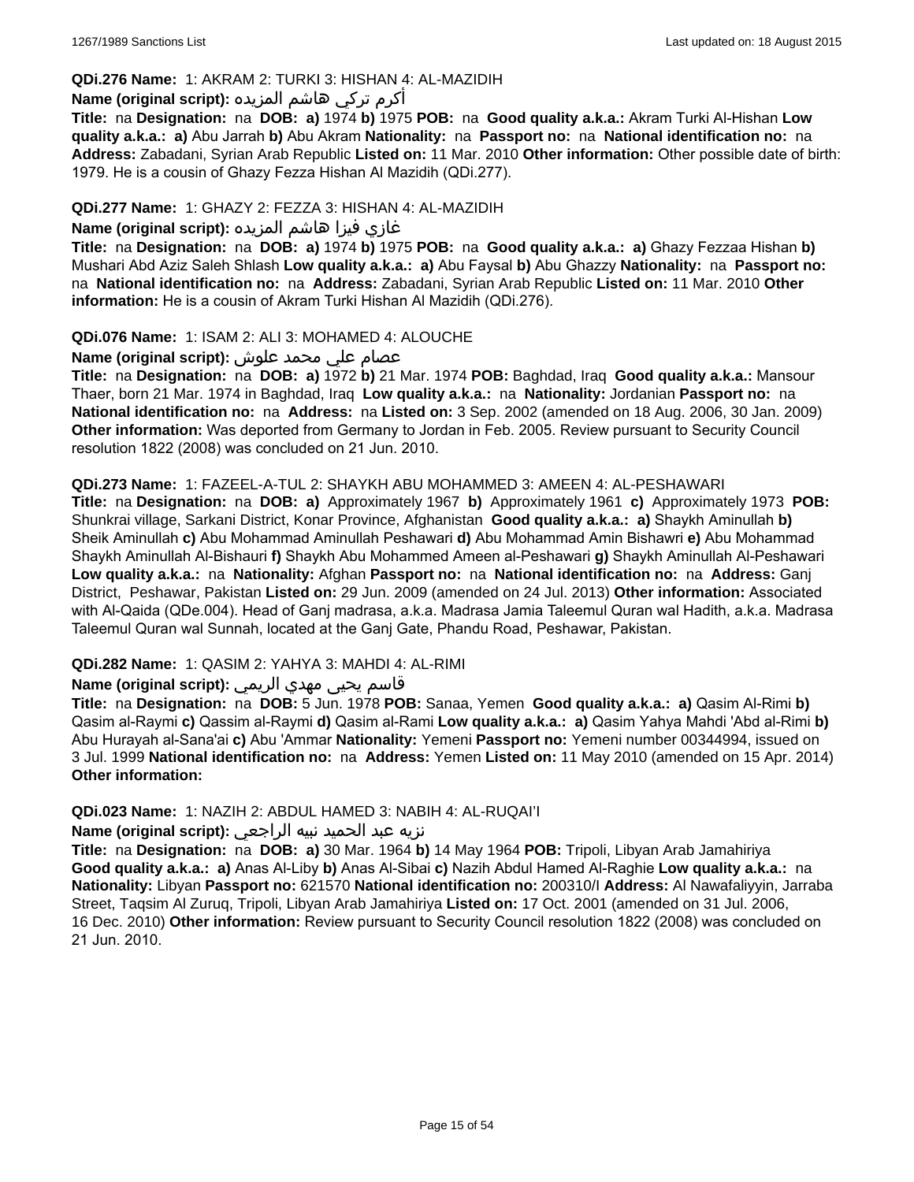**QDi.276 Name:** 1: AKRAM 2: TURKI 3: HISHAN 4: AL-MAZIDIH

**Name (original script):** أكرم تركي هاشم المزيده

**Title:** na **Designation:** na **DOB:** **a)** 1974 **b)** 1975 **POB:** na **Good quality a.k.a.:** Akram Turki Al-Hishan **Low quality a.k.a.:** **a)** Abu Jarrah **b)** Abu Akram **Nationality:** na **Passport no:** na **National identification no:** na **Address:** Zabadani, Syrian Arab Republic **Listed on:** 11 Mar. 2010 **Other information:** Other possible date of birth: 1979. He is a cousin of Ghazy Fezza Hishan Al Mazidih (QDi.277).

**QDi.277 Name:** 1: GHAZY 2: FEZZA 3: HISHAN 4: AL-MAZIDIH

**Name (original script):** غازي فيزا هاشم المزيده

**Title:** na **Designation:** na **DOB:** **a)** 1974 **b)** 1975 **POB:** na **Good quality a.k.a.:** **a)** Ghazy Fezzaa Hishan **b)** Mushari Abd Aziz Saleh Shlash **Low quality a.k.a.:** **a)** Abu Faysal **b)** Abu Ghazzy **Nationality:** na **Passport no:** na **National identification no:** na **Address:** Zabadani, Syrian Arab Republic **Listed on:** 11 Mar. 2010 **Other information:** He is a cousin of Akram Turki Hishan Al Mazidih (QDi.276).

**QDi.076 Name:** 1: ISAM 2: ALI 3: MOHAMED 4: ALOUCHE

**Name (original script):** عصام علي محمد علوش

**Title:** na **Designation:** na **DOB:** **a)** 1972 **b)** 21 Mar. 1974 **POB:** Baghdad, Iraq **Good quality a.k.a.:** Mansour Thaer, born 21 Mar. 1974 in Baghdad, Iraq **Low quality a.k.a.:** na **Nationality:** Jordanian **Passport no:** na **National identification no:** na **Address:** na **Listed on:** 3 Sep. 2002 (amended on 18 Aug. 2006, 30 Jan. 2009) **Other information:** Was deported from Germany to Jordan in Feb. 2005. Review pursuant to Security Council resolution 1822 (2008) was concluded on 21 Jun. 2010.

**QDi.273 Name:** 1: FAZEEL-A-TUL 2: SHAYKH ABU MOHAMMED 3: AMEEN 4: AL-PESHAWARI

**Title:** na **Designation:** na **DOB:** **a)** Approximately 1967 **b)** Approximately 1961 **c)** Approximately 1973 **POB:** Shunkrai village, Sarkani District, Konar Province, Afghanistan **Good quality a.k.a.:** **a)** Shaykh Aminullah **b)** Sheik Aminullah **c)** Abu Mohammad Aminullah Peshawari **d)** Abu Mohammad Amin Bishawri **e)** Abu Mohammad Shaykh Aminullah Al-Bishauri **f)** Shaykh Abu Mohammed Ameen al-Peshawari **g)** Shaykh Aminullah Al-Peshawari **Low quality a.k.a.:** na **Nationality:** Afghan **Passport no:** na **National identification no:** na **Address:** Ganj District, Peshawar, Pakistan **Listed on:** 29 Jun. 2009 (amended on 24 Jul. 2013) **Other information:** Associated with Al-Qaida (QDe.004). Head of Ganj madrasa, a.k.a. Madrasa Jamia Taleemul Quran wal Hadith, a.k.a. Madrasa Taleemul Quran wal Sunnah, located at the Ganj Gate, Phandu Road, Peshawar, Pakistan.

**QDi.282 Name:** 1: QASIM 2: YAHYA 3: MAHDI 4: AL-RIMI

**Name (original script):** قاسم يحيى مهدي الريمي

**Title:** na **Designation:** na **DOB:** 5 Jun. 1978 **POB:** Sanaa, Yemen **Good quality a.k.a.:** **a)** Qasim Al-Rimi **b)** Qasim al-Raymi **c)** Qassim al-Raymi **d)** Qasim al-Rami **Low quality a.k.a.:** **a)** Qasim Yahya Mahdi 'Abd al-Rimi **b)** Abu Hurayah al-Sana'ai **c)** Abu 'Ammar **Nationality:** Yemeni **Passport no:** Yemeni number 00344994, issued on 3 Jul. 1999 **National identification no:** na **Address:** Yemen **Listed on:** 11 May 2010 (amended on 15 Apr. 2014) **Other information:**

**QDi.023 Name:** 1: NAZIH 2: ABDUL HAMED 3: NABIH 4: AL-RUQAI'I

**Name (original script):** نزيه عبد الحميد نبيه الراجعي

**Title:** na **Designation:** na **DOB:** **a)** 30 Mar. 1964 **b)** 14 May 1964 **POB:** Tripoli, Libyan Arab Jamahiriya **Good quality a.k.a.:** **a)** Anas Al-Liby **b)** Anas Al-Sibai **c)** Nazih Abdul Hamed Al-Raghie **Low quality a.k.a.:** na **Nationality:** Libyan **Passport no:** 621570 **National identification no:** 200310/I **Address:** Al Nawafaliyyin, Jarraba Street, Taqsim Al Zuruq, Tripoli, Libyan Arab Jamahiriya **Listed on:** 17 Oct. 2001 (amended on 31 Jul. 2006, 16 Dec. 2010) **Other information:** Review pursuant to Security Council resolution 1822 (2008) was concluded on 21 Jun. 2010.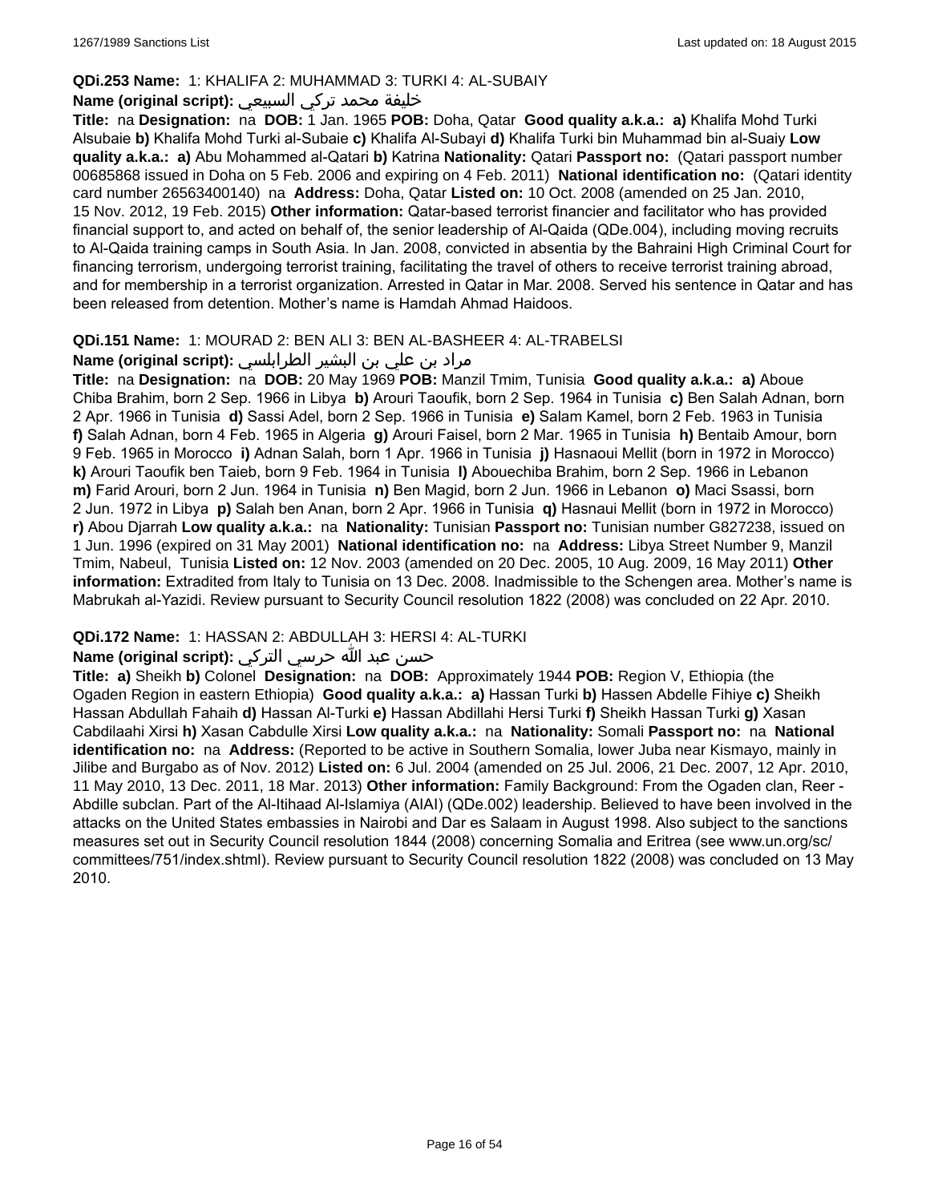**QDi.253 Name:** 1: KHALIFA 2: MUHAMMAD 3: TURKI 4: AL-SUBAIY

**Name (original script):** خليفة محمد تركي السبيعي

**Title:** na **Designation:** na **DOB:** 1 Jan. 1965 **POB:** Doha, Qatar **Good quality a.k.a.:** **a)** Khalifa Mohd Turki Alsubaie **b)** Khalifa Mohd Turki al-Subaie **c)** Khalifa Al-Subayi **d)** Khalifa Turki bin Muhammad bin al-Suaiy **Low quality a.k.a.:** **a)** Abu Mohammed al-Qatari **b)** Katrina **Nationality:** Qatari **Passport no:** (Qatari passport number 00685868 issued in Doha on 5 Feb. 2006 and expiring on 4 Feb. 2011) **National identification no:** (Qatari identity card number 26563400140) na **Address:** Doha, Qatar **Listed on:** 10 Oct. 2008 (amended on 25 Jan. 2010, 15 Nov. 2012, 19 Feb. 2015) **Other information:** Qatar-based terrorist financier and facilitator who has provided financial support to, and acted on behalf of, the senior leadership of Al-Qaida (QDe.004), including moving recruits to Al-Qaida training camps in South Asia. In Jan. 2008, convicted in absentia by the Bahraini High Criminal Court for financing terrorism, undergoing terrorist training, facilitating the travel of others to receive terrorist training abroad, and for membership in a terrorist organization. Arrested in Qatar in Mar. 2008. Served his sentence in Qatar and has been released from detention. Mother's name is Hamdah Ahmad Haidoos.

**QDi.151 Name:** 1: MOURAD 2: BEN ALI 3: BEN AL-BASHEER 4: AL-TRABELSI

**Name (original script):** مراد بن علي بن البشير الطرابلسي

**Title:** na **Designation:** na **DOB:** 20 May 1969 **POB:** Manzil Tmim, Tunisia **Good quality a.k.a.:** **a)** Aboue Chiba Brahim, born 2 Sep. 1966 in Libya **b)** Arouri Taoufik, born 2 Sep. 1964 in Tunisia **c)** Ben Salah Adnan, born 2 Apr. 1966 in Tunisia **d)** Sassi Adel, born 2 Sep. 1966 in Tunisia **e)** Salam Kamel, born 2 Feb. 1963 in Tunisia **f)** Salah Adnan, born 4 Feb. 1965 in Algeria **g)** Arouri Faisel, born 2 Mar. 1965 in Tunisia **h)** Bentaib Amour, born 9 Feb. 1965 in Morocco **i)** Adnan Salah, born 1 Apr. 1966 in Tunisia **j)** Hasnaoui Mellit (born in 1972 in Morocco) **k)** Arouri Taoufik ben Taieb, born 9 Feb. 1964 in Tunisia **l)** Abouechiba Brahim, born 2 Sep. 1966 in Lebanon **m)** Farid Arouri, born 2 Jun. 1964 in Tunisia **n)** Ben Magid, born 2 Jun. 1966 in Lebanon **o)** Maci Ssassi, born 2 Jun. 1972 in Libya **p)** Salah ben Anan, born 2 Apr. 1966 in Tunisia **q)** Hasnaui Mellit (born in 1972 in Morocco) **r)** Abou Djarrah **Low quality a.k.a.:** na **Nationality:** Tunisian **Passport no:** Tunisian number G827238, issued on 1 Jun. 1996 (expired on 31 May 2001) **National identification no:** na **Address:** Libya Street Number 9, Manzil Tmim, Nabeul, Tunisia **Listed on:** 12 Nov. 2003 (amended on 20 Dec. 2005, 10 Aug. 2009, 16 May 2011) **Other information:** Extradited from Italy to Tunisia on 13 Dec. 2008. Inadmissible to the Schengen area. Mother's name is Mabrukah al-Yazidi. Review pursuant to Security Council resolution 1822 (2008) was concluded on 22 Apr. 2010.

**QDi.172 Name:** 1: HASSAN 2: ABDULLAH 3: HERSI 4: AL-TURKI

**Name (original script):** حسن عبد الله حرسي التركي

**Title:** **a)** Sheikh **b)** Colonel **Designation:** na **DOB:** Approximately 1944 **POB:** Region V, Ethiopia (the Ogaden Region in eastern Ethiopia) **Good quality a.k.a.:** **a)** Hassan Turki **b)** Hassen Abdelle Fihiye **c)** Sheikh Hassan Abdullah Fahaih **d)** Hassan Al-Turki **e)** Hassan Abdillahi Hersi Turki **f)** Sheikh Hassan Turki **g)** Xasan Cabdilaahi Xirsi **h)** Xasan Cabdulle Xirsi **Low quality a.k.a.:** na **Nationality:** Somali **Passport no:** na **National identification no:** na **Address:** (Reported to be active in Southern Somalia, lower Juba near Kismayo, mainly in Jilibe and Burgabo as of Nov. 2012) **Listed on:** 6 Jul. 2004 (amended on 25 Jul. 2006, 21 Dec. 2007, 12 Apr. 2010, 11 May 2010, 13 Dec. 2011, 18 Mar. 2013) **Other information:** Family Background: From the Ogaden clan, Reer - Abdille subclan. Part of the Al-Itihaad Al-Islamiya (AIAI) (QDe.002) leadership. Believed to have been involved in the attacks on the United States embassies in Nairobi and Dar es Salaam in August 1998. Also subject to the sanctions measures set out in Security Council resolution 1844 (2008) concerning Somalia and Eritrea (see www.un.org/sc/committees/751/index.shtml). Review pursuant to Security Council resolution 1822 (2008) was concluded on 13 May 2010.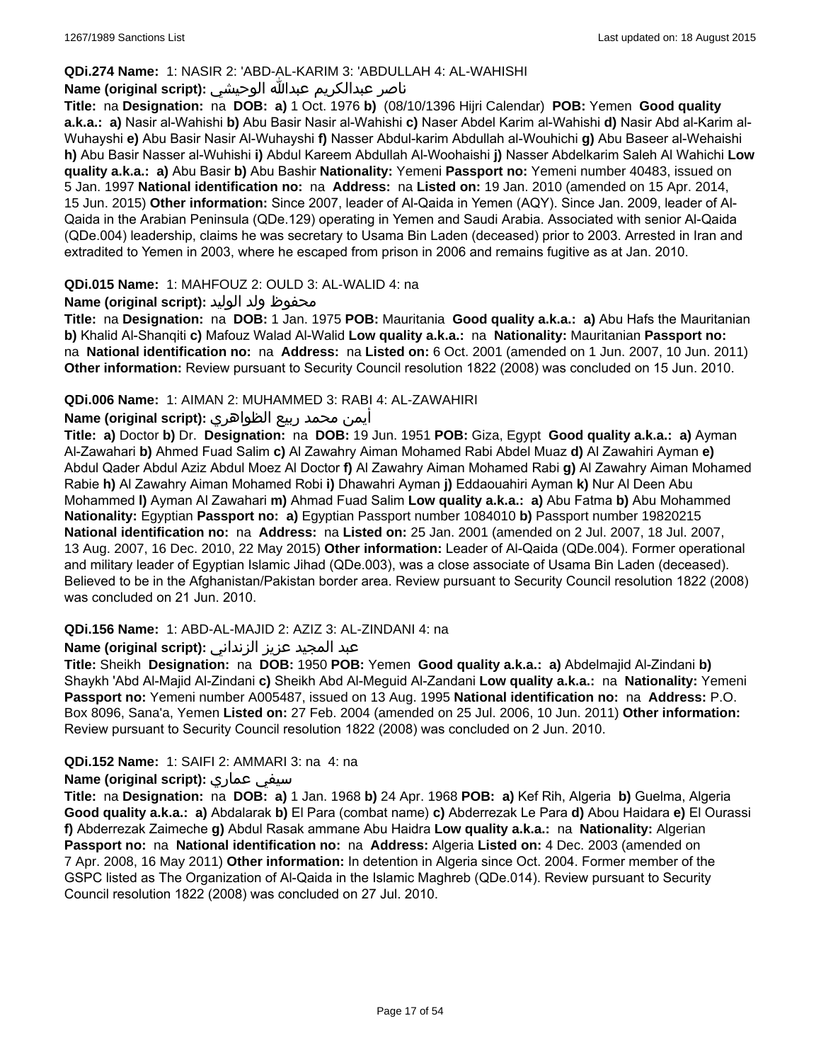**QDi.274 Name:** 1: NASIR 2: 'ABD-AL-KARIM 3: 'ABDULLAH 4: AL-WAHISHI

**Name (original script):** ناصر عبدالكريم عبدالله الوحيشي

**Title:** na **Designation:** na **DOB:** **a)** 1 Oct. 1976 **b)** (08/10/1396 Hijri Calendar) **POB:** Yemen **Good quality a.k.a.:** **a)** Nasir al-Wahishi **b)** Abu Basir Nasir al-Wahishi **c)** Naser Abdel Karim al-Wahishi **d)** Nasir Abd al-Karim al-Wuhayshi **e)** Abu Basir Nasir Al-Wuhayshi **f)** Nasser Abdul-karim Abdullah al-Wouhichi **g)** Abu Baseer al-Wehaishi **h)** Abu Basir Nasser al-Wuhishi **i)** Abdul Kareem Abdullah Al-Woohaishi **j)** Nasser Abdelkarim Saleh Al Wahichi **Low quality a.k.a.:** **a)** Abu Basir **b)** Abu Bashir **Nationality:** Yemeni **Passport no:** Yemeni number 40483, issued on 5 Jan. 1997 **National identification no:** na **Address:** na **Listed on:** 19 Jan. 2010 (amended on 15 Apr. 2014, 15 Jun. 2015) **Other information:** Since 2007, leader of Al-Qaida in Yemen (AQY). Since Jan. 2009, leader of Al-Qaida in the Arabian Peninsula (QDe.129) operating in Yemen and Saudi Arabia. Associated with senior Al-Qaida (QDe.004) leadership, claims he was secretary to Usama Bin Laden (deceased) prior to 2003. Arrested in Iran and extradited to Yemen in 2003, where he escaped from prison in 2006 and remains fugitive as at Jan. 2010.

**QDi.015 Name:** 1: MAHFOUZ 2: OULD 3: AL-WALID 4: na

**Name (original script):** محفوظ ولد الوليد

**Title:** na **Designation:** na **DOB:** 1 Jan. 1975 **POB:** Mauritania **Good quality a.k.a.:** **a)** Abu Hafs the Mauritanian **b)** Khalid Al-Shanqiti **c)** Mafouz Walad Al-Walid **Low quality a.k.a.:** na **Nationality:** Mauritanian **Passport no:** na **National identification no:** na **Address:** na **Listed on:** 6 Oct. 2001 (amended on 1 Jun. 2007, 10 Jun. 2011) **Other information:** Review pursuant to Security Council resolution 1822 (2008) was concluded on 15 Jun. 2010.

**QDi.006 Name:** 1: AIMAN 2: MUHAMMED 3: RABI 4: AL-ZAWAHIRI

**Name (original script):** أيمن محمد ربيع الظواهري

**Title:** **a)** Doctor **b)** Dr. **Designation:** na **DOB:** 19 Jun. 1951 **POB:** Giza, Egypt **Good quality a.k.a.:** **a)** Ayman Al-Zawahari **b)** Ahmed Fuad Salim **c)** Al Zawahry Aiman Mohamed Rabi Abdel Muaz **d)** Al Zawahiri Ayman **e)** Abdul Qader Abdul Aziz Abdul Moez Al Doctor **f)** Al Zawahry Aiman Mohamed Rabi **g)** Al Zawahry Aiman Mohamed Rabie **h)** Al Zawahry Aiman Mohamed Robi **i)** Dhawahri Ayman **j)** Eddaouahiri Ayman **k)** Nur Al Deen Abu Mohammed **l)** Ayman Al Zawahari **m)** Ahmad Fuad Salim **Low quality a.k.a.:** **a)** Abu Fatma **b)** Abu Mohammed **Nationality:** Egyptian **Passport no:** **a)** Egyptian Passport number 1084010 **b)** Passport number 19820215 **National identification no:** na **Address:** na **Listed on:** 25 Jan. 2001 (amended on 2 Jul. 2007, 18 Jul. 2007, 13 Aug. 2007, 16 Dec. 2010, 22 May 2015) **Other information:** Leader of Al-Qaida (QDe.004). Former operational and military leader of Egyptian Islamic Jihad (QDe.003), was a close associate of Usama Bin Laden (deceased). Believed to be in the Afghanistan/Pakistan border area. Review pursuant to Security Council resolution 1822 (2008) was concluded on 21 Jun. 2010.

**QDi.156 Name:** 1: ABD-AL-MAJID 2: AZIZ 3: AL-ZINDANI 4: na

**Name (original script):** عبد المجيد عزيز الزنداني

**Title:** Sheikh **Designation:** na **DOB:** 1950 **POB:** Yemen **Good quality a.k.a.:** **a)** Abdelmajid Al-Zindani **b)** Shaykh 'Abd Al-Majid Al-Zindani **c)** Sheikh Abd Al-Meguid Al-Zandani **Low quality a.k.a.:** na **Nationality:** Yemeni **Passport no:** Yemeni number A005487, issued on 13 Aug. 1995 **National identification no:** na **Address:** P.O. Box 8096, Sana'a, Yemen **Listed on:** 27 Feb. 2004 (amended on 25 Jul. 2006, 10 Jun. 2011) **Other information:** Review pursuant to Security Council resolution 1822 (2008) was concluded on 2 Jun. 2010.

**QDi.152 Name:** 1: SAIFI 2: AMMARI 3: na 4: na

**Name (original script):** سيفي عماري

**Title:** na **Designation:** na **DOB:** **a)** 1 Jan. 1968 **b)** 24 Apr. 1968 **POB:** **a)** Kef Rih, Algeria **b)** Guelma, Algeria **Good quality a.k.a.:** **a)** Abdalarak **b)** El Para (combat name) **c)** Abderrezak Le Para **d)** Abou Haidara **e)** El Ourassi **f)** Abderrezak Zaimeche **g)** Abdul Rasak ammane Abu Haidra **Low quality a.k.a.:** na **Nationality:** Algerian **Passport no:** na **National identification no:** na **Address:** Algeria **Listed on:** 4 Dec. 2003 (amended on 7 Apr. 2008, 16 May 2011) **Other information:** In detention in Algeria since Oct. 2004. Former member of the GSPC listed as The Organization of Al-Qaida in the Islamic Maghreb (QDe.014). Review pursuant to Security Council resolution 1822 (2008) was concluded on 27 Jul. 2010.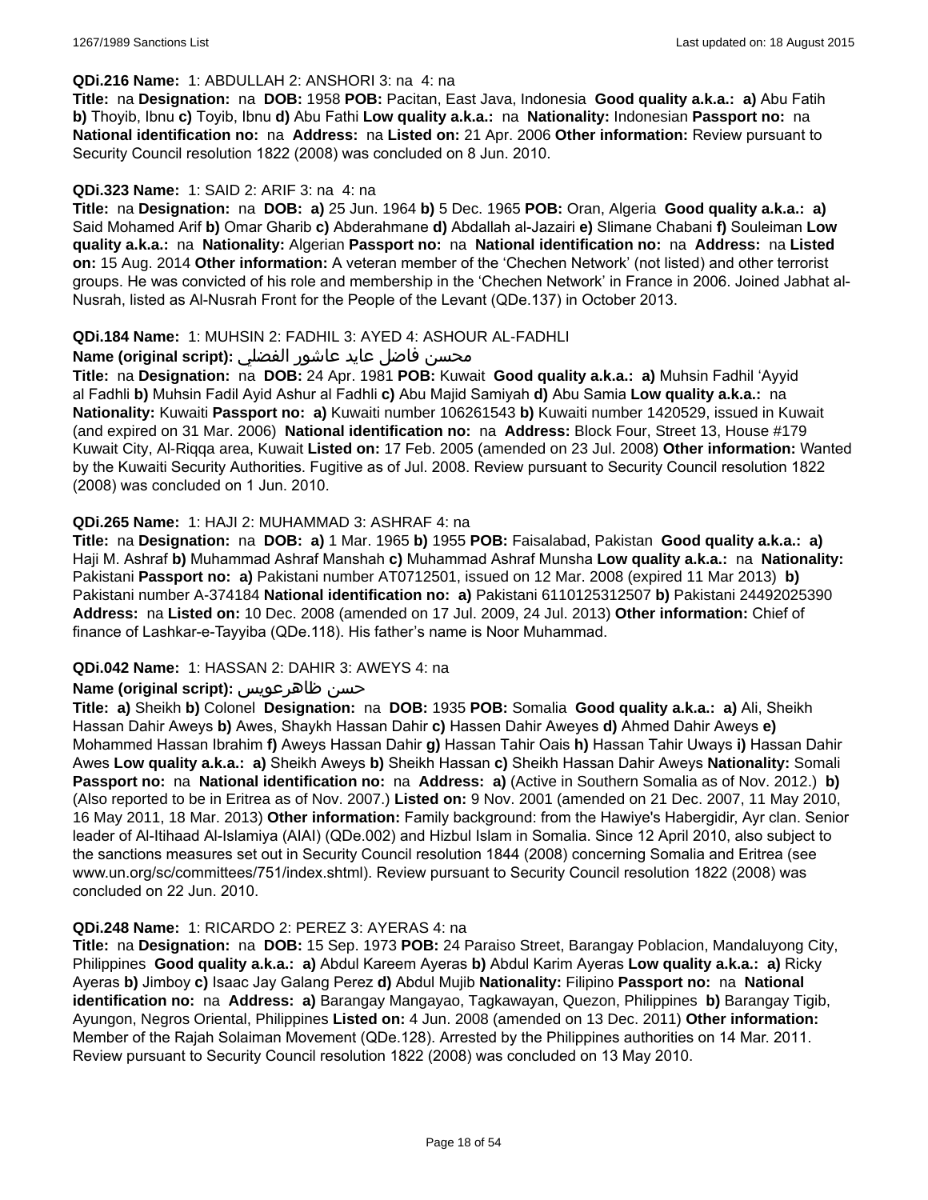**QDi.216 Name:** 1: ABDULLAH 2: ANSHORI 3: na 4: na

**Title:** na **Designation:** na **DOB:** 1958 **POB:** Pacitan, East Java, Indonesia **Good quality a.k.a.: a)** Abu Fatih **b)** Thoyib, Ibnu **c)** Toyib, Ibnu **d)** Abu Fathi **Low quality a.k.a.:** na **Nationality:** Indonesian **Passport no:** na **National identification no:** na **Address:** na **Listed on:** 21 Apr. 2006 **Other information:** Review pursuant to Security Council resolution 1822 (2008) was concluded on 8 Jun. 2010.

**QDi.323 Name:** 1: SAID 2: ARIF 3: na 4: na

**Title:** na **Designation:** na **DOB: a)** 25 Jun. 1964 **b)** 5 Dec. 1965 **POB:** Oran, Algeria **Good quality a.k.a.: a)** Said Mohamed Arif **b)** Omar Gharib **c)** Abderahmane **d)** Abdallah al-Jazairi **e)** Slimane Chabani **f)** Souleiman **Low quality a.k.a.:** na **Nationality:** Algerian **Passport no:** na **National identification no:** na **Address:** na **Listed on:** 15 Aug. 2014 **Other information:** A veteran member of the 'Chechen Network' (not listed) and other terrorist groups. He was convicted of his role and membership in the 'Chechen Network' in France in 2006. Joined Jabhat al-Nusrah, listed as Al-Nusrah Front for the People of the Levant (QDe.137) in October 2013.

**QDi.184 Name:** 1: MUHSIN 2: FADHIL 3: AYED 4: ASHOUR AL-FADHLI

**Name (original script):** محسن فاضل عايد عاشور الفضلي

**Title:** na **Designation:** na **DOB:** 24 Apr. 1981 **POB:** Kuwait **Good quality a.k.a.: a)** Muhsin Fadhil 'Ayyid al Fadhli **b)** Muhsin Fadil Ayid Ashur al Fadhli **c)** Abu Majid Samiyah **d)** Abu Samia **Low quality a.k.a.:** na **Nationality:** Kuwaiti **Passport no: a)** Kuwaiti number 106261543 **b)** Kuwaiti number 1420529, issued in Kuwait (and expired on 31 Mar. 2006) **National identification no:** na **Address:** Block Four, Street 13, House #179 Kuwait City, Al-Riqqa area, Kuwait **Listed on:** 17 Feb. 2005 (amended on 23 Jul. 2008) **Other information:** Wanted by the Kuwaiti Security Authorities. Fugitive as of Jul. 2008. Review pursuant to Security Council resolution 1822 (2008) was concluded on 1 Jun. 2010.

**QDi.265 Name:** 1: HAJI 2: MUHAMMAD 3: ASHRAF 4: na

**Title:** na **Designation:** na **DOB: a)** 1 Mar. 1965 **b)** 1955 **POB:** Faisalabad, Pakistan **Good quality a.k.a.: a)** Haji M. Ashraf **b)** Muhammad Ashraf Manshah **c)** Muhammad Ashraf Munsha **Low quality a.k.a.:** na **Nationality:** Pakistani **Passport no: a)** Pakistani number AT0712501, issued on 12 Mar. 2008 (expired 11 Mar 2013) **b)** Pakistani number A-374184 **National identification no: a)** Pakistani 6110125312507 **b)** Pakistani 24492025390 **Address:** na **Listed on:** 10 Dec. 2008 (amended on 17 Jul. 2009, 24 Jul. 2013) **Other information:** Chief of finance of Lashkar-e-Tayyiba (QDe.118). His father's name is Noor Muhammad.

**QDi.042 Name:** 1: HASSAN 2: DAHIR 3: AWEYS 4: na

**Name (original script):** حسن ظاهرعويس

**Title: a)** Sheikh **b)** Colonel **Designation:** na **DOB:** 1935 **POB:** Somalia **Good quality a.k.a.: a)** Ali, Sheikh Hassan Dahir Aweys **b)** Awes, Shaykh Hassan Dahir **c)** Hassen Dahir Aweyes **d)** Ahmed Dahir Aweys **e)** Mohammed Hassan Ibrahim **f)** Aweys Hassan Dahir **g)** Hassan Tahir Oais **h)** Hassan Tahir Uways **i)** Hassan Dahir Awes **Low quality a.k.a.: a)** Sheikh Aweys **b)** Sheikh Hassan **c)** Sheikh Hassan Dahir Aweys **Nationality:** Somali **Passport no:** na **National identification no:** na **Address: a)** (Active in Southern Somalia as of Nov. 2012.) **b)** (Also reported to be in Eritrea as of Nov. 2007.) **Listed on:** 9 Nov. 2001 (amended on 21 Dec. 2007, 11 May 2010, 16 May 2011, 18 Mar. 2013) **Other information:** Family background: from the Hawiye's Habergidir, Ayr clan. Senior leader of Al-Itihaad Al-Islamiya (AIAI) (QDe.002) and Hizbul Islam in Somalia. Since 12 April 2010, also subject to the sanctions measures set out in Security Council resolution 1844 (2008) concerning Somalia and Eritrea (see www.un.org/sc/committees/751/index.shtml). Review pursuant to Security Council resolution 1822 (2008) was concluded on 22 Jun. 2010.

**QDi.248 Name:** 1: RICARDO 2: PEREZ 3: AYERAS 4: na

**Title:** na **Designation:** na **DOB:** 15 Sep. 1973 **POB:** 24 Paraiso Street, Barangay Poblacion, Mandaluyong City, Philippines **Good quality a.k.a.: a)** Abdul Kareem Ayeras **b)** Abdul Karim Ayeras **Low quality a.k.a.: a)** Ricky Ayeras **b)** Jimboy **c)** Isaac Jay Galang Perez **d)** Abdul Mujib **Nationality:** Filipino **Passport no:** na **National identification no:** na **Address: a)** Barangay Mangayao, Tagkawayan, Quezon, Philippines **b)** Barangay Tigib, Ayungon, Negros Oriental, Philippines **Listed on:** 4 Jun. 2008 (amended on 13 Dec. 2011) **Other information:** Member of the Rajah Solaiman Movement (QDe.128). Arrested by the Philippines authorities on 14 Mar. 2011. Review pursuant to Security Council resolution 1822 (2008) was concluded on 13 May 2010.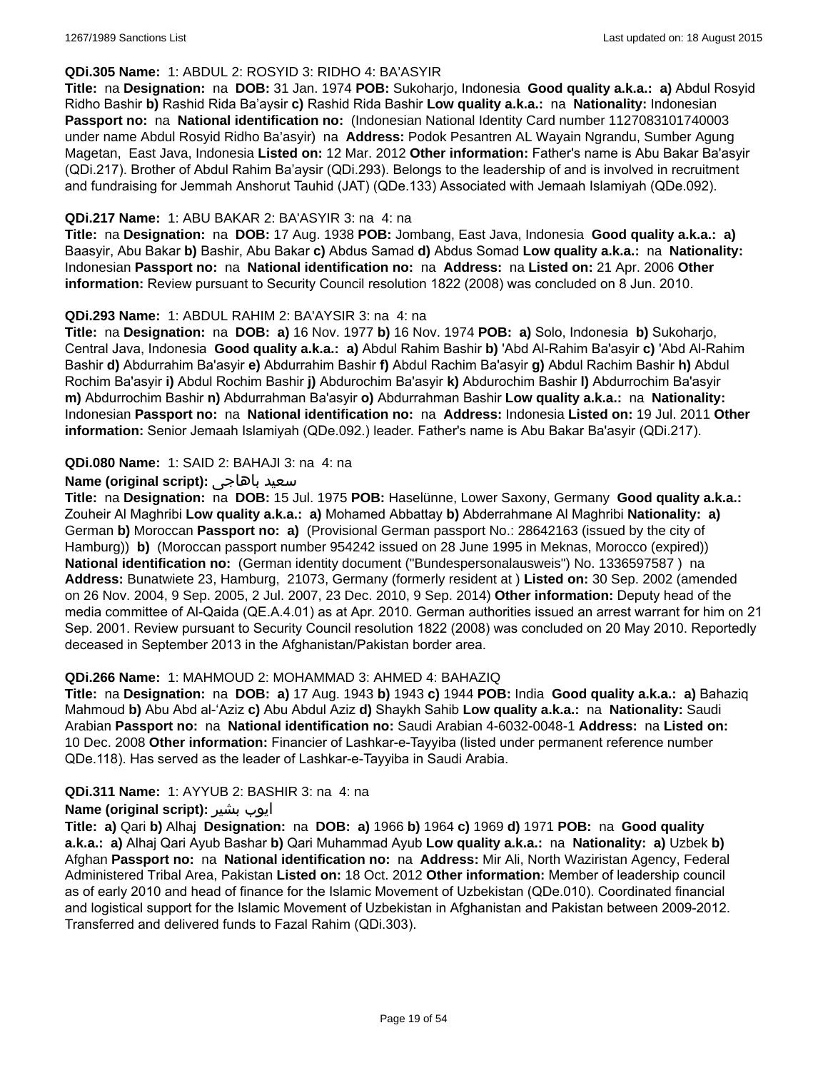**QDi.305 Name:** 1: ABDUL 2: ROSYID 3: RIDHO 4: BA'ASYIR

**Title:** na **Designation:** na **DOB:** 31 Jan. 1974 **POB:** Sukoharjo, Indonesia **Good quality a.k.a.: a)** Abdul Rosyid Ridho Bashir **b)** Rashid Rida Ba'aysir **c)** Rashid Rida Bashir **Low quality a.k.a.:** na **Nationality:** Indonesian **Passport no:** na **National identification no:** (Indonesian National Identity Card number 1127083101740003 under name Abdul Rosyid Ridho Ba'asyir) na **Address:** Podok Pesantren AL Wayain Ngrandu, Sumber Agung Magetan, East Java, Indonesia **Listed on:** 12 Mar. 2012 **Other information:** Father's name is Abu Bakar Ba'asyir (QDi.217). Brother of Abdul Rahim Ba'aysir (QDi.293). Belongs to the leadership of and is involved in recruitment and fundraising for Jemmah Anshorut Tauhid (JAT) (QDe.133) Associated with Jemaah Islamiyah (QDe.092).

**QDi.217 Name:** 1: ABU BAKAR 2: BA'ASYIR 3: na 4: na

**Title:** na **Designation:** na **DOB:** 17 Aug. 1938 **POB:** Jombang, East Java, Indonesia **Good quality a.k.a.: a)** Baasyir, Abu Bakar **b)** Bashir, Abu Bakar **c)** Abdus Samad **d)** Abdus Somad **Low quality a.k.a.:** na **Nationality:** Indonesian **Passport no:** na **National identification no:** na **Address:** na **Listed on:** 21 Apr. 2006 **Other information:** Review pursuant to Security Council resolution 1822 (2008) was concluded on 8 Jun. 2010.

**QDi.293 Name:** 1: ABDUL RAHIM 2: BA'AYSIR 3: na 4: na

**Title:** na **Designation:** na **DOB: a)** 16 Nov. 1977 **b)** 16 Nov. 1974 **POB: a)** Solo, Indonesia **b)** Sukoharjo, Central Java, Indonesia **Good quality a.k.a.: a)** Abdul Rahim Bashir **b)** 'Abd Al-Rahim Ba'asyir **c)** 'Abd Al-Rahim Bashir **d)** Abdurrahim Ba'asyir **e)** Abdurrahim Bashir **f)** Abdul Rachim Ba'asyir **g)** Abdul Rachim Bashir **h)** Abdul Rochim Ba'asyir **i)** Abdul Rochim Bashir **j)** Abdurochim Ba'asyir **k)** Abdurochim Bashir **l)** Abdurrochim Ba'asyir **m)** Abdurrochim Bashir **n)** Abdurrahman Ba'asyir **o)** Abdurrahman Bashir **Low quality a.k.a.:** na **Nationality:** Indonesian **Passport no:** na **National identification no:** na **Address:** Indonesia **Listed on:** 19 Jul. 2011 **Other information:** Senior Jemaah Islamiyah (QDe.092.) leader. Father's name is Abu Bakar Ba'asyir (QDi.217).

**QDi.080 Name:** 1: SAID 2: BAHAJI 3: na 4: na

**Name (original script):** سعيد باهاجى

**Title:** na **Designation:** na **DOB:** 15 Jul. 1975 **POB:** Haselünne, Lower Saxony, Germany **Good quality a.k.a.:** Zouheir Al Maghribi **Low quality a.k.a.: a)** Mohamed Abbattay **b)** Abderrahmane Al Maghribi **Nationality: a)** German **b)** Moroccan **Passport no: a)** (Provisional German passport No.: 28642163 (issued by the city of Hamburg)) **b)** (Moroccan passport number 954242 issued on 28 June 1995 in Meknas, Morocco (expired)) **National identification no:** (German identity document ("Bundespersonalausweis") No. 1336597587 ) na **Address:** Bunatwiete 23, Hamburg, 21073, Germany (formerly resident at ) **Listed on:** 30 Sep. 2002 (amended on 26 Nov. 2004, 9 Sep. 2005, 2 Jul. 2007, 23 Dec. 2010, 9 Sep. 2014) **Other information:** Deputy head of the media committee of Al-Qaida (QE.A.4.01) as at Apr. 2010. German authorities issued an arrest warrant for him on 21 Sep. 2001. Review pursuant to Security Council resolution 1822 (2008) was concluded on 20 May 2010. Reportedly deceased in September 2013 in the Afghanistan/Pakistan border area.

**QDi.266 Name:** 1: MAHMOUD 2: MOHAMMAD 3: AHMED 4: BAHAZIQ

**Title:** na **Designation:** na **DOB: a)** 17 Aug. 1943 **b)** 1943 **c)** 1944 **POB:** India **Good quality a.k.a.: a)** Bahaziq Mahmoud **b)** Abu Abd al-'Aziz **c)** Abu Abdul Aziz **d)** Shaykh Sahib **Low quality a.k.a.:** na **Nationality:** Saudi Arabian **Passport no:** na **National identification no:** Saudi Arabian 4-6032-0048-1 **Address:** na **Listed on:** 10 Dec. 2008 **Other information:** Financier of Lashkar-e-Tayyiba (listed under permanent reference number QDe.118). Has served as the leader of Lashkar-e-Tayyiba in Saudi Arabia.

**QDi.311 Name:** 1: AYYUB 2: BASHIR 3: na 4: na

**Name (original script):** ايوب بشير

**Title: a)** Qari **b)** Alhaj **Designation:** na **DOB: a)** 1966 **b)** 1964 **c)** 1969 **d)** 1971 **POB:** na **Good quality a.k.a.: a)** Alhaj Qari Ayub Bashar **b)** Qari Muhammad Ayub **Low quality a.k.a.:** na **Nationality: a)** Uzbek **b)** Afghan **Passport no:** na **National identification no:** na **Address:** Mir Ali, North Waziristan Agency, Federal Administered Tribal Area, Pakistan **Listed on:** 18 Oct. 2012 **Other information:** Member of leadership council as of early 2010 and head of finance for the Islamic Movement of Uzbekistan (QDe.010). Coordinated financial and logistical support for the Islamic Movement of Uzbekistan in Afghanistan and Pakistan between 2009-2012. Transferred and delivered funds to Fazal Rahim (QDi.303).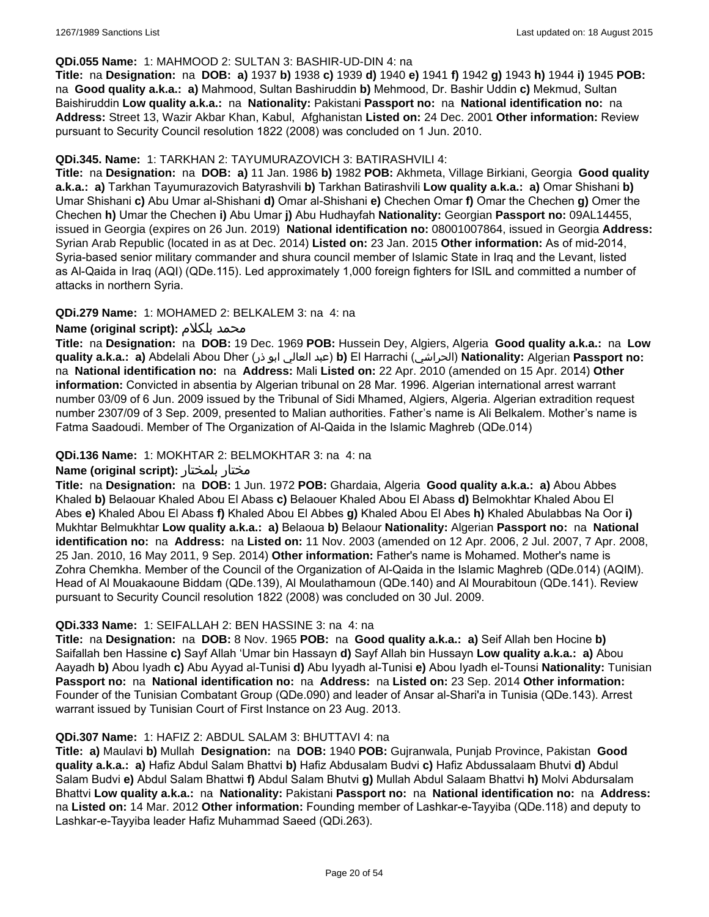**QDi.055 Name:** 1: MAHMOOD 2: SULTAN 3: BASHIR-UD-DIN 4: na

**Title:** na **Designation:** na **DOB:** **a)** 1937 **b)** 1938 **c)** 1939 **d)** 1940 **e)** 1941 **f)** 1942 **g)** 1943 **h)** 1944 **i)** 1945 **POB:** na **Good quality a.k.a.:** **a)** Mahmood, Sultan Bashiruddin **b)** Mehmood, Dr. Bashir Uddin **c)** Mekmud, Sultan Baishiruddin **Low quality a.k.a.:** na **Nationality:** Pakistani **Passport no:** na **National identification no:** na **Address:** Street 13, Wazir Akbar Khan, Kabul, Afghanistan **Listed on:** 24 Dec. 2001 **Other information:** Review pursuant to Security Council resolution 1822 (2008) was concluded on 1 Jun. 2010.

**QDi.345. Name:** 1: TARKHAN 2: TAYUMURAZOVICH 3: BATIRASHVILI 4:

**Title:** na **Designation:** na **DOB:** **a)** 11 Jan. 1986 **b)** 1982 **POB:** Akhmeta, Village Birkiani, Georgia **Good quality a.k.a.:** **a)** Tarkhan Tayumurazovich Batyrashvili **b)** Tarkhan Batirashvili **Low quality a.k.a.:** **a)** Omar Shishani **b)** Umar Shishani **c)** Abu Umar al-Shishani **d)** Omar al-Shishani **e)** Chechen Omar **f)** Omar the Chechen **g)** Omer the Chechen **h)** Umar the Chechen **i)** Abu Umar **j)** Abu Hudhayfah **Nationality:** Georgian **Passport no:** 09AL14455, issued in Georgia (expires on 26 Jun. 2019) **National identification no:** 08001007864, issued in Georgia **Address:** Syrian Arab Republic (located in as at Dec. 2014) **Listed on:** 23 Jan. 2015 **Other information:** As of mid-2014, Syria-based senior military commander and shura council member of Islamic State in Iraq and the Levant, listed as Al-Qaida in Iraq (AQI) (QDe.115). Led approximately 1,000 foreign fighters for ISIL and committed a number of attacks in northern Syria.

**QDi.279 Name:** 1: MOHAMED 2: BELKALEM 3: na 4: na

**Name (original script):** محمد بلكلام

**Title:** na **Designation:** na **DOB:** 19 Dec. 1969 **POB:** Hussein Dey, Algiers, Algeria **Good quality a.k.a.:** na **Low quality a.k.a.:** **a)** Abdelali Abou Dher (عبد العالي ابو ذر) **b)** El Harrachi (الحراشي) **Nationality:** Algerian **Passport no:** na **National identification no:** na **Address:** Mali **Listed on:** 22 Apr. 2010 (amended on 15 Apr. 2014) **Other information:** Convicted in absentia by Algerian tribunal on 28 Mar. 1996. Algerian international arrest warrant number 03/09 of 6 Jun. 2009 issued by the Tribunal of Sidi Mhamed, Algiers, Algeria. Algerian extradition request number 2307/09 of 3 Sep. 2009, presented to Malian authorities. Father's name is Ali Belkalem. Mother's name is Fatma Saadoudi. Member of The Organization of Al-Qaida in the Islamic Maghreb (QDe.014)

**QDi.136 Name:** 1: MOKHTAR 2: BELMOKHTAR 3: na 4: na

**Name (original script):** مختار بلمختار

**Title:** na **Designation:** na **DOB:** 1 Jun. 1972 **POB:** Ghardaia, Algeria **Good quality a.k.a.:** **a)** Abou Abbes Khaled **b)** Belaouar Khaled Abou El Abass **c)** Belaouer Khaled Abou El Abass **d)** Belmokhtar Khaled Abou El Abes **e)** Khaled Abou El Abass **f)** Khaled Abou El Abbes **g)** Khaled Abou El Abes **h)** Khaled Abulabbas Na Oor **i)** Mukhtar Belmukhtar **Low quality a.k.a.:** **a)** Belaoua **b)** Belaour **Nationality:** Algerian **Passport no:** na **National identification no:** na **Address:** na **Listed on:** 11 Nov. 2003 (amended on 12 Apr. 2006, 2 Jul. 2007, 7 Apr. 2008, 25 Jan. 2010, 16 May 2011, 9 Sep. 2014) **Other information:** Father's name is Mohamed. Mother's name is Zohra Chemkha. Member of the Council of the Organization of Al-Qaida in the Islamic Maghreb (QDe.014) (AQIM). Head of Al Mouakaoune Biddam (QDe.139), Al Moulathamoun (QDe.140) and Al Mourabitoun (QDe.141). Review pursuant to Security Council resolution 1822 (2008) was concluded on 30 Jul. 2009.

**QDi.333 Name:** 1: SEIFALLAH 2: BEN HASSINE 3: na 4: na

**Title:** na **Designation:** na **DOB:** 8 Nov. 1965 **POB:** na **Good quality a.k.a.:** **a)** Seif Allah ben Hocine **b)** Saifallah ben Hassine **c)** Sayf Allah 'Umar bin Hassayn **d)** Sayf Allah bin Hussayn **Low quality a.k.a.:** **a)** Abou Aayadh **b)** Abou Iyadh **c)** Abu Ayyad al-Tunisi **d)** Abu Iyyadh al-Tunisi **e)** Abou Iyadh el-Tounsi **Nationality:** Tunisian **Passport no:** na **National identification no:** na **Address:** na **Listed on:** 23 Sep. 2014 **Other information:** Founder of the Tunisian Combatant Group (QDe.090) and leader of Ansar al-Shari'a in Tunisia (QDe.143). Arrest warrant issued by Tunisian Court of First Instance on 23 Aug. 2013.

**QDi.307 Name:** 1: HAFIZ 2: ABDUL SALAM 3: BHUTTAVI 4: na

**Title:** **a)** Maulavi **b)** Mullah **Designation:** na **DOB:** 1940 **POB:** Gujranwala, Punjab Province, Pakistan **Good quality a.k.a.:** **a)** Hafiz Abdul Salam Bhattvi **b)** Hafiz Abdusalam Budvi **c)** Hafiz Abdussalaam Bhutvi **d)** Abdul Salam Budvi **e)** Abdul Salam Bhattwi **f)** Abdul Salam Bhutvi **g)** Mullah Abdul Salaam Bhattvi **h)** Molvi Abdursalam Bhattvi **Low quality a.k.a.:** na **Nationality:** Pakistani **Passport no:** na **National identification no:** na **Address:** na **Listed on:** 14 Mar. 2012 **Other information:** Founding member of Lashkar-e-Tayyiba (QDe.118) and deputy to Lashkar-e-Tayyiba leader Hafiz Muhammad Saeed (QDi.263).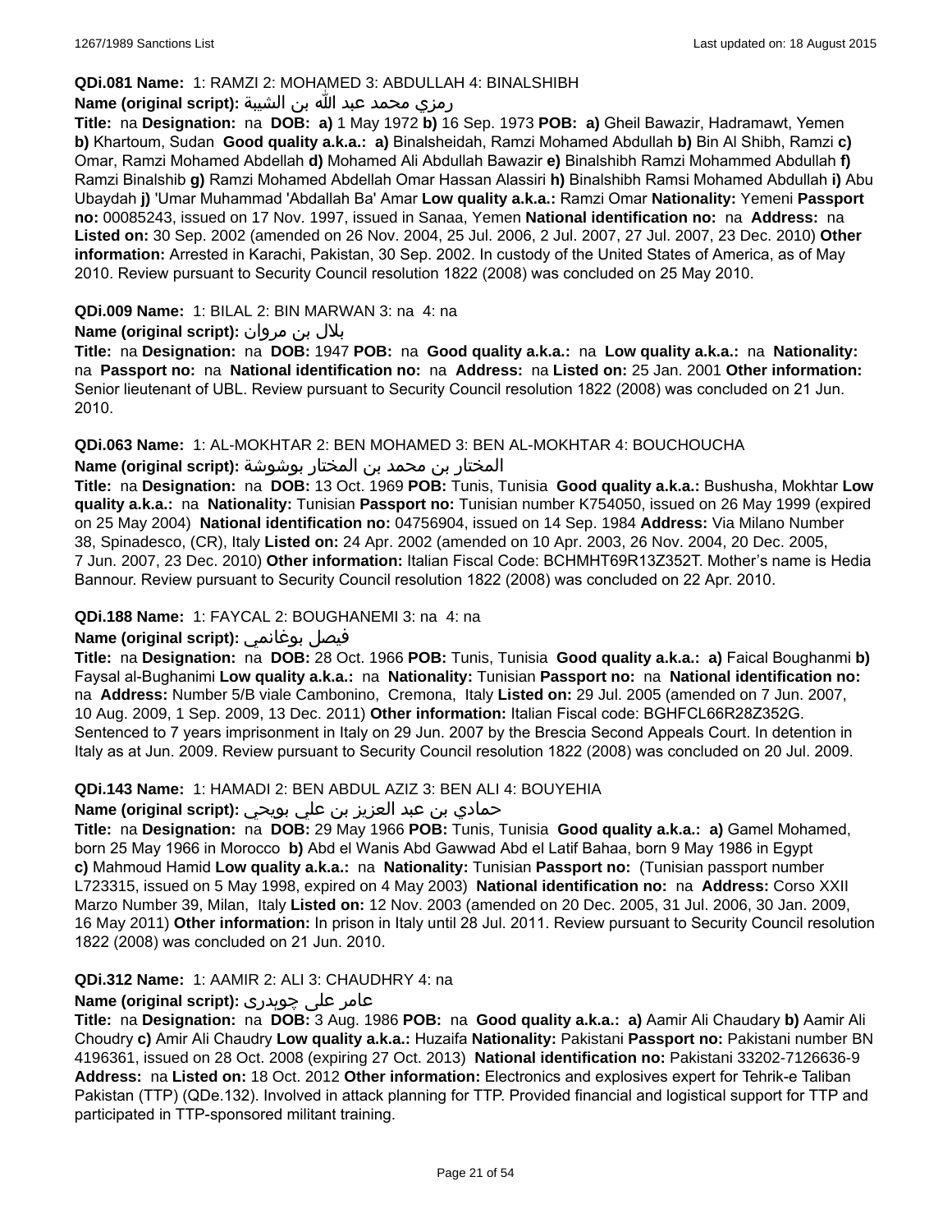**QDi.081 Name:** 1: RAMZI 2: MOHAMED 3: ABDULLAH 4: BINALSHIBH

**Name (original script):** رمزي محمد عبد الله بن الشيبة

**Title:** na **Designation:** na **DOB:** **a)** 1 May 1972 **b)** 16 Sep. 1973 **POB:** **a)** Gheil Bawazir, Hadramawt, Yemen **b)** Khartoum, Sudan **Good quality a.k.a.:** **a)** Binalsheidah, Ramzi Mohamed Abdullah **b)** Bin Al Shibh, Ramzi **c)** Omar, Ramzi Mohamed Abdellah **d)** Mohamed Ali Abdullah Bawazir **e)** Binalshibh Ramzi Mohammed Abdullah **f)** Ramzi Binalshib **g)** Ramzi Mohamed Abdellah Omar Hassan Alassiri **h)** Binalshibh Ramsi Mohamed Abdullah **i)** Abu Ubaydah **j)** 'Umar Muhammad 'Abdallah Ba' Amar **Low quality a.k.a.:** Ramzi Omar **Nationality:** Yemeni **Passport no:** 00085243, issued on 17 Nov. 1997, issued in Sanaa, Yemen **National identification no:** na **Address:** na **Listed on:** 30 Sep. 2002 (amended on 26 Nov. 2004, 25 Jul. 2006, 2 Jul. 2007, 27 Jul. 2007, 23 Dec. 2010) **Other information:** Arrested in Karachi, Pakistan, 30 Sep. 2002. In custody of the United States of America, as of May 2010. Review pursuant to Security Council resolution 1822 (2008) was concluded on 25 May 2010.

**QDi.009 Name:** 1: BILAL 2: BIN MARWAN 3: na 4: na

**Name (original script):** بلال بن مروان

**Title:** na **Designation:** na **DOB:** 1947 **POB:** na **Good quality a.k.a.:** na **Low quality a.k.a.:** na **Nationality:** na **Passport no:** na **National identification no:** na **Address:** na **Listed on:** 25 Jan. 2001 **Other information:** Senior lieutenant of UBL. Review pursuant to Security Council resolution 1822 (2008) was concluded on 21 Jun. 2010.

**QDi.063 Name:** 1: AL-MOKHTAR 2: BEN MOHAMED 3: BEN AL-MOKHTAR 4: BOUCHOUCHA

**Name (original script):** المختار بن محمد بن المختار بوشوشة

**Title:** na **Designation:** na **DOB:** 13 Oct. 1969 **POB:** Tunis, Tunisia **Good quality a.k.a.:** Bushusha, Mokhtar **Low quality a.k.a.:** na **Nationality:** Tunisian **Passport no:** Tunisian number K754050, issued on 26 May 1999 (expired on 25 May 2004) **National identification no:** 04756904, issued on 14 Sep. 1984 **Address:** Via Milano Number 38, Spinadesco, (CR), Italy **Listed on:** 24 Apr. 2002 (amended on 10 Apr. 2003, 26 Nov. 2004, 20 Dec. 2005, 7 Jun. 2007, 23 Dec. 2010) **Other information:** Italian Fiscal Code: BCHMHT69R13Z352T. Mother's name is Hedia Bannour. Review pursuant to Security Council resolution 1822 (2008) was concluded on 22 Apr. 2010.

**QDi.188 Name:** 1: FAYCAL 2: BOUGHANEMI 3: na 4: na

**Name (original script):** فيصل بوغانمي

**Title:** na **Designation:** na **DOB:** 28 Oct. 1966 **POB:** Tunis, Tunisia **Good quality a.k.a.:** **a)** Faical Boughanmi **b)** Faysal al-Bughanimi **Low quality a.k.a.:** na **Nationality:** Tunisian **Passport no:** na **National identification no:** na **Address:** Number 5/B viale Cambonino, Cremona, Italy **Listed on:** 29 Jul. 2005 (amended on 7 Jun. 2007, 10 Aug. 2009, 1 Sep. 2009, 13 Dec. 2011) **Other information:** Italian Fiscal code: BGHFCL66R28Z352G. Sentenced to 7 years imprisonment in Italy on 29 Jun. 2007 by the Brescia Second Appeals Court. In detention in Italy as at Jun. 2009. Review pursuant to Security Council resolution 1822 (2008) was concluded on 20 Jul. 2009.

**QDi.143 Name:** 1: HAMADI 2: BEN ABDUL AZIZ 3: BEN ALI 4: BOUYEHIA

**Name (original script):** حمادي بن عبد العزيز بن علي بويحي

**Title:** na **Designation:** na **DOB:** 29 May 1966 **POB:** Tunis, Tunisia **Good quality a.k.a.:** **a)** Gamel Mohamed, born 25 May 1966 in Morocco **b)** Abd el Wanis Abd Gawwad Abd el Latif Bahaa, born 9 May 1986 in Egypt **c)** Mahmoud Hamid **Low quality a.k.a.:** na **Nationality:** Tunisian **Passport no:** (Tunisian passport number L723315, issued on 5 May 1998, expired on 4 May 2003) **National identification no:** na **Address:** Corso XXII Marzo Number 39, Milan, Italy **Listed on:** 12 Nov. 2003 (amended on 20 Dec. 2005, 31 Jul. 2006, 30 Jan. 2009, 16 May 2011) **Other information:** In prison in Italy until 28 Jul. 2011. Review pursuant to Security Council resolution 1822 (2008) was concluded on 21 Jun. 2010.

**QDi.312 Name:** 1: AAMIR 2: ALI 3: CHAUDHRY 4: na

**Name (original script):** عامر علی چوہدری

**Title:** na **Designation:** na **DOB:** 3 Aug. 1986 **POB:** na **Good quality a.k.a.:** **a)** Aamir Ali Chaudary **b)** Aamir Ali Choudry **c)** Amir Ali Chaudry **Low quality a.k.a.:** Huzaifa **Nationality:** Pakistani **Passport no:** Pakistani number BN 4196361, issued on 28 Oct. 2008 (expiring 27 Oct. 2013) **National identification no:** Pakistani 33202-7126636-9 **Address:** na **Listed on:** 18 Oct. 2012 **Other information:** Electronics and explosives expert for Tehrik-e Taliban Pakistan (TTP) (QDe.132). Involved in attack planning for TTP. Provided financial and logistical support for TTP and participated in TTP-sponsored militant training.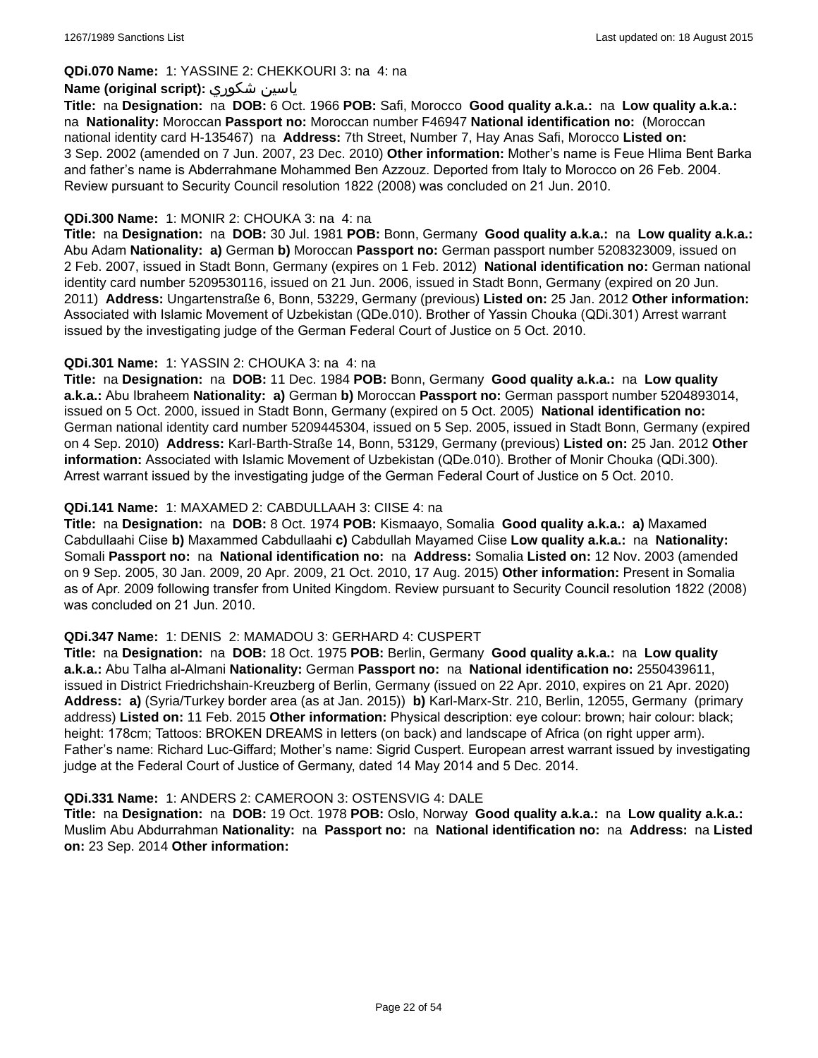**QDi.070 Name:** 1: YASSINE 2: CHEKKOURI 3: na 4: na

**Name (original script):** ياسين شكوري

**Title:** na **Designation:** na **DOB:** 6 Oct. 1966 **POB:** Safi, Morocco **Good quality a.k.a.:** na **Low quality a.k.a.:** na **Nationality:** Moroccan **Passport no:** Moroccan number F46947 **National identification no:** (Moroccan national identity card H-135467) na **Address:** 7th Street, Number 7, Hay Anas Safi, Morocco **Listed on:** 3 Sep. 2002 (amended on 7 Jun. 2007, 23 Dec. 2010) **Other information:** Mother's name is Feue Hlima Bent Barka and father's name is Abderrahmane Mohammed Ben Azzouz. Deported from Italy to Morocco on 26 Feb. 2004. Review pursuant to Security Council resolution 1822 (2008) was concluded on 21 Jun. 2010.

**QDi.300 Name:** 1: MONIR 2: CHOUKA 3: na 4: na

**Title:** na **Designation:** na **DOB:** 30 Jul. 1981 **POB:** Bonn, Germany **Good quality a.k.a.:** na **Low quality a.k.a.:** Abu Adam **Nationality:** **a)** German **b)** Moroccan **Passport no:** German passport number 5208323009, issued on 2 Feb. 2007, issued in Stadt Bonn, Germany (expires on 1 Feb. 2012) **National identification no:** German national identity card number 5209530116, issued on 21 Jun. 2006, issued in Stadt Bonn, Germany (expired on 20 Jun. 2011) **Address:** Ungartenstraße 6, Bonn, 53229, Germany (previous) **Listed on:** 25 Jan. 2012 **Other information:** Associated with Islamic Movement of Uzbekistan (QDe.010). Brother of Yassin Chouka (QDi.301) Arrest warrant issued by the investigating judge of the German Federal Court of Justice on 5 Oct. 2010.

**QDi.301 Name:** 1: YASSIN 2: CHOUKA 3: na 4: na

**Title:** na **Designation:** na **DOB:** 11 Dec. 1984 **POB:** Bonn, Germany **Good quality a.k.a.:** na **Low quality a.k.a.:** Abu Ibraheem **Nationality:** **a)** German **b)** Moroccan **Passport no:** German passport number 5204893014, issued on 5 Oct. 2000, issued in Stadt Bonn, Germany (expired on 5 Oct. 2005) **National identification no:** German national identity card number 5209445304, issued on 5 Sep. 2005, issued in Stadt Bonn, Germany (expired on 4 Sep. 2010) **Address:** Karl-Barth-Straße 14, Bonn, 53129, Germany (previous) **Listed on:** 25 Jan. 2012 **Other information:** Associated with Islamic Movement of Uzbekistan (QDe.010). Brother of Monir Chouka (QDi.300). Arrest warrant issued by the investigating judge of the German Federal Court of Justice on 5 Oct. 2010.

**QDi.141 Name:** 1: MAXAMED 2: CABDULLAAH 3: CIISE 4: na

**Title:** na **Designation:** na **DOB:** 8 Oct. 1974 **POB:** Kismaayo, Somalia **Good quality a.k.a.:** **a)** Maxamed Cabdullaahi Ciise **b)** Maxammed Cabdullaahi **c)** Cabdullah Mayamed Ciise **Low quality a.k.a.:** na **Nationality:** Somali **Passport no:** na **National identification no:** na **Address:** Somalia **Listed on:** 12 Nov. 2003 (amended on 9 Sep. 2005, 30 Jan. 2009, 20 Apr. 2009, 21 Oct. 2010, 17 Aug. 2015) **Other information:** Present in Somalia as of Apr. 2009 following transfer from United Kingdom. Review pursuant to Security Council resolution 1822 (2008) was concluded on 21 Jun. 2010.

**QDi.347 Name:** 1: DENIS 2: MAMADOU 3: GERHARD 4: CUSPERT

**Title:** na **Designation:** na **DOB:** 18 Oct. 1975 **POB:** Berlin, Germany **Good quality a.k.a.:** na **Low quality a.k.a.:** Abu Talha al-Almani **Nationality:** German **Passport no:** na **National identification no:** 2550439611, issued in District Friedrichshain-Kreuzberg of Berlin, Germany (issued on 22 Apr. 2010, expires on 21 Apr. 2020) **Address:** **a)** (Syria/Turkey border area (as at Jan. 2015)) **b)** Karl-Marx-Str. 210, Berlin, 12055, Germany (primary address) **Listed on:** 11 Feb. 2015 **Other information:** Physical description: eye colour: brown; hair colour: black; height: 178cm; Tattoos: BROKEN DREAMS in letters (on back) and landscape of Africa (on right upper arm). Father's name: Richard Luc-Giffard; Mother's name: Sigrid Cuspert. European arrest warrant issued by investigating judge at the Federal Court of Justice of Germany, dated 14 May 2014 and 5 Dec. 2014.

**QDi.331 Name:** 1: ANDERS 2: CAMEROON 3: OSTENSVIG 4: DALE

**Title:** na **Designation:** na **DOB:** 19 Oct. 1978 **POB:** Oslo, Norway **Good quality a.k.a.:** na **Low quality a.k.a.:** Muslim Abu Abdurrahman **Nationality:** na **Passport no:** na **National identification no:** na **Address:** na **Listed on:** 23 Sep. 2014 **Other information:**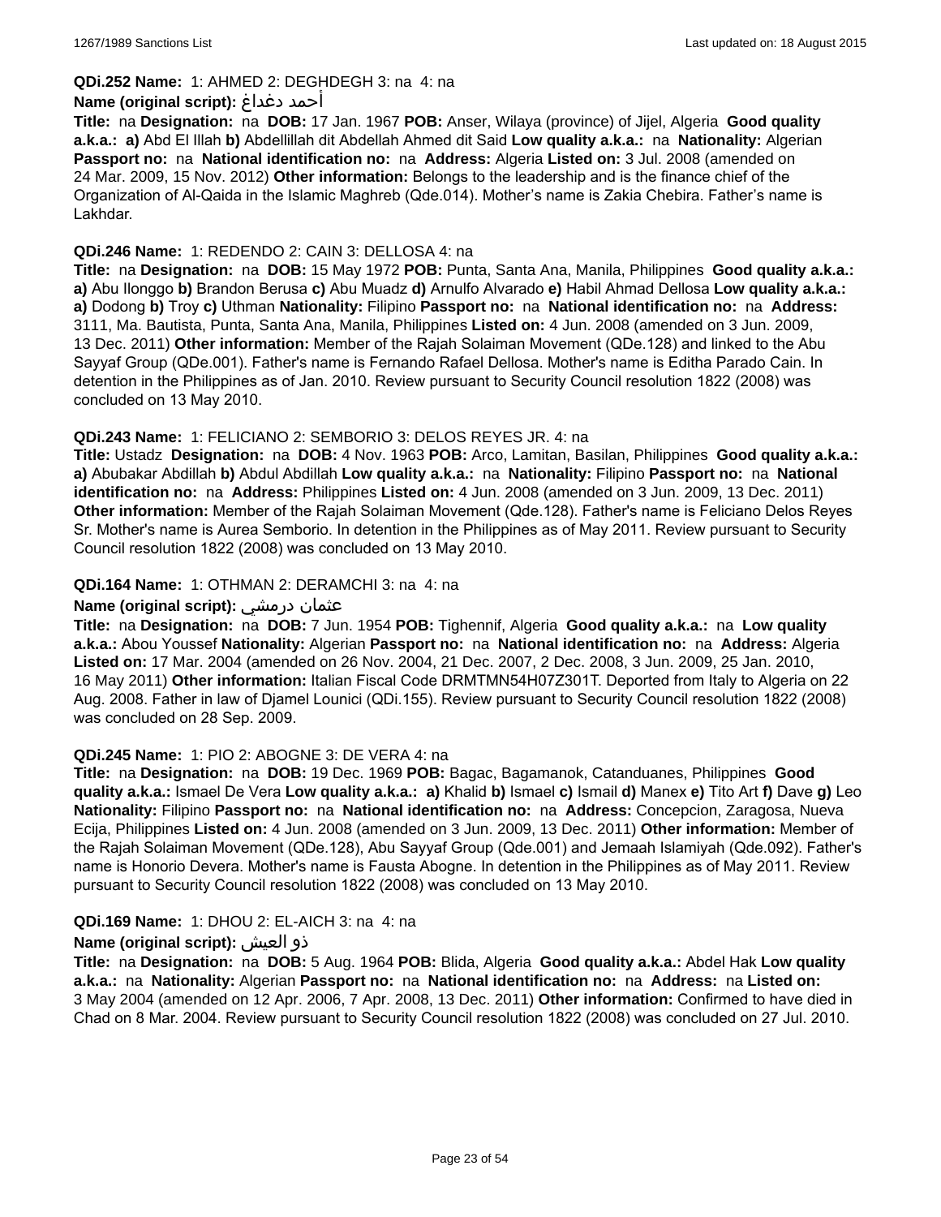**QDi.252 Name:** 1: AHMED 2: DEGHDEGH 3: na 4: na

**Name (original script):** أحمد دغداغ

**Title:** na **Designation:** na **DOB:** 17 Jan. 1967 **POB:** Anser, Wilaya (province) of Jijel, Algeria **Good quality a.k.a.:** **a)** Abd El Illah **b)** Abdellillah dit Abdellah Ahmed dit Said **Low quality a.k.a.:** na **Nationality:** Algerian **Passport no:** na **National identification no:** na **Address:** Algeria **Listed on:** 3 Jul. 2008 (amended on 24 Mar. 2009, 15 Nov. 2012) **Other information:** Belongs to the leadership and is the finance chief of the Organization of Al-Qaida in the Islamic Maghreb (Qde.014). Mother's name is Zakia Chebira. Father's name is Lakhdar.

**QDi.246 Name:** 1: REDENDO 2: CAIN 3: DELLOSA 4: na

**Title:** na **Designation:** na **DOB:** 15 May 1972 **POB:** Punta, Santa Ana, Manila, Philippines **Good quality a.k.a.:** **a)** Abu Ilonggo **b)** Brandon Berusa **c)** Abu Muadz **d)** Arnulfo Alvarado **e)** Habil Ahmad Dellosa **Low quality a.k.a.:** **a)** Dodong **b)** Troy **c)** Uthman **Nationality:** Filipino **Passport no:** na **National identification no:** na **Address:** 3111, Ma. Bautista, Punta, Santa Ana, Manila, Philippines **Listed on:** 4 Jun. 2008 (amended on 3 Jun. 2009, 13 Dec. 2011) **Other information:** Member of the Rajah Solaiman Movement (QDe.128) and linked to the Abu Sayyaf Group (QDe.001). Father's name is Fernando Rafael Dellosa. Mother's name is Editha Parado Cain. In detention in the Philippines as of Jan. 2010. Review pursuant to Security Council resolution 1822 (2008) was concluded on 13 May 2010.

**QDi.243 Name:** 1: FELICIANO 2: SEMBORIO 3: DELOS REYES JR. 4: na

**Title:** Ustadz **Designation:** na **DOB:** 4 Nov. 1963 **POB:** Arco, Lamitan, Basilan, Philippines **Good quality a.k.a.:** **a)** Abubakar Abdillah **b)** Abdul Abdillah **Low quality a.k.a.:** na **Nationality:** Filipino **Passport no:** na **National identification no:** na **Address:** Philippines **Listed on:** 4 Jun. 2008 (amended on 3 Jun. 2009, 13 Dec. 2011) **Other information:** Member of the Rajah Solaiman Movement (Qde.128). Father's name is Feliciano Delos Reyes Sr. Mother's name is Aurea Semborio. In detention in the Philippines as of May 2011. Review pursuant to Security Council resolution 1822 (2008) was concluded on 13 May 2010.

**QDi.164 Name:** 1: OTHMAN 2: DERAMCHI 3: na 4: na

**Name (original script):** عثمان درمشي

**Title:** na **Designation:** na **DOB:** 7 Jun. 1954 **POB:** Tighennif, Algeria **Good quality a.k.a.:** na **Low quality a.k.a.:** Abou Youssef **Nationality:** Algerian **Passport no:** na **National identification no:** na **Address:** Algeria **Listed on:** 17 Mar. 2004 (amended on 26 Nov. 2004, 21 Dec. 2007, 2 Dec. 2008, 3 Jun. 2009, 25 Jan. 2010, 16 May 2011) **Other information:** Italian Fiscal Code DRMTMN54H07Z301T. Deported from Italy to Algeria on 22 Aug. 2008. Father in law of Djamel Lounici (QDi.155). Review pursuant to Security Council resolution 1822 (2008) was concluded on 28 Sep. 2009.

**QDi.245 Name:** 1: PIO 2: ABOGNE 3: DE VERA 4: na

**Title:** na **Designation:** na **DOB:** 19 Dec. 1969 **POB:** Bagac, Bagamanok, Catanduanes, Philippines **Good quality a.k.a.:** Ismael De Vera **Low quality a.k.a.:** **a)** Khalid **b)** Ismael **c)** Ismail **d)** Manex **e)** Tito Art **f)** Dave **g)** Leo **Nationality:** Filipino **Passport no:** na **National identification no:** na **Address:** Concepcion, Zaragosa, Nueva Ecija, Philippines **Listed on:** 4 Jun. 2008 (amended on 3 Jun. 2009, 13 Dec. 2011) **Other information:** Member of the Rajah Solaiman Movement (QDe.128), Abu Sayyaf Group (Qde.001) and Jemaah Islamiyah (Qde.092). Father's name is Honorio Devera. Mother's name is Fausta Abogne. In detention in the Philippines as of May 2011. Review pursuant to Security Council resolution 1822 (2008) was concluded on 13 May 2010.

**QDi.169 Name:** 1: DHOU 2: EL-AICH 3: na 4: na

**Name (original script):** ذو العيش

**Title:** na **Designation:** na **DOB:** 5 Aug. 1964 **POB:** Blida, Algeria **Good quality a.k.a.:** Abdel Hak **Low quality a.k.a.:** na **Nationality:** Algerian **Passport no:** na **National identification no:** na **Address:** na **Listed on:** 3 May 2004 (amended on 12 Apr. 2006, 7 Apr. 2008, 13 Dec. 2011) **Other information:** Confirmed to have died in Chad on 8 Mar. 2004. Review pursuant to Security Council resolution 1822 (2008) was concluded on 27 Jul. 2010.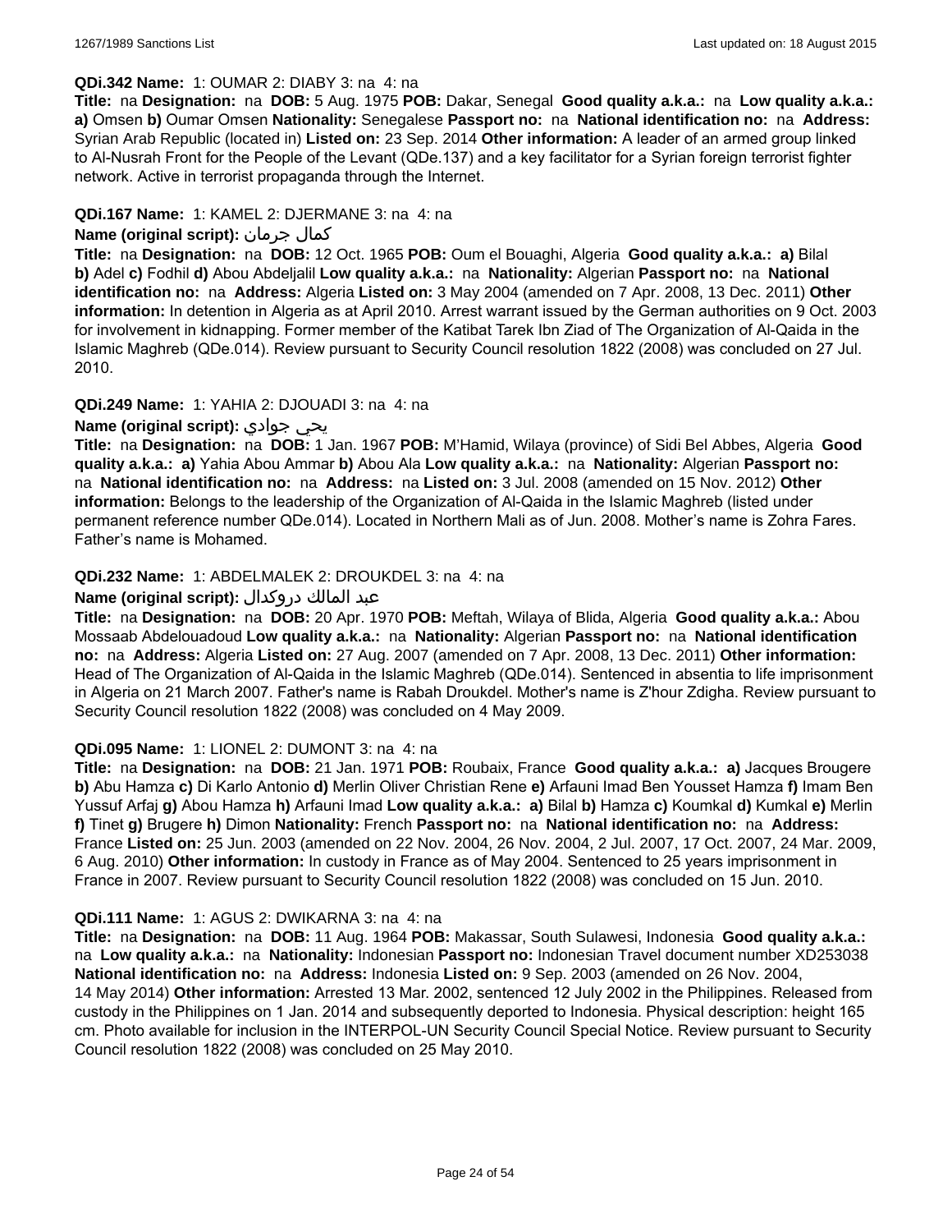**QDi.342 Name:** 1: OUMAR 2: DIABY 3: na 4: na

**Title:** na **Designation:** na **DOB:** 5 Aug. 1975 **POB:** Dakar, Senegal **Good quality a.k.a.:** na **Low quality a.k.a.:** **a)** Omsen **b)** Oumar Omsen **Nationality:** Senegalese **Passport no:** na **National identification no:** na **Address:** Syrian Arab Republic (located in) **Listed on:** 23 Sep. 2014 **Other information:** A leader of an armed group linked to Al-Nusrah Front for the People of the Levant (QDe.137) and a key facilitator for a Syrian foreign terrorist fighter network. Active in terrorist propaganda through the Internet.

**QDi.167 Name:** 1: KAMEL 2: DJERMANE 3: na 4: na

**Name (original script):** كمال جرمان

**Title:** na **Designation:** na **DOB:** 12 Oct. 1965 **POB:** Oum el Bouaghi, Algeria **Good quality a.k.a.:** **a)** Bilal **b)** Adel **c)** Fodhil **d)** Abou Abdeljalil **Low quality a.k.a.:** na **Nationality:** Algerian **Passport no:** na **National identification no:** na **Address:** Algeria **Listed on:** 3 May 2004 (amended on 7 Apr. 2008, 13 Dec. 2011) **Other information:** In detention in Algeria as at April 2010. Arrest warrant issued by the German authorities on 9 Oct. 2003 for involvement in kidnapping. Former member of the Katibat Tarek Ibn Ziad of The Organization of Al-Qaida in the Islamic Maghreb (QDe.014). Review pursuant to Security Council resolution 1822 (2008) was concluded on 27 Jul. 2010.

**QDi.249 Name:** 1: YAHIA 2: DJOUADI 3: na 4: na

**Name (original script):** يحي جوادي

**Title:** na **Designation:** na **DOB:** 1 Jan. 1967 **POB:** M'Hamid, Wilaya (province) of Sidi Bel Abbes, Algeria **Good quality a.k.a.:** **a)** Yahia Abou Ammar **b)** Abou Ala **Low quality a.k.a.:** na **Nationality:** Algerian **Passport no:** na **National identification no:** na **Address:** na **Listed on:** 3 Jul. 2008 (amended on 15 Nov. 2012) **Other information:** Belongs to the leadership of the Organization of Al-Qaida in the Islamic Maghreb (listed under permanent reference number QDe.014). Located in Northern Mali as of Jun. 2008. Mother's name is Zohra Fares. Father's name is Mohamed.

**QDi.232 Name:** 1: ABDELMALEK 2: DROUKDEL 3: na 4: na

**Name (original script):** عبد المالك دروكدال

**Title:** na **Designation:** na **DOB:** 20 Apr. 1970 **POB:** Meftah, Wilaya of Blida, Algeria **Good quality a.k.a.:** Abou Mossaab Abdelouadoud **Low quality a.k.a.:** na **Nationality:** Algerian **Passport no:** na **National identification no:** na **Address:** Algeria **Listed on:** 27 Aug. 2007 (amended on 7 Apr. 2008, 13 Dec. 2011) **Other information:** Head of The Organization of Al-Qaida in the Islamic Maghreb (QDe.014). Sentenced in absentia to life imprisonment in Algeria on 21 March 2007. Father's name is Rabah Droukdel. Mother's name is Z'hour Zdigha. Review pursuant to Security Council resolution 1822 (2008) was concluded on 4 May 2009.

**QDi.095 Name:** 1: LIONEL 2: DUMONT 3: na 4: na

**Title:** na **Designation:** na **DOB:** 21 Jan. 1971 **POB:** Roubaix, France **Good quality a.k.a.:** **a)** Jacques Brougere **b)** Abu Hamza **c)** Di Karlo Antonio **d)** Merlin Oliver Christian Rene **e)** Arfauni Imad Ben Yousset Hamza **f)** Imam Ben Yussuf Arfaj **g)** Abou Hamza **h)** Arfauni Imad **Low quality a.k.a.:** **a)** Bilal **b)** Hamza **c)** Koumkal **d)** Kumkal **e)** Merlin **f)** Tinet **g)** Brugere **h)** Dimon **Nationality:** French **Passport no:** na **National identification no:** na **Address:** France **Listed on:** 25 Jun. 2003 (amended on 22 Nov. 2004, 26 Nov. 2004, 2 Jul. 2007, 17 Oct. 2007, 24 Mar. 2009, 6 Aug. 2010) **Other information:** In custody in France as of May 2004. Sentenced to 25 years imprisonment in France in 2007. Review pursuant to Security Council resolution 1822 (2008) was concluded on 15 Jun. 2010.

**QDi.111 Name:** 1: AGUS 2: DWIKARNA 3: na 4: na

**Title:** na **Designation:** na **DOB:** 11 Aug. 1964 **POB:** Makassar, South Sulawesi, Indonesia **Good quality a.k.a.:** na **Low quality a.k.a.:** na **Nationality:** Indonesian **Passport no:** Indonesian Travel document number XD253038 **National identification no:** na **Address:** Indonesia **Listed on:** 9 Sep. 2003 (amended on 26 Nov. 2004, 14 May 2014) **Other information:** Arrested 13 Mar. 2002, sentenced 12 July 2002 in the Philippines. Released from custody in the Philippines on 1 Jan. 2014 and subsequently deported to Indonesia. Physical description: height 165 cm. Photo available for inclusion in the INTERPOL-UN Security Council Special Notice. Review pursuant to Security Council resolution 1822 (2008) was concluded on 25 May 2010.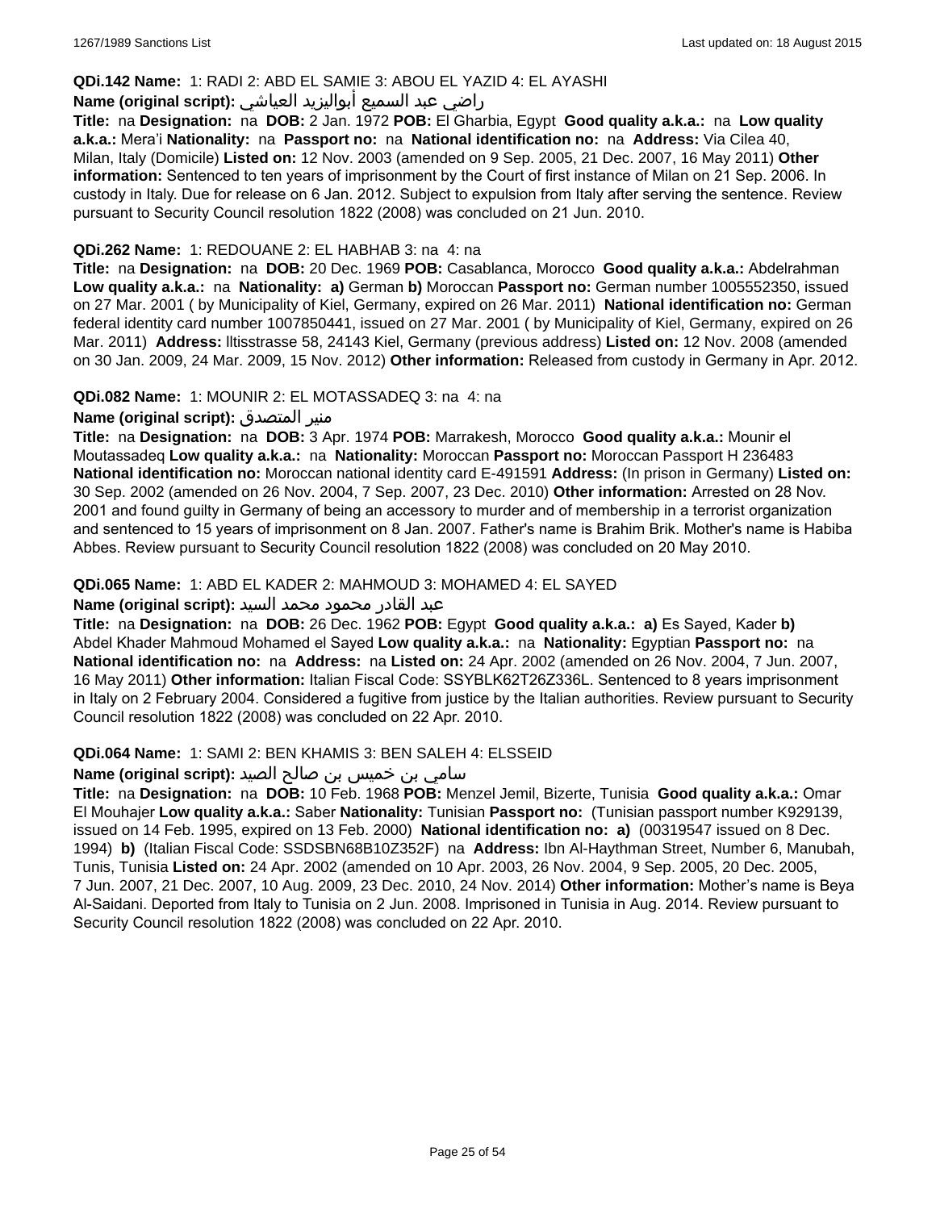**QDi.142 Name:** 1: RADI 2: ABD EL SAMIE 3: ABOU EL YAZID 4: EL AYASHI

**Name (original script):** راضي عبد السميع أبواليزيد العياشي

**Title:** na **Designation:** na **DOB:** 2 Jan. 1972 **POB:** El Gharbia, Egypt **Good quality a.k.a.:** na **Low quality a.k.a.:** Mera'i **Nationality:** na **Passport no:** na **National identification no:** na **Address:** Via Cilea 40, Milan, Italy (Domicile) **Listed on:** 12 Nov. 2003 (amended on 9 Sep. 2005, 21 Dec. 2007, 16 May 2011) **Other information:** Sentenced to ten years of imprisonment by the Court of first instance of Milan on 21 Sep. 2006. In custody in Italy. Due for release on 6 Jan. 2012. Subject to expulsion from Italy after serving the sentence. Review pursuant to Security Council resolution 1822 (2008) was concluded on 21 Jun. 2010.

**QDi.262 Name:** 1: REDOUANE 2: EL HABHAB 3: na 4: na

**Title:** na **Designation:** na **DOB:** 20 Dec. 1969 **POB:** Casablanca, Morocco **Good quality a.k.a.:** Abdelrahman **Low quality a.k.a.:** na **Nationality:** **a)** German **b)** Moroccan **Passport no:** German number 1005552350, issued on 27 Mar. 2001 ( by Municipality of Kiel, Germany, expired on 26 Mar. 2011) **National identification no:** German federal identity card number 1007850441, issued on 27 Mar. 2001 ( by Municipality of Kiel, Germany, expired on 26 Mar. 2011) **Address:** lltisstrasse 58, 24143 Kiel, Germany (previous address) **Listed on:** 12 Nov. 2008 (amended on 30 Jan. 2009, 24 Mar. 2009, 15 Nov. 2012) **Other information:** Released from custody in Germany in Apr. 2012.

**QDi.082 Name:** 1: MOUNIR 2: EL MOTASSADEQ 3: na 4: na

**Name (original script):** منير المتصدق

**Title:** na **Designation:** na **DOB:** 3 Apr. 1974 **POB:** Marrakesh, Morocco **Good quality a.k.a.:** Mounir el Moutassadeq **Low quality a.k.a.:** na **Nationality:** Moroccan **Passport no:** Moroccan Passport H 236483 **National identification no:** Moroccan national identity card E-491591 **Address:** (In prison in Germany) **Listed on:** 30 Sep. 2002 (amended on 26 Nov. 2004, 7 Sep. 2007, 23 Dec. 2010) **Other information:** Arrested on 28 Nov. 2001 and found guilty in Germany of being an accessory to murder and of membership in a terrorist organization and sentenced to 15 years of imprisonment on 8 Jan. 2007. Father's name is Brahim Brik. Mother's name is Habiba Abbes. Review pursuant to Security Council resolution 1822 (2008) was concluded on 20 May 2010.

**QDi.065 Name:** 1: ABD EL KADER 2: MAHMOUD 3: MOHAMED 4: EL SAYED

**Name (original script):** عبد القادر محمود محمد السيد

**Title:** na **Designation:** na **DOB:** 26 Dec. 1962 **POB:** Egypt **Good quality a.k.a.:** **a)** Es Sayed, Kader **b)** Abdel Khader Mahmoud Mohamed el Sayed **Low quality a.k.a.:** na **Nationality:** Egyptian **Passport no:** na **National identification no:** na **Address:** na **Listed on:** 24 Apr. 2002 (amended on 26 Nov. 2004, 7 Jun. 2007, 16 May 2011) **Other information:** Italian Fiscal Code: SSYBLK62T26Z336L. Sentenced to 8 years imprisonment in Italy on 2 February 2004. Considered a fugitive from justice by the Italian authorities. Review pursuant to Security Council resolution 1822 (2008) was concluded on 22 Apr. 2010.

**QDi.064 Name:** 1: SAMI 2: BEN KHAMIS 3: BEN SALEH 4: ELSSEID

**Name (original script):** سامي بن خميس بن صالح الصيد

**Title:** na **Designation:** na **DOB:** 10 Feb. 1968 **POB:** Menzel Jemil, Bizerte, Tunisia **Good quality a.k.a.:** Omar El Mouhajer **Low quality a.k.a.:** Saber **Nationality:** Tunisian **Passport no:** (Tunisian passport number K929139, issued on 14 Feb. 1995, expired on 13 Feb. 2000) **National identification no:** **a)** (00319547 issued on 8 Dec. 1994) **b)** (Italian Fiscal Code: SSDSBN68B10Z352F) na **Address:** Ibn Al-Haythman Street, Number 6, Manubah, Tunis, Tunisia **Listed on:** 24 Apr. 2002 (amended on 10 Apr. 2003, 26 Nov. 2004, 9 Sep. 2005, 20 Dec. 2005, 7 Jun. 2007, 21 Dec. 2007, 10 Aug. 2009, 23 Dec. 2010, 24 Nov. 2014) **Other information:** Mother's name is Beya Al-Saidani. Deported from Italy to Tunisia on 2 Jun. 2008. Imprisoned in Tunisia in Aug. 2014. Review pursuant to Security Council resolution 1822 (2008) was concluded on 22 Apr. 2010.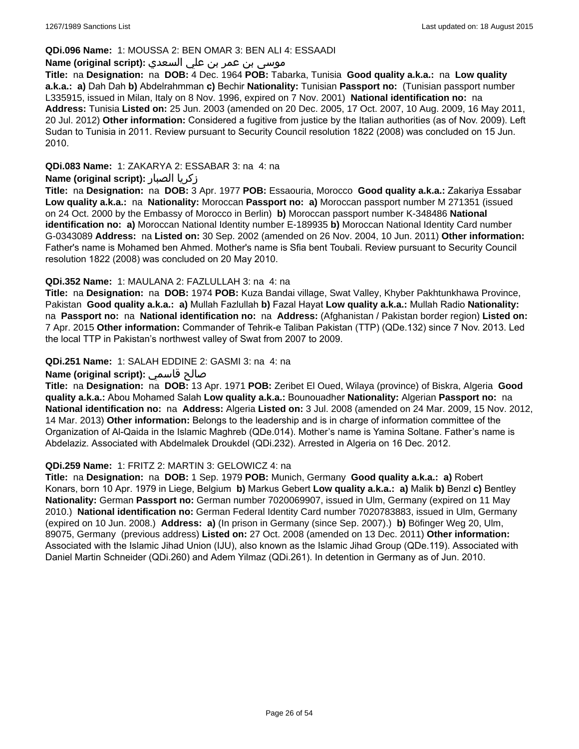**QDi.096 Name:** 1: MOUSSA 2: BEN OMAR 3: BEN ALI 4: ESSAADI

**Name (original script):** موسى بن عمر بن علي السعدي

**Title:** na **Designation:** na **DOB:** 4 Dec. 1964 **POB:** Tabarka, Tunisia **Good quality a.k.a.:** na **Low quality a.k.a.:** **a)** Dah Dah **b)** Abdelrahmman **c)** Bechir **Nationality:** Tunisian **Passport no:** (Tunisian passport number L335915, issued in Milan, Italy on 8 Nov. 1996, expired on 7 Nov. 2001) **National identification no:** na **Address:** Tunisia **Listed on:** 25 Jun. 2003 (amended on 20 Dec. 2005, 17 Oct. 2007, 10 Aug. 2009, 16 May 2011, 20 Jul. 2012) **Other information:** Considered a fugitive from justice by the Italian authorities (as of Nov. 2009). Left Sudan to Tunisia in 2011. Review pursuant to Security Council resolution 1822 (2008) was concluded on 15 Jun. 2010.

**QDi.083 Name:** 1: ZAKARYA 2: ESSABAR 3: na 4: na

**Name (original script):** زكريا الصبار

**Title:** na **Designation:** na **DOB:** 3 Apr. 1977 **POB:** Essaouria, Morocco **Good quality a.k.a.:** Zakariya Essabar **Low quality a.k.a.:** na **Nationality:** Moroccan **Passport no:** **a)** Moroccan passport number M 271351 (issued on 24 Oct. 2000 by the Embassy of Morocco in Berlin) **b)** Moroccan passport number K-348486 **National identification no:** **a)** Moroccan National Identity number E-189935 **b)** Moroccan National Identity Card number G-0343089 **Address:** na **Listed on:** 30 Sep. 2002 (amended on 26 Nov. 2004, 10 Jun. 2011) **Other information:** Father's name is Mohamed ben Ahmed. Mother's name is Sfia bent Toubali. Review pursuant to Security Council resolution 1822 (2008) was concluded on 20 May 2010.

**QDi.352 Name:** 1: MAULANA 2: FAZLULLAH 3: na 4: na

**Title:** na **Designation:** na **DOB:** 1974 **POB:** Kuza Bandai village, Swat Valley, Khyber Pakhtunkhawa Province, Pakistan **Good quality a.k.a.:** **a)** Mullah Fazlullah **b)** Fazal Hayat **Low quality a.k.a.:** Mullah Radio **Nationality:** na **Passport no:** na **National identification no:** na **Address:** (Afghanistan / Pakistan border region) **Listed on:** 7 Apr. 2015 **Other information:** Commander of Tehrik-e Taliban Pakistan (TTP) (QDe.132) since 7 Nov. 2013. Led the local TTP in Pakistan's northwest valley of Swat from 2007 to 2009.

**QDi.251 Name:** 1: SALAH EDDINE 2: GASMI 3: na 4: na

**Name (original script):** صالح قاسمي

**Title:** na **Designation:** na **DOB:** 13 Apr. 1971 **POB:** Zeribet El Oued, Wilaya (province) of Biskra, Algeria **Good quality a.k.a.:** Abou Mohamed Salah **Low quality a.k.a.:** Bounouadher **Nationality:** Algerian **Passport no:** na **National identification no:** na **Address:** Algeria **Listed on:** 3 Jul. 2008 (amended on 24 Mar. 2009, 15 Nov. 2012, 14 Mar. 2013) **Other information:** Belongs to the leadership and is in charge of information committee of the Organization of Al-Qaida in the Islamic Maghreb (QDe.014). Mother's name is Yamina Soltane. Father's name is Abdelaziz. Associated with Abdelmalek Droukdel (QDi.232). Arrested in Algeria on 16 Dec. 2012.

**QDi.259 Name:** 1: FRITZ 2: MARTIN 3: GELOWICZ 4: na

**Title:** na **Designation:** na **DOB:** 1 Sep. 1979 **POB:** Munich, Germany **Good quality a.k.a.:** **a)** Robert Konars, born 10 Apr. 1979 in Liege, Belgium **b)** Markus Gebert **Low quality a.k.a.:** **a)** Malik **b)** Benzl **c)** Bentley **Nationality:** German **Passport no:** German number 7020069907, issued in Ulm, Germany (expired on 11 May 2010.) **National identification no:** German Federal Identity Card number 7020783883, issued in Ulm, Germany (expired on 10 Jun. 2008.) **Address:** **a)** (In prison in Germany (since Sep. 2007).) **b)** Böfinger Weg 20, Ulm, 89075, Germany (previous address) **Listed on:** 27 Oct. 2008 (amended on 13 Dec. 2011) **Other information:** Associated with the Islamic Jihad Union (IJU), also known as the Islamic Jihad Group (QDe.119). Associated with Daniel Martin Schneider (QDi.260) and Adem Yilmaz (QDi.261). In detention in Germany as of Jun. 2010.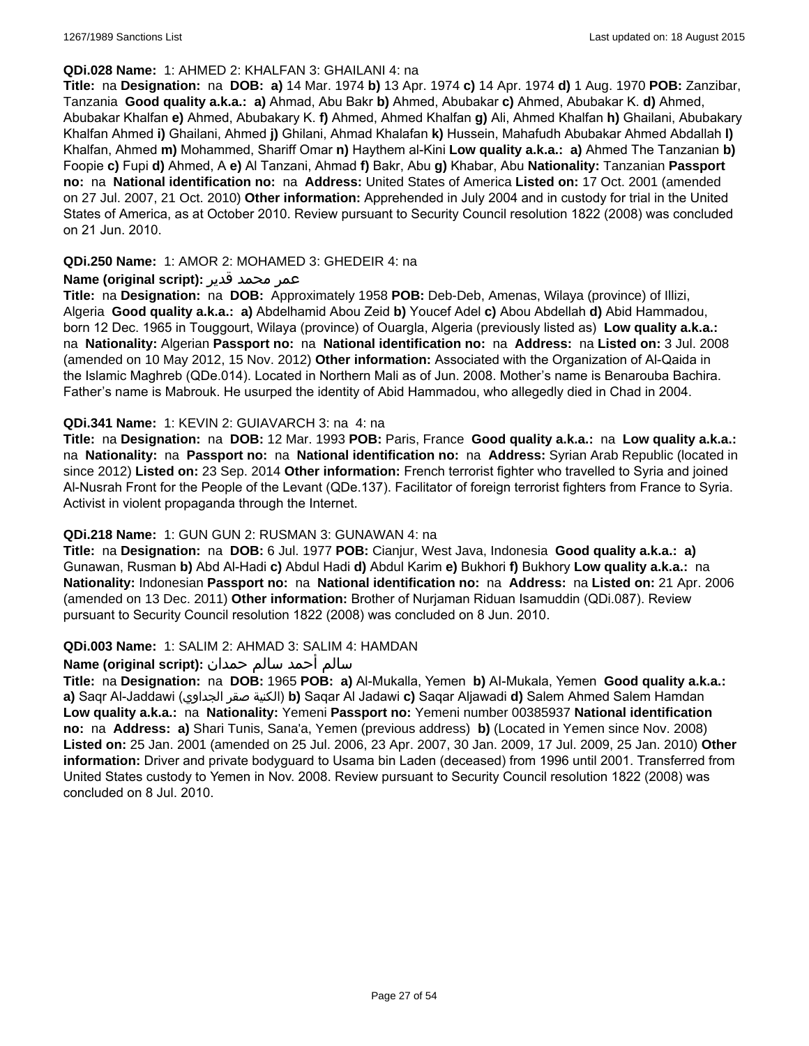**QDi.028 Name:** 1: AHMED 2: KHALFAN 3: GHAILANI 4: na

**Title:** na **Designation:** na **DOB:** **a)** 14 Mar. 1974 **b)** 13 Apr. 1974 **c)** 14 Apr. 1974 **d)** 1 Aug. 1970 **POB:** Zanzibar, Tanzania **Good quality a.k.a.:** **a)** Ahmad, Abu Bakr **b)** Ahmed, Abubakar **c)** Ahmed, Abubakar K. **d)** Ahmed, Abubakar Khalfan **e)** Ahmed, Abubakary K. **f)** Ahmed, Ahmed Khalfan **g)** Ali, Ahmed Khalfan **h)** Ghailani, Abubakary Khalfan Ahmed **i)** Ghailani, Ahmed **j)** Ghilani, Ahmad Khalafan **k)** Hussein, Mahafudh Abubakar Ahmed Abdallah **l)** Khalfan, Ahmed **m)** Mohammed, Shariff Omar **n)** Haythem al-Kini **Low quality a.k.a.:** **a)** Ahmed The Tanzanian **b)** Foopie **c)** Fupi **d)** Ahmed, A **e)** Al Tanzani, Ahmad **f)** Bakr, Abu **g)** Khabar, Abu **Nationality:** Tanzanian **Passport no:** na **National identification no:** na **Address:** United States of America **Listed on:** 17 Oct. 2001 (amended on 27 Jul. 2007, 21 Oct. 2010) **Other information:** Apprehended in July 2004 and in custody for trial in the United States of America, as at October 2010. Review pursuant to Security Council resolution 1822 (2008) was concluded on 21 Jun. 2010.

**QDi.250 Name:** 1: AMOR 2: MOHAMED 3: GHEDEIR 4: na

**Name (original script):** عمر محمد قدير

**Title:** na **Designation:** na **DOB:** Approximately 1958 **POB:** Deb-Deb, Amenas, Wilaya (province) of Illizi, Algeria **Good quality a.k.a.:** **a)** Abdelhamid Abou Zeid **b)** Youcef Adel **c)** Abou Abdellah **d)** Abid Hammadou, born 12 Dec. 1965 in Touggourt, Wilaya (province) of Ouargla, Algeria (previously listed as) **Low quality a.k.a.:** na **Nationality:** Algerian **Passport no:** na **National identification no:** na **Address:** na **Listed on:** 3 Jul. 2008 (amended on 10 May 2012, 15 Nov. 2012) **Other information:** Associated with the Organization of Al-Qaida in the Islamic Maghreb (QDe.014). Located in Northern Mali as of Jun. 2008. Mother's name is Benarouba Bachira. Father's name is Mabrouk. He usurped the identity of Abid Hammadou, who allegedly died in Chad in 2004.

**QDi.341 Name:** 1: KEVIN 2: GUIAVARCH 3: na 4: na

**Title:** na **Designation:** na **DOB:** 12 Mar. 1993 **POB:** Paris, France **Good quality a.k.a.:** na **Low quality a.k.a.:** na **Nationality:** na **Passport no:** na **National identification no:** na **Address:** Syrian Arab Republic (located in since 2012) **Listed on:** 23 Sep. 2014 **Other information:** French terrorist fighter who travelled to Syria and joined Al-Nusrah Front for the People of the Levant (QDe.137). Facilitator of foreign terrorist fighters from France to Syria. Activist in violent propaganda through the Internet.

**QDi.218 Name:** 1: GUN GUN 2: RUSMAN 3: GUNAWAN 4: na

**Title:** na **Designation:** na **DOB:** 6 Jul. 1977 **POB:** Cianjur, West Java, Indonesia **Good quality a.k.a.:** **a)** Gunawan, Rusman **b)** Abd Al-Hadi **c)** Abdul Hadi **d)** Abdul Karim **e)** Bukhori **f)** Bukhory **Low quality a.k.a.:** na **Nationality:** Indonesian **Passport no:** na **National identification no:** na **Address:** na **Listed on:** 21 Apr. 2006 (amended on 13 Dec. 2011) **Other information:** Brother of Nurjaman Riduan Isamuddin (QDi.087). Review pursuant to Security Council resolution 1822 (2008) was concluded on 8 Jun. 2010.

**QDi.003 Name:** 1: SALIM 2: AHMAD 3: SALIM 4: HAMDAN

**Name (original script):** سالم أحمد سالم حمدان

**Title:** na **Designation:** na **DOB:** 1965 **POB:** **a)** Al-Mukalla, Yemen **b)** Al-Mukala, Yemen **Good quality a.k.a.:** **a)** Saqr Al-Jaddawi (الكنية صقر الجداوي) **b)** Saqar Al Jadawi **c)** Saqar Aljawadi **d)** Salem Ahmed Salem Hamdan **Low quality a.k.a.:** na **Nationality:** Yemeni **Passport no:** Yemeni number 00385937 **National identification no:** na **Address:** **a)** Shari Tunis, Sana'a, Yemen (previous address) **b)** (Located in Yemen since Nov. 2008) **Listed on:** 25 Jan. 2001 (amended on 25 Jul. 2006, 23 Apr. 2007, 30 Jan. 2009, 17 Jul. 2009, 25 Jan. 2010) **Other information:** Driver and private bodyguard to Usama bin Laden (deceased) from 1996 until 2001. Transferred from United States custody to Yemen in Nov. 2008. Review pursuant to Security Council resolution 1822 (2008) was concluded on 8 Jul. 2010.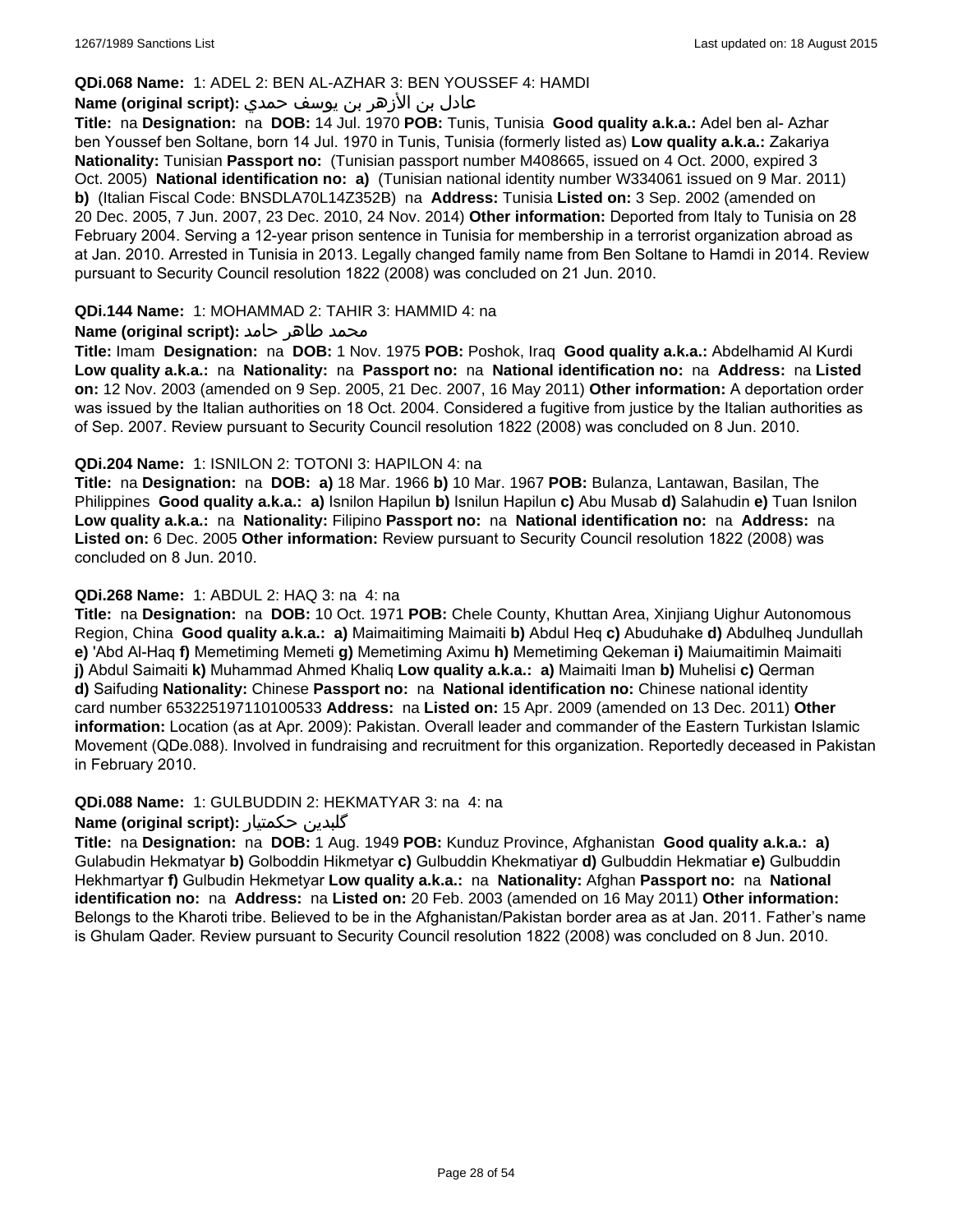**QDi.068 Name:** 1: ADEL 2: BEN AL-AZHAR 3: BEN YOUSSEF 4: HAMDI

**Name (original script):** عادل بن الأزهر بن يوسف حمدي

**Title:** na **Designation:** na **DOB:** 14 Jul. 1970 **POB:** Tunis, Tunisia **Good quality a.k.a.:** Adel ben al- Azhar ben Youssef ben Soltane, born 14 Jul. 1970 in Tunis, Tunisia (formerly listed as) **Low quality a.k.a.:** Zakariya **Nationality:** Tunisian **Passport no:** (Tunisian passport number M408665, issued on 4 Oct. 2000, expired 3 Oct. 2005) **National identification no:** **a)** (Tunisian national identity number W334061 issued on 9 Mar. 2011) **b)** (Italian Fiscal Code: BNSDLA70L14Z352B) na **Address:** Tunisia **Listed on:** 3 Sep. 2002 (amended on 20 Dec. 2005, 7 Jun. 2007, 23 Dec. 2010, 24 Nov. 2014) **Other information:** Deported from Italy to Tunisia on 28 February 2004. Serving a 12-year prison sentence in Tunisia for membership in a terrorist organization abroad as at Jan. 2010. Arrested in Tunisia in 2013. Legally changed family name from Ben Soltane to Hamdi in 2014. Review pursuant to Security Council resolution 1822 (2008) was concluded on 21 Jun. 2010.

**QDi.144 Name:** 1: MOHAMMAD 2: TAHIR 3: HAMMID 4: na

**Name (original script):** محمد طاهر حامد

**Title:** Imam **Designation:** na **DOB:** 1 Nov. 1975 **POB:** Poshok, Iraq **Good quality a.k.a.:** Abdelhamid Al Kurdi **Low quality a.k.a.:** na **Nationality:** na **Passport no:** na **National identification no:** na **Address:** na **Listed on:** 12 Nov. 2003 (amended on 9 Sep. 2005, 21 Dec. 2007, 16 May 2011) **Other information:** A deportation order was issued by the Italian authorities on 18 Oct. 2004. Considered a fugitive from justice by the Italian authorities as of Sep. 2007. Review pursuant to Security Council resolution 1822 (2008) was concluded on 8 Jun. 2010.

**QDi.204 Name:** 1: ISNILON 2: TOTONI 3: HAPILON 4: na

**Title:** na **Designation:** na **DOB:** **a)** 18 Mar. 1966 **b)** 10 Mar. 1967 **POB:** Bulanza, Lantawan, Basilan, The Philippines **Good quality a.k.a.:** **a)** Isnilon Hapilun **b)** Isnilun Hapilun **c)** Abu Musab **d)** Salahudin **e)** Tuan Isnilon **Low quality a.k.a.:** na **Nationality:** Filipino **Passport no:** na **National identification no:** na **Address:** na **Listed on:** 6 Dec. 2005 **Other information:** Review pursuant to Security Council resolution 1822 (2008) was concluded on 8 Jun. 2010.

**QDi.268 Name:** 1: ABDUL 2: HAQ 3: na 4: na

**Title:** na **Designation:** na **DOB:** 10 Oct. 1971 **POB:** Chele County, Khuttan Area, Xinjiang Uighur Autonomous Region, China **Good quality a.k.a.:** **a)** Maimaitiming Maimaiti **b)** Abdul Heq **c)** Abuduhake **d)** Abdulheq Jundullah **e)** 'Abd Al-Haq **f)** Memetiming Memeti **g)** Memetiming Aximu **h)** Memetiming Qekeman **i)** Maiumaitimin Maimaiti **j)** Abdul Saimaiti **k)** Muhammad Ahmed Khaliq **Low quality a.k.a.:** **a)** Maimaiti Iman **b)** Muhelisi **c)** Qerman **d)** Saifuding **Nationality:** Chinese **Passport no:** na **National identification no:** Chinese national identity card number 653225197110100533 **Address:** na **Listed on:** 15 Apr. 2009 (amended on 13 Dec. 2011) **Other information:** Location (as at Apr. 2009): Pakistan. Overall leader and commander of the Eastern Turkistan Islamic Movement (QDe.088). Involved in fundraising and recruitment for this organization. Reportedly deceased in Pakistan in February 2010.

**QDi.088 Name:** 1: GULBUDDIN 2: HEKMATYAR 3: na 4: na

**Name (original script):** گلبدين حکمتيار

**Title:** na **Designation:** na **DOB:** 1 Aug. 1949 **POB:** Kunduz Province, Afghanistan **Good quality a.k.a.:** **a)** Gulabudin Hekmatyar **b)** Golboddin Hikmetyar **c)** Gulbuddin Khekmatiyar **d)** Gulbuddin Hekmatiar **e)** Gulbuddin Hekhmartyar **f)** Gulbudin Hekmetyar **Low quality a.k.a.:** na **Nationality:** Afghan **Passport no:** na **National identification no:** na **Address:** na **Listed on:** 20 Feb. 2003 (amended on 16 May 2011) **Other information:** Belongs to the Kharoti tribe. Believed to be in the Afghanistan/Pakistan border area as at Jan. 2011. Father's name is Ghulam Qader. Review pursuant to Security Council resolution 1822 (2008) was concluded on 8 Jun. 2010.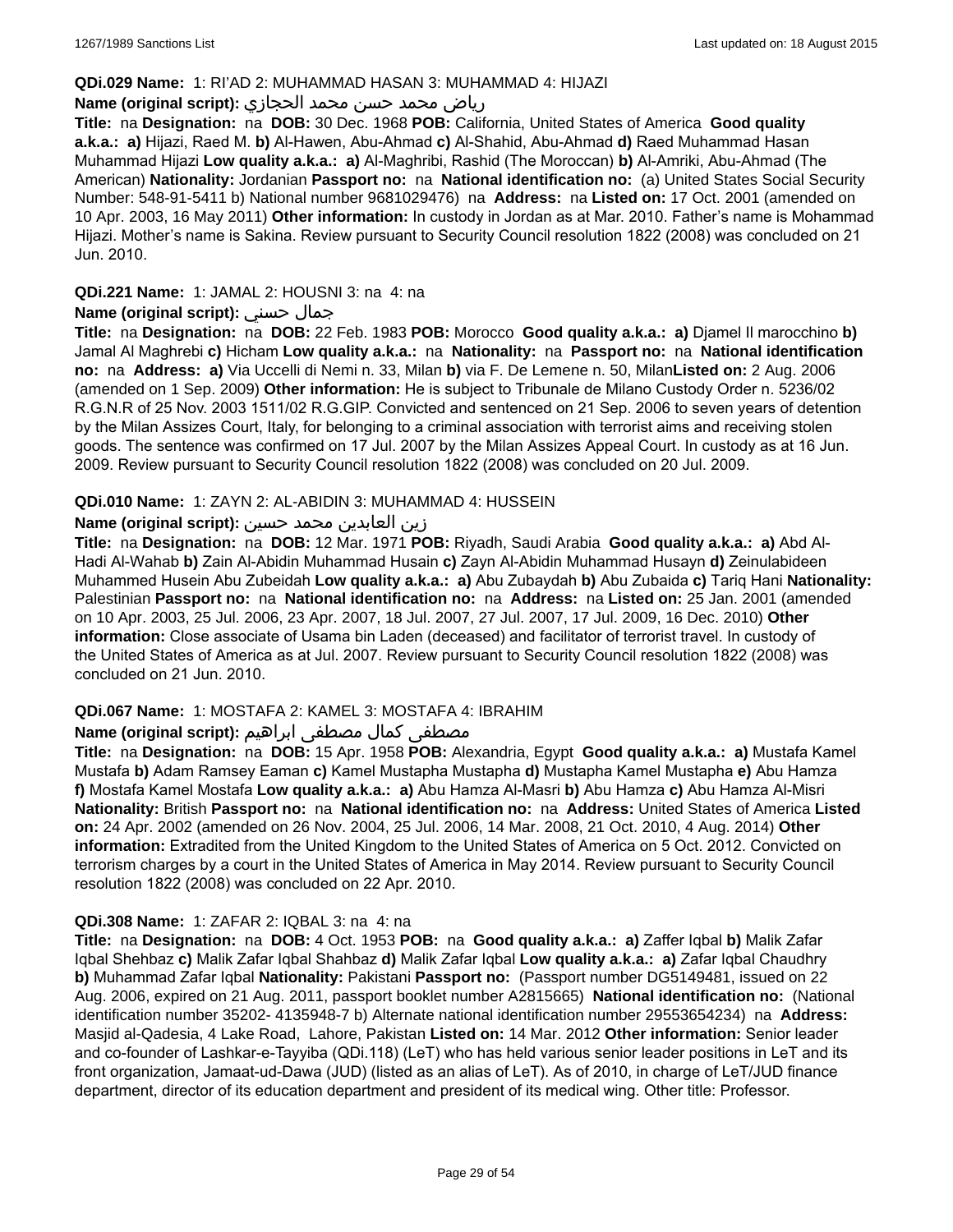**QDi.029 Name:** 1: RI'AD 2: MUHAMMAD HASAN 3: MUHAMMAD 4: HIJAZI

**Name (original script):** رياض محمد حسن محمد الحجازي

**Title:** na **Designation:** na **DOB:** 30 Dec. 1968 **POB:** California, United States of America **Good quality a.k.a.:** **a)** Hijazi, Raed M. **b)** Al-Hawen, Abu-Ahmad **c)** Al-Shahid, Abu-Ahmad **d)** Raed Muhammad Hasan Muhammad Hijazi **Low quality a.k.a.:** **a)** Al-Maghribi, Rashid (The Moroccan) **b)** Al-Amriki, Abu-Ahmad (The American) **Nationality:** Jordanian **Passport no:** na **National identification no:** (a) United States Social Security Number: 548-91-5411 b) National number 9681029476) na **Address:** na **Listed on:** 17 Oct. 2001 (amended on 10 Apr. 2003, 16 May 2011) **Other information:** In custody in Jordan as at Mar. 2010. Father's name is Mohammad Hijazi. Mother's name is Sakina. Review pursuant to Security Council resolution 1822 (2008) was concluded on 21 Jun. 2010.

**QDi.221 Name:** 1: JAMAL 2: HOUSNI 3: na 4: na

**Name (original script):** جمال حسني

**Title:** na **Designation:** na **DOB:** 22 Feb. 1983 **POB:** Morocco **Good quality a.k.a.:** **a)** Djamel Il marocchino **b)** Jamal Al Maghrebi **c)** Hicham **Low quality a.k.a.:** na **Nationality:** na **Passport no:** na **National identification no:** na **Address:** **a)** Via Uccelli di Nemi n. 33, Milan **b)** via F. De Lemene n. 50, Milan**Listed on:** 2 Aug. 2006 (amended on 1 Sep. 2009) **Other information:** He is subject to Tribunale de Milano Custody Order n. 5236/02 R.G.N.R of 25 Nov. 2003 1511/02 R.G.GIP. Convicted and sentenced on 21 Sep. 2006 to seven years of detention by the Milan Assizes Court, Italy, for belonging to a criminal association with terrorist aims and receiving stolen goods. The sentence was confirmed on 17 Jul. 2007 by the Milan Assizes Appeal Court. In custody as at 16 Jun. 2009. Review pursuant to Security Council resolution 1822 (2008) was concluded on 20 Jul. 2009.

**QDi.010 Name:** 1: ZAYN 2: AL-ABIDIN 3: MUHAMMAD 4: HUSSEIN

**Name (original script):** زين العابدين محمد حسين

**Title:** na **Designation:** na **DOB:** 12 Mar. 1971 **POB:** Riyadh, Saudi Arabia **Good quality a.k.a.:** **a)** Abd Al-Hadi Al-Wahab **b)** Zain Al-Abidin Muhammad Husain **c)** Zayn Al-Abidin Muhammad Husayn **d)** Zeinulabideen Muhammed Husein Abu Zubeidah **Low quality a.k.a.:** **a)** Abu Zubaydah **b)** Abu Zubaida **c)** Tariq Hani **Nationality:** Palestinian **Passport no:** na **National identification no:** na **Address:** na **Listed on:** 25 Jan. 2001 (amended on 10 Apr. 2003, 25 Jul. 2006, 23 Apr. 2007, 18 Jul. 2007, 27 Jul. 2007, 17 Jul. 2009, 16 Dec. 2010) **Other information:** Close associate of Usama bin Laden (deceased) and facilitator of terrorist travel. In custody of the United States of America as at Jul. 2007. Review pursuant to Security Council resolution 1822 (2008) was concluded on 21 Jun. 2010.

**QDi.067 Name:** 1: MOSTAFA 2: KAMEL 3: MOSTAFA 4: IBRAHIM

**Name (original script):** مصطفى كمال مصطفى ابراهيم

**Title:** na **Designation:** na **DOB:** 15 Apr. 1958 **POB:** Alexandria, Egypt **Good quality a.k.a.:** **a)** Mustafa Kamel Mustafa **b)** Adam Ramsey Eaman **c)** Kamel Mustapha Mustapha **d)** Mustapha Kamel Mustapha **e)** Abu Hamza **f)** Mostafa Kamel Mostafa **Low quality a.k.a.:** **a)** Abu Hamza Al-Masri **b)** Abu Hamza **c)** Abu Hamza Al-Misri **Nationality:** British **Passport no:** na **National identification no:** na **Address:** United States of America **Listed on:** 24 Apr. 2002 (amended on 26 Nov. 2004, 25 Jul. 2006, 14 Mar. 2008, 21 Oct. 2010, 4 Aug. 2014) **Other information:** Extradited from the United Kingdom to the United States of America on 5 Oct. 2012. Convicted on terrorism charges by a court in the United States of America in May 2014. Review pursuant to Security Council resolution 1822 (2008) was concluded on 22 Apr. 2010.

**QDi.308 Name:** 1: ZAFAR 2: IQBAL 3: na 4: na

**Title:** na **Designation:** na **DOB:** 4 Oct. 1953 **POB:** na **Good quality a.k.a.:** **a)** Zaffer Iqbal **b)** Malik Zafar Iqbal Shehbaz **c)** Malik Zafar Iqbal Shahbaz **d)** Malik Zafar Iqbal **Low quality a.k.a.:** **a)** Zafar Iqbal Chaudhry **b)** Muhammad Zafar Iqbal **Nationality:** Pakistani **Passport no:** (Passport number DG5149481, issued on 22 Aug. 2006, expired on 21 Aug. 2011, passport booklet number A2815665) **National identification no:** (National identification number 35202- 4135948-7 b) Alternate national identification number 29553654234) na **Address:** Masjid al-Qadesia, 4 Lake Road, Lahore, Pakistan **Listed on:** 14 Mar. 2012 **Other information:** Senior leader and co-founder of Lashkar-e-Tayyiba (QDi.118) (LeT) who has held various senior leader positions in LeT and its front organization, Jamaat-ud-Dawa (JUD) (listed as an alias of LeT). As of 2010, in charge of LeT/JUD finance department, director of its education department and president of its medical wing. Other title: Professor.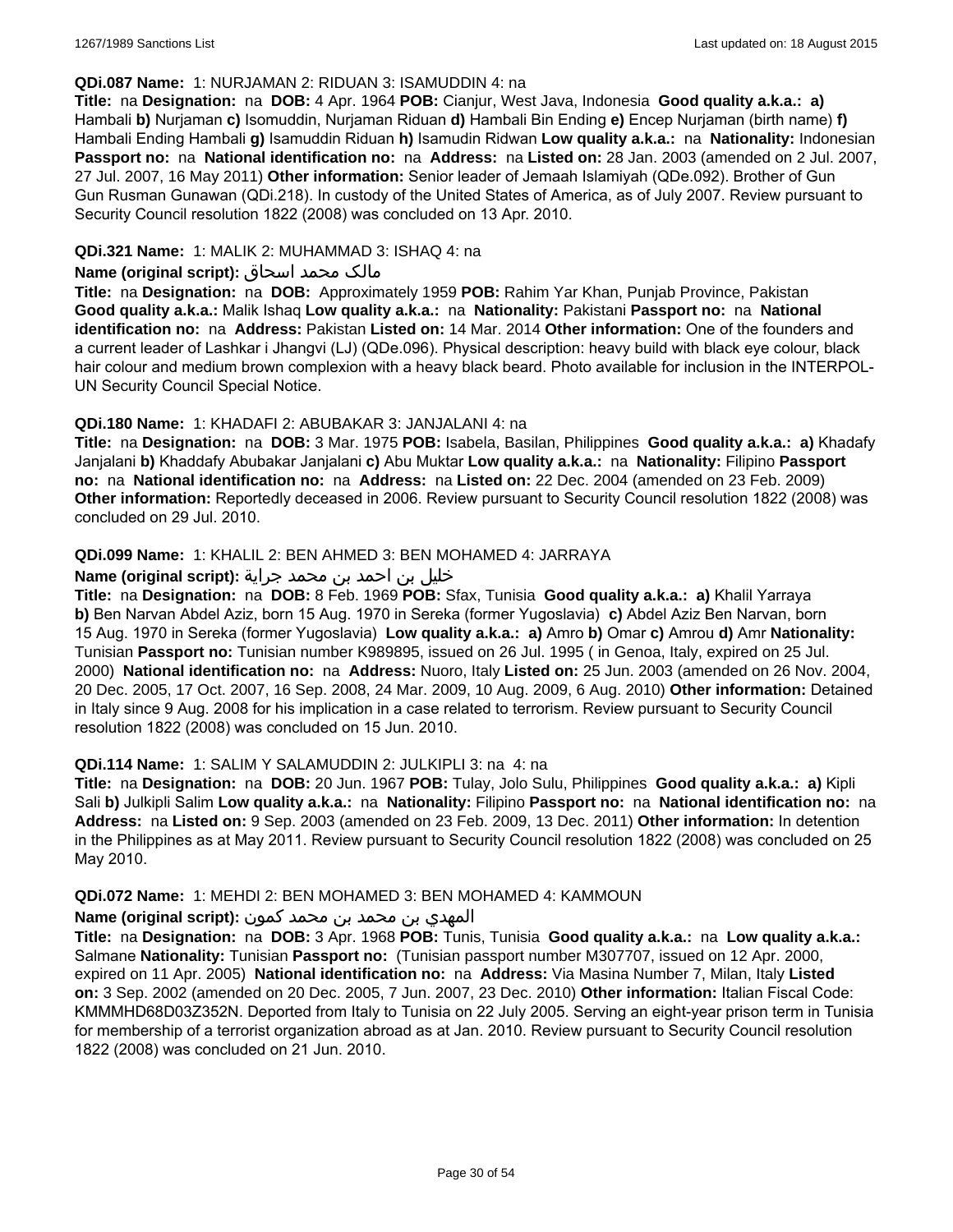**QDi.087 Name:** 1: NURJAMAN 2: RIDUAN 3: ISAMUDDIN 4: na

**Title:** na **Designation:** na **DOB:** 4 Apr. 1964 **POB:** Cianjur, West Java, Indonesia **Good quality a.k.a.: a)** Hambali **b)** Nurjaman **c)** Isomuddin, Nurjaman Riduan **d)** Hambali Bin Ending **e)** Encep Nurjaman (birth name) **f)** Hambali Ending Hambali **g)** Isamuddin Riduan **h)** Isamudin Ridwan **Low quality a.k.a.:** na **Nationality:** Indonesian **Passport no:** na **National identification no:** na **Address:** na **Listed on:** 28 Jan. 2003 (amended on 2 Jul. 2007, 27 Jul. 2007, 16 May 2011) **Other information:** Senior leader of Jemaah Islamiyah (QDe.092). Brother of Gun Gun Rusman Gunawan (QDi.218). In custody of the United States of America, as of July 2007. Review pursuant to Security Council resolution 1822 (2008) was concluded on 13 Apr. 2010.

**QDi.321 Name:** 1: MALIK 2: MUHAMMAD 3: ISHAQ 4: na

**Name (original script):** مالک محمد اسحاق

**Title:** na **Designation:** na **DOB:** Approximately 1959 **POB:** Rahim Yar Khan, Punjab Province, Pakistan **Good quality a.k.a.:** Malik Ishaq **Low quality a.k.a.:** na **Nationality:** Pakistani **Passport no:** na **National identification no:** na **Address:** Pakistan **Listed on:** 14 Mar. 2014 **Other information:** One of the founders and a current leader of Lashkar i Jhangvi (LJ) (QDe.096). Physical description: heavy build with black eye colour, black hair colour and medium brown complexion with a heavy black beard. Photo available for inclusion in the INTERPOL-UN Security Council Special Notice.

**QDi.180 Name:** 1: KHADAFI 2: ABUBAKAR 3: JANJALANI 4: na

**Title:** na **Designation:** na **DOB:** 3 Mar. 1975 **POB:** Isabela, Basilan, Philippines **Good quality a.k.a.: a)** Khadafy Janjalani **b)** Khaddafy Abubakar Janjalani **c)** Abu Muktar **Low quality a.k.a.:** na **Nationality:** Filipino **Passport no:** na **National identification no:** na **Address:** na **Listed on:** 22 Dec. 2004 (amended on 23 Feb. 2009) **Other information:** Reportedly deceased in 2006. Review pursuant to Security Council resolution 1822 (2008) was concluded on 29 Jul. 2010.

**QDi.099 Name:** 1: KHALIL 2: BEN AHMED 3: BEN MOHAMED 4: JARRAYA

**Name (original script):** خليل بن احمد بن محمد جراية

**Title:** na **Designation:** na **DOB:** 8 Feb. 1969 **POB:** Sfax, Tunisia **Good quality a.k.a.: a)** Khalil Yarraya **b)** Ben Narvan Abdel Aziz, born 15 Aug. 1970 in Sereka (former Yugoslavia) **c)** Abdel Aziz Ben Narvan, born 15 Aug. 1970 in Sereka (former Yugoslavia) **Low quality a.k.a.: a)** Amro **b)** Omar **c)** Amrou **d)** Amr **Nationality:** Tunisian **Passport no:** Tunisian number K989895, issued on 26 Jul. 1995 ( in Genoa, Italy, expired on 25 Jul. 2000) **National identification no:** na **Address:** Nuoro, Italy **Listed on:** 25 Jun. 2003 (amended on 26 Nov. 2004, 20 Dec. 2005, 17 Oct. 2007, 16 Sep. 2008, 24 Mar. 2009, 10 Aug. 2009, 6 Aug. 2010) **Other information:** Detained in Italy since 9 Aug. 2008 for his implication in a case related to terrorism. Review pursuant to Security Council resolution 1822 (2008) was concluded on 15 Jun. 2010.

**QDi.114 Name:** 1: SALIM Y SALAMUDDIN 2: JULKIPLI 3: na 4: na

**Title:** na **Designation:** na **DOB:** 20 Jun. 1967 **POB:** Tulay, Jolo Sulu, Philippines **Good quality a.k.a.: a)** Kipli Sali **b)** Julkipli Salim **Low quality a.k.a.:** na **Nationality:** Filipino **Passport no:** na **National identification no:** na **Address:** na **Listed on:** 9 Sep. 2003 (amended on 23 Feb. 2009, 13 Dec. 2011) **Other information:** In detention in the Philippines as at May 2011. Review pursuant to Security Council resolution 1822 (2008) was concluded on 25 May 2010.

**QDi.072 Name:** 1: MEHDI 2: BEN MOHAMED 3: BEN MOHAMED 4: KAMMOUN

**Name (original script):** المهدي بن محمد بن محمد كمون

**Title:** na **Designation:** na **DOB:** 3 Apr. 1968 **POB:** Tunis, Tunisia **Good quality a.k.a.:** na **Low quality a.k.a.:** Salmane **Nationality:** Tunisian **Passport no:** (Tunisian passport number M307707, issued on 12 Apr. 2000, expired on 11 Apr. 2005) **National identification no:** na **Address:** Via Masina Number 7, Milan, Italy **Listed on:** 3 Sep. 2002 (amended on 20 Dec. 2005, 7 Jun. 2007, 23 Dec. 2010) **Other information:** Italian Fiscal Code: KMMMHD68D03Z352N. Deported from Italy to Tunisia on 22 July 2005. Serving an eight-year prison term in Tunisia for membership of a terrorist organization abroad as at Jan. 2010. Review pursuant to Security Council resolution 1822 (2008) was concluded on 21 Jun. 2010.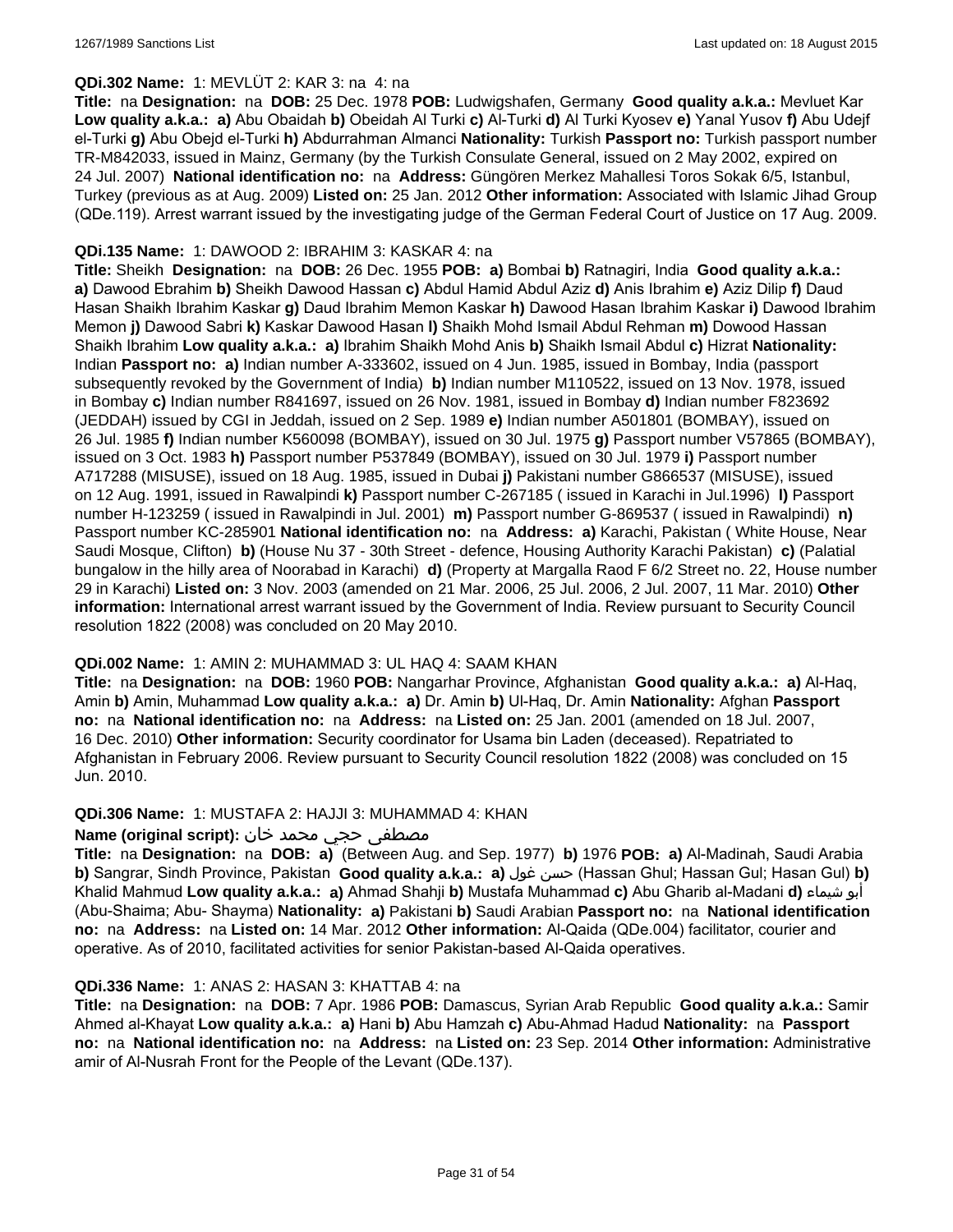**QDi.302 Name:** 1: MEVLÜT 2: KAR 3: na 4: na

**Title:** na **Designation:** na **DOB:** 25 Dec. 1978 **POB:** Ludwigshafen, Germany **Good quality a.k.a.:** Mevluet Kar **Low quality a.k.a.:** **a)** Abu Obaidah **b)** Obeidah Al Turki **c)** Al-Turki **d)** Al Turki Kyosev **e)** Yanal Yusov **f)** Abu Udejf el-Turki **g)** Abu Obejd el-Turki **h)** Abdurrahman Almanci **Nationality:** Turkish **Passport no:** Turkish passport number TR-M842033, issued in Mainz, Germany (by the Turkish Consulate General, issued on 2 May 2002, expired on 24 Jul. 2007) **National identification no:** na **Address:** Güngören Merkez Mahallesi Toros Sokak 6/5, Istanbul, Turkey (previous as at Aug. 2009) **Listed on:** 25 Jan. 2012 **Other information:** Associated with Islamic Jihad Group (QDe.119). Arrest warrant issued by the investigating judge of the German Federal Court of Justice on 17 Aug. 2009.

**QDi.135 Name:** 1: DAWOOD 2: IBRAHIM 3: KASKAR 4: na

**Title:** Sheikh **Designation:** na **DOB:** 26 Dec. 1955 **POB:** **a)** Bombai **b)** Ratnagiri, India **Good quality a.k.a.:** **a)** Dawood Ebrahim **b)** Sheikh Dawood Hassan **c)** Abdul Hamid Abdul Aziz **d)** Anis Ibrahim **e)** Aziz Dilip **f)** Daud Hasan Shaikh Ibrahim Kaskar **g)** Daud Ibrahim Memon Kaskar **h)** Dawood Hasan Ibrahim Kaskar **i)** Dawood Ibrahim Memon **j)** Dawood Sabri **k)** Kaskar Dawood Hasan **l)** Shaikh Mohd Ismail Abdul Rehman **m)** Dowood Hassan Shaikh Ibrahim **Low quality a.k.a.:** **a)** Ibrahim Shaikh Mohd Anis **b)** Shaikh Ismail Abdul **c)** Hizrat **Nationality:** Indian **Passport no:** **a)** Indian number A-333602, issued on 4 Jun. 1985, issued in Bombay, India (passport subsequently revoked by the Government of India) **b)** Indian number M110522, issued on 13 Nov. 1978, issued in Bombay **c)** Indian number R841697, issued on 26 Nov. 1981, issued in Bombay **d)** Indian number F823692 (JEDDAH) issued by CGI in Jeddah, issued on 2 Sep. 1989 **e)** Indian number A501801 (BOMBAY), issued on 26 Jul. 1985 **f)** Indian number K560098 (BOMBAY), issued on 30 Jul. 1975 **g)** Passport number V57865 (BOMBAY), issued on 3 Oct. 1983 **h)** Passport number P537849 (BOMBAY), issued on 30 Jul. 1979 **i)** Passport number A717288 (MISUSE), issued on 18 Aug. 1985, issued in Dubai **j)** Pakistani number G866537 (MISUSE), issued on 12 Aug. 1991, issued in Rawalpindi **k)** Passport number C-267185 ( issued in Karachi in Jul.1996) **l)** Passport number H-123259 ( issued in Rawalpindi in Jul. 2001) **m)** Passport number G-869537 ( issued in Rawalpindi) **n)** Passport number KC-285901 **National identification no:** na **Address:** **a)** Karachi, Pakistan ( White House, Near Saudi Mosque, Clifton) **b)** (House Nu 37 - 30th Street - defence, Housing Authority Karachi Pakistan) **c)** (Palatial bungalow in the hilly area of Noorabad in Karachi) **d)** (Property at Margalla Raod F 6/2 Street no. 22, House number 29 in Karachi) **Listed on:** 3 Nov. 2003 (amended on 21 Mar. 2006, 25 Jul. 2006, 2 Jul. 2007, 11 Mar. 2010) **Other information:** International arrest warrant issued by the Government of India. Review pursuant to Security Council resolution 1822 (2008) was concluded on 20 May 2010.

**QDi.002 Name:** 1: AMIN 2: MUHAMMAD 3: UL HAQ 4: SAAM KHAN

**Title:** na **Designation:** na **DOB:** 1960 **POB:** Nangarhar Province, Afghanistan **Good quality a.k.a.:** **a)** Al-Haq, Amin **b)** Amin, Muhammad **Low quality a.k.a.:** **a)** Dr. Amin **b)** Ul-Haq, Dr. Amin **Nationality:** Afghan **Passport no:** na **National identification no:** na **Address:** na **Listed on:** 25 Jan. 2001 (amended on 18 Jul. 2007, 16 Dec. 2010) **Other information:** Security coordinator for Usama bin Laden (deceased). Repatriated to Afghanistan in February 2006. Review pursuant to Security Council resolution 1822 (2008) was concluded on 15 Jun. 2010.

**QDi.306 Name:** 1: MUSTAFA 2: HAJJI 3: MUHAMMAD 4: KHAN

**Name (original script):** مصطفى حجي محمد خان

**Title:** na **Designation:** na **DOB:** **a)** (Between Aug. and Sep. 1977) **b)** 1976 **POB:** **a)** Al-Madinah, Saudi Arabia **b)** Sangrar, Sindh Province, Pakistan **Good quality a.k.a.:** **a)** حسن غول (Hassan Ghul; Hassan Gul; Hasan Gul) **b)** Khalid Mahmud **Low quality a.k.a.:** **a)** Ahmad Shahji **b)** Mustafa Muhammad **c)** Abu Gharib al-Madani **d)** أبو شيماء (Abu-Shaima; Abu- Shayma) **Nationality:** **a)** Pakistani **b)** Saudi Arabian **Passport no:** na **National identification no:** na **Address:** na **Listed on:** 14 Mar. 2012 **Other information:** Al-Qaida (QDe.004) facilitator, courier and operative. As of 2010, facilitated activities for senior Pakistan-based Al-Qaida operatives.

**QDi.336 Name:** 1: ANAS 2: HASAN 3: KHATTAB 4: na

**Title:** na **Designation:** na **DOB:** 7 Apr. 1986 **POB:** Damascus, Syrian Arab Republic **Good quality a.k.a.:** Samir Ahmed al-Khayat **Low quality a.k.a.:** **a)** Hani **b)** Abu Hamzah **c)** Abu-Ahmad Hadud **Nationality:** na **Passport no:** na **National identification no:** na **Address:** na **Listed on:** 23 Sep. 2014 **Other information:** Administrative amir of Al-Nusrah Front for the People of the Levant (QDe.137).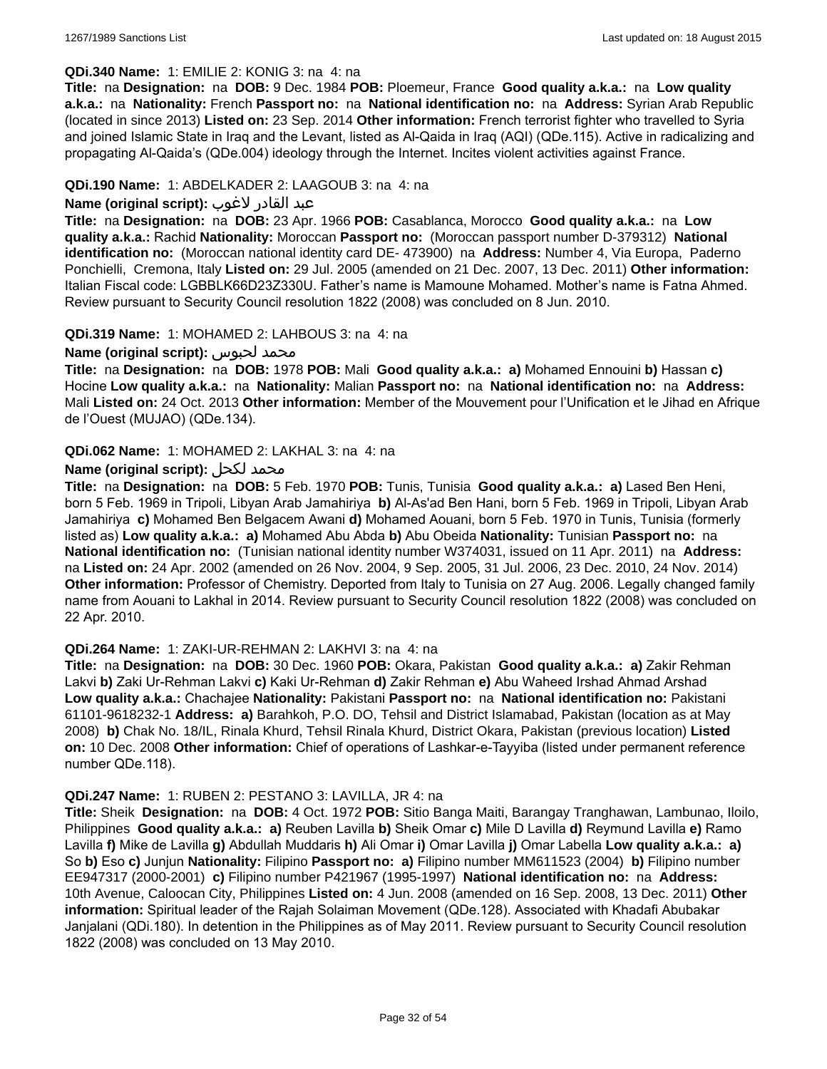**QDi.340 Name:** 1: EMILIE 2: KONIG 3: na 4: na

**Title:** na **Designation:** na **DOB:** 9 Dec. 1984 **POB:** Ploemeur, France **Good quality a.k.a.:** na **Low quality a.k.a.:** na **Nationality:** French **Passport no:** na **National identification no:** na **Address:** Syrian Arab Republic (located in since 2013) **Listed on:** 23 Sep. 2014 **Other information:** French terrorist fighter who travelled to Syria and joined Islamic State in Iraq and the Levant, listed as Al-Qaida in Iraq (AQI) (QDe.115). Active in radicalizing and propagating Al-Qaida's (QDe.004) ideology through the Internet. Incites violent activities against France.

**QDi.190 Name:** 1: ABDELKADER 2: LAAGOUB 3: na 4: na

**Name (original script):** عبد القادر لاغوب

**Title:** na **Designation:** na **DOB:** 23 Apr. 1966 **POB:** Casablanca, Morocco **Good quality a.k.a.:** na **Low quality a.k.a.:** Rachid **Nationality:** Moroccan **Passport no:** (Moroccan passport number D-379312) **National identification no:** (Moroccan national identity card DE- 473900) na **Address:** Number 4, Via Europa, Paderno Ponchielli, Cremona, Italy **Listed on:** 29 Jul. 2005 (amended on 21 Dec. 2007, 13 Dec. 2011) **Other information:** Italian Fiscal code: LGBBLK66D23Z330U. Father's name is Mamoune Mohamed. Mother's name is Fatna Ahmed. Review pursuant to Security Council resolution 1822 (2008) was concluded on 8 Jun. 2010.

**QDi.319 Name:** 1: MOHAMED 2: LAHBOUS 3: na 4: na

**Name (original script):** محمد لحبوس

**Title:** na **Designation:** na **DOB:** 1978 **POB:** Mali **Good quality a.k.a.:** **a)** Mohamed Ennouini **b)** Hassan **c)** Hocine **Low quality a.k.a.:** na **Nationality:** Malian **Passport no:** na **National identification no:** na **Address:** Mali **Listed on:** 24 Oct. 2013 **Other information:** Member of the Mouvement pour l'Unification et le Jihad en Afrique de l'Ouest (MUJAO) (QDe.134).

**QDi.062 Name:** 1: MOHAMED 2: LAKHAL 3: na 4: na

**Name (original script):** محمد لكحل

**Title:** na **Designation:** na **DOB:** 5 Feb. 1970 **POB:** Tunis, Tunisia **Good quality a.k.a.:** **a)** Lased Ben Heni, born 5 Feb. 1969 in Tripoli, Libyan Arab Jamahiriya **b)** Al-As'ad Ben Hani, born 5 Feb. 1969 in Tripoli, Libyan Arab Jamahiriya **c)** Mohamed Ben Belgacem Awani **d)** Mohamed Aouani, born 5 Feb. 1970 in Tunis, Tunisia (formerly listed as) **Low quality a.k.a.:** **a)** Mohamed Abu Abda **b)** Abu Obeida **Nationality:** Tunisian **Passport no:** na **National identification no:** (Tunisian national identity number W374031, issued on 11 Apr. 2011) na **Address:** na **Listed on:** 24 Apr. 2002 (amended on 26 Nov. 2004, 9 Sep. 2005, 31 Jul. 2006, 23 Dec. 2010, 24 Nov. 2014) **Other information:** Professor of Chemistry. Deported from Italy to Tunisia on 27 Aug. 2006. Legally changed family name from Aouani to Lakhal in 2014. Review pursuant to Security Council resolution 1822 (2008) was concluded on 22 Apr. 2010.

**QDi.264 Name:** 1: ZAKI-UR-REHMAN 2: LAKHVI 3: na 4: na

**Title:** na **Designation:** na **DOB:** 30 Dec. 1960 **POB:** Okara, Pakistan **Good quality a.k.a.:** **a)** Zakir Rehman Lakvi **b)** Zaki Ur-Rehman Lakvi **c)** Kaki Ur-Rehman **d)** Zakir Rehman **e)** Abu Waheed Irshad Ahmad Arshad **Low quality a.k.a.:** Chachajee **Nationality:** Pakistani **Passport no:** na **National identification no:** Pakistani 61101-9618232-1 **Address:** **a)** Barahkoh, P.O. DO, Tehsil and District Islamabad, Pakistan (location as at May 2008) **b)** Chak No. 18/IL, Rinala Khurd, Tehsil Rinala Khurd, District Okara, Pakistan (previous location) **Listed on:** 10 Dec. 2008 **Other information:** Chief of operations of Lashkar-e-Tayyiba (listed under permanent reference number QDe.118).

**QDi.247 Name:** 1: RUBEN 2: PESTANO 3: LAVILLA, JR 4: na

**Title:** Sheik **Designation:** na **DOB:** 4 Oct. 1972 **POB:** Sitio Banga Maiti, Barangay Tranghawan, Lambunao, Iloilo, Philippines **Good quality a.k.a.:** **a)** Reuben Lavilla **b)** Sheik Omar **c)** Mile D Lavilla **d)** Reymund Lavilla **e)** Ramo Lavilla **f)** Mike de Lavilla **g)** Abdullah Muddaris **h)** Ali Omar **i)** Omar Lavilla **j)** Omar Labella **Low quality a.k.a.:** **a)** So **b)** Eso **c)** Junjun **Nationality:** Filipino **Passport no:** **a)** Filipino number MM611523 (2004) **b)** Filipino number EE947317 (2000-2001) **c)** Filipino number P421967 (1995-1997) **National identification no:** na **Address:** 10th Avenue, Caloocan City, Philippines **Listed on:** 4 Jun. 2008 (amended on 16 Sep. 2008, 13 Dec. 2011) **Other information:** Spiritual leader of the Rajah Solaiman Movement (QDe.128). Associated with Khadafi Abubakar Janjalani (QDi.180). In detention in the Philippines as of May 2011. Review pursuant to Security Council resolution 1822 (2008) was concluded on 13 May 2010.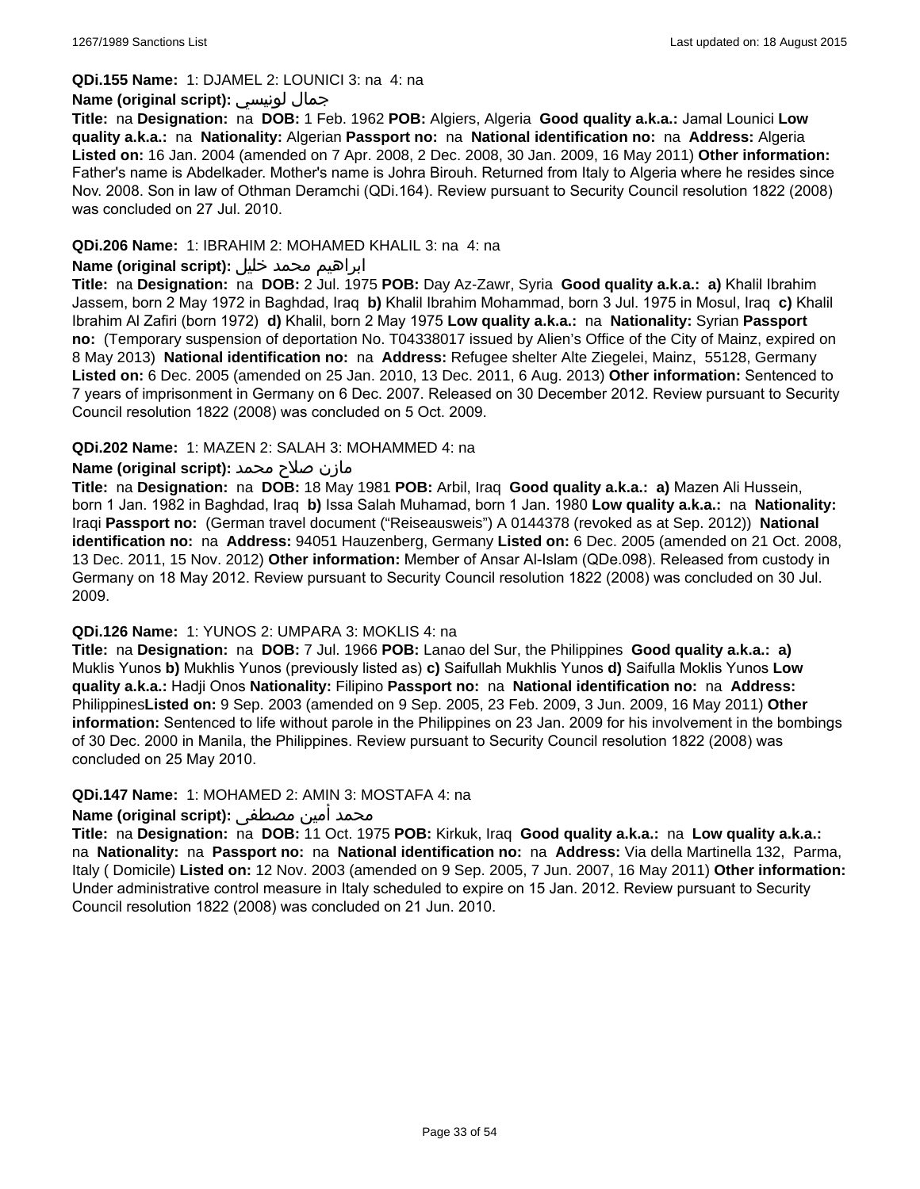**QDi.155 Name:** 1: DJAMEL 2: LOUNICI 3: na 4: na

**Name (original script):** جمال لونيسي

**Title:** na **Designation:** na **DOB:** 1 Feb. 1962 **POB:** Algiers, Algeria **Good quality a.k.a.:** Jamal Lounici **Low quality a.k.a.:** na **Nationality:** Algerian **Passport no:** na **National identification no:** na **Address:** Algeria **Listed on:** 16 Jan. 2004 (amended on 7 Apr. 2008, 2 Dec. 2008, 30 Jan. 2009, 16 May 2011) **Other information:** Father's name is Abdelkader. Mother's name is Johra Birouh. Returned from Italy to Algeria where he resides since Nov. 2008. Son in law of Othman Deramchi (QDi.164). Review pursuant to Security Council resolution 1822 (2008) was concluded on 27 Jul. 2010.

**QDi.206 Name:** 1: IBRAHIM 2: MOHAMED KHALIL 3: na 4: na

**Name (original script):** ابراهيم محمد خليل

**Title:** na **Designation:** na **DOB:** 2 Jul. 1975 **POB:** Day Az-Zawr, Syria **Good quality a.k.a.:** **a)** Khalil Ibrahim Jassem, born 2 May 1972 in Baghdad, Iraq **b)** Khalil Ibrahim Mohammad, born 3 Jul. 1975 in Mosul, Iraq **c)** Khalil Ibrahim Al Zafiri (born 1972) **d)** Khalil, born 2 May 1975 **Low quality a.k.a.:** na **Nationality:** Syrian **Passport no:** (Temporary suspension of deportation No. T04338017 issued by Alien's Office of the City of Mainz, expired on 8 May 2013) **National identification no:** na **Address:** Refugee shelter Alte Ziegelei, Mainz, 55128, Germany **Listed on:** 6 Dec. 2005 (amended on 25 Jan. 2010, 13 Dec. 2011, 6 Aug. 2013) **Other information:** Sentenced to 7 years of imprisonment in Germany on 6 Dec. 2007. Released on 30 December 2012. Review pursuant to Security Council resolution 1822 (2008) was concluded on 5 Oct. 2009.

**QDi.202 Name:** 1: MAZEN 2: SALAH 3: MOHAMMED 4: na

**Name (original script):** مازن صلاح محمد

**Title:** na **Designation:** na **DOB:** 18 May 1981 **POB:** Arbil, Iraq **Good quality a.k.a.:** **a)** Mazen Ali Hussein, born 1 Jan. 1982 in Baghdad, Iraq **b)** Issa Salah Muhamad, born 1 Jan. 1980 **Low quality a.k.a.:** na **Nationality:** Iraqi **Passport no:** (German travel document ("Reiseausweis") A 0144378 (revoked as at Sep. 2012)) **National identification no:** na **Address:** 94051 Hauzenberg, Germany **Listed on:** 6 Dec. 2005 (amended on 21 Oct. 2008, 13 Dec. 2011, 15 Nov. 2012) **Other information:** Member of Ansar Al-Islam (QDe.098). Released from custody in Germany on 18 May 2012. Review pursuant to Security Council resolution 1822 (2008) was concluded on 30 Jul. 2009.

**QDi.126 Name:** 1: YUNOS 2: UMPARA 3: MOKLIS 4: na

**Title:** na **Designation:** na **DOB:** 7 Jul. 1966 **POB:** Lanao del Sur, the Philippines **Good quality a.k.a.:** **a)** Muklis Yunos **b)** Mukhlis Yunos (previously listed as) **c)** Saifullah Mukhlis Yunos **d)** Saifulla Moklis Yunos **Low quality a.k.a.:** Hadji Onos **Nationality:** Filipino **Passport no:** na **National identification no:** na **Address:** Philippines**Listed on:** 9 Sep. 2003 (amended on 9 Sep. 2005, 23 Feb. 2009, 3 Jun. 2009, 16 May 2011) **Other information:** Sentenced to life without parole in the Philippines on 23 Jan. 2009 for his involvement in the bombings of 30 Dec. 2000 in Manila, the Philippines. Review pursuant to Security Council resolution 1822 (2008) was concluded on 25 May 2010.

**QDi.147 Name:** 1: MOHAMED 2: AMIN 3: MOSTAFA 4: na

**Name (original script):** محمد أمين مصطفى

**Title:** na **Designation:** na **DOB:** 11 Oct. 1975 **POB:** Kirkuk, Iraq **Good quality a.k.a.:** na **Low quality a.k.a.:** na **Nationality:** na **Passport no:** na **National identification no:** na **Address:** Via della Martinella 132, Parma, Italy ( Domicile) **Listed on:** 12 Nov. 2003 (amended on 9 Sep. 2005, 7 Jun. 2007, 16 May 2011) **Other information:** Under administrative control measure in Italy scheduled to expire on 15 Jan. 2012. Review pursuant to Security Council resolution 1822 (2008) was concluded on 21 Jun. 2010.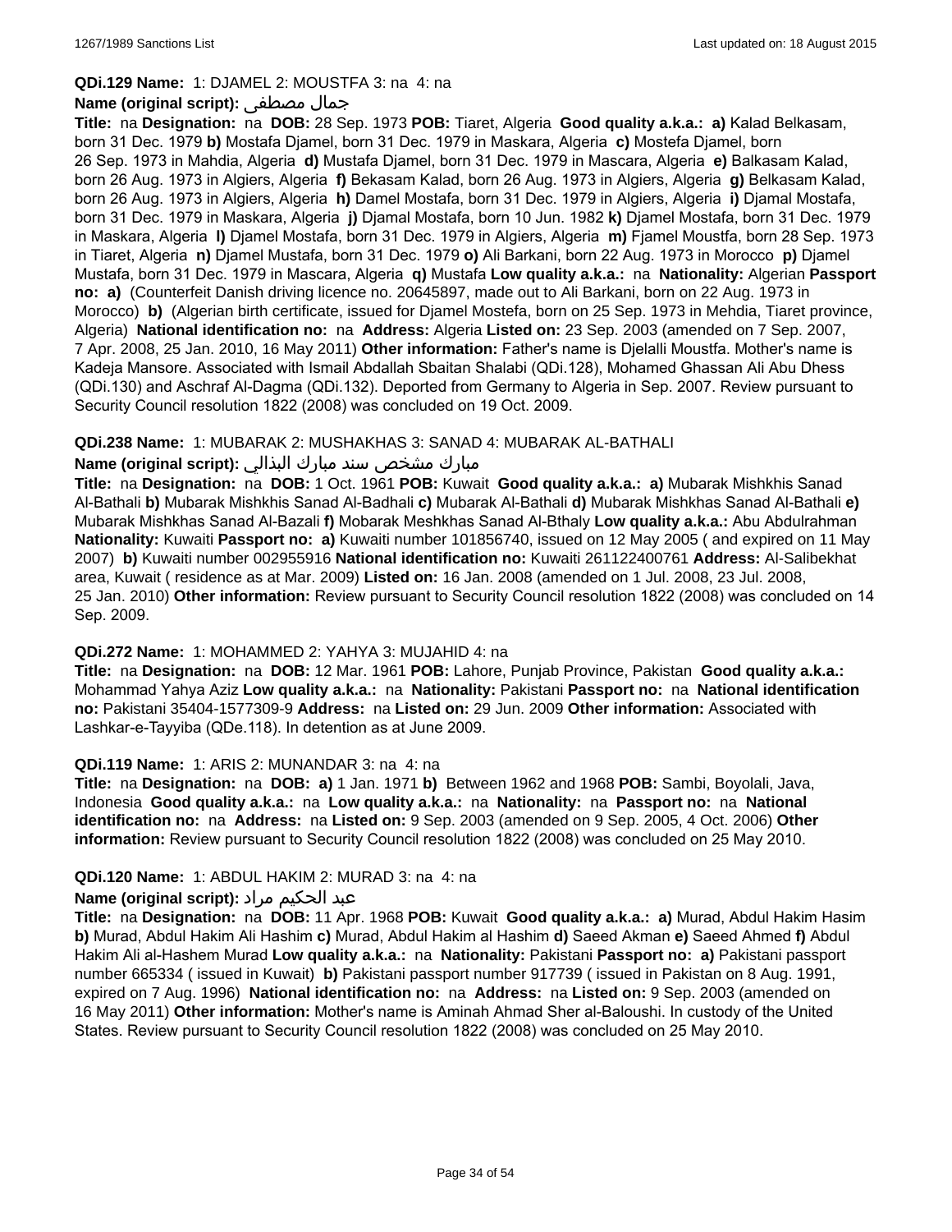**QDi.129 Name:** 1: DJAMEL 2: MOUSTFA 3: na 4: na

**Name (original script):** جمال مصطفى

**Title:** na **Designation:** na **DOB:** 28 Sep. 1973 **POB:** Tiaret, Algeria **Good quality a.k.a.:** **a)** Kalad Belkasam, born 31 Dec. 1979 **b)** Mostafa Djamel, born 31 Dec. 1979 in Maskara, Algeria **c)** Mostefa Djamel, born 26 Sep. 1973 in Mahdia, Algeria **d)** Mustafa Djamel, born 31 Dec. 1979 in Mascara, Algeria **e)** Balkasam Kalad, born 26 Aug. 1973 in Algiers, Algeria **f)** Bekasam Kalad, born 26 Aug. 1973 in Algiers, Algeria **g)** Belkasam Kalad, born 26 Aug. 1973 in Algiers, Algeria **h)** Damel Mostafa, born 31 Dec. 1979 in Algiers, Algeria **i)** Djamal Mostafa, born 31 Dec. 1979 in Maskara, Algeria **j)** Djamal Mostafa, born 10 Jun. 1982 **k)** Djamel Mostafa, born 31 Dec. 1979 in Maskara, Algeria **l)** Djamel Mostafa, born 31 Dec. 1979 in Algiers, Algeria **m)** Fjamel Moustfa, born 28 Sep. 1973 in Tiaret, Algeria **n)** Djamel Mustafa, born 31 Dec. 1979 **o)** Ali Barkani, born 22 Aug. 1973 in Morocco **p)** Djamel Mustafa, born 31 Dec. 1979 in Mascara, Algeria **q)** Mustafa **Low quality a.k.a.:** na **Nationality:** Algerian **Passport no:** **a)** (Counterfeit Danish driving licence no. 20645897, made out to Ali Barkani, born on 22 Aug. 1973 in Morocco) **b)** (Algerian birth certificate, issued for Djamel Mostefa, born on 25 Sep. 1973 in Mehdia, Tiaret province, Algeria) **National identification no:** na **Address:** Algeria **Listed on:** 23 Sep. 2003 (amended on 7 Sep. 2007, 7 Apr. 2008, 25 Jan. 2010, 16 May 2011) **Other information:** Father's name is Djelalli Moustfa. Mother's name is Kadeja Mansore. Associated with Ismail Abdallah Sbaitan Shalabi (QDi.128), Mohamed Ghassan Ali Abu Dhess (QDi.130) and Aschraf Al-Dagma (QDi.132). Deported from Germany to Algeria in Sep. 2007. Review pursuant to Security Council resolution 1822 (2008) was concluded on 19 Oct. 2009.

**QDi.238 Name:** 1: MUBARAK 2: MUSHAKHAS 3: SANAD 4: MUBARAK AL-BATHALI

**Name (original script):** مبارك مشخص سند مبارك البذالي

**Title:** na **Designation:** na **DOB:** 1 Oct. 1961 **POB:** Kuwait **Good quality a.k.a.:** **a)** Mubarak Mishkhis Sanad Al-Bathali **b)** Mubarak Mishkhis Sanad Al-Badhali **c)** Mubarak Al-Bathali **d)** Mubarak Mishkhas Sanad Al-Bathali **e)** Mubarak Mishkhas Sanad Al-Bazali **f)** Mobarak Meshkhas Sanad Al-Bthaly **Low quality a.k.a.:** Abu Abdulrahman **Nationality:** Kuwaiti **Passport no:** **a)** Kuwaiti number 101856740, issued on 12 May 2005 ( and expired on 11 May 2007) **b)** Kuwaiti number 002955916 **National identification no:** Kuwaiti 261122400761 **Address:** Al-Salibekhat area, Kuwait ( residence as at Mar. 2009) **Listed on:** 16 Jan. 2008 (amended on 1 Jul. 2008, 23 Jul. 2008, 25 Jan. 2010) **Other information:** Review pursuant to Security Council resolution 1822 (2008) was concluded on 14 Sep. 2009.

**QDi.272 Name:** 1: MOHAMMED 2: YAHYA 3: MUJAHID 4: na

**Title:** na **Designation:** na **DOB:** 12 Mar. 1961 **POB:** Lahore, Punjab Province, Pakistan **Good quality a.k.a.:** Mohammad Yahya Aziz **Low quality a.k.a.:** na **Nationality:** Pakistani **Passport no:** na **National identification no:** Pakistani 35404-1577309-9 **Address:** na **Listed on:** 29 Jun. 2009 **Other information:** Associated with Lashkar-e-Tayyiba (QDe.118). In detention as at June 2009.

**QDi.119 Name:** 1: ARIS 2: MUNANDAR 3: na 4: na

**Title:** na **Designation:** na **DOB:** **a)** 1 Jan. 1971 **b)** Between 1962 and 1968 **POB:** Sambi, Boyolali, Java, Indonesia **Good quality a.k.a.:** na **Low quality a.k.a.:** na **Nationality:** na **Passport no:** na **National identification no:** na **Address:** na **Listed on:** 9 Sep. 2003 (amended on 9 Sep. 2005, 4 Oct. 2006) **Other information:** Review pursuant to Security Council resolution 1822 (2008) was concluded on 25 May 2010.

**QDi.120 Name:** 1: ABDUL HAKIM 2: MURAD 3: na 4: na

**Name (original script):** عبد الحكيم مراد

**Title:** na **Designation:** na **DOB:** 11 Apr. 1968 **POB:** Kuwait **Good quality a.k.a.:** **a)** Murad, Abdul Hakim Hasim **b)** Murad, Abdul Hakim Ali Hashim **c)** Murad, Abdul Hakim al Hashim **d)** Saeed Akman **e)** Saeed Ahmed **f)** Abdul Hakim Ali al-Hashem Murad **Low quality a.k.a.:** na **Nationality:** Pakistani **Passport no:** **a)** Pakistani passport number 665334 ( issued in Kuwait) **b)** Pakistani passport number 917739 ( issued in Pakistan on 8 Aug. 1991, expired on 7 Aug. 1996) **National identification no:** na **Address:** na **Listed on:** 9 Sep. 2003 (amended on 16 May 2011) **Other information:** Mother's name is Aminah Ahmad Sher al-Baloushi. In custody of the United States. Review pursuant to Security Council resolution 1822 (2008) was concluded on 25 May 2010.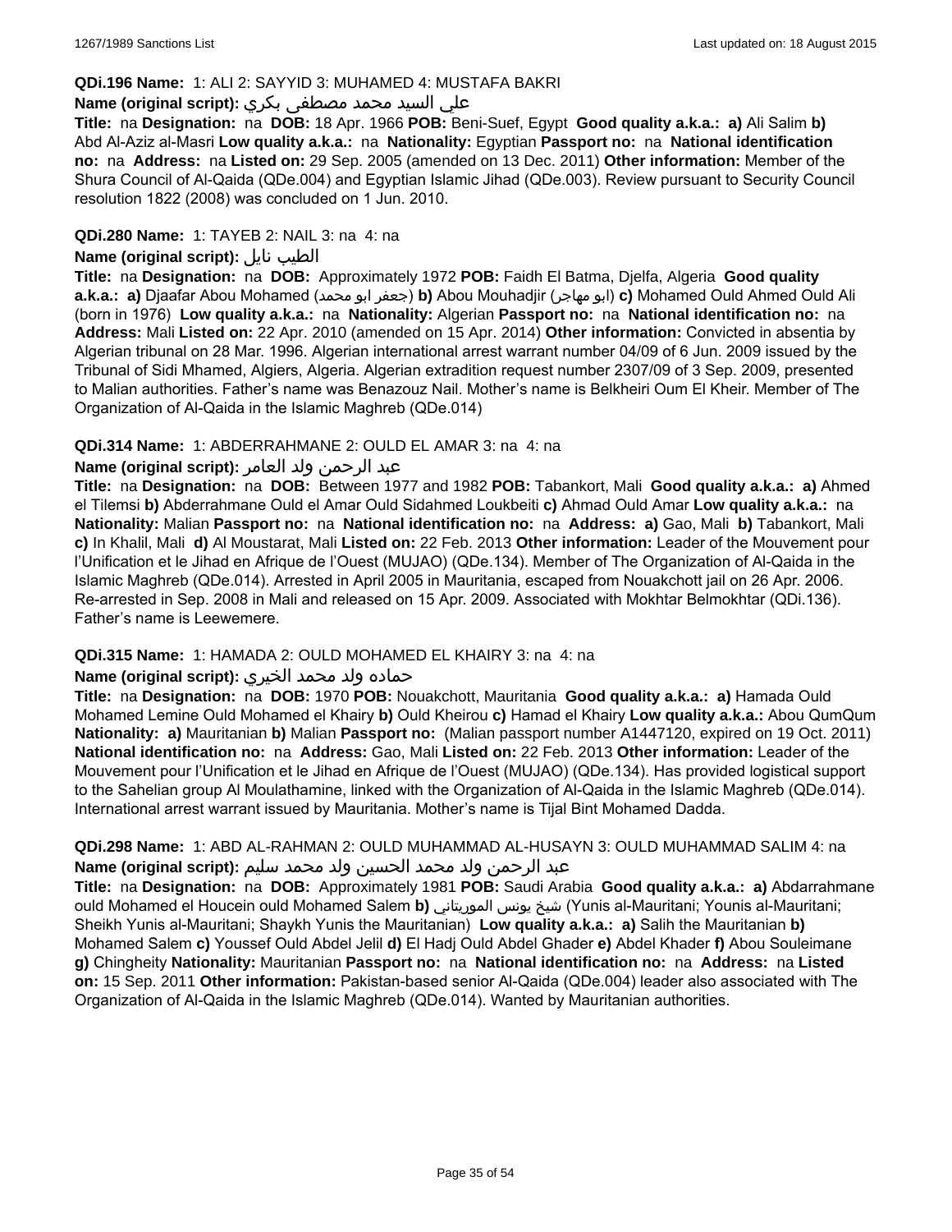**QDi.196 Name:** 1: ALI 2: SAYYID 3: MUHAMED 4: MUSTAFA BAKRI

**Name (original script):** علي السيد محمد مصطفى بكري

**Title:** na **Designation:** na **DOB:** 18 Apr. 1966 **POB:** Beni-Suef, Egypt **Good quality a.k.a.:** **a)** Ali Salim **b)** Abd Al-Aziz al-Masri **Low quality a.k.a.:** na **Nationality:** Egyptian **Passport no:** na **National identification no:** na **Address:** na **Listed on:** 29 Sep. 2005 (amended on 13 Dec. 2011) **Other information:** Member of the Shura Council of Al-Qaida (QDe.004) and Egyptian Islamic Jihad (QDe.003). Review pursuant to Security Council resolution 1822 (2008) was concluded on 1 Jun. 2010.

**QDi.280 Name:** 1: TAYEB 2: NAIL 3: na 4: na

**Name (original script):** الطيب نايل

**Title:** na **Designation:** na **DOB:** Approximately 1972 **POB:** Faidh El Batma, Djelfa, Algeria **Good quality a.k.a.:** **a)** Djaafar Abou Mohamed (جعفر ابو محمد) **b)** Abou Mouhadjir (ابو مهاجر) **c)** Mohamed Ould Ahmed Ould Ali (born in 1976) **Low quality a.k.a.:** na **Nationality:** Algerian **Passport no:** na **National identification no:** na **Address:** Mali **Listed on:** 22 Apr. 2010 (amended on 15 Apr. 2014) **Other information:** Convicted in absentia by Algerian tribunal on 28 Mar. 1996. Algerian international arrest warrant number 04/09 of 6 Jun. 2009 issued by the Tribunal of Sidi Mhamed, Algiers, Algeria. Algerian extradition request number 2307/09 of 3 Sep. 2009, presented to Malian authorities. Father's name was Benazouz Nail. Mother's name is Belkheiri Oum El Kheir. Member of The Organization of Al-Qaida in the Islamic Maghreb (QDe.014)

**QDi.314 Name:** 1: ABDERRAHMANE 2: OULD EL AMAR 3: na 4: na

**Name (original script):** عبد الرحمن ولد العامر

**Title:** na **Designation:** na **DOB:** Between 1977 and 1982 **POB:** Tabankort, Mali **Good quality a.k.a.:** **a)** Ahmed el Tilemsi **b)** Abderrahmane Ould el Amar Ould Sidahmed Loukbeiti **c)** Ahmad Ould Amar **Low quality a.k.a.:** na **Nationality:** Malian **Passport no:** na **National identification no:** na **Address:** **a)** Gao, Mali **b)** Tabankort, Mali **c)** In Khalil, Mali **d)** Al Moustarat, Mali **Listed on:** 22 Feb. 2013 **Other information:** Leader of the Mouvement pour l'Unification et le Jihad en Afrique de l'Ouest (MUJAO) (QDe.134). Member of The Organization of Al-Qaida in the Islamic Maghreb (QDe.014). Arrested in April 2005 in Mauritania, escaped from Nouakchott jail on 26 Apr. 2006. Re-arrested in Sep. 2008 in Mali and released on 15 Apr. 2009. Associated with Mokhtar Belmokhtar (QDi.136). Father's name is Leewemere.

**QDi.315 Name:** 1: HAMADA 2: OULD MOHAMED EL KHAIRY 3: na 4: na

**Name (original script):** حماده ولد محمد الخيري

**Title:** na **Designation:** na **DOB:** 1970 **POB:** Nouakchott, Mauritania **Good quality a.k.a.:** **a)** Hamada Ould Mohamed Lemine Ould Mohamed el Khairy **b)** Ould Kheirou **c)** Hamad el Khairy **Low quality a.k.a.:** Abou QumQum **Nationality:** **a)** Mauritanian **b)** Malian **Passport no:** (Malian passport number A1447120, expired on 19 Oct. 2011) **National identification no:** na **Address:** Gao, Mali **Listed on:** 22 Feb. 2013 **Other information:** Leader of the Mouvement pour l'Unification et le Jihad en Afrique de l'Ouest (MUJAO) (QDe.134). Has provided logistical support to the Sahelian group Al Moulathamine, linked with the Organization of Al-Qaida in the Islamic Maghreb (QDe.014). International arrest warrant issued by Mauritania. Mother's name is Tijal Bint Mohamed Dadda.

**QDi.298 Name:** 1: ABD AL-RAHMAN 2: OULD MUHAMMAD AL-HUSAYN 3: OULD MUHAMMAD SALIM 4: na

**Name (original script):** عبد الرحمن ولد محمد الحسين ولد محمد سليم

**Title:** na **Designation:** na **DOB:** Approximately 1981 **POB:** Saudi Arabia **Good quality a.k.a.:** **a)** Abdarrahmane ould Mohamed el Houcein ould Mohamed Salem **b)** شيخ يونس الموريتاني (Yunis al-Mauritani; Younis al-Mauritani; Sheikh Yunis al-Mauritani; Shaykh Yunis the Mauritanian) **Low quality a.k.a.:** **a)** Salih the Mauritanian **b)** Mohamed Salem **c)** Youssef Ould Abdel Jelil **d)** El Hadj Ould Abdel Ghader **e)** Abdel Khader **f)** Abou Souleimane **g)** Chingheity **Nationality:** Mauritanian **Passport no:** na **National identification no:** na **Address:** na **Listed on:** 15 Sep. 2011 **Other information:** Pakistan-based senior Al-Qaida (QDe.004) leader also associated with The Organization of Al-Qaida in the Islamic Maghreb (QDe.014). Wanted by Mauritanian authorities.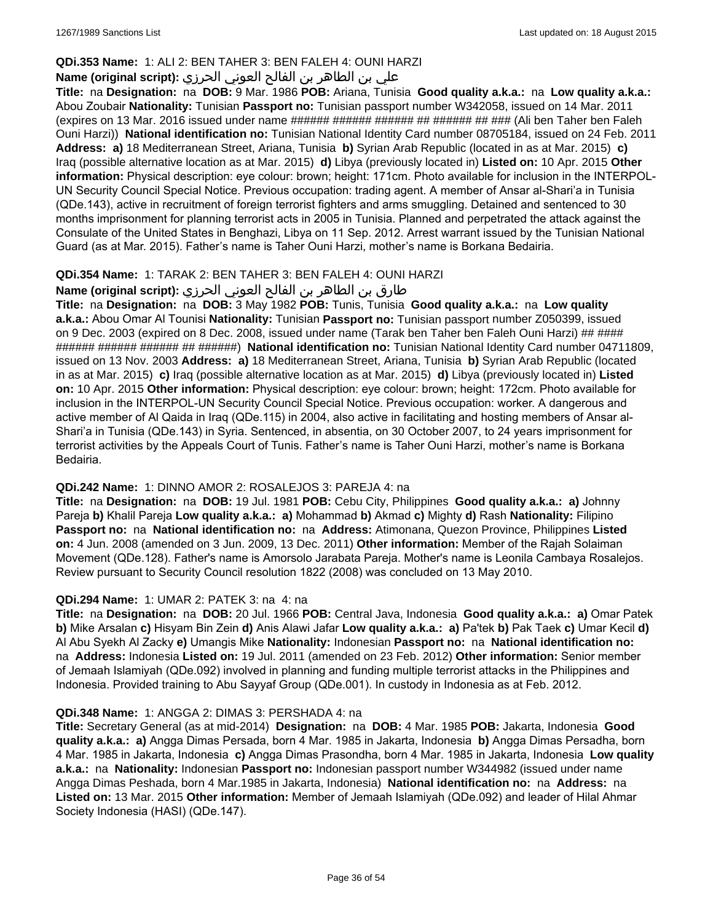**QDi.353 Name:** 1: ALI 2: BEN TAHER 3: BEN FALEH 4: OUNI HARZI

**Name (original script):** علي بن الطاهر بن الفالح العوني الحرزي

**Title:** na **Designation:** na **DOB:** 9 Mar. 1986 **POB:** Ariana, Tunisia **Good quality a.k.a.:** na **Low quality a.k.a.:** Abou Zoubair **Nationality:** Tunisian **Passport no:** Tunisian passport number W342058, issued on 14 Mar. 2011 (expires on 13 Mar. 2016 issued under name ###### ###### ###### ## ###### ## ### (Ali ben Taher ben Faleh Ouni Harzi)) **National identification no:** Tunisian National Identity Card number 08705184, issued on 24 Feb. 2011 **Address:** **a)** 18 Mediterranean Street, Ariana, Tunisia **b)** Syrian Arab Republic (located in as at Mar. 2015) **c)** Iraq (possible alternative location as at Mar. 2015) **d)** Libya (previously located in) **Listed on:** 10 Apr. 2015 **Other information:** Physical description: eye colour: brown; height: 171cm. Photo available for inclusion in the INTERPOL-UN Security Council Special Notice. Previous occupation: trading agent. A member of Ansar al-Shari'a in Tunisia (QDe.143), active in recruitment of foreign terrorist fighters and arms smuggling. Detained and sentenced to 30 months imprisonment for planning terrorist acts in 2005 in Tunisia. Planned and perpetrated the attack against the Consulate of the United States in Benghazi, Libya on 11 Sep. 2012. Arrest warrant issued by the Tunisian National Guard (as at Mar. 2015). Father's name is Taher Ouni Harzi, mother's name is Borkana Bedairia.

**QDi.354 Name:** 1: TARAK 2: BEN TAHER 3: BEN FALEH 4: OUNI HARZI

**Name (original script):** طارق بن الطاهر بن الفالح العوني الحرزي

**Title:** na **Designation:** na **DOB:** 3 May 1982 **POB:** Tunis, Tunisia **Good quality a.k.a.:** na **Low quality a.k.a.:** Abou Omar Al Tounisi **Nationality:** Tunisian **Passport no:** Tunisian passport number Z050399, issued on 9 Dec. 2003 (expired on 8 Dec. 2008, issued under name (Tarak ben Taher ben Faleh Ouni Harzi) ## #### ###### ###### ###### ## ######) **National identification no:** Tunisian National Identity Card number 04711809, issued on 13 Nov. 2003 **Address:** **a)** 18 Mediterranean Street, Ariana, Tunisia **b)** Syrian Arab Republic (located in as at Mar. 2015) **c)** Iraq (possible alternative location as at Mar. 2015) **d)** Libya (previously located in) **Listed on:** 10 Apr. 2015 **Other information:** Physical description: eye colour: brown; height: 172cm. Photo available for inclusion in the INTERPOL-UN Security Council Special Notice. Previous occupation: worker. A dangerous and active member of Al Qaida in Iraq (QDe.115) in 2004, also active in facilitating and hosting members of Ansar al-Shari'a in Tunisia (QDe.143) in Syria. Sentenced, in absentia, on 30 October 2007, to 24 years imprisonment for terrorist activities by the Appeals Court of Tunis. Father's name is Taher Ouni Harzi, mother's name is Borkana Bedairia.

**QDi.242 Name:** 1: DINNO AMOR 2: ROSALEJOS 3: PAREJA 4: na

**Title:** na **Designation:** na **DOB:** 19 Jul. 1981 **POB:** Cebu City, Philippines **Good quality a.k.a.:** **a)** Johnny Pareja **b)** Khalil Pareja **Low quality a.k.a.:** **a)** Mohammad **b)** Akmad **c)** Mighty **d)** Rash **Nationality:** Filipino **Passport no:** na **National identification no:** na **Address:** Atimonana, Quezon Province, Philippines **Listed on:** 4 Jun. 2008 (amended on 3 Jun. 2009, 13 Dec. 2011) **Other information:** Member of the Rajah Solaiman Movement (QDe.128). Father's name is Amorsolo Jarabata Pareja. Mother's name is Leonila Cambaya Rosalejos. Review pursuant to Security Council resolution 1822 (2008) was concluded on 13 May 2010.

**QDi.294 Name:** 1: UMAR 2: PATEK 3: na 4: na

**Title:** na **Designation:** na **DOB:** 20 Jul. 1966 **POB:** Central Java, Indonesia **Good quality a.k.a.:** **a)** Omar Patek **b)** Mike Arsalan **c)** Hisyam Bin Zein **d)** Anis Alawi Jafar **Low quality a.k.a.:** **a)** Pa'tek **b)** Pak Taek **c)** Umar Kecil **d)** Al Abu Syekh Al Zacky **e)** Umangis Mike **Nationality:** Indonesian **Passport no:** na **National identification no:** na **Address:** Indonesia **Listed on:** 19 Jul. 2011 (amended on 23 Feb. 2012) **Other information:** Senior member of Jemaah Islamiyah (QDe.092) involved in planning and funding multiple terrorist attacks in the Philippines and Indonesia. Provided training to Abu Sayyaf Group (QDe.001). In custody in Indonesia as at Feb. 2012.

**QDi.348 Name:** 1: ANGGA 2: DIMAS 3: PERSHADA 4: na

**Title:** Secretary General (as at mid-2014) **Designation:** na **DOB:** 4 Mar. 1985 **POB:** Jakarta, Indonesia **Good quality a.k.a.:** **a)** Angga Dimas Persada, born 4 Mar. 1985 in Jakarta, Indonesia **b)** Angga Dimas Persadha, born 4 Mar. 1985 in Jakarta, Indonesia **c)** Angga Dimas Prasondha, born 4 Mar. 1985 in Jakarta, Indonesia **Low quality a.k.a.:** na **Nationality:** Indonesian **Passport no:** Indonesian passport number W344982 (issued under name Angga Dimas Peshada, born 4 Mar.1985 in Jakarta, Indonesia) **National identification no:** na **Address:** na **Listed on:** 13 Mar. 2015 **Other information:** Member of Jemaah Islamiyah (QDe.092) and leader of Hilal Ahmar Society Indonesia (HASI) (QDe.147).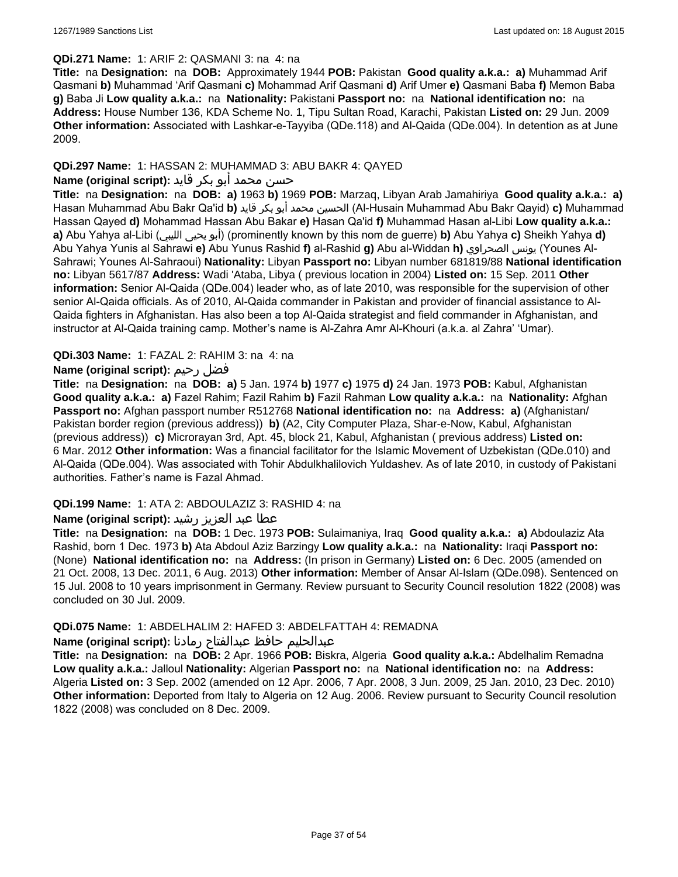**QDi.271 Name:** 1: ARIF 2: QASMANI 3: na 4: na

**Title:** na **Designation:** na **DOB:** Approximately 1944 **POB:** Pakistan **Good quality a.k.a.: a)** Muhammad Arif Qasmani **b)** Muhammad 'Arif Qasmani **c)** Mohammad Arif Qasmani **d)** Arif Umer **e)** Qasmani Baba **f)** Memon Baba **g)** Baba Ji **Low quality a.k.a.:** na **Nationality:** Pakistani **Passport no:** na **National identification no:** na **Address:** House Number 136, KDA Scheme No. 1, Tipu Sultan Road, Karachi, Pakistan **Listed on:** 29 Jun. 2009 **Other information:** Associated with Lashkar-e-Tayyiba (QDe.118) and Al-Qaida (QDe.004). In detention as at June 2009.

**QDi.297 Name:** 1: HASSAN 2: MUHAMMAD 3: ABU BAKR 4: QAYED

**Name (original script):** حسن محمد أبو بكر قايد

**Title:** na **Designation:** na **DOB: a)** 1963 **b)** 1969 **POB:** Marzaq, Libyan Arab Jamahiriya **Good quality a.k.a.: a)** Hasan Muhammad Abu Bakr Qa'id **b)** الحسين محمد أبو بكر قايد (Al-Husain Muhammad Abu Bakr Qayid) **c)** Muhammad Hassan Qayed **d)** Mohammad Hassan Abu Bakar **e)** Hasan Qa'id **f)** Muhammad Hasan al-Libi **Low quality a.k.a.: a)** Abu Yahya al-Libi (أبو يحيى الليبي) (prominently known by this nom de guerre) **b)** Abu Yahya **c)** Sheikh Yahya **d)** Abu Yahya Yunis al Sahrawi **e)** Abu Yunus Rashid **f)** al-Rashid **g)** Abu al-Widdan **h)** يونس الصحراوي (Younes Al-Sahrawi; Younes Al-Sahraoui) **Nationality:** Libyan **Passport no:** Libyan number 681819/88 **National identification no:** Libyan 5617/87 **Address:** Wadi 'Ataba, Libya ( previous location in 2004) **Listed on:** 15 Sep. 2011 **Other information:** Senior Al-Qaida (QDe.004) leader who, as of late 2010, was responsible for the supervision of other senior Al-Qaida officials. As of 2010, Al-Qaida commander in Pakistan and provider of financial assistance to Al-Qaida fighters in Afghanistan. Has also been a top Al-Qaida strategist and field commander in Afghanistan, and instructor at Al-Qaida training camp. Mother's name is Al-Zahra Amr Al-Khouri (a.k.a. al Zahra' 'Umar).

**QDi.303 Name:** 1: FAZAL 2: RAHIM 3: na 4: na

**Name (original script):** فضل رحيم

**Title:** na **Designation:** na **DOB: a)** 5 Jan. 1974 **b)** 1977 **c)** 1975 **d)** 24 Jan. 1973 **POB:** Kabul, Afghanistan **Good quality a.k.a.: a)** Fazel Rahim; Fazil Rahim **b)** Fazil Rahman **Low quality a.k.a.:** na **Nationality:** Afghan **Passport no:** Afghan passport number R512768 **National identification no:** na **Address: a)** (Afghanistan/ Pakistan border region (previous address)) **b)** (A2, City Computer Plaza, Shar-e-Now, Kabul, Afghanistan (previous address)) **c)** Microrayan 3rd, Apt. 45, block 21, Kabul, Afghanistan ( previous address) **Listed on:** 6 Mar. 2012 **Other information:** Was a financial facilitator for the Islamic Movement of Uzbekistan (QDe.010) and Al-Qaida (QDe.004). Was associated with Tohir Abdulkhalilovich Yuldashev. As of late 2010, in custody of Pakistani authorities. Father's name is Fazal Ahmad.

**QDi.199 Name:** 1: ATA 2: ABDOULAZIZ 3: RASHID 4: na

**Name (original script):** عطا عبد العزيز رشيد

**Title:** na **Designation:** na **DOB:** 1 Dec. 1973 **POB:** Sulaimaniya, Iraq **Good quality a.k.a.: a)** Abdoulaziz Ata Rashid, born 1 Dec. 1973 **b)** Ata Abdoul Aziz Barzingy **Low quality a.k.a.:** na **Nationality:** Iraqi **Passport no:** (None) **National identification no:** na **Address:** (In prison in Germany) **Listed on:** 6 Dec. 2005 (amended on 21 Oct. 2008, 13 Dec. 2011, 6 Aug. 2013) **Other information:** Member of Ansar Al-Islam (QDe.098). Sentenced on 15 Jul. 2008 to 10 years imprisonment in Germany. Review pursuant to Security Council resolution 1822 (2008) was concluded on 30 Jul. 2009.

**QDi.075 Name:** 1: ABDELHALIM 2: HAFED 3: ABDELFATTAH 4: REMADNA

**Name (original script):** عبدالحليم حافظ عبدالفتاح رمادنا

**Title:** na **Designation:** na **DOB:** 2 Apr. 1966 **POB:** Biskra, Algeria **Good quality a.k.a.:** Abdelhalim Remadna **Low quality a.k.a.:** Jalloul **Nationality:** Algerian **Passport no:** na **National identification no:** na **Address:** Algeria **Listed on:** 3 Sep. 2002 (amended on 12 Apr. 2006, 7 Apr. 2008, 3 Jun. 2009, 25 Jan. 2010, 23 Dec. 2010) **Other information:** Deported from Italy to Algeria on 12 Aug. 2006. Review pursuant to Security Council resolution 1822 (2008) was concluded on 8 Dec. 2009.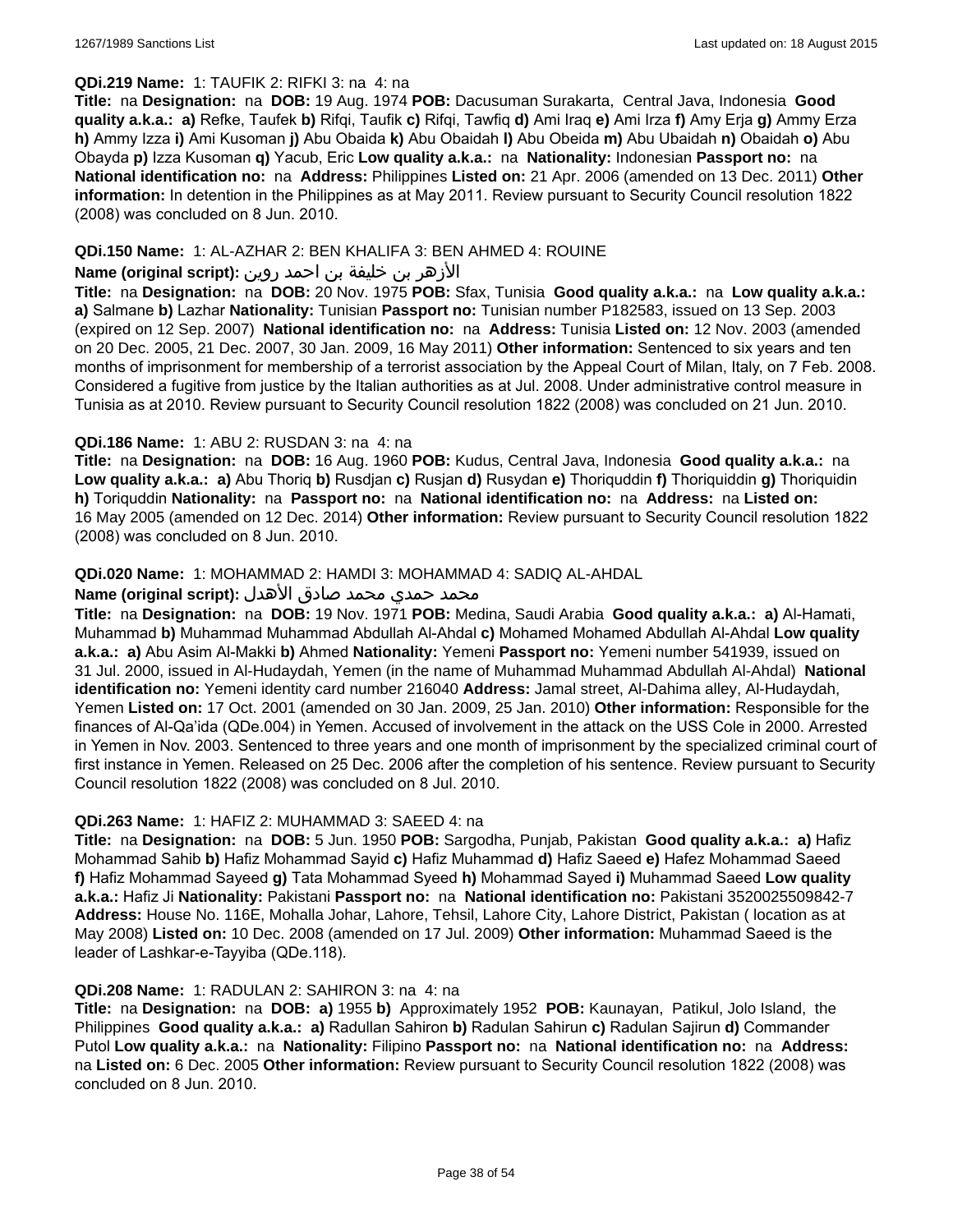**QDi.219 Name:** 1: TAUFIK 2: RIFKI 3: na 4: na

**Title:** na **Designation:** na **DOB:** 19 Aug. 1974 **POB:** Dacusuman Surakarta, Central Java, Indonesia **Good quality a.k.a.:** **a)** Refke, Taufek **b)** Rifqi, Taufik **c)** Rifqi, Tawfiq **d)** Ami Iraq **e)** Ami Irza **f)** Amy Erja **g)** Ammy Erza **h)** Ammy Izza **i)** Ami Kusoman **j)** Abu Obaida **k)** Abu Obaidah **l)** Abu Obeida **m)** Abu Ubaidah **n)** Obaidah **o)** Abu Obayda **p)** Izza Kusoman **q)** Yacub, Eric **Low quality a.k.a.:** na **Nationality:** Indonesian **Passport no:** na **National identification no:** na **Address:** Philippines **Listed on:** 21 Apr. 2006 (amended on 13 Dec. 2011) **Other information:** In detention in the Philippines as at May 2011. Review pursuant to Security Council resolution 1822 (2008) was concluded on 8 Jun. 2010.

**QDi.150 Name:** 1: AL-AZHAR 2: BEN KHALIFA 3: BEN AHMED 4: ROUINE

**Name (original script):** الأزهر بن خليفة بن احمد روين

**Title:** na **Designation:** na **DOB:** 20 Nov. 1975 **POB:** Sfax, Tunisia **Good quality a.k.a.:** na **Low quality a.k.a.:** **a)** Salmane **b)** Lazhar **Nationality:** Tunisian **Passport no:** Tunisian number P182583, issued on 13 Sep. 2003 (expired on 12 Sep. 2007) **National identification no:** na **Address:** Tunisia **Listed on:** 12 Nov. 2003 (amended on 20 Dec. 2005, 21 Dec. 2007, 30 Jan. 2009, 16 May 2011) **Other information:** Sentenced to six years and ten months of imprisonment for membership of a terrorist association by the Appeal Court of Milan, Italy, on 7 Feb. 2008. Considered a fugitive from justice by the Italian authorities as at Jul. 2008. Under administrative control measure in Tunisia as at 2010. Review pursuant to Security Council resolution 1822 (2008) was concluded on 21 Jun. 2010.

**QDi.186 Name:** 1: ABU 2: RUSDAN 3: na 4: na

**Title:** na **Designation:** na **DOB:** 16 Aug. 1960 **POB:** Kudus, Central Java, Indonesia **Good quality a.k.a.:** na **Low quality a.k.a.:** **a)** Abu Thoriq **b)** Rusdjan **c)** Rusjan **d)** Rusydan **e)** Thoriquddin **f)** Thoriquiddin **g)** Thoriquidin **h)** Toriquddin **Nationality:** na **Passport no:** na **National identification no:** na **Address:** na **Listed on:** 16 May 2005 (amended on 12 Dec. 2014) **Other information:** Review pursuant to Security Council resolution 1822 (2008) was concluded on 8 Jun. 2010.

**QDi.020 Name:** 1: MOHAMMAD 2: HAMDI 3: MOHAMMAD 4: SADIQ AL-AHDAL

**Name (original script):** محمد حمدي محمد صادق الأهدل

**Title:** na **Designation:** na **DOB:** 19 Nov. 1971 **POB:** Medina, Saudi Arabia **Good quality a.k.a.:** **a)** Al-Hamati, Muhammad **b)** Muhammad Muhammad Abdullah Al-Ahdal **c)** Mohamed Mohamed Abdullah Al-Ahdal **Low quality a.k.a.:** **a)** Abu Asim Al-Makki **b)** Ahmed **Nationality:** Yemeni **Passport no:** Yemeni number 541939, issued on 31 Jul. 2000, issued in Al-Hudaydah, Yemen (in the name of Muhammad Muhammad Abdullah Al-Ahdal) **National identification no:** Yemeni identity card number 216040 **Address:** Jamal street, Al-Dahima alley, Al-Hudaydah, Yemen **Listed on:** 17 Oct. 2001 (amended on 30 Jan. 2009, 25 Jan. 2010) **Other information:** Responsible for the finances of Al-Qa'ida (QDe.004) in Yemen. Accused of involvement in the attack on the USS Cole in 2000. Arrested in Yemen in Nov. 2003. Sentenced to three years and one month of imprisonment by the specialized criminal court of first instance in Yemen. Released on 25 Dec. 2006 after the completion of his sentence. Review pursuant to Security Council resolution 1822 (2008) was concluded on 8 Jul. 2010.

**QDi.263 Name:** 1: HAFIZ 2: MUHAMMAD 3: SAEED 4: na

**Title:** na **Designation:** na **DOB:** 5 Jun. 1950 **POB:** Sargodha, Punjab, Pakistan **Good quality a.k.a.:** **a)** Hafiz Mohammad Sahib **b)** Hafiz Mohammad Sayid **c)** Hafiz Muhammad **d)** Hafiz Saeed **e)** Hafez Mohammad Saeed **f)** Hafiz Mohammad Sayeed **g)** Tata Mohammad Syeed **h)** Mohammad Sayed **i)** Muhammad Saeed **Low quality a.k.a.:** Hafiz Ji **Nationality:** Pakistani **Passport no:** na **National identification no:** Pakistani 3520025509842-7 **Address:** House No. 116E, Mohalla Johar, Lahore, Tehsil, Lahore City, Lahore District, Pakistan ( location as at May 2008) **Listed on:** 10 Dec. 2008 (amended on 17 Jul. 2009) **Other information:** Muhammad Saeed is the leader of Lashkar-e-Tayyiba (QDe.118).

**QDi.208 Name:** 1: RADULAN 2: SAHIRON 3: na 4: na

**Title:** na **Designation:** na **DOB:** **a)** 1955 **b)** Approximately 1952 **POB:** Kaunayan, Patikul, Jolo Island, the Philippines **Good quality a.k.a.:** **a)** Radullan Sahiron **b)** Radulan Sahirun **c)** Radulan Sajirun **d)** Commander Putol **Low quality a.k.a.:** na **Nationality:** Filipino **Passport no:** na **National identification no:** na **Address:** na **Listed on:** 6 Dec. 2005 **Other information:** Review pursuant to Security Council resolution 1822 (2008) was concluded on 8 Jun. 2010.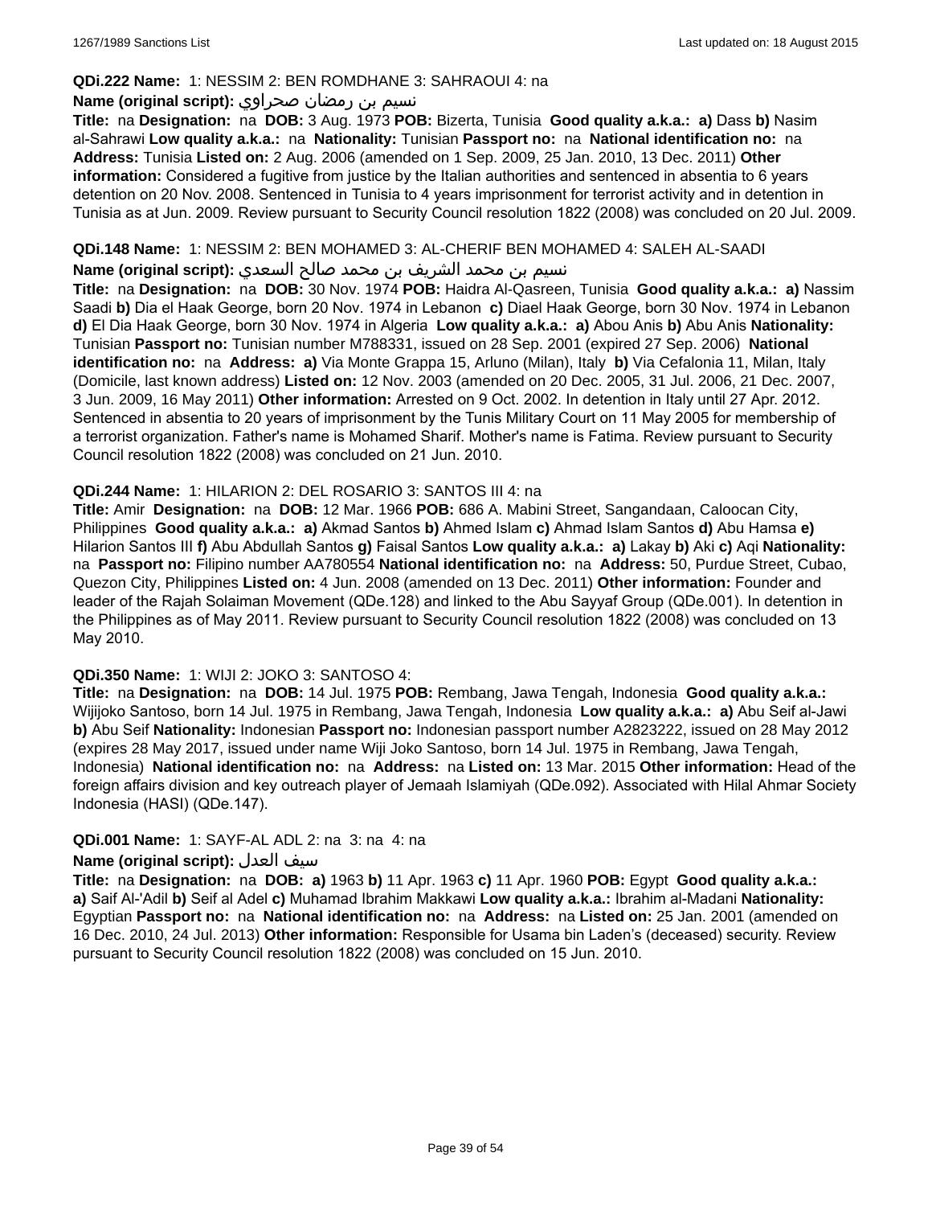**QDi.222 Name:** 1: NESSIM 2: BEN ROMDHANE 3: SAHRAOUI 4: na

**Name (original script):** نسيم بن رمضان صحراوي

**Title:** na **Designation:** na **DOB:** 3 Aug. 1973 **POB:** Bizerta, Tunisia **Good quality a.k.a.:** **a)** Dass **b)** Nasim al-Sahrawi **Low quality a.k.a.:** na **Nationality:** Tunisian **Passport no:** na **National identification no:** na **Address:** Tunisia **Listed on:** 2 Aug. 2006 (amended on 1 Sep. 2009, 25 Jan. 2010, 13 Dec. 2011) **Other information:** Considered a fugitive from justice by the Italian authorities and sentenced in absentia to 6 years detention on 20 Nov. 2008. Sentenced in Tunisia to 4 years imprisonment for terrorist activity and in detention in Tunisia as at Jun. 2009. Review pursuant to Security Council resolution 1822 (2008) was concluded on 20 Jul. 2009.

**QDi.148 Name:** 1: NESSIM 2: BEN MOHAMED 3: AL-CHERIF BEN MOHAMED 4: SALEH AL-SAADI

**Name (original script):** نسيم بن محمد الشريف بن محمد صالح السعدي

**Title:** na **Designation:** na **DOB:** 30 Nov. 1974 **POB:** Haidra Al-Qasreen, Tunisia **Good quality a.k.a.:** **a)** Nassim Saadi **b)** Dia el Haak George, born 20 Nov. 1974 in Lebanon **c)** Diael Haak George, born 30 Nov. 1974 in Lebanon **d)** El Dia Haak George, born 30 Nov. 1974 in Algeria **Low quality a.k.a.:** **a)** Abou Anis **b)** Abu Anis **Nationality:** Tunisian **Passport no:** Tunisian number M788331, issued on 28 Sep. 2001 (expired 27 Sep. 2006) **National identification no:** na **Address:** **a)** Via Monte Grappa 15, Arluno (Milan), Italy **b)** Via Cefalonia 11, Milan, Italy (Domicile, last known address) **Listed on:** 12 Nov. 2003 (amended on 20 Dec. 2005, 31 Jul. 2006, 21 Dec. 2007, 3 Jun. 2009, 16 May 2011) **Other information:** Arrested on 9 Oct. 2002. In detention in Italy until 27 Apr. 2012. Sentenced in absentia to 20 years of imprisonment by the Tunis Military Court on 11 May 2005 for membership of a terrorist organization. Father's name is Mohamed Sharif. Mother's name is Fatima. Review pursuant to Security Council resolution 1822 (2008) was concluded on 21 Jun. 2010.

**QDi.244 Name:** 1: HILARION 2: DEL ROSARIO 3: SANTOS III 4: na

**Title:** Amir **Designation:** na **DOB:** 12 Mar. 1966 **POB:** 686 A. Mabini Street, Sangandaan, Caloocan City, Philippines **Good quality a.k.a.:** **a)** Akmad Santos **b)** Ahmed Islam **c)** Ahmad Islam Santos **d)** Abu Hamsa **e)** Hilarion Santos III **f)** Abu Abdullah Santos **g)** Faisal Santos **Low quality a.k.a.:** **a)** Lakay **b)** Aki **c)** Aqi **Nationality:** na **Passport no:** Filipino number AA780554 **National identification no:** na **Address:** 50, Purdue Street, Cubao, Quezon City, Philippines **Listed on:** 4 Jun. 2008 (amended on 13 Dec. 2011) **Other information:** Founder and leader of the Rajah Solaiman Movement (QDe.128) and linked to the Abu Sayyaf Group (QDe.001). In detention in the Philippines as of May 2011. Review pursuant to Security Council resolution 1822 (2008) was concluded on 13 May 2010.

**QDi.350 Name:** 1: WIJI 2: JOKO 3: SANTOSO 4:

**Title:** na **Designation:** na **DOB:** 14 Jul. 1975 **POB:** Rembang, Jawa Tengah, Indonesia **Good quality a.k.a.:** Wijijoko Santoso, born 14 Jul. 1975 in Rembang, Jawa Tengah, Indonesia **Low quality a.k.a.:** **a)** Abu Seif al-Jawi **b)** Abu Seif **Nationality:** Indonesian **Passport no:** Indonesian passport number A2823222, issued on 28 May 2012 (expires 28 May 2017, issued under name Wiji Joko Santoso, born 14 Jul. 1975 in Rembang, Jawa Tengah, Indonesia) **National identification no:** na **Address:** na **Listed on:** 13 Mar. 2015 **Other information:** Head of the foreign affairs division and key outreach player of Jemaah Islamiyah (QDe.092). Associated with Hilal Ahmar Society Indonesia (HASI) (QDe.147).

**QDi.001 Name:** 1: SAYF-AL ADL 2: na 3: na 4: na

**Name (original script):** سيف العدل

**Title:** na **Designation:** na **DOB:** **a)** 1963 **b)** 11 Apr. 1963 **c)** 11 Apr. 1960 **POB:** Egypt **Good quality a.k.a.:** **a)** Saif Al-'Adil **b)** Seif al Adel **c)** Muhamad Ibrahim Makkawi **Low quality a.k.a.:** Ibrahim al-Madani **Nationality:** Egyptian **Passport no:** na **National identification no:** na **Address:** na **Listed on:** 25 Jan. 2001 (amended on 16 Dec. 2010, 24 Jul. 2013) **Other information:** Responsible for Usama bin Laden's (deceased) security. Review pursuant to Security Council resolution 1822 (2008) was concluded on 15 Jun. 2010.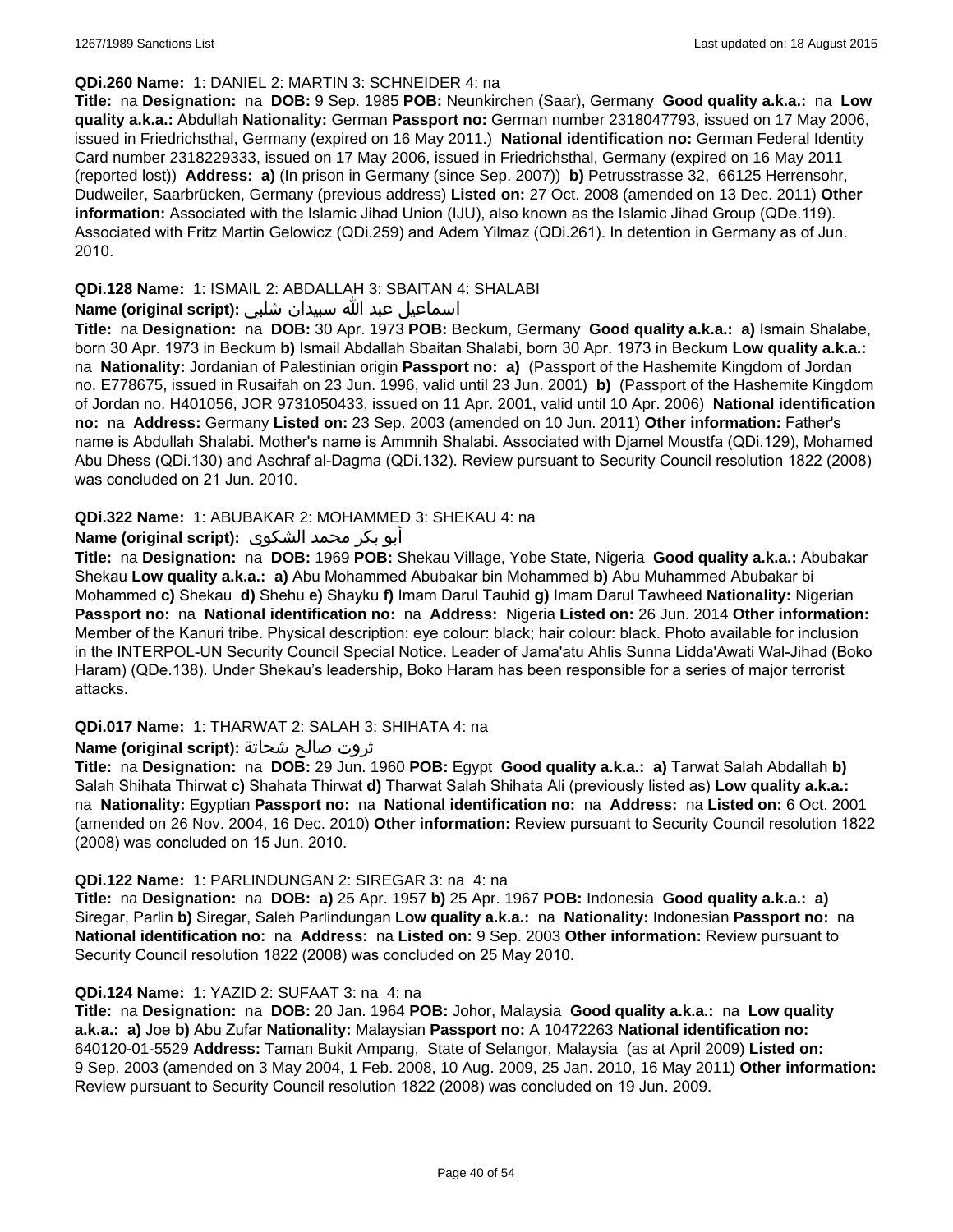**QDi.260 Name:** 1: DANIEL 2: MARTIN 3: SCHNEIDER 4: na

**Title:** na **Designation:** na **DOB:** 9 Sep. 1985 **POB:** Neunkirchen (Saar), Germany **Good quality a.k.a.:** na **Low quality a.k.a.:** Abdullah **Nationality:** German **Passport no:** German number 2318047793, issued on 17 May 2006, issued in Friedrichsthal, Germany (expired on 16 May 2011.) **National identification no:** German Federal Identity Card number 2318229333, issued on 17 May 2006, issued in Friedrichsthal, Germany (expired on 16 May 2011 (reported lost)) **Address: a)** (In prison in Germany (since Sep. 2007)) **b)** Petrusstrasse 32, 66125 Herrensohr, Dudweiler, Saarbrücken, Germany (previous address) **Listed on:** 27 Oct. 2008 (amended on 13 Dec. 2011) **Other information:** Associated with the Islamic Jihad Union (IJU), also known as the Islamic Jihad Group (QDe.119). Associated with Fritz Martin Gelowicz (QDi.259) and Adem Yilmaz (QDi.261). In detention in Germany as of Jun. 2010.

**QDi.128 Name:** 1: ISMAIL 2: ABDALLAH 3: SBAITAN 4: SHALABI

**Name (original script):** اسماعيل عبد الله سبيدان شلبي

**Title:** na **Designation:** na **DOB:** 30 Apr. 1973 **POB:** Beckum, Germany **Good quality a.k.a.: a)** Ismain Shalabe, born 30 Apr. 1973 in Beckum **b)** Ismail Abdallah Sbaitan Shalabi, born 30 Apr. 1973 in Beckum **Low quality a.k.a.:** na **Nationality:** Jordanian of Palestinian origin **Passport no: a)** (Passport of the Hashemite Kingdom of Jordan no. E778675, issued in Rusaifah on 23 Jun. 1996, valid until 23 Jun. 2001) **b)** (Passport of the Hashemite Kingdom of Jordan no. H401056, JOR 9731050433, issued on 11 Apr. 2001, valid until 10 Apr. 2006) **National identification no:** na **Address:** Germany **Listed on:** 23 Sep. 2003 (amended on 10 Jun. 2011) **Other information:** Father's name is Abdullah Shalabi. Mother's name is Ammnih Shalabi. Associated with Djamel Moustfa (QDi.129), Mohamed Abu Dhess (QDi.130) and Aschraf al-Dagma (QDi.132). Review pursuant to Security Council resolution 1822 (2008) was concluded on 21 Jun. 2010.

**QDi.322 Name:** 1: ABUBAKAR 2: MOHAMMED 3: SHEKAU 4: na

**Name (original script):** أبو بكر محمد الشكوى

**Title:** na **Designation:** na **DOB:** 1969 **POB:** Shekau Village, Yobe State, Nigeria **Good quality a.k.a.:** Abubakar Shekau **Low quality a.k.a.: a)** Abu Mohammed Abubakar bin Mohammed **b)** Abu Muhammed Abubakar bi Mohammed **c)** Shekau **d)** Shehu **e)** Shayku **f)** Imam Darul Tauhid **g)** Imam Darul Tawheed **Nationality:** Nigerian **Passport no:** na **National identification no:** na **Address:** Nigeria **Listed on:** 26 Jun. 2014 **Other information:** Member of the Kanuri tribe. Physical description: eye colour: black; hair colour: black. Photo available for inclusion in the INTERPOL-UN Security Council Special Notice. Leader of Jama'atu Ahlis Sunna Lidda'Awati Wal-Jihad (Boko Haram) (QDe.138). Under Shekau's leadership, Boko Haram has been responsible for a series of major terrorist attacks.

**QDi.017 Name:** 1: THARWAT 2: SALAH 3: SHIHATA 4: na

**Name (original script):** ثروت صالح شحاتة

**Title:** na **Designation:** na **DOB:** 29 Jun. 1960 **POB:** Egypt **Good quality a.k.a.: a)** Tarwat Salah Abdallah **b)** Salah Shihata Thirwat **c)** Shahata Thirwat **d)** Tharwat Salah Shihata Ali (previously listed as) **Low quality a.k.a.:** na **Nationality:** Egyptian **Passport no:** na **National identification no:** na **Address:** na **Listed on:** 6 Oct. 2001 (amended on 26 Nov. 2004, 16 Dec. 2010) **Other information:** Review pursuant to Security Council resolution 1822 (2008) was concluded on 15 Jun. 2010.

**QDi.122 Name:** 1: PARLINDUNGAN 2: SIREGAR 3: na 4: na

**Title:** na **Designation:** na **DOB: a)** 25 Apr. 1957 **b)** 25 Apr. 1967 **POB:** Indonesia **Good quality a.k.a.: a)** Siregar, Parlin **b)** Siregar, Saleh Parlindungan **Low quality a.k.a.:** na **Nationality:** Indonesian **Passport no:** na **National identification no:** na **Address:** na **Listed on:** 9 Sep. 2003 **Other information:** Review pursuant to Security Council resolution 1822 (2008) was concluded on 25 May 2010.

**QDi.124 Name:** 1: YAZID 2: SUFAAT 3: na 4: na

**Title:** na **Designation:** na **DOB:** 20 Jan. 1964 **POB:** Johor, Malaysia **Good quality a.k.a.:** na **Low quality a.k.a.: a)** Joe **b)** Abu Zufar **Nationality:** Malaysian **Passport no:** A 10472263 **National identification no:** 640120-01-5529 **Address:** Taman Bukit Ampang, State of Selangor, Malaysia (as at April 2009) **Listed on:** 9 Sep. 2003 (amended on 3 May 2004, 1 Feb. 2008, 10 Aug. 2009, 25 Jan. 2010, 16 May 2011) **Other information:** Review pursuant to Security Council resolution 1822 (2008) was concluded on 19 Jun. 2009.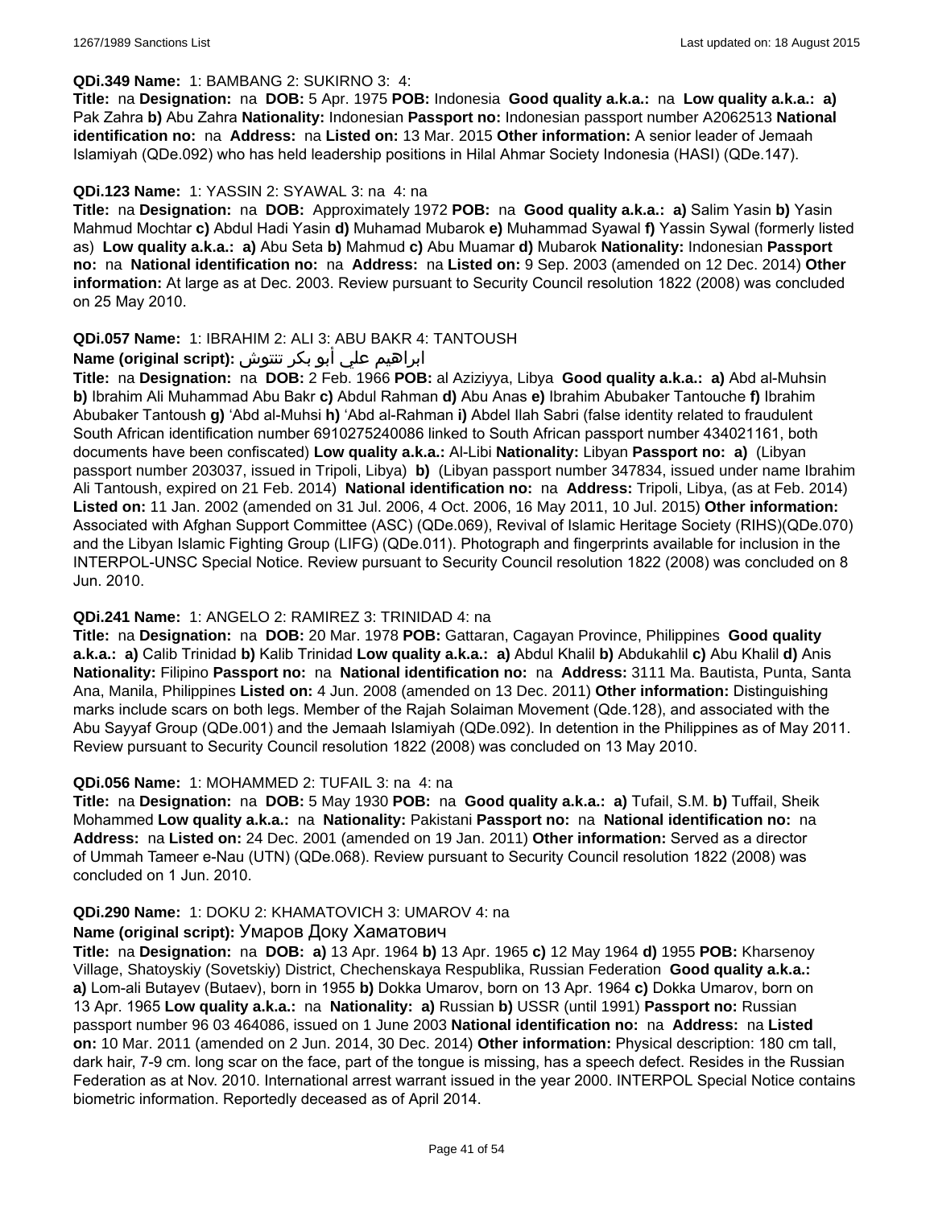**QDi.349 Name:** 1: BAMBANG 2: SUKIRNO 3: 4:

**Title:** na **Designation:** na **DOB:** 5 Apr. 1975 **POB:** Indonesia **Good quality a.k.a.:** na **Low quality a.k.a.:** **a)** Pak Zahra **b)** Abu Zahra **Nationality:** Indonesian **Passport no:** Indonesian passport number A2062513 **National identification no:** na **Address:** na **Listed on:** 13 Mar. 2015 **Other information:** A senior leader of Jemaah Islamiyah (QDe.092) who has held leadership positions in Hilal Ahmar Society Indonesia (HASI) (QDe.147).

**QDi.123 Name:** 1: YASSIN 2: SYAWAL 3: na 4: na

**Title:** na **Designation:** na **DOB:** Approximately 1972 **POB:** na **Good quality a.k.a.:** **a)** Salim Yasin **b)** Yasin Mahmud Mochtar **c)** Abdul Hadi Yasin **d)** Muhamad Mubarok **e)** Muhammad Syawal **f)** Yassin Sywal (formerly listed as) **Low quality a.k.a.:** **a)** Abu Seta **b)** Mahmud **c)** Abu Muamar **d)** Mubarok **Nationality:** Indonesian **Passport no:** na **National identification no:** na **Address:** na **Listed on:** 9 Sep. 2003 (amended on 12 Dec. 2014) **Other information:** At large as at Dec. 2003. Review pursuant to Security Council resolution 1822 (2008) was concluded on 25 May 2010.

**QDi.057 Name:** 1: IBRAHIM 2: ALI 3: ABU BAKR 4: TANTOUSH

**Name (original script):** ابراهيم علي أبو بكر تنتوش

**Title:** na **Designation:** na **DOB:** 2 Feb. 1966 **POB:** al Aziziyya, Libya **Good quality a.k.a.:** **a)** Abd al-Muhsin **b)** Ibrahim Ali Muhammad Abu Bakr **c)** Abdul Rahman **d)** Abu Anas **e)** Ibrahim Abubaker Tantouche **f)** Ibrahim Abubaker Tantoush **g)** 'Abd al-Muhsi **h)** 'Abd al-Rahman **i)** Abdel Ilah Sabri (false identity related to fraudulent South African identification number 6910275240086 linked to South African passport number 434021161, both documents have been confiscated) **Low quality a.k.a.:** Al-Libi **Nationality:** Libyan **Passport no:** **a)** (Libyan passport number 203037, issued in Tripoli, Libya) **b)** (Libyan passport number 347834, issued under name Ibrahim Ali Tantoush, expired on 21 Feb. 2014) **National identification no:** na **Address:** Tripoli, Libya, (as at Feb. 2014) **Listed on:** 11 Jan. 2002 (amended on 31 Jul. 2006, 4 Oct. 2006, 16 May 2011, 10 Jul. 2015) **Other information:** Associated with Afghan Support Committee (ASC) (QDe.069), Revival of Islamic Heritage Society (RIHS)(QDe.070) and the Libyan Islamic Fighting Group (LIFG) (QDe.011). Photograph and fingerprints available for inclusion in the INTERPOL-UNSC Special Notice. Review pursuant to Security Council resolution 1822 (2008) was concluded on 8 Jun. 2010.

**QDi.241 Name:** 1: ANGELO 2: RAMIREZ 3: TRINIDAD 4: na

**Title:** na **Designation:** na **DOB:** 20 Mar. 1978 **POB:** Gattaran, Cagayan Province, Philippines **Good quality a.k.a.:** **a)** Calib Trinidad **b)** Kalib Trinidad **Low quality a.k.a.:** **a)** Abdul Khalil **b)** Abdukahlil **c)** Abu Khalil **d)** Anis **Nationality:** Filipino **Passport no:** na **National identification no:** na **Address:** 3111 Ma. Bautista, Punta, Santa Ana, Manila, Philippines **Listed on:** 4 Jun. 2008 (amended on 13 Dec. 2011) **Other information:** Distinguishing marks include scars on both legs. Member of the Rajah Solaiman Movement (Qde.128), and associated with the Abu Sayyaf Group (QDe.001) and the Jemaah Islamiyah (QDe.092). In detention in the Philippines as of May 2011. Review pursuant to Security Council resolution 1822 (2008) was concluded on 13 May 2010.

**QDi.056 Name:** 1: MOHAMMED 2: TUFAIL 3: na 4: na

**Title:** na **Designation:** na **DOB:** 5 May 1930 **POB:** na **Good quality a.k.a.:** **a)** Tufail, S.M. **b)** Tuffail, Sheik Mohammed **Low quality a.k.a.:** na **Nationality:** Pakistani **Passport no:** na **National identification no:** na **Address:** na **Listed on:** 24 Dec. 2001 (amended on 19 Jan. 2011) **Other information:** Served as a director of Ummah Tameer e-Nau (UTN) (QDe.068). Review pursuant to Security Council resolution 1822 (2008) was concluded on 1 Jun. 2010.

**QDi.290 Name:** 1: DOKU 2: KHAMATOVICH 3: UMAROV 4: na

**Name (original script):** Умаров Доку Хаматович

**Title:** na **Designation:** na **DOB:** **a)** 13 Apr. 1964 **b)** 13 Apr. 1965 **c)** 12 May 1964 **d)** 1955 **POB:** Kharsenoy Village, Shatoyskiy (Sovetskiy) District, Chechenskaya Respublika, Russian Federation **Good quality a.k.a.:** **a)** Lom-ali Butayev (Butaev), born in 1955 **b)** Dokka Umarov, born on 13 Apr. 1964 **c)** Dokka Umarov, born on 13 Apr. 1965 **Low quality a.k.a.:** na **Nationality:** **a)** Russian **b)** USSR (until 1991) **Passport no:** Russian passport number 96 03 464086, issued on 1 June 2003 **National identification no:** na **Address:** na **Listed on:** 10 Mar. 2011 (amended on 2 Jun. 2014, 30 Dec. 2014) **Other information:** Physical description: 180 cm tall, dark hair, 7-9 cm. long scar on the face, part of the tongue is missing, has a speech defect. Resides in the Russian Federation as at Nov. 2010. International arrest warrant issued in the year 2000. INTERPOL Special Notice contains biometric information. Reportedly deceased as of April 2014.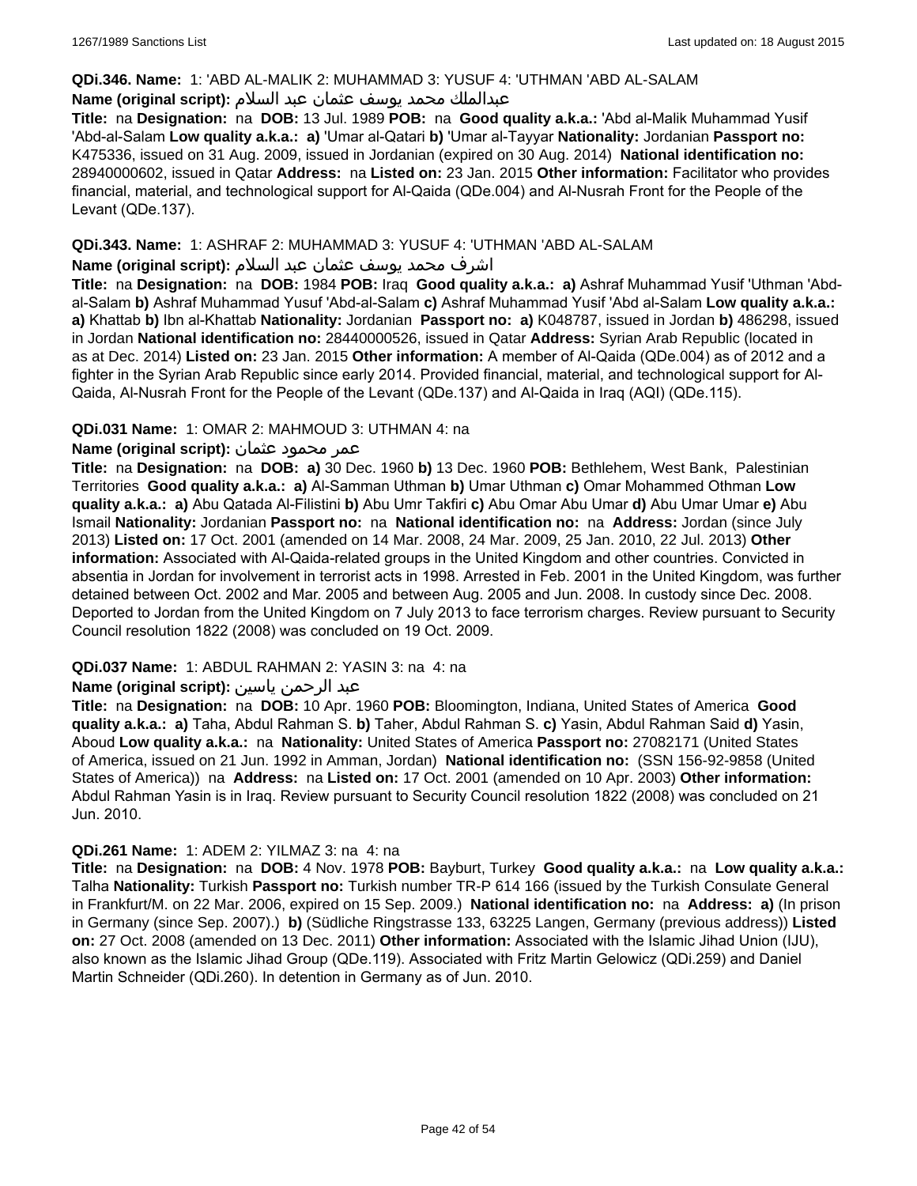**QDi.346. Name:** 1: 'ABD AL-MALIK 2: MUHAMMAD 3: YUSUF 4: 'UTHMAN 'ABD AL-SALAM

**Name (original script):** عبدالملك محمد يوسف عثمان عبد السلام

**Title:** na **Designation:** na **DOB:** 13 Jul. 1989 **POB:** na **Good quality a.k.a.:** 'Abd al-Malik Muhammad Yusif 'Abd-al-Salam **Low quality a.k.a.:** **a)** 'Umar al-Qatari **b)** 'Umar al-Tayyar **Nationality:** Jordanian **Passport no:** K475336, issued on 31 Aug. 2009, issued in Jordanian (expired on 30 Aug. 2014) **National identification no:** 28940000602, issued in Qatar **Address:** na **Listed on:** 23 Jan. 2015 **Other information:** Facilitator who provides financial, material, and technological support for Al-Qaida (QDe.004) and Al-Nusrah Front for the People of the Levant (QDe.137).

**QDi.343. Name:** 1: ASHRAF 2: MUHAMMAD 3: YUSUF 4: 'UTHMAN 'ABD AL-SALAM

**Name (original script):** اشرف محمد يوسف عثمان عبد السلام

**Title:** na **Designation:** na **DOB:** 1984 **POB:** Iraq **Good quality a.k.a.:** **a)** Ashraf Muhammad Yusif 'Uthman 'Abd-al-Salam **b)** Ashraf Muhammad Yusuf 'Abd-al-Salam **c)** Ashraf Muhammad Yusif 'Abd al-Salam **Low quality a.k.a.:** **a)** Khattab **b)** Ibn al-Khattab **Nationality:** Jordanian **Passport no:** **a)** K048787, issued in Jordan **b)** 486298, issued in Jordan **National identification no:** 28440000526, issued in Qatar **Address:** Syrian Arab Republic (located in as at Dec. 2014) **Listed on:** 23 Jan. 2015 **Other information:** A member of Al-Qaida (QDe.004) as of 2012 and a fighter in the Syrian Arab Republic since early 2014. Provided financial, material, and technological support for Al-Qaida, Al-Nusrah Front for the People of the Levant (QDe.137) and Al-Qaida in Iraq (AQI) (QDe.115).

**QDi.031 Name:** 1: OMAR 2: MAHMOUD 3: UTHMAN 4: na

**Name (original script):** عمر محمود عثمان

**Title:** na **Designation:** na **DOB:** **a)** 30 Dec. 1960 **b)** 13 Dec. 1960 **POB:** Bethlehem, West Bank, Palestinian Territories **Good quality a.k.a.:** **a)** Al-Samman Uthman **b)** Umar Uthman **c)** Omar Mohammed Othman **Low quality a.k.a.:** **a)** Abu Qatada Al-Filistini **b)** Abu Umr Takfiri **c)** Abu Omar Abu Umar **d)** Abu Umar Umar **e)** Abu Ismail **Nationality:** Jordanian **Passport no:** na **National identification no:** na **Address:** Jordan (since July 2013) **Listed on:** 17 Oct. 2001 (amended on 14 Mar. 2008, 24 Mar. 2009, 25 Jan. 2010, 22 Jul. 2013) **Other information:** Associated with Al-Qaida-related groups in the United Kingdom and other countries. Convicted in absentia in Jordan for involvement in terrorist acts in 1998. Arrested in Feb. 2001 in the United Kingdom, was further detained between Oct. 2002 and Mar. 2005 and between Aug. 2005 and Jun. 2008. In custody since Dec. 2008. Deported to Jordan from the United Kingdom on 7 July 2013 to face terrorism charges. Review pursuant to Security Council resolution 1822 (2008) was concluded on 19 Oct. 2009.

**QDi.037 Name:** 1: ABDUL RAHMAN 2: YASIN 3: na 4: na

**Name (original script):** عبد الرحمن ياسين

**Title:** na **Designation:** na **DOB:** 10 Apr. 1960 **POB:** Bloomington, Indiana, United States of America **Good quality a.k.a.:** **a)** Taha, Abdul Rahman S. **b)** Taher, Abdul Rahman S. **c)** Yasin, Abdul Rahman Said **d)** Yasin, Aboud **Low quality a.k.a.:** na **Nationality:** United States of America **Passport no:** 27082171 (United States of America, issued on 21 Jun. 1992 in Amman, Jordan) **National identification no:** (SSN 156-92-9858 (United States of America)) na **Address:** na **Listed on:** 17 Oct. 2001 (amended on 10 Apr. 2003) **Other information:** Abdul Rahman Yasin is in Iraq. Review pursuant to Security Council resolution 1822 (2008) was concluded on 21 Jun. 2010.

**QDi.261 Name:** 1: ADEM 2: YILMAZ 3: na 4: na

**Title:** na **Designation:** na **DOB:** 4 Nov. 1978 **POB:** Bayburt, Turkey **Good quality a.k.a.:** na **Low quality a.k.a.:** Talha **Nationality:** Turkish **Passport no:** Turkish number TR-P 614 166 (issued by the Turkish Consulate General in Frankfurt/M. on 22 Mar. 2006, expired on 15 Sep. 2009.) **National identification no:** na **Address:** **a)** (In prison in Germany (since Sep. 2007).) **b)** (Südliche Ringstrasse 133, 63225 Langen, Germany (previous address)) **Listed on:** 27 Oct. 2008 (amended on 13 Dec. 2011) **Other information:** Associated with the Islamic Jihad Union (IJU), also known as the Islamic Jihad Group (QDe.119). Associated with Fritz Martin Gelowicz (QDi.259) and Daniel Martin Schneider (QDi.260). In detention in Germany as of Jun. 2010.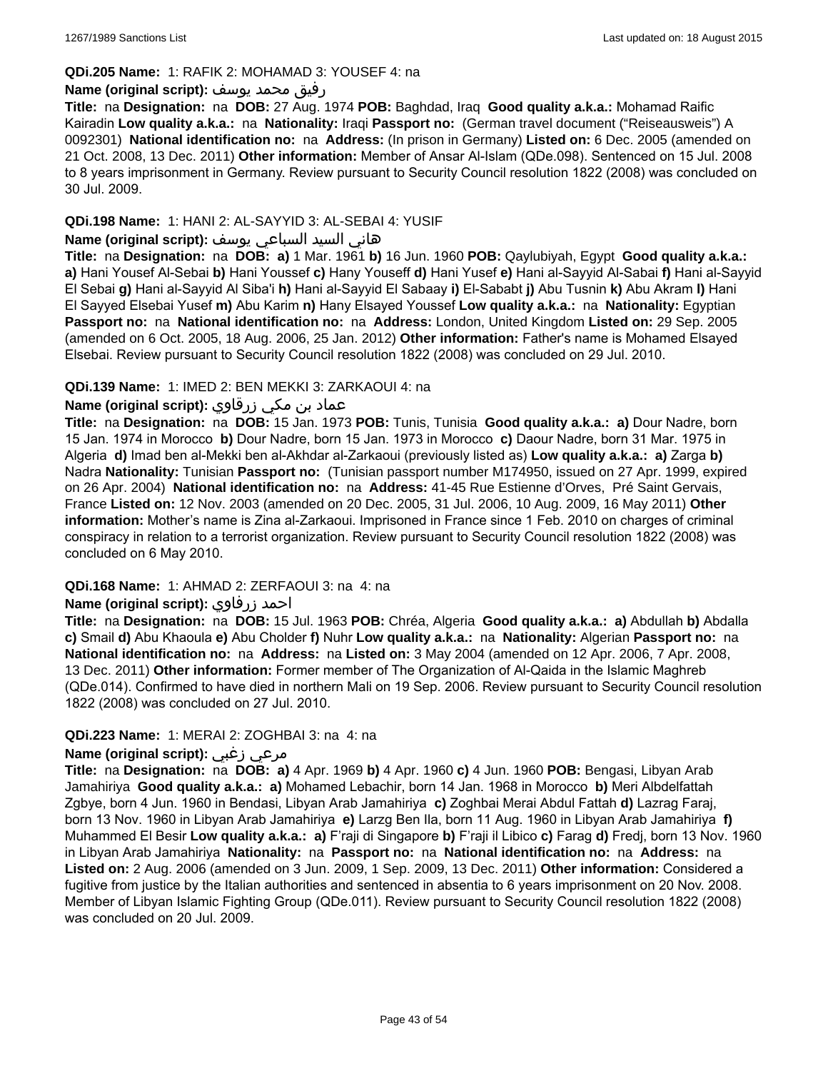**QDi.205 Name:** 1: RAFIK 2: MOHAMAD 3: YOUSEF 4: na

**Name (original script):** رفيق محمد يوسف

**Title:** na **Designation:** na **DOB:** 27 Aug. 1974 **POB:** Baghdad, Iraq **Good quality a.k.a.:** Mohamad Raific Kairadin **Low quality a.k.a.:** na **Nationality:** Iraqi **Passport no:** (German travel document ("Reiseausweis") A 0092301) **National identification no:** na **Address:** (In prison in Germany) **Listed on:** 6 Dec. 2005 (amended on 21 Oct. 2008, 13 Dec. 2011) **Other information:** Member of Ansar Al-Islam (QDe.098). Sentenced on 15 Jul. 2008 to 8 years imprisonment in Germany. Review pursuant to Security Council resolution 1822 (2008) was concluded on 30 Jul. 2009.

**QDi.198 Name:** 1: HANI 2: AL-SAYYID 3: AL-SEBAI 4: YUSIF

**Name (original script):** هاني السيد السباعي يوسف

**Title:** na **Designation:** na **DOB:** **a)** 1 Mar. 1961 **b)** 16 Jun. 1960 **POB:** Qaylubiyah, Egypt **Good quality a.k.a.:** **a)** Hani Yousef Al-Sebai **b)** Hani Youssef **c)** Hany Youseff **d)** Hani Yusef **e)** Hani al-Sayyid Al-Sabai **f)** Hani al-Sayyid El Sebai **g)** Hani al-Sayyid Al Siba'i **h)** Hani al-Sayyid El Sabaay **i)** El-Sababt **j)** Abu Tusnin **k)** Abu Akram **l)** Hani El Sayyed Elsebai Yusef **m)** Abu Karim **n)** Hany Elsayed Youssef **Low quality a.k.a.:** na **Nationality:** Egyptian **Passport no:** na **National identification no:** na **Address:** London, United Kingdom **Listed on:** 29 Sep. 2005 (amended on 6 Oct. 2005, 18 Aug. 2006, 25 Jan. 2012) **Other information:** Father's name is Mohamed Elsayed Elsebai. Review pursuant to Security Council resolution 1822 (2008) was concluded on 29 Jul. 2010.

**QDi.139 Name:** 1: IMED 2: BEN MEKKI 3: ZARKAOUI 4: na

**Name (original script):** عماد بن مكي زرقاوي

**Title:** na **Designation:** na **DOB:** 15 Jan. 1973 **POB:** Tunis, Tunisia **Good quality a.k.a.:** **a)** Dour Nadre, born 15 Jan. 1974 in Morocco **b)** Dour Nadre, born 15 Jan. 1973 in Morocco **c)** Daour Nadre, born 31 Mar. 1975 in Algeria **d)** Imad ben al-Mekki ben al-Akhdar al-Zarkaoui (previously listed as) **Low quality a.k.a.:** **a)** Zarga **b)** Nadra **Nationality:** Tunisian **Passport no:** (Tunisian passport number M174950, issued on 27 Apr. 1999, expired on 26 Apr. 2004) **National identification no:** na **Address:** 41-45 Rue Estienne d'Orves, Pré Saint Gervais, France **Listed on:** 12 Nov. 2003 (amended on 20 Dec. 2005, 31 Jul. 2006, 10 Aug. 2009, 16 May 2011) **Other information:** Mother's name is Zina al-Zarkaoui. Imprisoned in France since 1 Feb. 2010 on charges of criminal conspiracy in relation to a terrorist organization. Review pursuant to Security Council resolution 1822 (2008) was concluded on 6 May 2010.

**QDi.168 Name:** 1: AHMAD 2: ZERFAOUI 3: na 4: na

**Name (original script):** احمد زرفاوي

**Title:** na **Designation:** na **DOB:** 15 Jul. 1963 **POB:** Chréa, Algeria **Good quality a.k.a.:** **a)** Abdullah **b)** Abdalla **c)** Smail **d)** Abu Khaoula **e)** Abu Cholder **f)** Nuhr **Low quality a.k.a.:** na **Nationality:** Algerian **Passport no:** na **National identification no:** na **Address:** na **Listed on:** 3 May 2004 (amended on 12 Apr. 2006, 7 Apr. 2008, 13 Dec. 2011) **Other information:** Former member of The Organization of Al-Qaida in the Islamic Maghreb (QDe.014). Confirmed to have died in northern Mali on 19 Sep. 2006. Review pursuant to Security Council resolution 1822 (2008) was concluded on 27 Jul. 2010.

**QDi.223 Name:** 1: MERAI 2: ZOGHBAI 3: na 4: na

**Name (original script):** مرعي زغبي

**Title:** na **Designation:** na **DOB:** **a)** 4 Apr. 1969 **b)** 4 Apr. 1960 **c)** 4 Jun. 1960 **POB:** Bengasi, Libyan Arab Jamahiriya **Good quality a.k.a.:** **a)** Mohamed Lebachir, born 14 Jan. 1968 in Morocco **b)** Meri Albdelfattah Zgbye, born 4 Jun. 1960 in Bendasi, Libyan Arab Jamahiriya **c)** Zoghbai Merai Abdul Fattah **d)** Lazrag Faraj, born 13 Nov. 1960 in Libyan Arab Jamahiriya **e)** Larzg Ben Ila, born 11 Aug. 1960 in Libyan Arab Jamahiriya **f)** Muhammed El Besir **Low quality a.k.a.:** **a)** F'raji di Singapore **b)** F'raji il Libico **c)** Farag **d)** Fredj, born 13 Nov. 1960 in Libyan Arab Jamahiriya **Nationality:** na **Passport no:** na **National identification no:** na **Address:** na **Listed on:** 2 Aug. 2006 (amended on 3 Jun. 2009, 1 Sep. 2009, 13 Dec. 2011) **Other information:** Considered a fugitive from justice by the Italian authorities and sentenced in absentia to 6 years imprisonment on 20 Nov. 2008. Member of Libyan Islamic Fighting Group (QDe.011). Review pursuant to Security Council resolution 1822 (2008) was concluded on 20 Jul. 2009.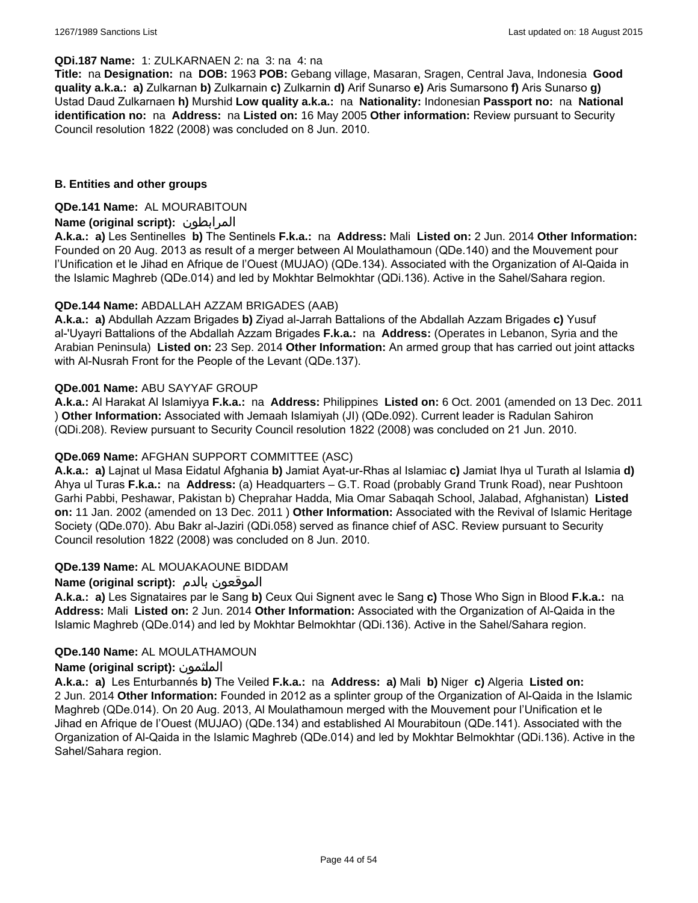**QDi.187 Name:** 1: ZULKARNAEN 2: na 3: na 4: na

**Title:** na **Designation:** na **DOB:** 1963 **POB:** Gebang village, Masaran, Sragen, Central Java, Indonesia **Good quality a.k.a.: a)** Zulkarnan **b)** Zulkarnain **c)** Zulkarnin **d)** Arif Sunarso **e)** Aris Sumarsono **f)** Aris Sunarso **g)** Ustad Daud Zulkarnaen **h)** Murshid **Low quality a.k.a.:** na **Nationality:** Indonesian **Passport no:** na **National identification no:** na **Address:** na **Listed on:** 16 May 2005 **Other information:** Review pursuant to Security Council resolution 1822 (2008) was concluded on 8 Jun. 2010.

## B. Entities and other groups

**QDe.141 Name:** AL MOURABITOUN

**Name (original script):** المرابطون

**A.k.a.: a)** Les Sentinelles **b)** The Sentinels **F.k.a.:** na **Address:** Mali **Listed on:** 2 Jun. 2014 **Other Information:** Founded on 20 Aug. 2013 as result of a merger between Al Moulathamoun (QDe.140) and the Mouvement pour l'Unification et le Jihad en Afrique de l'Ouest (MUJAO) (QDe.134). Associated with the Organization of Al-Qaida in the Islamic Maghreb (QDe.014) and led by Mokhtar Belmokhtar (QDi.136). Active in the Sahel/Sahara region.

**QDe.144 Name:** ABDALLAH AZZAM BRIGADES (AAB)

**A.k.a.: a)** Abdullah Azzam Brigades **b)** Ziyad al-Jarrah Battalions of the Abdallah Azzam Brigades **c)** Yusuf al-'Uyayri Battalions of the Abdallah Azzam Brigades **F.k.a.:** na **Address:** (Operates in Lebanon, Syria and the Arabian Peninsula) **Listed on:** 23 Sep. 2014 **Other Information:** An armed group that has carried out joint attacks with Al-Nusrah Front for the People of the Levant (QDe.137).

**QDe.001 Name:** ABU SAYYAF GROUP

**A.k.a.:** Al Harakat Al Islamiyya **F.k.a.:** na **Address:** Philippines **Listed on:** 6 Oct. 2001 (amended on 13 Dec. 2011 ) **Other Information:** Associated with Jemaah Islamiyah (JI) (QDe.092). Current leader is Radulan Sahiron (QDi.208). Review pursuant to Security Council resolution 1822 (2008) was concluded on 21 Jun. 2010.

**QDe.069 Name:** AFGHAN SUPPORT COMMITTEE (ASC)

**A.k.a.: a)** Lajnat ul Masa Eidatul Afghania **b)** Jamiat Ayat-ur-Rhas al Islamiac **c)** Jamiat Ihya ul Turath al Islamia **d)** Ahya ul Turas **F.k.a.:** na **Address:** (a) Headquarters – G.T. Road (probably Grand Trunk Road), near Pushtoon Garhi Pabbi, Peshawar, Pakistan b) Cheprahar Hadda, Mia Omar Sabaqah School, Jalabad, Afghanistan) **Listed on:** 11 Jan. 2002 (amended on 13 Dec. 2011 ) **Other Information:** Associated with the Revival of Islamic Heritage Society (QDe.070). Abu Bakr al-Jaziri (QDi.058) served as finance chief of ASC. Review pursuant to Security Council resolution 1822 (2008) was concluded on 8 Jun. 2010.

**QDe.139 Name:** AL MOUAKAOUNE BIDDAM

**Name (original script):** الموقعون بالدم

**A.k.a.: a)** Les Signataires par le Sang **b)** Ceux Qui Signent avec le Sang **c)** Those Who Sign in Blood **F.k.a.:** na **Address:** Mali **Listed on:** 2 Jun. 2014 **Other Information:** Associated with the Organization of Al-Qaida in the Islamic Maghreb (QDe.014) and led by Mokhtar Belmokhtar (QDi.136). Active in the Sahel/Sahara region.

**QDe.140 Name:** AL MOULATHAMOUN

**Name (original script):** الملثمون

**A.k.a.: a)** Les Enturbannés **b)** The Veiled **F.k.a.:** na **Address: a)** Mali **b)** Niger **c)** Algeria **Listed on:** 2 Jun. 2014 **Other Information:** Founded in 2012 as a splinter group of the Organization of Al-Qaida in the Islamic Maghreb (QDe.014). On 20 Aug. 2013, Al Moulathamoun merged with the Mouvement pour l'Unification et le Jihad en Afrique de l'Ouest (MUJAO) (QDe.134) and established Al Mourabitoun (QDe.141). Associated with the Organization of Al-Qaida in the Islamic Maghreb (QDe.014) and led by Mokhtar Belmokhtar (QDi.136). Active in the Sahel/Sahara region.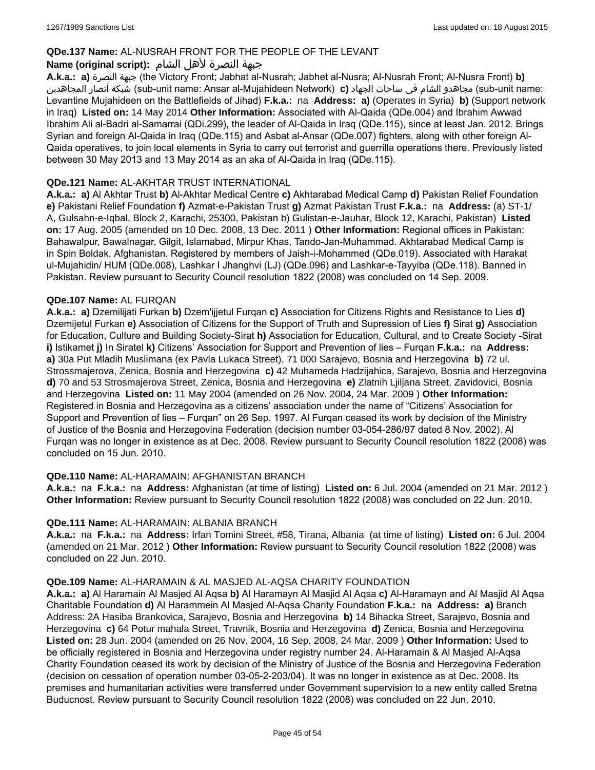**QDe.137 Name:** AL-NUSRAH FRONT FOR THE PEOPLE OF THE LEVANT

**Name (original script):** جبهة النصرة لأهل الشام

**A.k.a.:** **a)** جبهة النصرة (the Victory Front; Jabhat al-Nusrah; Jabhet al-Nusra; Al-Nusrah Front; Al-Nusra Front) **b)** شبكة أنصار المجاهدين (sub-unit name: Ansar al-Mujahideen Network) **c)** مجاهدو الشام في ساحات الجهاد (sub-unit name: Levantine Mujahideen on the Battlefields of Jihad) **F.k.a.:** na **Address:** **a)** (Operates in Syria) **b)** (Support network in Iraq) **Listed on:** 14 May 2014 **Other Information:** Associated with Al-Qaida (QDe.004) and Ibrahim Awwad Ibrahim Ali al-Badri al-Samarrai (QDi.299), the leader of Al-Qaida in Iraq (QDe.115), since at least Jan. 2012. Brings Syrian and foreign Al-Qaida in Iraq (QDe.115) and Asbat al-Ansar (QDe.007) fighters, along with other foreign Al-Qaida operatives, to join local elements in Syria to carry out terrorist and guerrilla operations there. Previously listed between 30 May 2013 and 13 May 2014 as an aka of Al-Qaida in Iraq (QDe.115).

**QDe.121 Name:** AL-AKHTAR TRUST INTERNATIONAL

**A.k.a.:** **a)** Al Akhtar Trust **b)** Al-Akhtar Medical Centre **c)** Akhtarabad Medical Camp **d)** Pakistan Relief Foundation **e)** Pakistani Relief Foundation **f)** Azmat-e-Pakistan Trust **g)** Azmat Pakistan Trust **F.k.a.:** na **Address:** (a) ST-1/A, Gulsahn-e-Iqbal, Block 2, Karachi, 25300, Pakistan b) Gulistan-e-Jauhar, Block 12, Karachi, Pakistan) **Listed on:** 17 Aug. 2005 (amended on 10 Dec. 2008, 13 Dec. 2011 ) **Other Information:** Regional offices in Pakistan: Bahawalpur, Bawalnagar, Gilgit, Islamabad, Mirpur Khas, Tando-Jan-Muhammad. Akhtarabad Medical Camp is in Spin Boldak, Afghanistan. Registered by members of Jaish-i-Mohammed (QDe.019). Associated with Harakat ul-Mujahidin/ HUM (QDe.008), Lashkar I Jhanghvi (LJ) (QDe.096) and Lashkar-e-Tayyiba (QDe.118). Banned in Pakistan. Review pursuant to Security Council resolution 1822 (2008) was concluded on 14 Sep. 2009.

**QDe.107 Name:** AL FURQAN

**A.k.a.:** **a)** Dzemilijati Furkan **b)** Dzem'ijjetul Furqan **c)** Association for Citizens Rights and Resistance to Lies **d)** Dzemijetul Furkan **e)** Association of Citizens for the Support of Truth and Supression of Lies **f)** Sirat **g)** Association for Education, Culture and Building Society-Sirat **h)** Association for Education, Cultural, and to Create Society -Sirat **i)** Istikamet **j)** In Siratel **k)** Citizens' Association for Support and Prevention of lies – Furqan **F.k.a.:** na **Address:** **a)** 30a Put Mladih Muslimana (ex Pavla Lukaca Street), 71 000 Sarajevo, Bosnia and Herzegovina **b)** 72 ul. Strossmajerova, Zenica, Bosnia and Herzegovina **c)** 42 Muhameda Hadzijahica, Sarajevo, Bosnia and Herzegovina **d)** 70 and 53 Strosmajerova Street, Zenica, Bosnia and Herzegovina **e)** Zlatnih Ljiljana Street, Zavidovici, Bosnia and Herzegovina **Listed on:** 11 May 2004 (amended on 26 Nov. 2004, 24 Mar. 2009 ) **Other Information:** Registered in Bosnia and Herzegovina as a citizens' association under the name of "Citizens' Association for Support and Prevention of lies – Furqan" on 26 Sep. 1997. Al Furqan ceased its work by decision of the Ministry of Justice of the Bosnia and Herzegovina Federation (decision number 03-054-286/97 dated 8 Nov. 2002). Al Furqan was no longer in existence as at Dec. 2008. Review pursuant to Security Council resolution 1822 (2008) was concluded on 15 Jun. 2010.

**QDe.110 Name:** AL-HARAMAIN: AFGHANISTAN BRANCH

**A.k.a.:** na **F.k.a.:** na **Address:** Afghanistan (at time of listing) **Listed on:** 6 Jul. 2004 (amended on 21 Mar. 2012 ) **Other Information:** Review pursuant to Security Council resolution 1822 (2008) was concluded on 22 Jun. 2010.

**QDe.111 Name:** AL-HARAMAIN: ALBANIA BRANCH

**A.k.a.:** na **F.k.a.:** na **Address:** Irfan Tomini Street, #58, Tirana, Albania (at time of listing) **Listed on:** 6 Jul. 2004 (amended on 21 Mar. 2012 ) **Other Information:** Review pursuant to Security Council resolution 1822 (2008) was concluded on 22 Jun. 2010.

**QDe.109 Name:** AL-HARAMAIN & AL MASJED AL-AQSA CHARITY FOUNDATION

**A.k.a.:** **a)** Al Haramain Al Masjed Al Aqsa **b)** Al Haramayn Al Masjid Al Aqsa **c)** Al-Haramayn and Al Masjid Al Aqsa Charitable Foundation **d)** Al Harammein Al Masjed Al-Aqsa Charity Foundation **F.k.a.:** na **Address:** **a)** Branch Address: 2A Hasiba Brankovica, Sarajevo, Bosnia and Herzegovina **b)** 14 Bihacka Street, Sarajevo, Bosnia and Herzegovina **c)** 64 Potur mahala Street, Travnik, Bosnia and Herzegovina **d)** Zenica, Bosnia and Herzegovina **Listed on:** 28 Jun. 2004 (amended on 26 Nov. 2004, 16 Sep. 2008, 24 Mar. 2009 ) **Other Information:** Used to be officially registered in Bosnia and Herzegovina under registry number 24. Al-Haramain & Al Masjed Al-Aqsa Charity Foundation ceased its work by decision of the Ministry of Justice of the Bosnia and Herzegovina Federation (decision on cessation of operation number 03-05-2-203/04). It was no longer in existence as at Dec. 2008. Its premises and humanitarian activities were transferred under Government supervision to a new entity called Sretna Buducnost. Review pursuant to Security Council resolution 1822 (2008) was concluded on 22 Jun. 2010.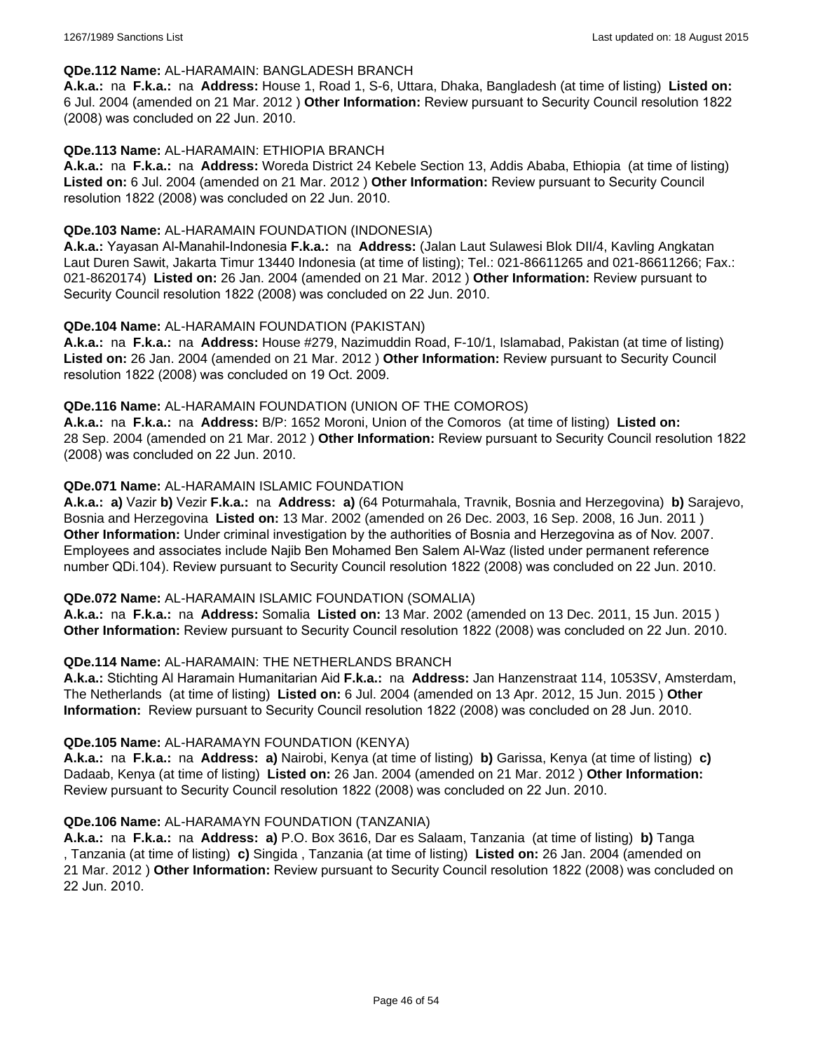**QDe.112 Name:** AL-HARAMAIN: BANGLADESH BRANCH

**A.k.a.:** na **F.k.a.:** na **Address:** House 1, Road 1, S-6, Uttara, Dhaka, Bangladesh (at time of listing) **Listed on:** 6 Jul. 2004 (amended on 21 Mar. 2012 ) **Other Information:** Review pursuant to Security Council resolution 1822 (2008) was concluded on 22 Jun. 2010.

**QDe.113 Name:** AL-HARAMAIN: ETHIOPIA BRANCH

**A.k.a.:** na **F.k.a.:** na **Address:** Woreda District 24 Kebele Section 13, Addis Ababa, Ethiopia (at time of listing) **Listed on:** 6 Jul. 2004 (amended on 21 Mar. 2012 ) **Other Information:** Review pursuant to Security Council resolution 1822 (2008) was concluded on 22 Jun. 2010.

**QDe.103 Name:** AL-HARAMAIN FOUNDATION (INDONESIA)

**A.k.a.:** Yayasan Al-Manahil-Indonesia **F.k.a.:** na **Address:** (Jalan Laut Sulawesi Blok DII/4, Kavling Angkatan Laut Duren Sawit, Jakarta Timur 13440 Indonesia (at time of listing); Tel.: 021-86611265 and 021-86611266; Fax.: 021-8620174) **Listed on:** 26 Jan. 2004 (amended on 21 Mar. 2012 ) **Other Information:** Review pursuant to Security Council resolution 1822 (2008) was concluded on 22 Jun. 2010.

**QDe.104 Name:** AL-HARAMAIN FOUNDATION (PAKISTAN)

**A.k.a.:** na **F.k.a.:** na **Address:** House #279, Nazimuddin Road, F-10/1, Islamabad, Pakistan (at time of listing) **Listed on:** 26 Jan. 2004 (amended on 21 Mar. 2012 ) **Other Information:** Review pursuant to Security Council resolution 1822 (2008) was concluded on 19 Oct. 2009.

**QDe.116 Name:** AL-HARAMAIN FOUNDATION (UNION OF THE COMOROS)

**A.k.a.:** na **F.k.a.:** na **Address:** B/P: 1652 Moroni, Union of the Comoros (at time of listing) **Listed on:** 28 Sep. 2004 (amended on 21 Mar. 2012 ) **Other Information:** Review pursuant to Security Council resolution 1822 (2008) was concluded on 22 Jun. 2010.

**QDe.071 Name:** AL-HARAMAIN ISLAMIC FOUNDATION

**A.k.a.: a)** Vazir **b)** Vezir **F.k.a.:** na **Address: a)** (64 Poturmahala, Travnik, Bosnia and Herzegovina) **b)** Sarajevo, Bosnia and Herzegovina **Listed on:** 13 Mar. 2002 (amended on 26 Dec. 2003, 16 Sep. 2008, 16 Jun. 2011 ) **Other Information:** Under criminal investigation by the authorities of Bosnia and Herzegovina as of Nov. 2007. Employees and associates include Najib Ben Mohamed Ben Salem Al-Waz (listed under permanent reference number QDi.104). Review pursuant to Security Council resolution 1822 (2008) was concluded on 22 Jun. 2010.

**QDe.072 Name:** AL-HARAMAIN ISLAMIC FOUNDATION (SOMALIA)

**A.k.a.:** na **F.k.a.:** na **Address:** Somalia **Listed on:** 13 Mar. 2002 (amended on 13 Dec. 2011, 15 Jun. 2015 ) **Other Information:** Review pursuant to Security Council resolution 1822 (2008) was concluded on 22 Jun. 2010.

**QDe.114 Name:** AL-HARAMAIN: THE NETHERLANDS BRANCH

**A.k.a.:** Stichting Al Haramain Humanitarian Aid **F.k.a.:** na **Address:** Jan Hanzenstraat 114, 1053SV, Amsterdam, The Netherlands (at time of listing) **Listed on:** 6 Jul. 2004 (amended on 13 Apr. 2012, 15 Jun. 2015 ) **Other Information:** Review pursuant to Security Council resolution 1822 (2008) was concluded on 28 Jun. 2010.

**QDe.105 Name:** AL-HARAMAYN FOUNDATION (KENYA)

**A.k.a.:** na **F.k.a.:** na **Address: a)** Nairobi, Kenya (at time of listing) **b)** Garissa, Kenya (at time of listing) **c)** Dadaab, Kenya (at time of listing) **Listed on:** 26 Jan. 2004 (amended on 21 Mar. 2012 ) **Other Information:** Review pursuant to Security Council resolution 1822 (2008) was concluded on 22 Jun. 2010.

**QDe.106 Name:** AL-HARAMAYN FOUNDATION (TANZANIA)

**A.k.a.:** na **F.k.a.:** na **Address: a)** P.O. Box 3616, Dar es Salaam, Tanzania (at time of listing) **b)** Tanga , Tanzania (at time of listing) **c)** Singida , Tanzania (at time of listing) **Listed on:** 26 Jan. 2004 (amended on 21 Mar. 2012 ) **Other Information:** Review pursuant to Security Council resolution 1822 (2008) was concluded on 22 Jun. 2010.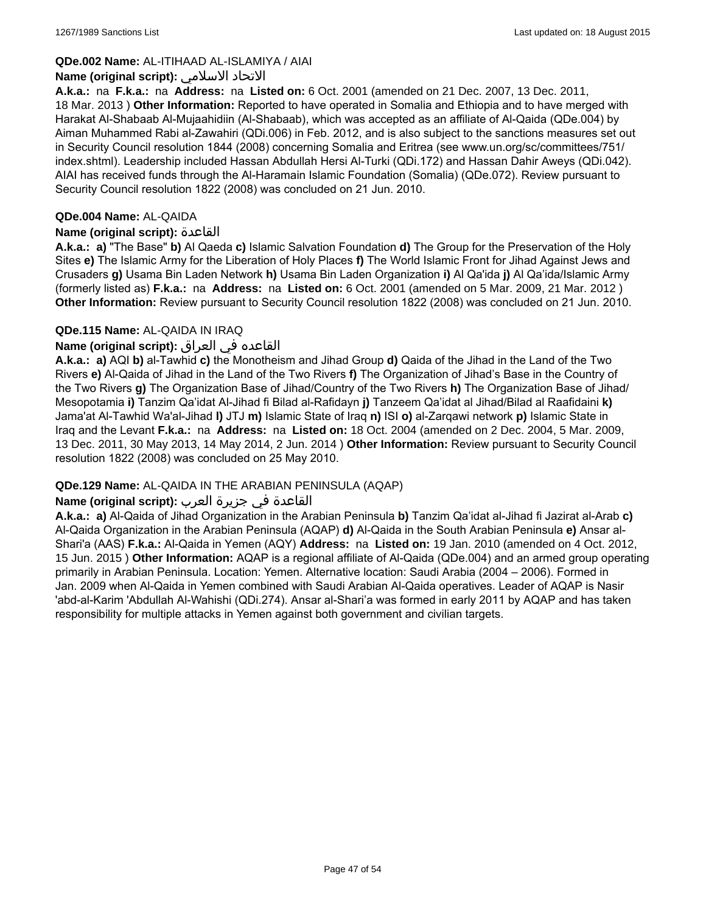**QDe.002 Name:** AL-ITIHAAD AL-ISLAMIYA / AIAI

**Name (original script):** الاتحاد الاسلامي

**A.k.a.:** na **F.k.a.:** na **Address:** na **Listed on:** 6 Oct. 2001 (amended on 21 Dec. 2007, 13 Dec. 2011, 18 Mar. 2013 ) **Other Information:** Reported to have operated in Somalia and Ethiopia and to have merged with Harakat Al-Shabaab Al-Mujaahidiin (Al-Shabaab), which was accepted as an affiliate of Al-Qaida (QDe.004) by Aiman Muhammed Rabi al-Zawahiri (QDi.006) in Feb. 2012, and is also subject to the sanctions measures set out in Security Council resolution 1844 (2008) concerning Somalia and Eritrea (see www.un.org/sc/committees/751/index.shtml). Leadership included Hassan Abdullah Hersi Al-Turki (QDi.172) and Hassan Dahir Aweys (QDi.042). AIAI has received funds through the Al-Haramain Islamic Foundation (Somalia) (QDe.072). Review pursuant to Security Council resolution 1822 (2008) was concluded on 21 Jun. 2010.

**QDe.004 Name:** AL-QAIDA

**Name (original script):** القاعدة

**A.k.a.:** **a)** "The Base" **b)** Al Qaeda **c)** Islamic Salvation Foundation **d)** The Group for the Preservation of the Holy Sites **e)** The Islamic Army for the Liberation of Holy Places **f)** The World Islamic Front for Jihad Against Jews and Crusaders **g)** Usama Bin Laden Network **h)** Usama Bin Laden Organization **i)** Al Qa'ida **j)** Al Qa'ida/Islamic Army (formerly listed as) **F.k.a.:** na **Address:** na **Listed on:** 6 Oct. 2001 (amended on 5 Mar. 2009, 21 Mar. 2012 ) **Other Information:** Review pursuant to Security Council resolution 1822 (2008) was concluded on 21 Jun. 2010.

**QDe.115 Name:** AL-QAIDA IN IRAQ

**Name (original script):** القاعده في العراق

**A.k.a.:** **a)** AQI **b)** al-Tawhid **c)** the Monotheism and Jihad Group **d)** Qaida of the Jihad in the Land of the Two Rivers **e)** Al-Qaida of Jihad in the Land of the Two Rivers **f)** The Organization of Jihad's Base in the Country of the Two Rivers **g)** The Organization Base of Jihad/Country of the Two Rivers **h)** The Organization Base of Jihad/Mesopotamia **i)** Tanzim Qa'idat Al-Jihad fi Bilad al-Rafidayn **j)** Tanzeem Qa'idat al Jihad/Bilad al Raafidaini **k)** Jama'at Al-Tawhid Wa'al-Jihad **l)** JTJ **m)** Islamic State of Iraq **n)** ISI **o)** al-Zarqawi network **p)** Islamic State in Iraq and the Levant **F.k.a.:** na **Address:** na **Listed on:** 18 Oct. 2004 (amended on 2 Dec. 2004, 5 Mar. 2009, 13 Dec. 2011, 30 May 2013, 14 May 2014, 2 Jun. 2014 ) **Other Information:** Review pursuant to Security Council resolution 1822 (2008) was concluded on 25 May 2010.

**QDe.129 Name:** AL-QAIDA IN THE ARABIAN PENINSULA (AQAP)

**Name (original script):** القاعدة في جزيرة العرب

**A.k.a.:** **a)** Al-Qaida of Jihad Organization in the Arabian Peninsula **b)** Tanzim Qa'idat al-Jihad fi Jazirat al-Arab **c)** Al-Qaida Organization in the Arabian Peninsula (AQAP) **d)** Al-Qaida in the South Arabian Peninsula **e)** Ansar al-Shari'a (AAS) **F.k.a.:** Al-Qaida in Yemen (AQY) **Address:** na **Listed on:** 19 Jan. 2010 (amended on 4 Oct. 2012, 15 Jun. 2015 ) **Other Information:** AQAP is a regional affiliate of Al-Qaida (QDe.004) and an armed group operating primarily in Arabian Peninsula. Location: Yemen. Alternative location: Saudi Arabia (2004 – 2006). Formed in Jan. 2009 when Al-Qaida in Yemen combined with Saudi Arabian Al-Qaida operatives. Leader of AQAP is Nasir 'abd-al-Karim 'Abdullah Al-Wahishi (QDi.274). Ansar al-Shari'a was formed in early 2011 by AQAP and has taken responsibility for multiple attacks in Yemen against both government and civilian targets.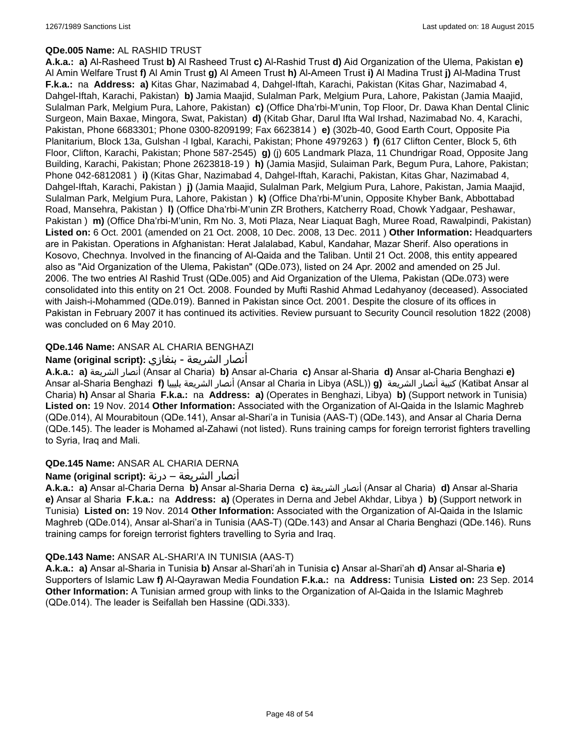**QDe.005 Name:** AL RASHID TRUST

**A.k.a.:** **a)** Al-Rasheed Trust **b)** Al Rasheed Trust **c)** Al-Rashid Trust **d)** Aid Organization of the Ulema, Pakistan **e)** Al Amin Welfare Trust **f)** Al Amin Trust **g)** Al Ameen Trust **h)** Al-Ameen Trust **i)** Al Madina Trust **j)** Al-Madina Trust **F.k.a.:** na **Address:** **a)** Kitas Ghar, Nazimabad 4, Dahgel-Iftah, Karachi, Pakistan (Kitas Ghar, Nazimabad 4, Dahgel-Iftah, Karachi, Pakistan) **b)** Jamia Maajid, Sulalman Park, Melgium Pura, Lahore, Pakistan (Jamia Maajid, Sulalman Park, Melgium Pura, Lahore, Pakistan) **c)** (Office Dha'rbi-M'unin, Top Floor, Dr. Dawa Khan Dental Clinic Surgeon, Main Baxae, Mingora, Swat, Pakistan) **d)** (Kitab Ghar, Darul Ifta Wal Irshad, Nazimabad No. 4, Karachi, Pakistan, Phone 6683301; Phone 0300-8209199; Fax 6623814 ) **e)** (302b-40, Good Earth Court, Opposite Pia Planitarium, Block 13a, Gulshan -l Igbal, Karachi, Pakistan; Phone 4979263 ) **f)** (617 Clifton Center, Block 5, 6th Floor, Clifton, Karachi, Pakistan; Phone 587-2545) **g)** (j) 605 Landmark Plaza, 11 Chundrigar Road, Opposite Jang Building, Karachi, Pakistan; Phone 2623818-19 ) **h)** (Jamia Masjid, Sulaiman Park, Begum Pura, Lahore, Pakistan; Phone 042-6812081 ) **i)** (Kitas Ghar, Nazimabad 4, Dahgel-Iftah, Karachi, Pakistan, Kitas Ghar, Nazimabad 4, Dahgel-Iftah, Karachi, Pakistan ) **j)** (Jamia Maajid, Sulalman Park, Melgium Pura, Lahore, Pakistan, Jamia Maajid, Sulalman Park, Melgium Pura, Lahore, Pakistan ) **k)** (Office Dha'rbi-M'unin, Opposite Khyber Bank, Abbottabad Road, Mansehra, Pakistan ) **l)** (Office Dha'rbi-M'unin ZR Brothers, Katcherry Road, Chowk Yadgaar, Peshawar, Pakistan ) **m)** (Office Dha'rbi-M'unin, Rm No. 3, Moti Plaza, Near Liaquat Bagh, Muree Road, Rawalpindi, Pakistan) **Listed on:** 6 Oct. 2001 (amended on 21 Oct. 2008, 10 Dec. 2008, 13 Dec. 2011 ) **Other Information:** Headquarters are in Pakistan. Operations in Afghanistan: Herat Jalalabad, Kabul, Kandahar, Mazar Sherif. Also operations in Kosovo, Chechnya. Involved in the financing of Al-Qaida and the Taliban. Until 21 Oct. 2008, this entity appeared also as "Aid Organization of the Ulema, Pakistan" (QDe.073), listed on 24 Apr. 2002 and amended on 25 Jul. 2006. The two entries Al Rashid Trust (QDe.005) and Aid Organization of the Ulema, Pakistan (QDe.073) were consolidated into this entity on 21 Oct. 2008. Founded by Mufti Rashid Ahmad Ledahyanoy (deceased). Associated with Jaish-i-Mohammed (QDe.019). Banned in Pakistan since Oct. 2001. Despite the closure of its offices in Pakistan in February 2007 it has continued its activities. Review pursuant to Security Council resolution 1822 (2008) was concluded on 6 May 2010.

**QDe.146 Name:** ANSAR AL CHARIA BENGHAZI

**Name (original script):** أنصار الشريعة - بنغازي

**A.k.a.:** **a)** أنصار الشريعة (Ansar al Charia) **b)** Ansar al-Charia **c)** Ansar al-Sharia **d)** Ansar al-Charia Benghazi **e)** Ansar al-Sharia Benghazi **f)** أنصار الشريعة بليبيا (Ansar al Charia in Libya (ASL)) **g)** كتيبة أنصار الشريعة (Katibat Ansar al Charia) **h)** Ansar al Sharia **F.k.a.:** na **Address:** **a)** (Operates in Benghazi, Libya) **b)** (Support network in Tunisia) **Listed on:** 19 Nov. 2014 **Other Information:** Associated with the Organization of Al-Qaida in the Islamic Maghreb (QDe.014), Al Mourabitoun (QDe.141), Ansar al-Shari'a in Tunisia (AAS-T) (QDe.143), and Ansar al Charia Derna (QDe.145). The leader is Mohamed al-Zahawi (not listed). Runs training camps for foreign terrorist fighters travelling to Syria, Iraq and Mali.

**QDe.145 Name:** ANSAR AL CHARIA DERNA

**Name (original script):** أنصار الشريعة – درنة

**A.k.a.:** **a)** Ansar al-Charia Derna **b)** Ansar al-Sharia Derna **c)** أنصار الشريعة (Ansar al Charia) **d)** Ansar al-Sharia **e)** Ansar al Sharia **F.k.a.:** na **Address:** **a)** (Operates in Derna and Jebel Akhdar, Libya ) **b)** (Support network in Tunisia) **Listed on:** 19 Nov. 2014 **Other Information:** Associated with the Organization of Al-Qaida in the Islamic Maghreb (QDe.014), Ansar al-Shari'a in Tunisia (AAS-T) (QDe.143) and Ansar al Charia Benghazi (QDe.146). Runs training camps for foreign terrorist fighters travelling to Syria and Iraq.

**QDe.143 Name:** ANSAR AL-SHARI'A IN TUNISIA (AAS-T)

**A.k.a.:** **a)** Ansar al-Sharia in Tunisia **b)** Ansar al-Shari'ah in Tunisia **c)** Ansar al-Shari'ah **d)** Ansar al-Sharia **e)** Supporters of Islamic Law **f)** Al-Qayrawan Media Foundation **F.k.a.:** na **Address:** Tunisia **Listed on:** 23 Sep. 2014 **Other Information:** A Tunisian armed group with links to the Organization of Al-Qaida in the Islamic Maghreb (QDe.014). The leader is Seifallah ben Hassine (QDi.333).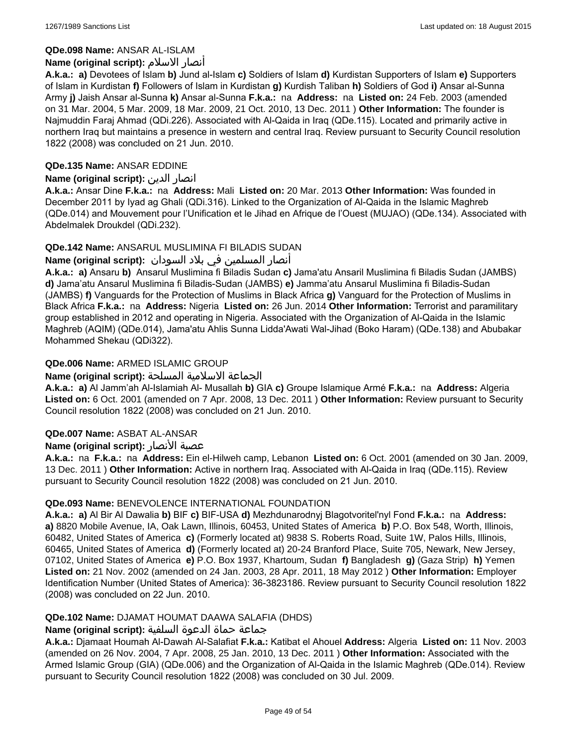**QDe.098 Name:** ANSAR AL-ISLAM

**Name (original script):** أنصار الاسلام

**A.k.a.:** **a)** Devotees of Islam **b)** Jund al-Islam **c)** Soldiers of Islam **d)** Kurdistan Supporters of Islam **e)** Supporters of Islam in Kurdistan **f)** Followers of Islam in Kurdistan **g)** Kurdish Taliban **h)** Soldiers of God **i)** Ansar al-Sunna Army **j)** Jaish Ansar al-Sunna **k)** Ansar al-Sunna **F.k.a.:** na **Address:** na **Listed on:** 24 Feb. 2003 (amended on 31 Mar. 2004, 5 Mar. 2009, 18 Mar. 2009, 21 Oct. 2010, 13 Dec. 2011 ) **Other Information:** The founder is Najmuddin Faraj Ahmad (QDi.226). Associated with Al-Qaida in Iraq (QDe.115). Located and primarily active in northern Iraq but maintains a presence in western and central Iraq. Review pursuant to Security Council resolution 1822 (2008) was concluded on 21 Jun. 2010.

**QDe.135 Name:** ANSAR EDDINE

**Name (original script):** انصار الدين

**A.k.a.:** Ansar Dine **F.k.a.:** na **Address:** Mali **Listed on:** 20 Mar. 2013 **Other Information:** Was founded in December 2011 by Iyad ag Ghali (QDi.316). Linked to the Organization of Al-Qaida in the Islamic Maghreb (QDe.014) and Mouvement pour l'Unification et le Jihad en Afrique de l'Ouest (MUJAO) (QDe.134). Associated with Abdelmalek Droukdel (QDi.232).

**QDe.142 Name:** ANSARUL MUSLIMINA FI BILADIS SUDAN

**Name (original script):** أنصار المسلمين في بلاد السودان

**A.k.a.:** **a)** Ansaru **b)** Ansarul Muslimina fi Biladis Sudan **c)** Jama'atu Ansaril Muslimina fi Biladis Sudan (JAMBS) **d)** Jama'atu Ansarul Muslimina fi Biladis-Sudan (JAMBS) **e)** Jamma'atu Ansarul Muslimina fi Biladis-Sudan (JAMBS) **f)** Vanguards for the Protection of Muslims in Black Africa **g)** Vanguard for the Protection of Muslims in Black Africa **F.k.a.:** na **Address:** Nigeria **Listed on:** 26 Jun. 2014 **Other Information:** Terrorist and paramilitary group established in 2012 and operating in Nigeria. Associated with the Organization of Al-Qaida in the Islamic Maghreb (AQIM) (QDe.014), Jama'atu Ahlis Sunna Lidda'Awati Wal-Jihad (Boko Haram) (QDe.138) and Abubakar Mohammed Shekau (QDi322).

**QDe.006 Name:** ARMED ISLAMIC GROUP

**Name (original script):** الجماعة الاسلامية المسلحة

**A.k.a.:** **a)** Al Jamm'ah Al-Islamiah Al- Musallah **b)** GIA **c)** Groupe Islamique Armé **F.k.a.:** na **Address:** Algeria **Listed on:** 6 Oct. 2001 (amended on 7 Apr. 2008, 13 Dec. 2011 ) **Other Information:** Review pursuant to Security Council resolution 1822 (2008) was concluded on 21 Jun. 2010.

**QDe.007 Name:** ASBAT AL-ANSAR

**Name (original script):** عصبة الأنصار

**A.k.a.:** na **F.k.a.:** na **Address:** Ein el-Hilweh camp, Lebanon **Listed on:** 6 Oct. 2001 (amended on 30 Jan. 2009, 13 Dec. 2011 ) **Other Information:** Active in northern Iraq. Associated with Al-Qaida in Iraq (QDe.115). Review pursuant to Security Council resolution 1822 (2008) was concluded on 21 Jun. 2010.

**QDe.093 Name:** BENEVOLENCE INTERNATIONAL FOUNDATION

**A.k.a.:** **a)** Al Bir Al Dawalia **b)** BIF **c)** BIF-USA **d)** Mezhdunarodnyj Blagotvoritel'nyl Fond **F.k.a.:** na **Address:** **a)** 8820 Mobile Avenue, IA, Oak Lawn, Illinois, 60453, United States of America **b)** P.O. Box 548, Worth, Illinois, 60482, United States of America **c)** (Formerly located at) 9838 S. Roberts Road, Suite 1W, Palos Hills, Illinois, 60465, United States of America **d)** (Formerly located at) 20-24 Branford Place, Suite 705, Newark, New Jersey, 07102, United States of America **e)** P.O. Box 1937, Khartoum, Sudan **f)** Bangladesh **g)** (Gaza Strip) **h)** Yemen **Listed on:** 21 Nov. 2002 (amended on 24 Jan. 2003, 28 Apr. 2011, 18 May 2012 ) **Other Information:** Employer Identification Number (United States of America): 36-3823186. Review pursuant to Security Council resolution 1822 (2008) was concluded on 22 Jun. 2010.

**QDe.102 Name:** DJAMAT HOUMAT DAAWA SALAFIA (DHDS)

**Name (original script):** جماعة حماة الدعوة السلفية

**A.k.a.:** Djamaat Houmah Al-Dawah Al-Salafiat **F.k.a.:** Katibat el Ahouel **Address:** Algeria **Listed on:** 11 Nov. 2003 (amended on 26 Nov. 2004, 7 Apr. 2008, 25 Jan. 2010, 13 Dec. 2011 ) **Other Information:** Associated with the Armed Islamic Group (GIA) (QDe.006) and the Organization of Al-Qaida in the Islamic Maghreb (QDe.014). Review pursuant to Security Council resolution 1822 (2008) was concluded on 30 Jul. 2009.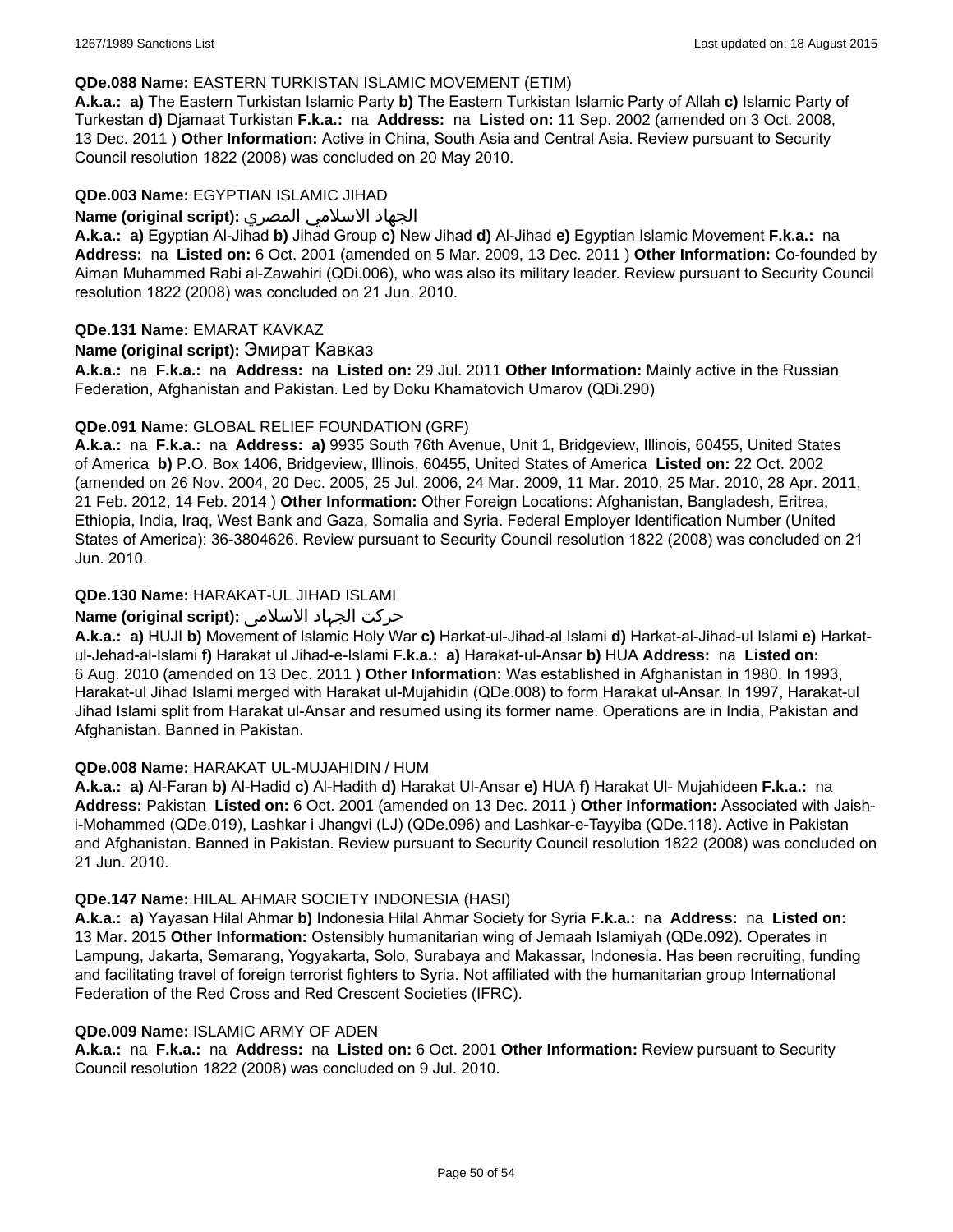**QDe.088 Name:** EASTERN TURKISTAN ISLAMIC MOVEMENT (ETIM)
**A.k.a.:** **a)** The Eastern Turkistan Islamic Party **b)** The Eastern Turkistan Islamic Party of Allah **c)** Islamic Party of Turkestan **d)** Djamaat Turkistan **F.k.a.:** na **Address:** na **Listed on:** 11 Sep. 2002 (amended on 3 Oct. 2008, 13 Dec. 2011 ) **Other Information:** Active in China, South Asia and Central Asia. Review pursuant to Security Council resolution 1822 (2008) was concluded on 20 May 2010.

**QDe.003 Name:** EGYPTIAN ISLAMIC JIHAD
**Name (original script):** الجهاد الاسلامي المصري
**A.k.a.:** **a)** Egyptian Al-Jihad **b)** Jihad Group **c)** New Jihad **d)** Al-Jihad **e)** Egyptian Islamic Movement **F.k.a.:** na **Address:** na **Listed on:** 6 Oct. 2001 (amended on 5 Mar. 2009, 13 Dec. 2011 ) **Other Information:** Co-founded by Aiman Muhammed Rabi al-Zawahiri (QDi.006), who was also its military leader. Review pursuant to Security Council resolution 1822 (2008) was concluded on 21 Jun. 2010.

**QDe.131 Name:** EMARAT KAVKAZ
**Name (original script):** Эмират Кавказ
**A.k.a.:** na **F.k.a.:** na **Address:** na **Listed on:** 29 Jul. 2011 **Other Information:** Mainly active in the Russian Federation, Afghanistan and Pakistan. Led by Doku Khamatovich Umarov (QDi.290)

**QDe.091 Name:** GLOBAL RELIEF FOUNDATION (GRF)
**A.k.a.:** na **F.k.a.:** na **Address:** **a)** 9935 South 76th Avenue, Unit 1, Bridgeview, Illinois, 60455, United States of America **b)** P.O. Box 1406, Bridgeview, Illinois, 60455, United States of America **Listed on:** 22 Oct. 2002 (amended on 26 Nov. 2004, 20 Dec. 2005, 25 Jul. 2006, 24 Mar. 2009, 11 Mar. 2010, 25 Mar. 2010, 28 Apr. 2011, 21 Feb. 2012, 14 Feb. 2014 ) **Other Information:** Other Foreign Locations: Afghanistan, Bangladesh, Eritrea, Ethiopia, India, Iraq, West Bank and Gaza, Somalia and Syria. Federal Employer Identification Number (United States of America): 36-3804626. Review pursuant to Security Council resolution 1822 (2008) was concluded on 21 Jun. 2010.

**QDe.130 Name:** HARAKAT-UL JIHAD ISLAMI
**Name (original script):** حرکت الجهاد الاسلامی
**A.k.a.:** **a)** HUJI **b)** Movement of Islamic Holy War **c)** Harkat-ul-Jihad-al Islami **d)** Harkat-al-Jihad-ul Islami **e)** Harkat-ul-Jehad-al-Islami **f)** Harakat ul Jihad-e-Islami **F.k.a.:** **a)** Harakat-ul-Ansar **b)** HUA **Address:** na **Listed on:** 6 Aug. 2010 (amended on 13 Dec. 2011 ) **Other Information:** Was established in Afghanistan in 1980. In 1993, Harakat-ul Jihad Islami merged with Harakat ul-Mujahidin (QDe.008) to form Harakat ul-Ansar. In 1997, Harakat-ul Jihad Islami split from Harakat ul-Ansar and resumed using its former name. Operations are in India, Pakistan and Afghanistan. Banned in Pakistan.

**QDe.008 Name:** HARAKAT UL-MUJAHIDIN / HUM
**A.k.a.:** **a)** Al-Faran **b)** Al-Hadid **c)** Al-Hadith **d)** Harakat Ul-Ansar **e)** HUA **f)** Harakat Ul- Mujahideen **F.k.a.:** na **Address:** Pakistan **Listed on:** 6 Oct. 2001 (amended on 13 Dec. 2011 ) **Other Information:** Associated with Jaish-i-Mohammed (QDe.019), Lashkar i Jhangvi (LJ) (QDe.096) and Lashkar-e-Tayyiba (QDe.118). Active in Pakistan and Afghanistan. Banned in Pakistan. Review pursuant to Security Council resolution 1822 (2008) was concluded on 21 Jun. 2010.

**QDe.147 Name:** HILAL AHMAR SOCIETY INDONESIA (HASI)
**A.k.a.:** **a)** Yayasan Hilal Ahmar **b)** Indonesia Hilal Ahmar Society for Syria **F.k.a.:** na **Address:** na **Listed on:** 13 Mar. 2015 **Other Information:** Ostensibly humanitarian wing of Jemaah Islamiyah (QDe.092). Operates in Lampung, Jakarta, Semarang, Yogyakarta, Solo, Surabaya and Makassar, Indonesia. Has been recruiting, funding and facilitating travel of foreign terrorist fighters to Syria. Not affiliated with the humanitarian group International Federation of the Red Cross and Red Crescent Societies (IFRC).

**QDe.009 Name:** ISLAMIC ARMY OF ADEN
**A.k.a.:** na **F.k.a.:** na **Address:** na **Listed on:** 6 Oct. 2001 **Other Information:** Review pursuant to Security Council resolution 1822 (2008) was concluded on 9 Jul. 2010.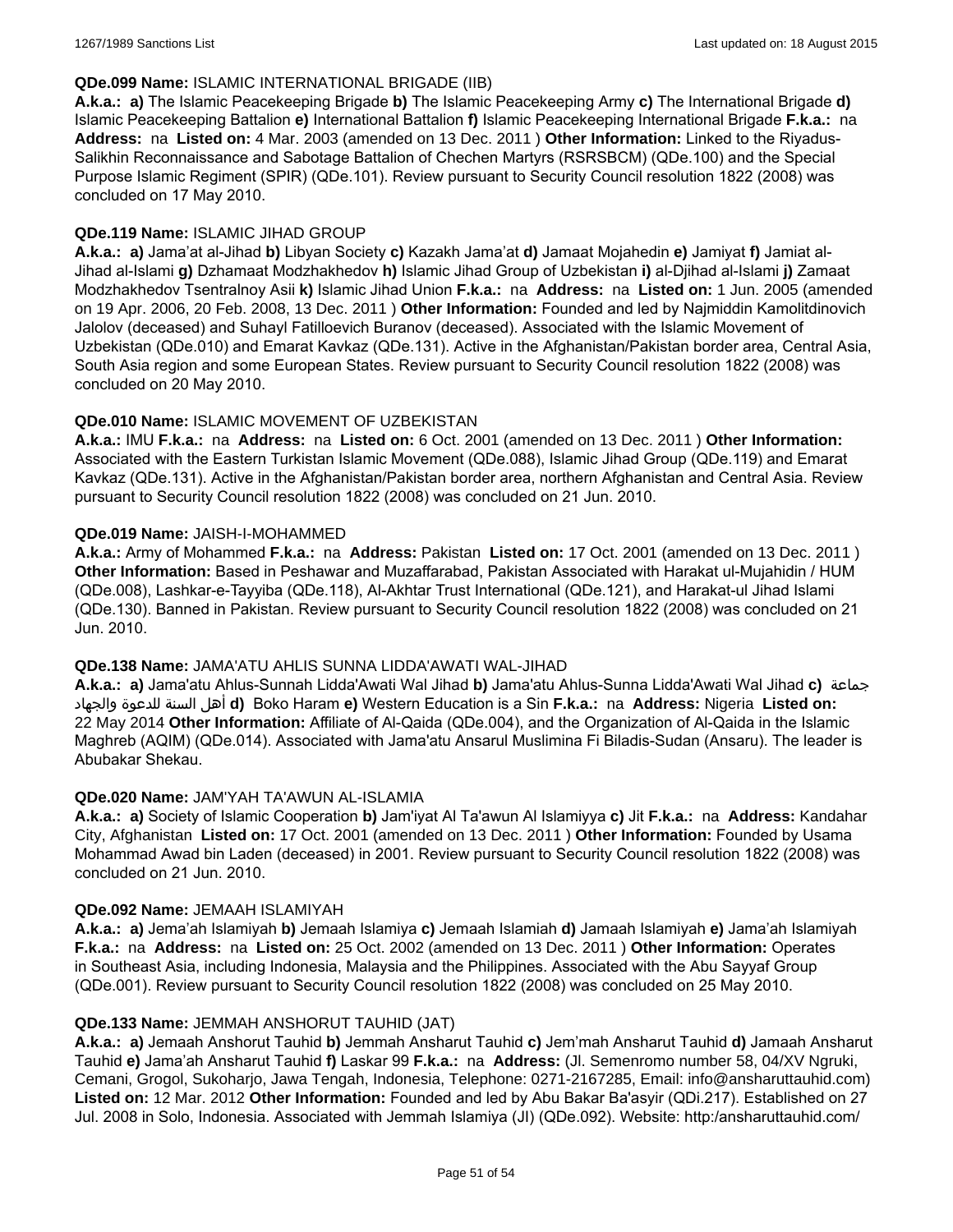**QDe.099 Name:** ISLAMIC INTERNATIONAL BRIGADE (IIB)

**A.k.a.: a)** The Islamic Peacekeeping Brigade **b)** The Islamic Peacekeeping Army **c)** The International Brigade **d)** Islamic Peacekeeping Battalion **e)** International Battalion **f)** Islamic Peacekeeping International Brigade **F.k.a.:** na **Address:** na **Listed on:** 4 Mar. 2003 (amended on 13 Dec. 2011 ) **Other Information:** Linked to the Riyadus-Salikhin Reconnaissance and Sabotage Battalion of Chechen Martyrs (RSRSBCM) (QDe.100) and the Special Purpose Islamic Regiment (SPIR) (QDe.101). Review pursuant to Security Council resolution 1822 (2008) was concluded on 17 May 2010.

**QDe.119 Name:** ISLAMIC JIHAD GROUP

**A.k.a.: a)** Jama'at al-Jihad **b)** Libyan Society **c)** Kazakh Jama'at **d)** Jamaat Mojahedin **e)** Jamiyat **f)** Jamiat al-Jihad al-Islami **g)** Dzhamaat Modzhakhedov **h)** Islamic Jihad Group of Uzbekistan **i)** al-Djihad al-Islami **j)** Zamaat Modzhakhedov Tsentralnoy Asii **k)** Islamic Jihad Union **F.k.a.:** na **Address:** na **Listed on:** 1 Jun. 2005 (amended on 19 Apr. 2006, 20 Feb. 2008, 13 Dec. 2011 ) **Other Information:** Founded and led by Najmiddin Kamolitdinovich Jalolov (deceased) and Suhayl Fatilloevich Buranov (deceased). Associated with the Islamic Movement of Uzbekistan (QDe.010) and Emarat Kavkaz (QDe.131). Active in the Afghanistan/Pakistan border area, Central Asia, South Asia region and some European States. Review pursuant to Security Council resolution 1822 (2008) was concluded on 20 May 2010.

**QDe.010 Name:** ISLAMIC MOVEMENT OF UZBEKISTAN

**A.k.a.:** IMU **F.k.a.:** na **Address:** na **Listed on:** 6 Oct. 2001 (amended on 13 Dec. 2011 ) **Other Information:** Associated with the Eastern Turkistan Islamic Movement (QDe.088), Islamic Jihad Group (QDe.119) and Emarat Kavkaz (QDe.131). Active in the Afghanistan/Pakistan border area, northern Afghanistan and Central Asia. Review pursuant to Security Council resolution 1822 (2008) was concluded on 21 Jun. 2010.

**QDe.019 Name:** JAISH-I-MOHAMMED

**A.k.a.:** Army of Mohammed **F.k.a.:** na **Address:** Pakistan **Listed on:** 17 Oct. 2001 (amended on 13 Dec. 2011 ) **Other Information:** Based in Peshawar and Muzaffarabad, Pakistan Associated with Harakat ul-Mujahidin / HUM (QDe.008), Lashkar-e-Tayyiba (QDe.118), Al-Akhtar Trust International (QDe.121), and Harakat-ul Jihad Islami (QDe.130). Banned in Pakistan. Review pursuant to Security Council resolution 1822 (2008) was concluded on 21 Jun. 2010.

**QDe.138 Name:** JAMA'ATU AHLIS SUNNA LIDDA'AWATI WAL-JIHAD

**A.k.a.: a)** Jama'atu Ahlus-Sunnah Lidda'Awati Wal Jihad **b)** Jama'atu Ahlus-Sunna Lidda'Awati Wal Jihad **c)** جماعة أهل السنة للدعوة والجهاد **d)** Boko Haram **e)** Western Education is a Sin **F.k.a.:** na **Address:** Nigeria **Listed on:** 22 May 2014 **Other Information:** Affiliate of Al-Qaida (QDe.004), and the Organization of Al-Qaida in the Islamic Maghreb (AQIM) (QDe.014). Associated with Jama'atu Ansarul Muslimina Fi Biladis-Sudan (Ansaru). The leader is Abubakar Shekau.

**QDe.020 Name:** JAM'YAH TA'AWUN AL-ISLAMIA

**A.k.a.: a)** Society of Islamic Cooperation **b)** Jam'iyat Al Ta'awun Al Islamiyya **c)** Jit **F.k.a.:** na **Address:** Kandahar City, Afghanistan **Listed on:** 17 Oct. 2001 (amended on 13 Dec. 2011 ) **Other Information:** Founded by Usama Mohammad Awad bin Laden (deceased) in 2001. Review pursuant to Security Council resolution 1822 (2008) was concluded on 21 Jun. 2010.

**QDe.092 Name:** JEMAAH ISLAMIYAH

**A.k.a.: a)** Jema'ah Islamiyah **b)** Jemaah Islamiya **c)** Jemaah Islamiah **d)** Jamaah Islamiyah **e)** Jama'ah Islamiyah **F.k.a.:** na **Address:** na **Listed on:** 25 Oct. 2002 (amended on 13 Dec. 2011 ) **Other Information:** Operates in Southeast Asia, including Indonesia, Malaysia and the Philippines. Associated with the Abu Sayyaf Group (QDe.001). Review pursuant to Security Council resolution 1822 (2008) was concluded on 25 May 2010.

**QDe.133 Name:** JEMMAH ANSHORUT TAUHID (JAT)

**A.k.a.: a)** Jemaah Anshorut Tauhid **b)** Jemmah Ansharut Tauhid **c)** Jem'mah Ansharut Tauhid **d)** Jamaah Ansharut Tauhid **e)** Jama'ah Ansharut Tauhid **f)** Laskar 99 **F.k.a.:** na **Address:** (Jl. Semenromo number 58, 04/XV Ngruki, Cemani, Grogol, Sukoharjo, Jawa Tengah, Indonesia, Telephone: 0271-2167285, Email: info@ansharuttauhid.com) **Listed on:** 12 Mar. 2012 **Other Information:** Founded and led by Abu Bakar Ba'asyir (QDi.217). Established on 27 Jul. 2008 in Solo, Indonesia. Associated with Jemmah Islamiya (JI) (QDe.092). Website: http:/ansharuttauhid.com/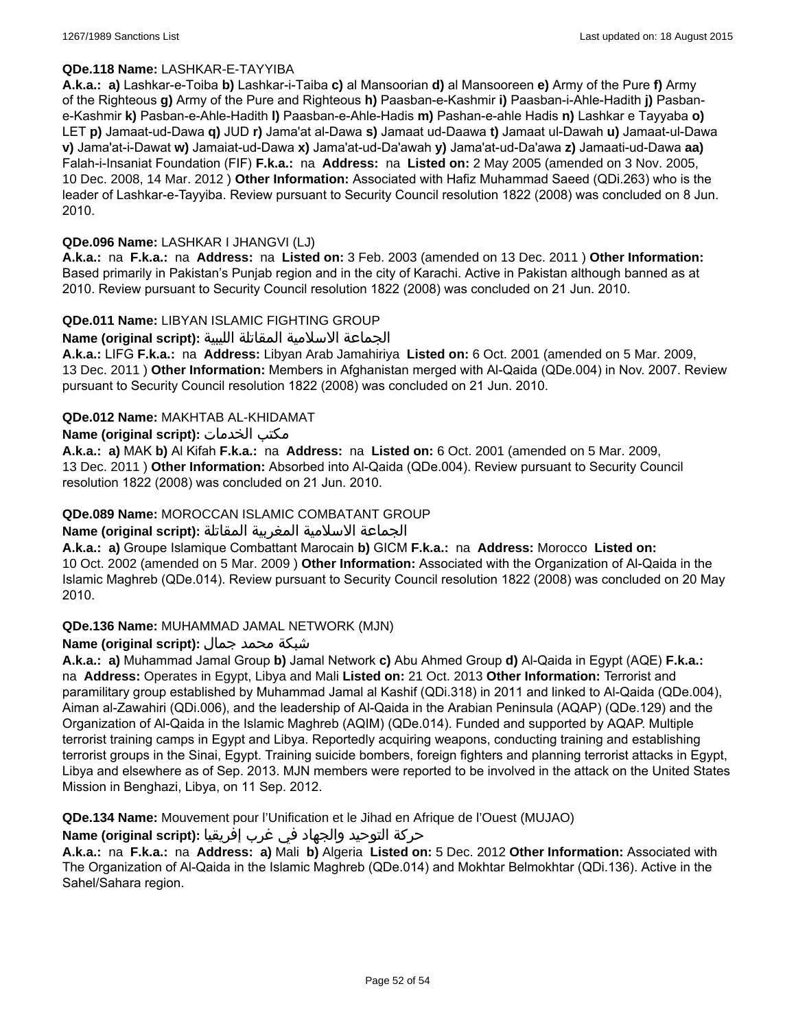**QDe.118 Name:** LASHKAR-E-TAYYIBA

**A.k.a.:** **a)** Lashkar-e-Toiba **b)** Lashkar-i-Taiba **c)** al Mansoorian **d)** al Mansooreen **e)** Army of the Pure **f)** Army of the Righteous **g)** Army of the Pure and Righteous **h)** Paasban-e-Kashmir **i)** Paasban-i-Ahle-Hadith **j)** Pasban-e-Kashmir **k)** Pasban-e-Ahle-Hadith **l)** Paasban-e-Ahle-Hadis **m)** Pashan-e-ahle Hadis **n)** Lashkar e Tayyaba **o)** LET **p)** Jamaat-ud-Dawa **q)** JUD **r)** Jama'at al-Dawa **s)** Jamaat ud-Daawa **t)** Jamaat ul-Dawah **u)** Jamaat-ul-Dawa **v)** Jama'at-i-Dawat **w)** Jamaiat-ud-Dawa **x)** Jama'at-ud-Da'awah **y)** Jama'at-ud-Da'awa **z)** Jamaati-ud-Dawa **aa)** Falah-i-Insaniat Foundation (FIF) **F.k.a.:** na **Address:** na **Listed on:** 2 May 2005 (amended on 3 Nov. 2005, 10 Dec. 2008, 14 Mar. 2012 ) **Other Information:** Associated with Hafiz Muhammad Saeed (QDi.263) who is the leader of Lashkar-e-Tayyiba. Review pursuant to Security Council resolution 1822 (2008) was concluded on 8 Jun. 2010.

**QDe.096 Name:** LASHKAR I JHANGVI (LJ)

**A.k.a.:** na **F.k.a.:** na **Address:** na **Listed on:** 3 Feb. 2003 (amended on 13 Dec. 2011 ) **Other Information:** Based primarily in Pakistan's Punjab region and in the city of Karachi. Active in Pakistan although banned as at 2010. Review pursuant to Security Council resolution 1822 (2008) was concluded on 21 Jun. 2010.

**QDe.011 Name:** LIBYAN ISLAMIC FIGHTING GROUP

**Name (original script):** الجماعة الاسلامية المقاتلة الليبية

**A.k.a.:** LIFG **F.k.a.:** na **Address:** Libyan Arab Jamahiriya **Listed on:** 6 Oct. 2001 (amended on 5 Mar. 2009, 13 Dec. 2011 ) **Other Information:** Members in Afghanistan merged with Al-Qaida (QDe.004) in Nov. 2007. Review pursuant to Security Council resolution 1822 (2008) was concluded on 21 Jun. 2010.

**QDe.012 Name:** MAKHTAB AL-KHIDAMAT

**Name (original script):** مكتب الخدمات

**A.k.a.:** **a)** MAK **b)** Al Kifah **F.k.a.:** na **Address:** na **Listed on:** 6 Oct. 2001 (amended on 5 Mar. 2009, 13 Dec. 2011 ) **Other Information:** Absorbed into Al-Qaida (QDe.004). Review pursuant to Security Council resolution 1822 (2008) was concluded on 21 Jun. 2010.

**QDe.089 Name:** MOROCCAN ISLAMIC COMBATANT GROUP

**Name (original script):** الجماعة الاسلامية المغربية المقاتلة

**A.k.a.:** **a)** Groupe Islamique Combattant Marocain **b)** GICM **F.k.a.:** na **Address:** Morocco **Listed on:** 10 Oct. 2002 (amended on 5 Mar. 2009 ) **Other Information:** Associated with the Organization of Al-Qaida in the Islamic Maghreb (QDe.014). Review pursuant to Security Council resolution 1822 (2008) was concluded on 20 May 2010.

**QDe.136 Name:** MUHAMMAD JAMAL NETWORK (MJN)

**Name (original script):** شبكة محمد جمال

**A.k.a.:** **a)** Muhammad Jamal Group **b)** Jamal Network **c)** Abu Ahmed Group **d)** Al-Qaida in Egypt (AQE) **F.k.a.:** na **Address:** Operates in Egypt, Libya and Mali **Listed on:** 21 Oct. 2013 **Other Information:** Terrorist and paramilitary group established by Muhammad Jamal al Kashif (QDi.318) in 2011 and linked to Al-Qaida (QDe.004), Aiman al-Zawahiri (QDi.006), and the leadership of Al-Qaida in the Arabian Peninsula (AQAP) (QDe.129) and the Organization of Al-Qaida in the Islamic Maghreb (AQIM) (QDe.014). Funded and supported by AQAP. Multiple terrorist training camps in Egypt and Libya. Reportedly acquiring weapons, conducting training and establishing terrorist groups in the Sinai, Egypt. Training suicide bombers, foreign fighters and planning terrorist attacks in Egypt, Libya and elsewhere as of Sep. 2013. MJN members were reported to be involved in the attack on the United States Mission in Benghazi, Libya, on 11 Sep. 2012.

**QDe.134 Name:** Mouvement pour l'Unification et le Jihad en Afrique de l'Ouest (MUJAO)

**Name (original script):** حركة التوحيد والجهاد في غرب إفريقيا

**A.k.a.:** na **F.k.a.:** na **Address:** **a)** Mali **b)** Algeria **Listed on:** 5 Dec. 2012 **Other Information:** Associated with The Organization of Al-Qaida in the Islamic Maghreb (QDe.014) and Mokhtar Belmokhtar (QDi.136). Active in the Sahel/Sahara region.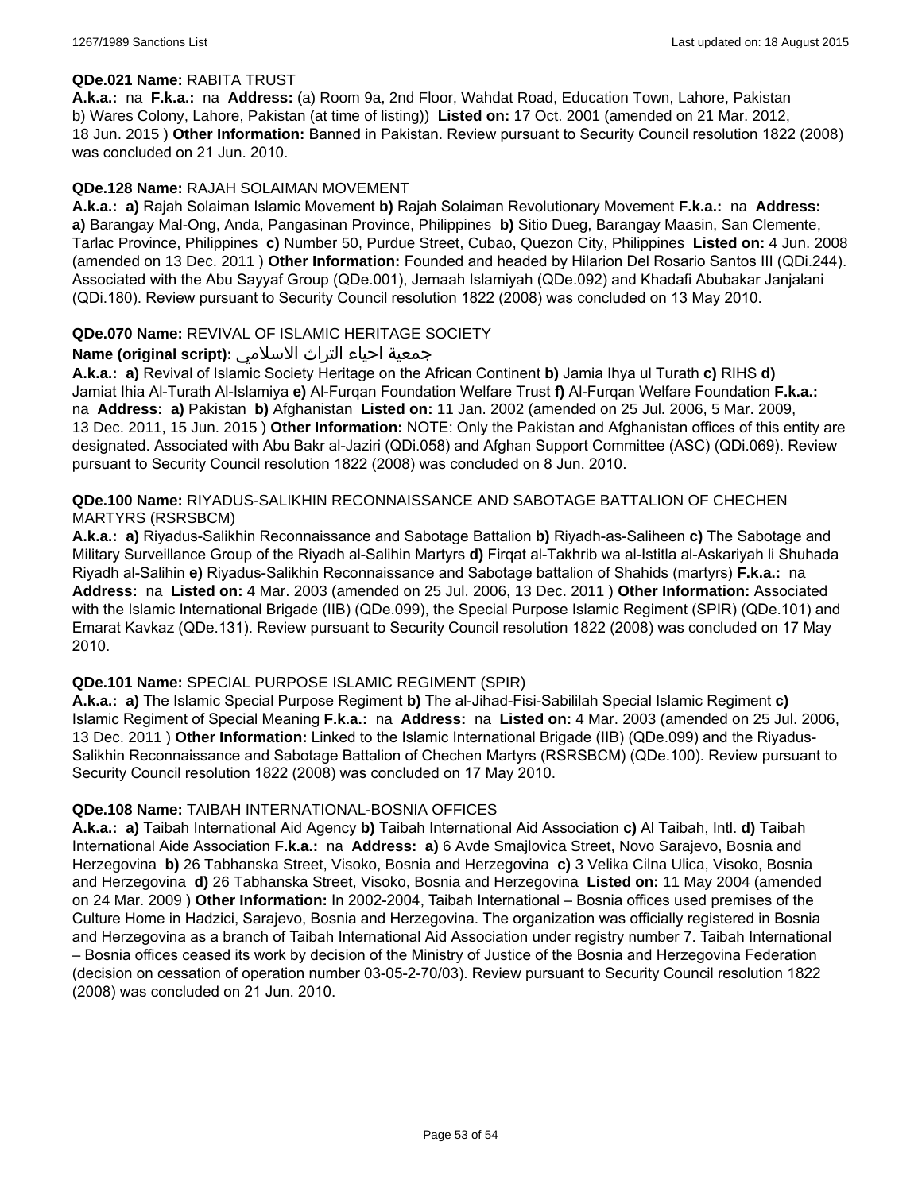**QDe.021 Name:** RABITA TRUST

**A.k.a.:** na **F.k.a.:** na **Address:** (a) Room 9a, 2nd Floor, Wahdat Road, Education Town, Lahore, Pakistan b) Wares Colony, Lahore, Pakistan (at time of listing)) **Listed on:** 17 Oct. 2001 (amended on 21 Mar. 2012, 18 Jun. 2015 ) **Other Information:** Banned in Pakistan. Review pursuant to Security Council resolution 1822 (2008) was concluded on 21 Jun. 2010.

**QDe.128 Name:** RAJAH SOLAIMAN MOVEMENT

**A.k.a.:** **a)** Rajah Solaiman Islamic Movement **b)** Rajah Solaiman Revolutionary Movement **F.k.a.:** na **Address:** **a)** Barangay Mal-Ong, Anda, Pangasinan Province, Philippines **b)** Sitio Dueg, Barangay Maasin, San Clemente, Tarlac Province, Philippines **c)** Number 50, Purdue Street, Cubao, Quezon City, Philippines **Listed on:** 4 Jun. 2008 (amended on 13 Dec. 2011 ) **Other Information:** Founded and headed by Hilarion Del Rosario Santos III (QDi.244). Associated with the Abu Sayyaf Group (QDe.001), Jemaah Islamiyah (QDe.092) and Khadafi Abubakar Janjalani (QDi.180). Review pursuant to Security Council resolution 1822 (2008) was concluded on 13 May 2010.

**QDe.070 Name:** REVIVAL OF ISLAMIC HERITAGE SOCIETY

**Name (original script):** جمعية احياء التراث الاسلامي

**A.k.a.:** **a)** Revival of Islamic Society Heritage on the African Continent **b)** Jamia Ihya ul Turath **c)** RIHS **d)** Jamiat Ihia Al-Turath Al-Islamiya **e)** Al-Furqan Foundation Welfare Trust **f)** Al-Furqan Welfare Foundation **F.k.a.:** na **Address:** **a)** Pakistan **b)** Afghanistan **Listed on:** 11 Jan. 2002 (amended on 25 Jul. 2006, 5 Mar. 2009, 13 Dec. 2011, 15 Jun. 2015 ) **Other Information:** NOTE: Only the Pakistan and Afghanistan offices of this entity are designated. Associated with Abu Bakr al-Jaziri (QDi.058) and Afghan Support Committee (ASC) (QDi.069). Review pursuant to Security Council resolution 1822 (2008) was concluded on 8 Jun. 2010.

**QDe.100 Name:** RIYADUS-SALIKHIN RECONNAISSANCE AND SABOTAGE BATTALION OF CHECHEN MARTYRS (RSRSBCM)

**A.k.a.:** **a)** Riyadus-Salikhin Reconnaissance and Sabotage Battalion **b)** Riyadh-as-Saliheen **c)** The Sabotage and Military Surveillance Group of the Riyadh al-Salihin Martyrs **d)** Firqat al-Takhrib wa al-Istitla al-Askariyah li Shuhada Riyadh al-Salihin **e)** Riyadus-Salikhin Reconnaissance and Sabotage battalion of Shahids (martyrs) **F.k.a.:** na **Address:** na **Listed on:** 4 Mar. 2003 (amended on 25 Jul. 2006, 13 Dec. 2011 ) **Other Information:** Associated with the Islamic International Brigade (IIB) (QDe.099), the Special Purpose Islamic Regiment (SPIR) (QDe.101) and Emarat Kavkaz (QDe.131). Review pursuant to Security Council resolution 1822 (2008) was concluded on 17 May 2010.

**QDe.101 Name:** SPECIAL PURPOSE ISLAMIC REGIMENT (SPIR)

**A.k.a.:** **a)** The Islamic Special Purpose Regiment **b)** The al-Jihad-Fisi-Sabililah Special Islamic Regiment **c)** Islamic Regiment of Special Meaning **F.k.a.:** na **Address:** na **Listed on:** 4 Mar. 2003 (amended on 25 Jul. 2006, 13 Dec. 2011 ) **Other Information:** Linked to the Islamic International Brigade (IIB) (QDe.099) and the Riyadus-Salikhin Reconnaissance and Sabotage Battalion of Chechen Martyrs (RSRSBCM) (QDe.100). Review pursuant to Security Council resolution 1822 (2008) was concluded on 17 May 2010.

**QDe.108 Name:** TAIBAH INTERNATIONAL-BOSNIA OFFICES

**A.k.a.:** **a)** Taibah International Aid Agency **b)** Taibah International Aid Association **c)** Al Taibah, Intl. **d)** Taibah International Aide Association **F.k.a.:** na **Address:** **a)** 6 Avde Smajlovica Street, Novo Sarajevo, Bosnia and Herzegovina **b)** 26 Tabhanska Street, Visoko, Bosnia and Herzegovina **c)** 3 Velika Cilna Ulica, Visoko, Bosnia and Herzegovina **d)** 26 Tabhanska Street, Visoko, Bosnia and Herzegovina **Listed on:** 11 May 2004 (amended on 24 Mar. 2009 ) **Other Information:** In 2002-2004, Taibah International – Bosnia offices used premises of the Culture Home in Hadzici, Sarajevo, Bosnia and Herzegovina. The organization was officially registered in Bosnia and Herzegovina as a branch of Taibah International Aid Association under registry number 7. Taibah International – Bosnia offices ceased its work by decision of the Ministry of Justice of the Bosnia and Herzegovina Federation (decision on cessation of operation number 03-05-2-70/03). Review pursuant to Security Council resolution 1822 (2008) was concluded on 21 Jun. 2010.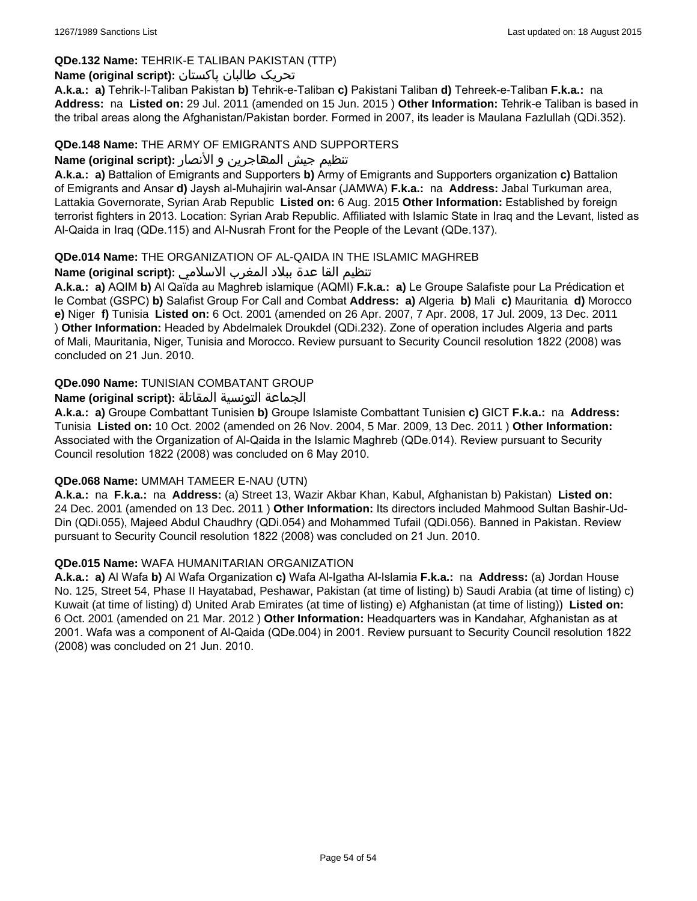**QDe.132 Name:** TEHRIK-E TALIBAN PAKISTAN (TTP)

**Name (original script):** تحریک طالبان پاکستان

**A.k.a.:** **a)** Tehrik-I-Taliban Pakistan **b)** Tehrik-e-Taliban **c)** Pakistani Taliban **d)** Tehreek-e-Taliban **F.k.a.:** na **Address:** na **Listed on:** 29 Jul. 2011 (amended on 15 Jun. 2015 ) **Other Information:** Tehrik-e Taliban is based in the tribal areas along the Afghanistan/Pakistan border. Formed in 2007, its leader is Maulana Fazlullah (QDi.352).

**QDe.148 Name:** THE ARMY OF EMIGRANTS AND SUPPORTERS

**Name (original script):** تنظيم جيش المهاجرين و الأنصار

**A.k.a.:** **a)** Battalion of Emigrants and Supporters **b)** Army of Emigrants and Supporters organization **c)** Battalion of Emigrants and Ansar **d)** Jaysh al-Muhajirin wal-Ansar (JAMWA) **F.k.a.:** na **Address:** Jabal Turkuman area, Lattakia Governorate, Syrian Arab Republic **Listed on:** 6 Aug. 2015 **Other Information:** Established by foreign terrorist fighters in 2013. Location: Syrian Arab Republic. Affiliated with Islamic State in Iraq and the Levant, listed as Al-Qaida in Iraq (QDe.115) and Al-Nusrah Front for the People of the Levant (QDe.137).

**QDe.014 Name:** THE ORGANIZATION OF AL-QAIDA IN THE ISLAMIC MAGHREB

**Name (original script):** تنظيم القا عدة ببلاد المغرب الاسلامي

**A.k.a.:** **a)** AQIM **b)** Al Qaïda au Maghreb islamique (AQMI) **F.k.a.:** **a)** Le Groupe Salafiste pour La Prédication et le Combat (GSPC) **b)** Salafist Group For Call and Combat **Address:** **a)** Algeria **b)** Mali **c)** Mauritania **d)** Morocco **e)** Niger **f)** Tunisia **Listed on:** 6 Oct. 2001 (amended on 26 Apr. 2007, 7 Apr. 2008, 17 Jul. 2009, 13 Dec. 2011 ) **Other Information:** Headed by Abdelmalek Droukdel (QDi.232). Zone of operation includes Algeria and parts of Mali, Mauritania, Niger, Tunisia and Morocco. Review pursuant to Security Council resolution 1822 (2008) was concluded on 21 Jun. 2010.

**QDe.090 Name:** TUNISIAN COMBATANT GROUP

**Name (original script):** الجماعة التونسية المقاتلة

**A.k.a.:** **a)** Groupe Combattant Tunisien **b)** Groupe Islamiste Combattant Tunisien **c)** GICT **F.k.a.:** na **Address:** Tunisia **Listed on:** 10 Oct. 2002 (amended on 26 Nov. 2004, 5 Mar. 2009, 13 Dec. 2011 ) **Other Information:** Associated with the Organization of Al-Qaida in the Islamic Maghreb (QDe.014). Review pursuant to Security Council resolution 1822 (2008) was concluded on 6 May 2010.

**QDe.068 Name:** UMMAH TAMEER E-NAU (UTN)

**A.k.a.:** na **F.k.a.:** na **Address:** (a) Street 13, Wazir Akbar Khan, Kabul, Afghanistan b) Pakistan) **Listed on:** 24 Dec. 2001 (amended on 13 Dec. 2011 ) **Other Information:** Its directors included Mahmood Sultan Bashir-Ud-Din (QDi.055), Majeed Abdul Chaudhry (QDi.054) and Mohammed Tufail (QDi.056). Banned in Pakistan. Review pursuant to Security Council resolution 1822 (2008) was concluded on 21 Jun. 2010.

**QDe.015 Name:** WAFA HUMANITARIAN ORGANIZATION

**A.k.a.:** **a)** Al Wafa **b)** Al Wafa Organization **c)** Wafa Al-Igatha Al-Islamia **F.k.a.:** na **Address:** (a) Jordan House No. 125, Street 54, Phase II Hayatabad, Peshawar, Pakistan (at time of listing) b) Saudi Arabia (at time of listing) c) Kuwait (at time of listing) d) United Arab Emirates (at time of listing) e) Afghanistan (at time of listing)) **Listed on:** 6 Oct. 2001 (amended on 21 Mar. 2012 ) **Other Information:** Headquarters was in Kandahar, Afghanistan as at 2001. Wafa was a component of Al-Qaida (QDe.004) in 2001. Review pursuant to Security Council resolution 1822 (2008) was concluded on 21 Jun. 2010.